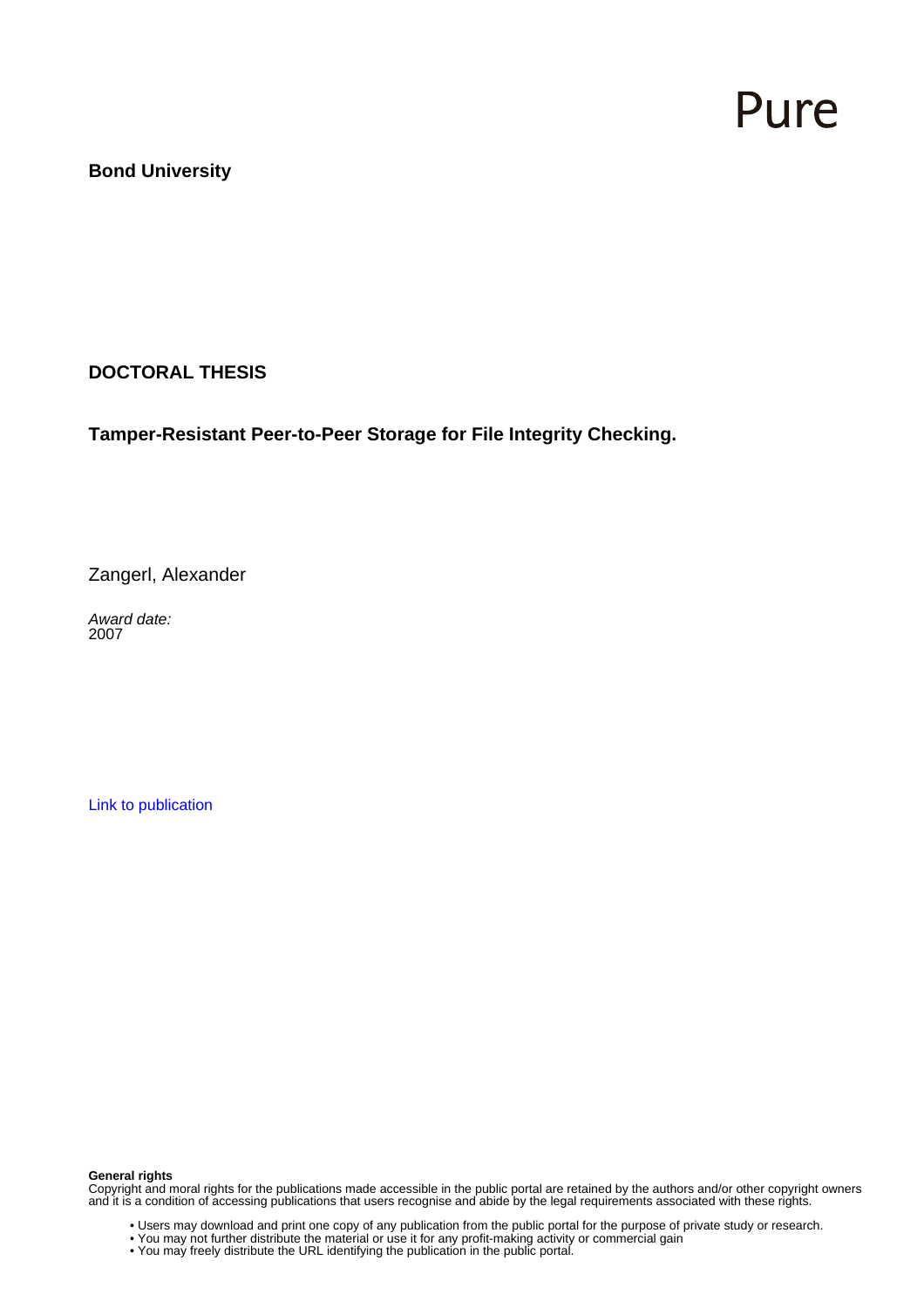Pure

**Bond University**

**DOCTORAL THESIS**

**Tamper-Resistant Peer-to-Peer Storage for File Integrity Checking.**

Zangerl, Alexander

*Award date:*
2007

Link to publication

**General rights**
Copyright and moral rights for the publications made accessible in the public portal are retained by the authors and/or other copyright owners and it is a condition of accessing publications that users recognise and abide by the legal requirements associated with these rights.

- Users may download and print one copy of any publication from the public portal for the purpose of private study or research.
- You may not further distribute the material or use it for any profit-making activity or commercial gain
- You may freely distribute the URL identifying the publication in the public portal.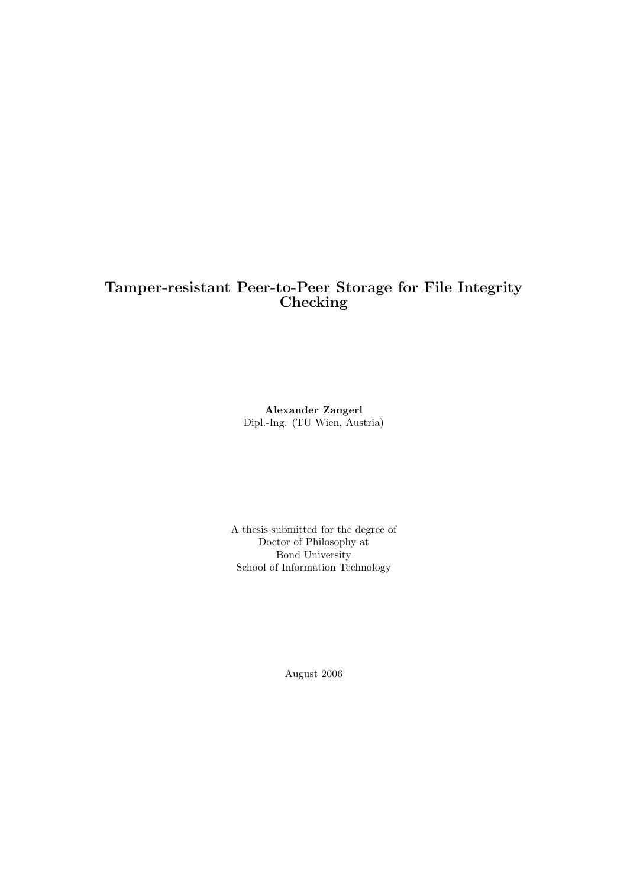# Tamper-resistant Peer-to-Peer Storage for File Integrity Checking

**Alexander Zangerl**
Dipl.-Ing. (TU Wien, Austria)

A thesis submitted for the degree of
Doctor of Philosophy at
Bond University
School of Information Technology

August 2006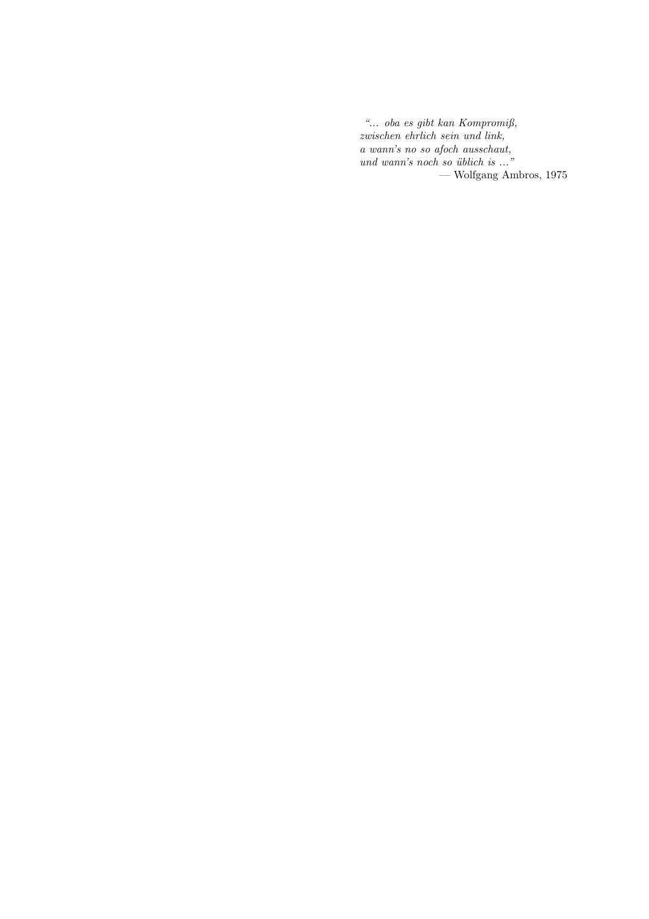*"... oba es gibt kan Kompromiß,*
*zwischen ehrlich sein und link,*
*a wann's no so afoch ausschaut,*
*und wann's noch so üblich is ..."*

— Wolfgang Ambros, 1975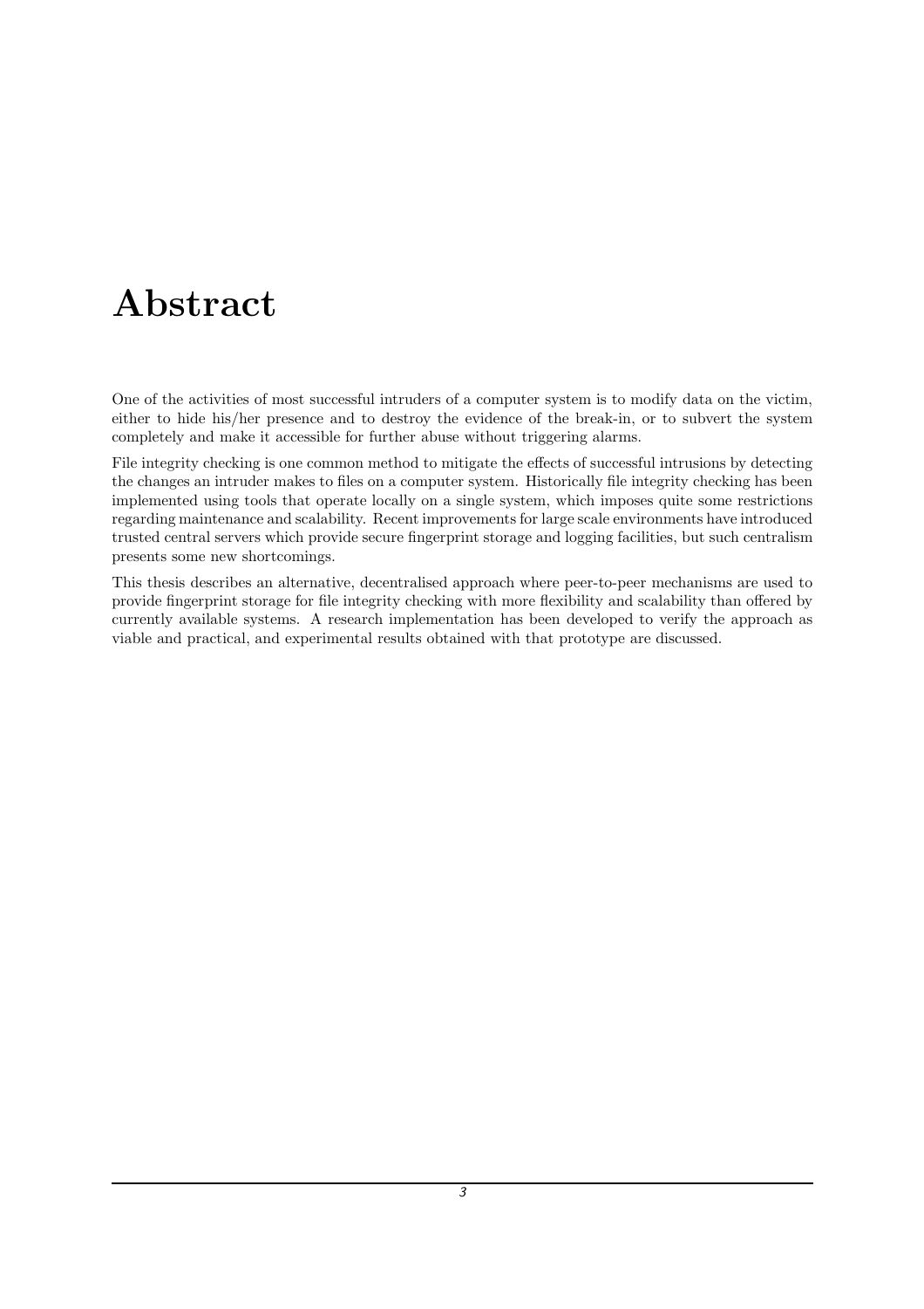# Abstract

One of the activities of most successful intruders of a computer system is to modify data on the victim, either to hide his/her presence and to destroy the evidence of the break-in, or to subvert the system completely and make it accessible for further abuse without triggering alarms.

File integrity checking is one common method to mitigate the effects of successful intrusions by detecting the changes an intruder makes to files on a computer system. Historically file integrity checking has been implemented using tools that operate locally on a single system, which imposes quite some restrictions regarding maintenance and scalability. Recent improvements for large scale environments have introduced trusted central servers which provide secure fingerprint storage and logging facilities, but such centralism presents some new shortcomings.

This thesis describes an alternative, decentralised approach where peer-to-peer mechanisms are used to provide fingerprint storage for file integrity checking with more flexibility and scalability than offered by currently available systems. A research implementation has been developed to verify the approach as viable and practical, and experimental results obtained with that prototype are discussed.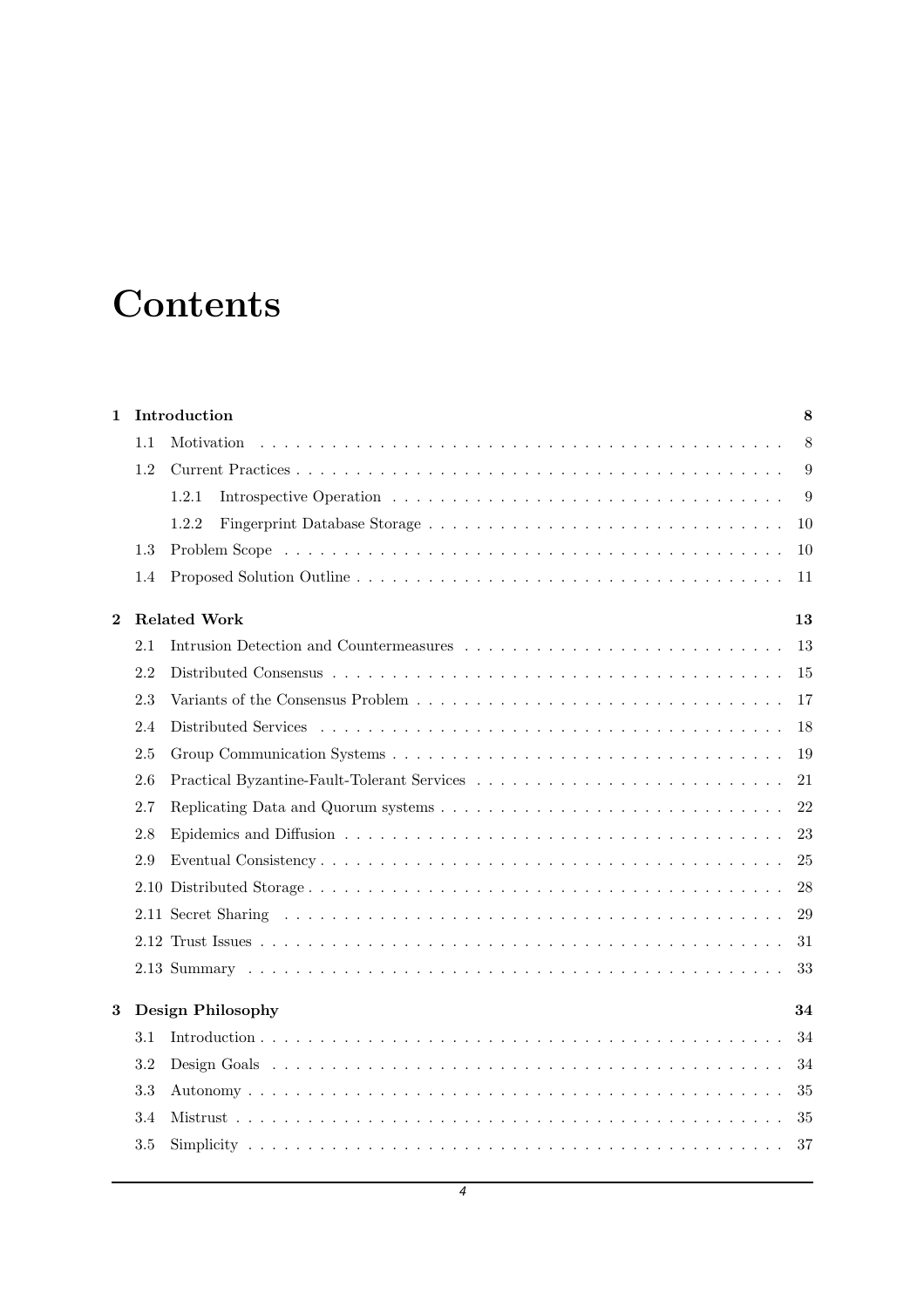# Contents

**1 Introduction** **8**

- 1.1 Motivation . . . 8
- 1.2 Current Practices . . . 9
  - 1.2.1 Introspective Operation . . . 9
  - 1.2.2 Fingerprint Database Storage . . . 10
- 1.3 Problem Scope . . . 10
- 1.4 Proposed Solution Outline . . . 11

**2 Related Work** **13**

- 2.1 Intrusion Detection and Countermeasures . . . 13
- 2.2 Distributed Consensus . . . 15
- 2.3 Variants of the Consensus Problem . . . 17
- 2.4 Distributed Services . . . 18
- 2.5 Group Communication Systems . . . 19
- 2.6 Practical Byzantine-Fault-Tolerant Services . . . 21
- 2.7 Replicating Data and Quorum systems . . . 22
- 2.8 Epidemics and Diffusion . . . 23
- 2.9 Eventual Consistency . . . 25
- 2.10 Distributed Storage . . . 28
- 2.11 Secret Sharing . . . 29
- 2.12 Trust Issues . . . 31
- 2.13 Summary . . . 33

**3 Design Philosophy** **34**

- 3.1 Introduction . . . 34
- 3.2 Design Goals . . . 34
- 3.3 Autonomy . . . 35
- 3.4 Mistrust . . . 35
- 3.5 Simplicity . . . 37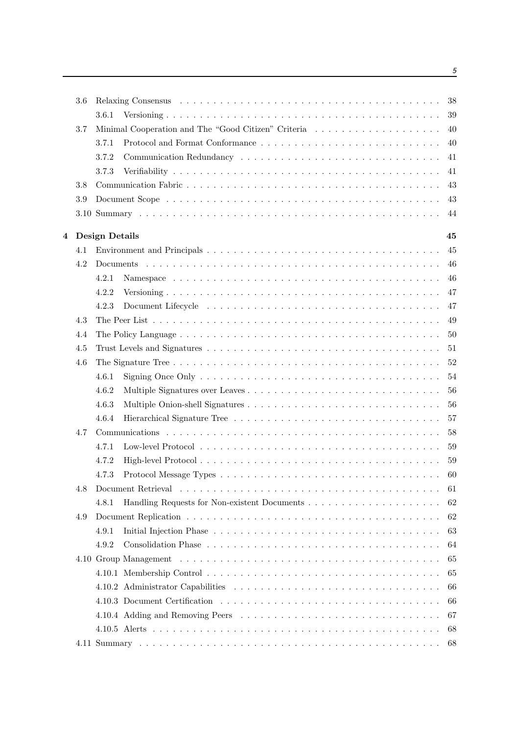- 3.6 Relaxing Consensus . . . . . . . . . . . . . . . . . . . . . . . . . . . . . . . . . . . . . . . 38
  - 3.6.1 Versioning . . . . . . . . . . . . . . . . . . . . . . . . . . . . . . . . . . . . . . . 39
- 3.7 Minimal Cooperation and The "Good Citizen" Criteria . . . . . . . . . . . . . . . . . . . 40
  - 3.7.1 Protocol and Format Conformance . . . . . . . . . . . . . . . . . . . . . . . . . . 40
  - 3.7.2 Communication Redundancy . . . . . . . . . . . . . . . . . . . . . . . . . . . . . 41
  - 3.7.3 Verifiability . . . . . . . . . . . . . . . . . . . . . . . . . . . . . . . . . . . . . 41
- 3.8 Communication Fabric . . . . . . . . . . . . . . . . . . . . . . . . . . . . . . . . . . . . 43
- 3.9 Document Scope . . . . . . . . . . . . . . . . . . . . . . . . . . . . . . . . . . . . . . . 43
- 3.10 Summary . . . . . . . . . . . . . . . . . . . . . . . . . . . . . . . . . . . . . . . . . . 44

**4 Design Details** **45**

- 4.1 Environment and Principals . . . . . . . . . . . . . . . . . . . . . . . . . . . . . . . . . 45
- 4.2 Documents . . . . . . . . . . . . . . . . . . . . . . . . . . . . . . . . . . . . . . . . . . 46
  - 4.2.1 Namespace . . . . . . . . . . . . . . . . . . . . . . . . . . . . . . . . . . . . . . 46
  - 4.2.2 Versioning . . . . . . . . . . . . . . . . . . . . . . . . . . . . . . . . . . . . . . 47
  - 4.2.3 Document Lifecycle . . . . . . . . . . . . . . . . . . . . . . . . . . . . . . . . . 47
- 4.3 The Peer List . . . . . . . . . . . . . . . . . . . . . . . . . . . . . . . . . . . . . . . . 49
- 4.4 The Policy Language . . . . . . . . . . . . . . . . . . . . . . . . . . . . . . . . . . . . . 50
- 4.5 Trust Levels and Signatures . . . . . . . . . . . . . . . . . . . . . . . . . . . . . . . . . 51
- 4.6 The Signature Tree . . . . . . . . . . . . . . . . . . . . . . . . . . . . . . . . . . . . . . 52
  - 4.6.1 Signing Once Only . . . . . . . . . . . . . . . . . . . . . . . . . . . . . . . . . . 54
  - 4.6.2 Multiple Signatures over Leaves . . . . . . . . . . . . . . . . . . . . . . . . . . . 56
  - 4.6.3 Multiple Onion-shell Signatures . . . . . . . . . . . . . . . . . . . . . . . . . . . 56
  - 4.6.4 Hierarchical Signature Tree . . . . . . . . . . . . . . . . . . . . . . . . . . . . . 57
- 4.7 Communications . . . . . . . . . . . . . . . . . . . . . . . . . . . . . . . . . . . . . . . 58
  - 4.7.1 Low-level Protocol . . . . . . . . . . . . . . . . . . . . . . . . . . . . . . . . . . 59
  - 4.7.2 High-level Protocol . . . . . . . . . . . . . . . . . . . . . . . . . . . . . . . . . . 59
  - 4.7.3 Protocol Message Types . . . . . . . . . . . . . . . . . . . . . . . . . . . . . . . 60
- 4.8 Document Retrieval . . . . . . . . . . . . . . . . . . . . . . . . . . . . . . . . . . . . . 61
  - 4.8.1 Handling Requests for Non-existent Documents . . . . . . . . . . . . . . . . . . . 62
- 4.9 Document Replication . . . . . . . . . . . . . . . . . . . . . . . . . . . . . . . . . . . . 62
  - 4.9.1 Initial Injection Phase . . . . . . . . . . . . . . . . . . . . . . . . . . . . . . . . 63
  - 4.9.2 Consolidation Phase . . . . . . . . . . . . . . . . . . . . . . . . . . . . . . . . . 64
- 4.10 Group Management . . . . . . . . . . . . . . . . . . . . . . . . . . . . . . . . . . . . . 65
  - 4.10.1 Membership Control . . . . . . . . . . . . . . . . . . . . . . . . . . . . . . . . . 65
  - 4.10.2 Administrator Capabilities . . . . . . . . . . . . . . . . . . . . . . . . . . . . . . 66
  - 4.10.3 Document Certification . . . . . . . . . . . . . . . . . . . . . . . . . . . . . . . 66
  - 4.10.4 Adding and Removing Peers . . . . . . . . . . . . . . . . . . . . . . . . . . . . . 67
  - 4.10.5 Alerts . . . . . . . . . . . . . . . . . . . . . . . . . . . . . . . . . . . . . . . . 68
- 4.11 Summary . . . . . . . . . . . . . . . . . . . . . . . . . . . . . . . . . . . . . . . . . . 68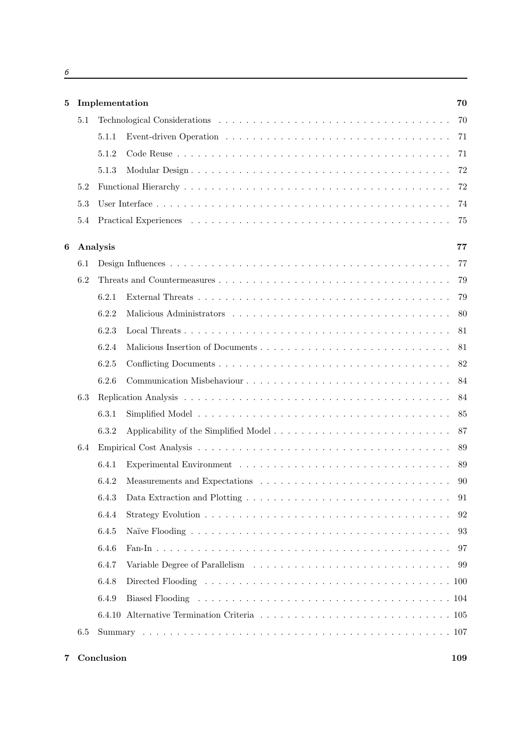**5 Implementation** **70**

- 5.1 Technological Considerations . . . 70
  - 5.1.1 Event-driven Operation . . . 71
  - 5.1.2 Code Reuse . . . 71
  - 5.1.3 Modular Design . . . 72
- 5.2 Functional Hierarchy . . . 72
- 5.3 User Interface . . . 74
- 5.4 Practical Experiences . . . 75

**6 Analysis** **77**

- 6.1 Design Influences . . . 77
- 6.2 Threats and Countermeasures . . . 79
  - 6.2.1 External Threats . . . 79
  - 6.2.2 Malicious Administrators . . . 80
  - 6.2.3 Local Threats . . . 81
  - 6.2.4 Malicious Insertion of Documents . . . 81
  - 6.2.5 Conflicting Documents . . . 82
  - 6.2.6 Communication Misbehaviour . . . 84
- 6.3 Replication Analysis . . . 84
  - 6.3.1 Simplified Model . . . 85
  - 6.3.2 Applicability of the Simplified Model . . . 87
- 6.4 Empirical Cost Analysis . . . 89
  - 6.4.1 Experimental Environment . . . 89
  - 6.4.2 Measurements and Expectations . . . 90
  - 6.4.3 Data Extraction and Plotting . . . 91
  - 6.4.4 Strategy Evolution . . . 92
  - 6.4.5 Naïve Flooding . . . 93
  - 6.4.6 Fan-In . . . 97
  - 6.4.7 Variable Degree of Parallelism . . . 99
  - 6.4.8 Directed Flooding . . . 100
  - 6.4.9 Biased Flooding . . . 104
  - 6.4.10 Alternative Termination Criteria . . . 105
- 6.5 Summary . . . 107

**7 Conclusion** **109**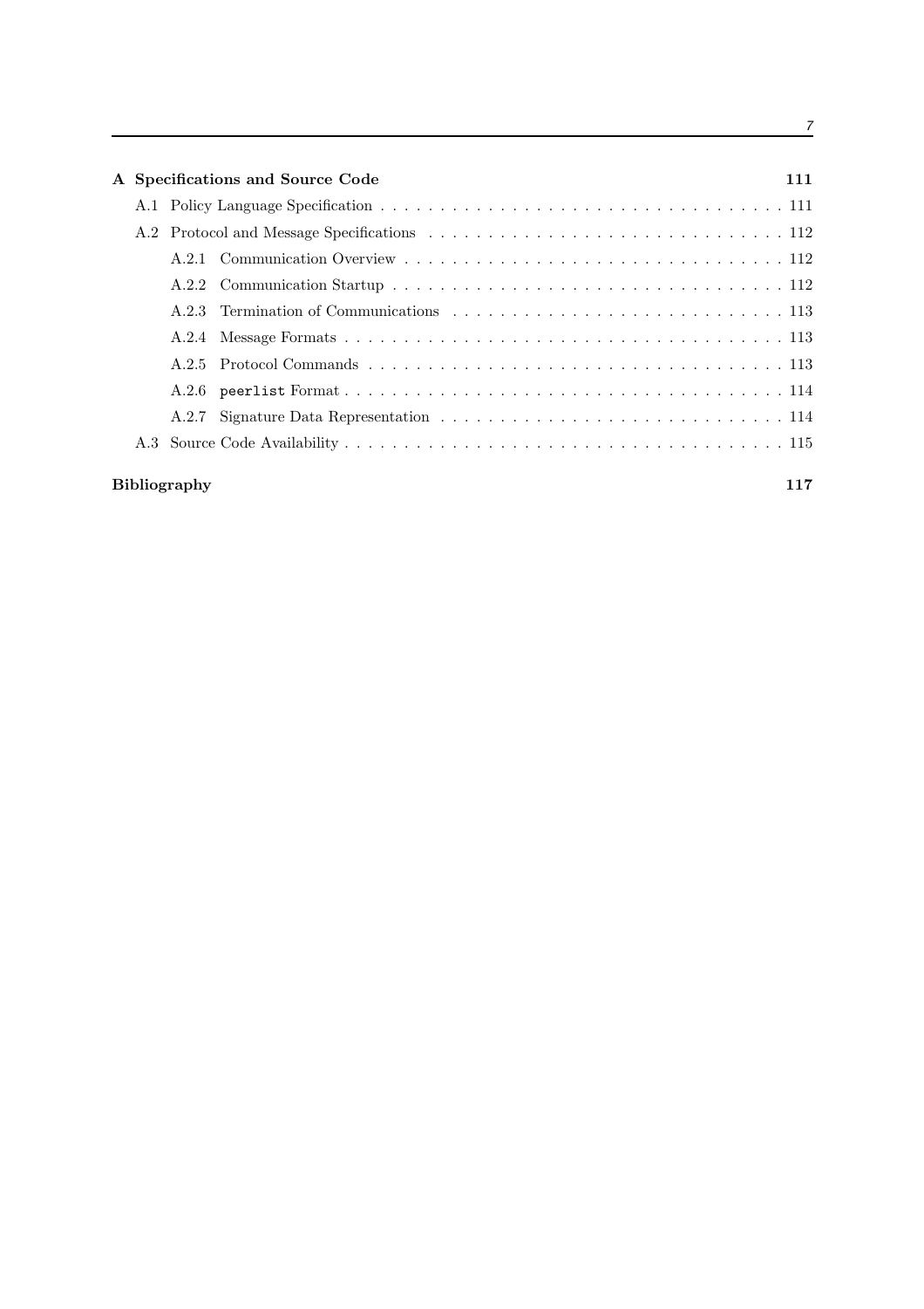**A Specifications and Source Code** **111**

- A.1 Policy Language Specification . . . . . . . . . . 111
- A.2 Protocol and Message Specifications . . . . . . . . . . 112
  - A.2.1 Communication Overview . . . . . . . . . . 112
  - A.2.2 Communication Startup . . . . . . . . . . 112
  - A.2.3 Termination of Communications . . . . . . . . . . 113
  - A.2.4 Message Formats . . . . . . . . . . 113
  - A.2.5 Protocol Commands . . . . . . . . . . 113
  - A.2.6 `peerlist` Format . . . . . . . . . . 114
  - A.2.7 Signature Data Representation . . . . . . . . . . 114
- A.3 Source Code Availability . . . . . . . . . . 115

**Bibliography** **117**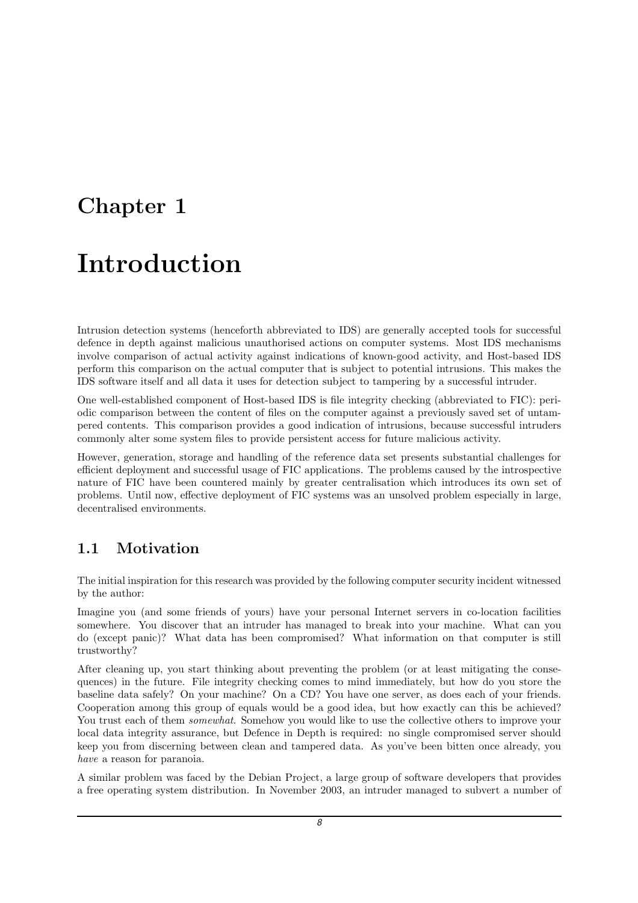# Chapter 1

# Introduction

Intrusion detection systems (henceforth abbreviated to IDS) are generally accepted tools for successful defence in depth against malicious unauthorised actions on computer systems. Most IDS mechanisms involve comparison of actual activity against indications of known-good activity, and Host-based IDS perform this comparison on the actual computer that is subject to potential intrusions. This makes the IDS software itself and all data it uses for detection subject to tampering by a successful intruder.

One well-established component of Host-based IDS is file integrity checking (abbreviated to FIC): periodic comparison between the content of files on the computer against a previously saved set of untampered contents. This comparison provides a good indication of intrusions, because successful intruders commonly alter some system files to provide persistent access for future malicious activity.

However, generation, storage and handling of the reference data set presents substantial challenges for efficient deployment and successful usage of FIC applications. The problems caused by the introspective nature of FIC have been countered mainly by greater centralisation which introduces its own set of problems. Until now, effective deployment of FIC systems was an unsolved problem especially in large, decentralised environments.

## 1.1 Motivation

The initial inspiration for this research was provided by the following computer security incident witnessed by the author:

Imagine you (and some friends of yours) have your personal Internet servers in co-location facilities somewhere. You discover that an intruder has managed to break into your machine. What can you do (except panic)? What data has been compromised? What information on that computer is still trustworthy?

After cleaning up, you start thinking about preventing the problem (or at least mitigating the consequences) in the future. File integrity checking comes to mind immediately, but how do you store the baseline data safely? On your machine? On a CD? You have one server, as does each of your friends. Cooperation among this group of equals would be a good idea, but how exactly can this be achieved? You trust each of them *somewhat*. Somehow you would like to use the collective others to improve your local data integrity assurance, but Defence in Depth is required: no single compromised server should keep you from discerning between clean and tampered data. As you've been bitten once already, you *have* a reason for paranoia.

A similar problem was faced by the Debian Project, a large group of software developers that provides a free operating system distribution. In November 2003, an intruder managed to subvert a number of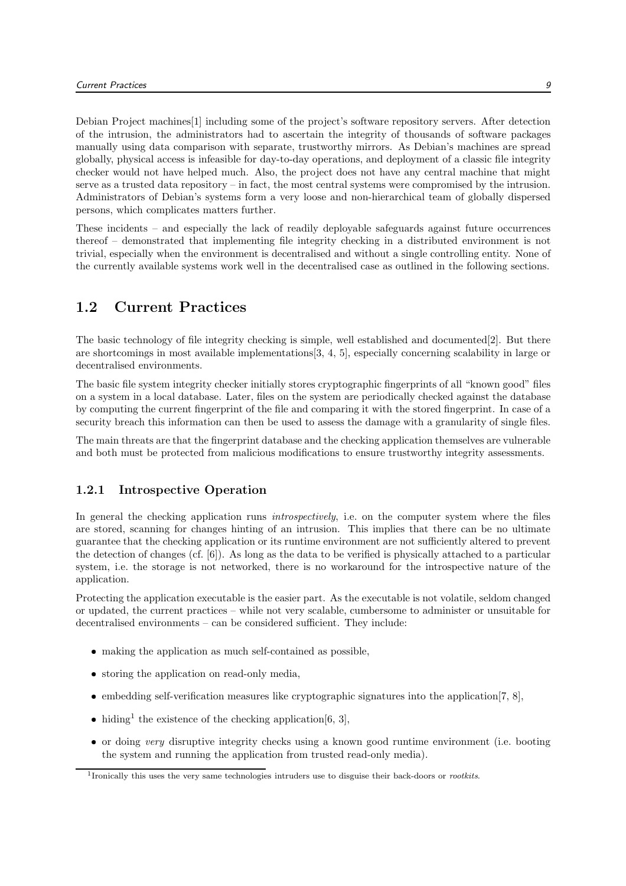Debian Project machines[1] including some of the project's software repository servers. After detection of the intrusion, the administrators had to ascertain the integrity of thousands of software packages manually using data comparison with separate, trustworthy mirrors. As Debian's machines are spread globally, physical access is infeasible for day-to-day operations, and deployment of a classic file integrity checker would not have helped much. Also, the project does not have any central machine that might serve as a trusted data repository – in fact, the most central systems were compromised by the intrusion. Administrators of Debian's systems form a very loose and non-hierarchical team of globally dispersed persons, which complicates matters further.

These incidents – and especially the lack of readily deployable safeguards against future occurrences thereof – demonstrated that implementing file integrity checking in a distributed environment is not trivial, especially when the environment is decentralised and without a single controlling entity. None of the currently available systems work well in the decentralised case as outlined in the following sections.

## 1.2 Current Practices

The basic technology of file integrity checking is simple, well established and documented[2]. But there are shortcomings in most available implementations[3, 4, 5], especially concerning scalability in large or decentralised environments.

The basic file system integrity checker initially stores cryptographic fingerprints of all "known good" files on a system in a local database. Later, files on the system are periodically checked against the database by computing the current fingerprint of the file and comparing it with the stored fingerprint. In case of a security breach this information can then be used to assess the damage with a granularity of single files.

The main threats are that the fingerprint database and the checking application themselves are vulnerable and both must be protected from malicious modifications to ensure trustworthy integrity assessments.

### 1.2.1 Introspective Operation

In general the checking application runs *introspectively*, i.e. on the computer system where the files are stored, scanning for changes hinting of an intrusion. This implies that there can be no ultimate guarantee that the checking application or its runtime environment are not sufficiently altered to prevent the detection of changes (cf. [6]). As long as the data to be verified is physically attached to a particular system, i.e. the storage is not networked, there is no workaround for the introspective nature of the application.

Protecting the application executable is the easier part. As the executable is not volatile, seldom changed or updated, the current practices – while not very scalable, cumbersome to administer or unsuitable for decentralised environments – can be considered sufficient. They include:

- making the application as much self-contained as possible,
- storing the application on read-only media,
- embedding self-verification measures like cryptographic signatures into the application[7, 8],
- hiding[1] the existence of the checking application[6, 3],
- or doing *very* disruptive integrity checks using a known good runtime environment (i.e. booting the system and running the application from trusted read-only media).

[1] Ironically this uses the very same technologies intruders use to disguise their back-doors or *rootkits*.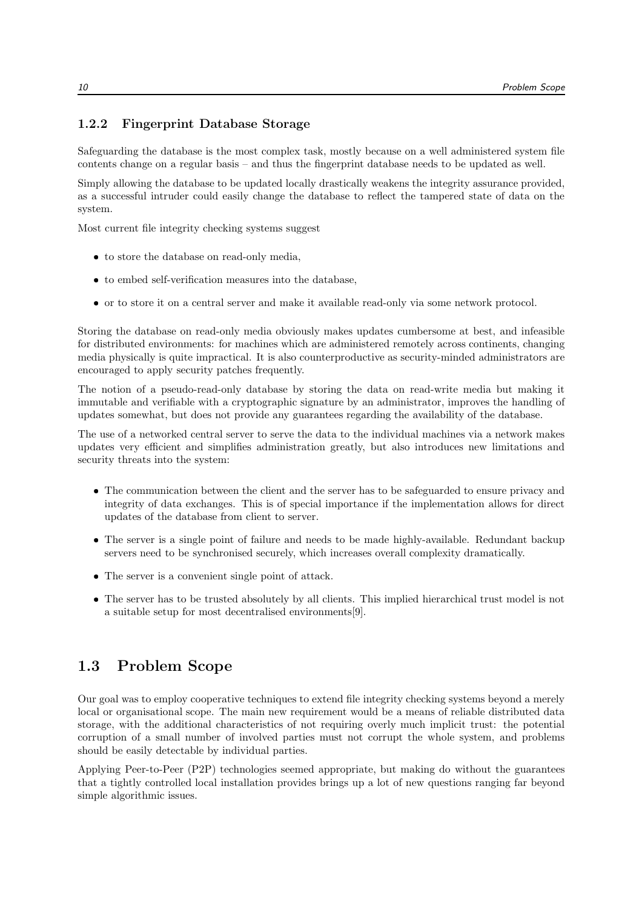### 1.2.2 Fingerprint Database Storage

Safeguarding the database is the most complex task, mostly because on a well administered system file contents change on a regular basis – and thus the fingerprint database needs to be updated as well.

Simply allowing the database to be updated locally drastically weakens the integrity assurance provided, as a successful intruder could easily change the database to reflect the tampered state of data on the system.

Most current file integrity checking systems suggest

- to store the database on read-only media,
- to embed self-verification measures into the database,
- or to store it on a central server and make it available read-only via some network protocol.

Storing the database on read-only media obviously makes updates cumbersome at best, and infeasible for distributed environments: for machines which are administered remotely across continents, changing media physically is quite impractical. It is also counterproductive as security-minded administrators are encouraged to apply security patches frequently.

The notion of a pseudo-read-only database by storing the data on read-write media but making it immutable and verifiable with a cryptographic signature by an administrator, improves the handling of updates somewhat, but does not provide any guarantees regarding the availability of the database.

The use of a networked central server to serve the data to the individual machines via a network makes updates very efficient and simplifies administration greatly, but also introduces new limitations and security threats into the system:

- The communication between the client and the server has to be safeguarded to ensure privacy and integrity of data exchanges. This is of special importance if the implementation allows for direct updates of the database from client to server.
- The server is a single point of failure and needs to be made highly-available. Redundant backup servers need to be synchronised securely, which increases overall complexity dramatically.
- The server is a convenient single point of attack.
- The server has to be trusted absolutely by all clients. This implied hierarchical trust model is not a suitable setup for most decentralised environments[9].

## 1.3 Problem Scope

Our goal was to employ cooperative techniques to extend file integrity checking systems beyond a merely local or organisational scope. The main new requirement would be a means of reliable distributed data storage, with the additional characteristics of not requiring overly much implicit trust: the potential corruption of a small number of involved parties must not corrupt the whole system, and problems should be easily detectable by individual parties.

Applying Peer-to-Peer (P2P) technologies seemed appropriate, but making do without the guarantees that a tightly controlled local installation provides brings up a lot of new questions ranging far beyond simple algorithmic issues.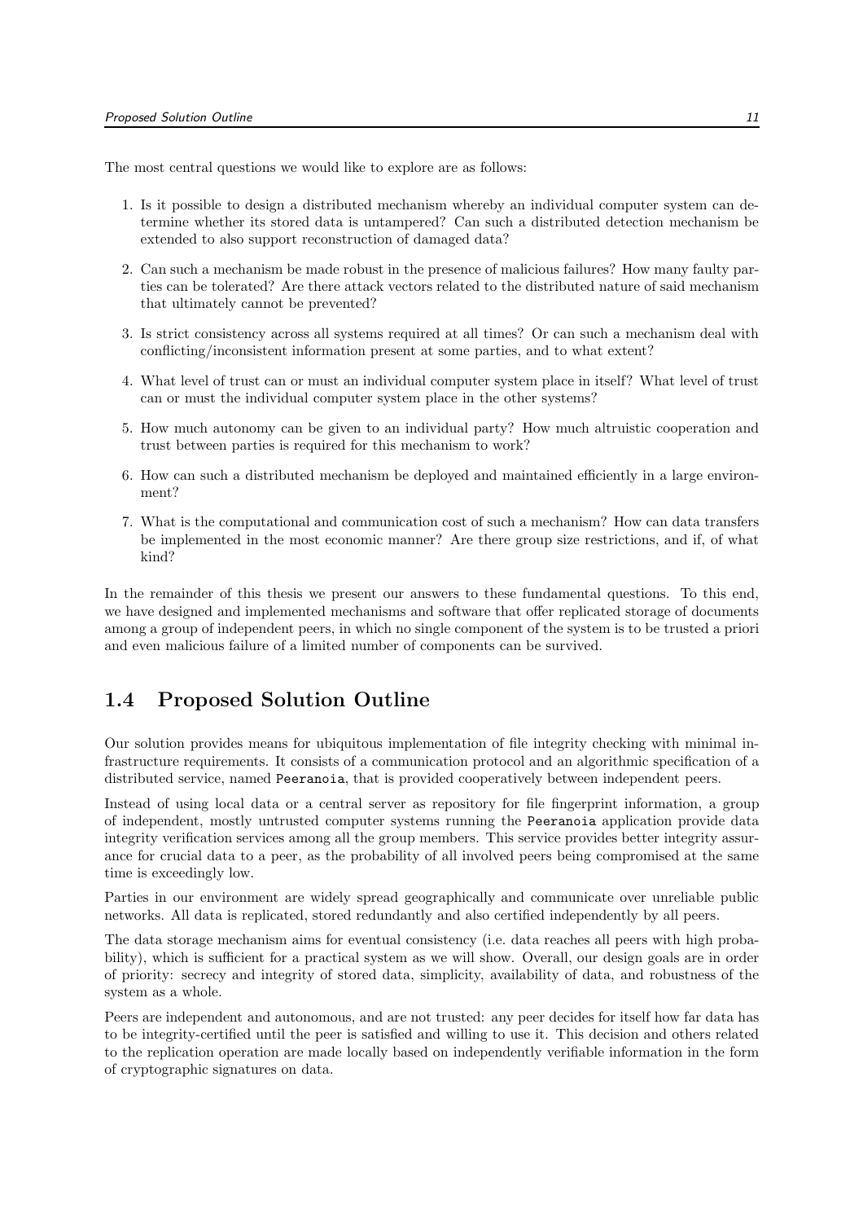The most central questions we would like to explore are as follows:

1. Is it possible to design a distributed mechanism whereby an individual computer system can determine whether its stored data is untampered? Can such a distributed detection mechanism be extended to also support reconstruction of damaged data?
2. Can such a mechanism be made robust in the presence of malicious failures? How many faulty parties can be tolerated? Are there attack vectors related to the distributed nature of said mechanism that ultimately cannot be prevented?
3. Is strict consistency across all systems required at all times? Or can such a mechanism deal with conflicting/inconsistent information present at some parties, and to what extent?
4. What level of trust can or must an individual computer system place in itself? What level of trust can or must the individual computer system place in the other systems?
5. How much autonomy can be given to an individual party? How much altruistic cooperation and trust between parties is required for this mechanism to work?
6. How can such a distributed mechanism be deployed and maintained efficiently in a large environment?
7. What is the computational and communication cost of such a mechanism? How can data transfers be implemented in the most economic manner? Are there group size restrictions, and if, of what kind?

In the remainder of this thesis we present our answers to these fundamental questions. To this end, we have designed and implemented mechanisms and software that offer replicated storage of documents among a group of independent peers, in which no single component of the system is to be trusted a priori and even malicious failure of a limited number of components can be survived.

## 1.4 Proposed Solution Outline

Our solution provides means for ubiquitous implementation of file integrity checking with minimal infrastructure requirements. It consists of a communication protocol and an algorithmic specification of a distributed service, named `Peeranoia`, that is provided cooperatively between independent peers.

Instead of using local data or a central server as repository for file fingerprint information, a group of independent, mostly untrusted computer systems running the `Peeranoia` application provide data integrity verification services among all the group members. This service provides better integrity assurance for crucial data to a peer, as the probability of all involved peers being compromised at the same time is exceedingly low.

Parties in our environment are widely spread geographically and communicate over unreliable public networks. All data is replicated, stored redundantly and also certified independently by all peers.

The data storage mechanism aims for eventual consistency (i.e. data reaches all peers with high probability), which is sufficient for a practical system as we will show. Overall, our design goals are in order of priority: secrecy and integrity of stored data, simplicity, availability of data, and robustness of the system as a whole.

Peers are independent and autonomous, and are not trusted: any peer decides for itself how far data has to be integrity-certified until the peer is satisfied and willing to use it. This decision and others related to the replication operation are made locally based on independently verifiable information in the form of cryptographic signatures on data.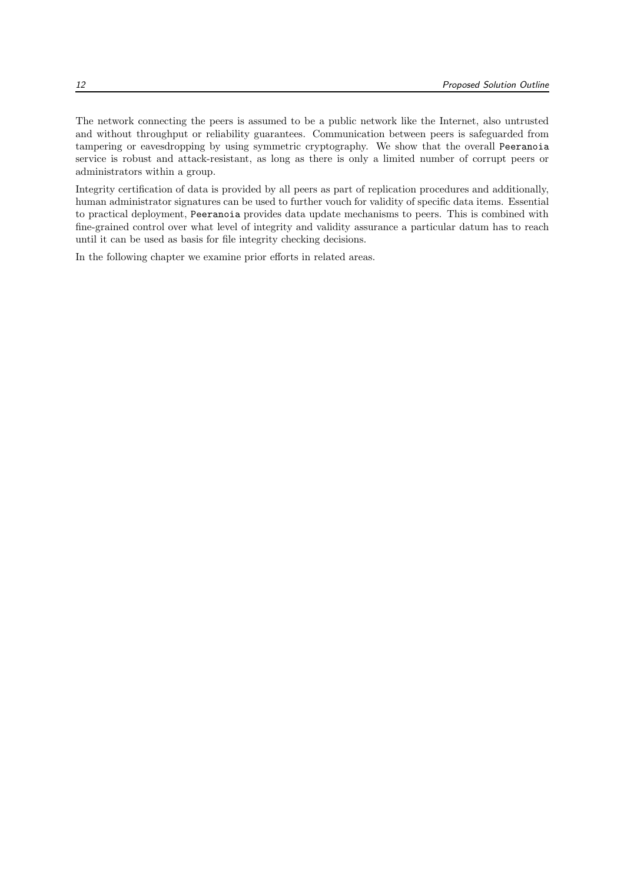The network connecting the peers is assumed to be a public network like the Internet, also untrusted and without throughput or reliability guarantees. Communication between peers is safeguarded from tampering or eavesdropping by using symmetric cryptography. We show that the overall `Peeranoia` service is robust and attack-resistant, as long as there is only a limited number of corrupt peers or administrators within a group.

Integrity certification of data is provided by all peers as part of replication procedures and additionally, human administrator signatures can be used to further vouch for validity of specific data items. Essential to practical deployment, `Peeranoia` provides data update mechanisms to peers. This is combined with fine-grained control over what level of integrity and validity assurance a particular datum has to reach until it can be used as basis for file integrity checking decisions.

In the following chapter we examine prior efforts in related areas.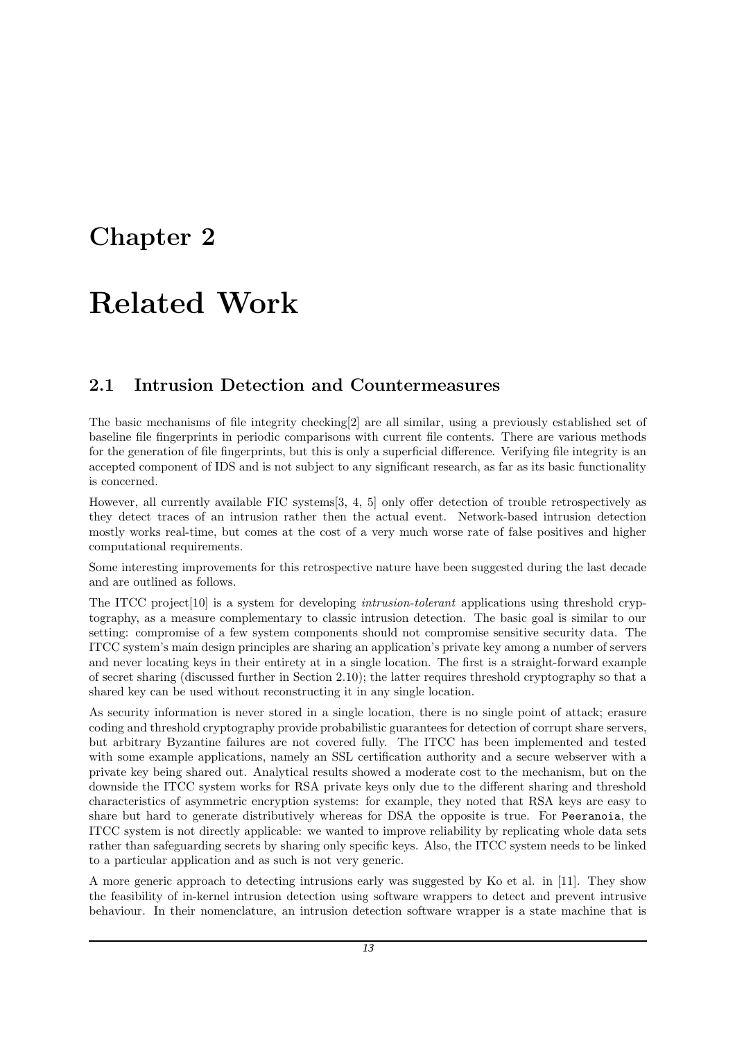# Chapter 2

# Related Work

## 2.1 Intrusion Detection and Countermeasures

The basic mechanisms of file integrity checking[2] are all similar, using a previously established set of baseline file fingerprints in periodic comparisons with current file contents. There are various methods for the generation of file fingerprints, but this is only a superficial difference. Verifying file integrity is an accepted component of IDS and is not subject to any significant research, as far as its basic functionality is concerned.

However, all currently available FIC systems[3, 4, 5] only offer detection of trouble retrospectively as they detect traces of an intrusion rather then the actual event. Network-based intrusion detection mostly works real-time, but comes at the cost of a very much worse rate of false positives and higher computational requirements.

Some interesting improvements for this retrospective nature have been suggested during the last decade and are outlined as follows.

The ITCC project[10] is a system for developing *intrusion-tolerant* applications using threshold cryptography, as a measure complementary to classic intrusion detection. The basic goal is similar to our setting: compromise of a few system components should not compromise sensitive security data. The ITCC system's main design principles are sharing an application's private key among a number of servers and never locating keys in their entirety at in a single location. The first is a straight-forward example of secret sharing (discussed further in Section 2.10); the latter requires threshold cryptography so that a shared key can be used without reconstructing it in any single location.

As security information is never stored in a single location, there is no single point of attack; erasure coding and threshold cryptography provide probabilistic guarantees for detection of corrupt share servers, but arbitrary Byzantine failures are not covered fully. The ITCC has been implemented and tested with some example applications, namely an SSL certification authority and a secure webserver with a private key being shared out. Analytical results showed a moderate cost to the mechanism, but on the downside the ITCC system works for RSA private keys only due to the different sharing and threshold characteristics of asymmetric encryption systems: for example, they noted that RSA keys are easy to share but hard to generate distributively whereas for DSA the opposite is true. For `Peeranoia`, the ITCC system is not directly applicable: we wanted to improve reliability by replicating whole data sets rather than safeguarding secrets by sharing only specific keys. Also, the ITCC system needs to be linked to a particular application and as such is not very generic.

A more generic approach to detecting intrusions early was suggested by Ko et al. in [11]. They show the feasibility of in-kernel intrusion detection using software wrappers to detect and prevent intrusive behaviour. In their nomenclature, an intrusion detection software wrapper is a state machine that is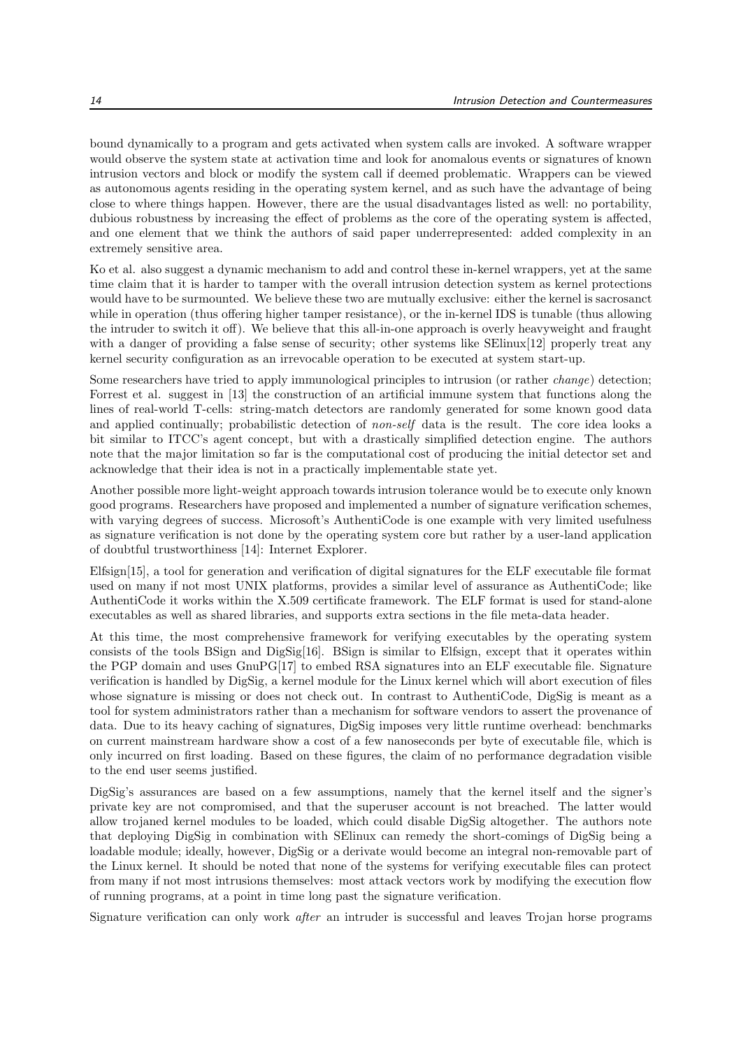bound dynamically to a program and gets activated when system calls are invoked. A software wrapper would observe the system state at activation time and look for anomalous events or signatures of known intrusion vectors and block or modify the system call if deemed problematic. Wrappers can be viewed as autonomous agents residing in the operating system kernel, and as such have the advantage of being close to where things happen. However, there are the usual disadvantages listed as well: no portability, dubious robustness by increasing the effect of problems as the core of the operating system is affected, and one element that we think the authors of said paper underrepresented: added complexity in an extremely sensitive area.

Ko et al. also suggest a dynamic mechanism to add and control these in-kernel wrappers, yet at the same time claim that it is harder to tamper with the overall intrusion detection system as kernel protections would have to be surmounted. We believe these two are mutually exclusive: either the kernel is sacrosanct while in operation (thus offering higher tamper resistance), or the in-kernel IDS is tunable (thus allowing the intruder to switch it off). We believe that this all-in-one approach is overly heavyweight and fraught with a danger of providing a false sense of security; other systems like SElinux[12] properly treat any kernel security configuration as an irrevocable operation to be executed at system start-up.

Some researchers have tried to apply immunological principles to intrusion (or rather *change*) detection; Forrest et al. suggest in [13] the construction of an artificial immune system that functions along the lines of real-world T-cells: string-match detectors are randomly generated for some known good data and applied continually; probabilistic detection of *non-self* data is the result. The core idea looks a bit similar to ITCC's agent concept, but with a drastically simplified detection engine. The authors note that the major limitation so far is the computational cost of producing the initial detector set and acknowledge that their idea is not in a practically implementable state yet.

Another possible more light-weight approach towards intrusion tolerance would be to execute only known good programs. Researchers have proposed and implemented a number of signature verification schemes, with varying degrees of success. Microsoft's AuthentiCode is one example with very limited usefulness as signature verification is not done by the operating system core but rather by a user-land application of doubtful trustworthiness [14]: Internet Explorer.

Elfsign[15], a tool for generation and verification of digital signatures for the ELF executable file format used on many if not most UNIX platforms, provides a similar level of assurance as AuthentiCode; like AuthentiCode it works within the X.509 certificate framework. The ELF format is used for stand-alone executables as well as shared libraries, and supports extra sections in the file meta-data header.

At this time, the most comprehensive framework for verifying executables by the operating system consists of the tools BSign and DigSig[16]. BSign is similar to Elfsign, except that it operates within the PGP domain and uses GnuPG[17] to embed RSA signatures into an ELF executable file. Signature verification is handled by DigSig, a kernel module for the Linux kernel which will abort execution of files whose signature is missing or does not check out. In contrast to AuthentiCode, DigSig is meant as a tool for system administrators rather than a mechanism for software vendors to assert the provenance of data. Due to its heavy caching of signatures, DigSig imposes very little runtime overhead: benchmarks on current mainstream hardware show a cost of a few nanoseconds per byte of executable file, which is only incurred on first loading. Based on these figures, the claim of no performance degradation visible to the end user seems justified.

DigSig's assurances are based on a few assumptions, namely that the kernel itself and the signer's private key are not compromised, and that the superuser account is not breached. The latter would allow trojaned kernel modules to be loaded, which could disable DigSig altogether. The authors note that deploying DigSig in combination with SElinux can remedy the short-comings of DigSig being a loadable module; ideally, however, DigSig or a derivate would become an integral non-removable part of the Linux kernel. It should be noted that none of the systems for verifying executable files can protect from many if not most intrusions themselves: most attack vectors work by modifying the execution flow of running programs, at a point in time long past the signature verification.

Signature verification can only work *after* an intruder is successful and leaves Trojan horse programs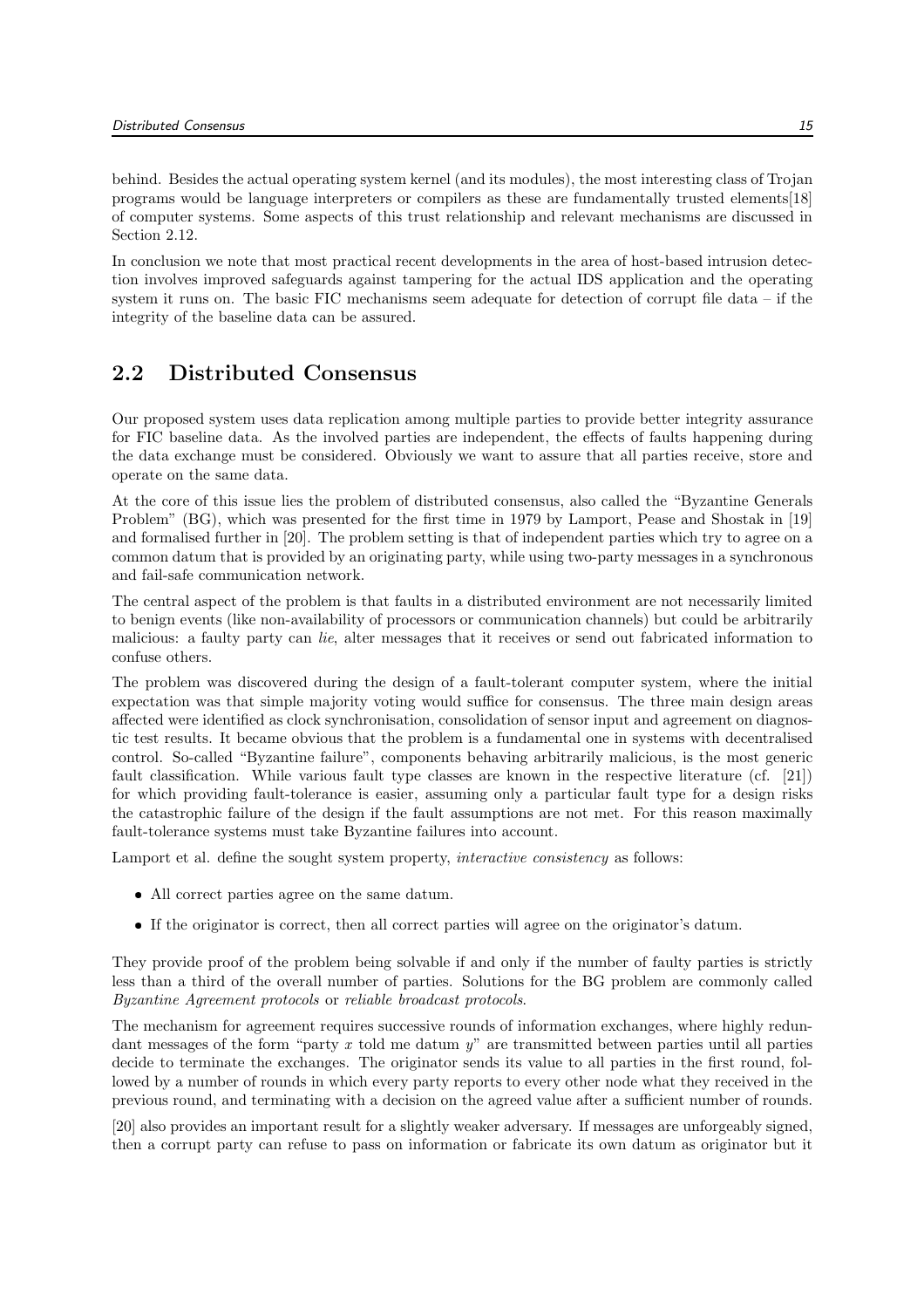behind. Besides the actual operating system kernel (and its modules), the most interesting class of Trojan programs would be language interpreters or compilers as these are fundamentally trusted elements[18] of computer systems. Some aspects of this trust relationship and relevant mechanisms are discussed in Section 2.12.

In conclusion we note that most practical recent developments in the area of host-based intrusion detection involves improved safeguards against tampering for the actual IDS application and the operating system it runs on. The basic FIC mechanisms seem adequate for detection of corrupt file data – if the integrity of the baseline data can be assured.

## 2.2 Distributed Consensus

Our proposed system uses data replication among multiple parties to provide better integrity assurance for FIC baseline data. As the involved parties are independent, the effects of faults happening during the data exchange must be considered. Obviously we want to assure that all parties receive, store and operate on the same data.

At the core of this issue lies the problem of distributed consensus, also called the "Byzantine Generals Problem" (BG), which was presented for the first time in 1979 by Lamport, Pease and Shostak in [19] and formalised further in [20]. The problem setting is that of independent parties which try to agree on a common datum that is provided by an originating party, while using two-party messages in a synchronous and fail-safe communication network.

The central aspect of the problem is that faults in a distributed environment are not necessarily limited to benign events (like non-availability of processors or communication channels) but could be arbitrarily malicious: a faulty party can *lie*, alter messages that it receives or send out fabricated information to confuse others.

The problem was discovered during the design of a fault-tolerant computer system, where the initial expectation was that simple majority voting would suffice for consensus. The three main design areas affected were identified as clock synchronisation, consolidation of sensor input and agreement on diagnostic test results. It became obvious that the problem is a fundamental one in systems with decentralised control. So-called "Byzantine failure", components behaving arbitrarily malicious, is the most generic fault classification. While various fault type classes are known in the respective literature (cf. [21]) for which providing fault-tolerance is easier, assuming only a particular fault type for a design risks the catastrophic failure of the design if the fault assumptions are not met. For this reason maximally fault-tolerance systems must take Byzantine failures into account.

Lamport et al. define the sought system property, *interactive consistency* as follows:

- All correct parties agree on the same datum.
- If the originator is correct, then all correct parties will agree on the originator's datum.

They provide proof of the problem being solvable if and only if the number of faulty parties is strictly less than a third of the overall number of parties. Solutions for the BG problem are commonly called *Byzantine Agreement protocols* or *reliable broadcast protocols*.

The mechanism for agreement requires successive rounds of information exchanges, where highly redundant messages of the form "party $x$ told me datum $y$" are transmitted between parties until all parties decide to terminate the exchanges. The originator sends its value to all parties in the first round, followed by a number of rounds in which every party reports to every other node what they received in the previous round, and terminating with a decision on the agreed value after a sufficient number of rounds.

[20] also provides an important result for a slightly weaker adversary. If messages are unforgeably signed, then a corrupt party can refuse to pass on information or fabricate its own datum as originator but it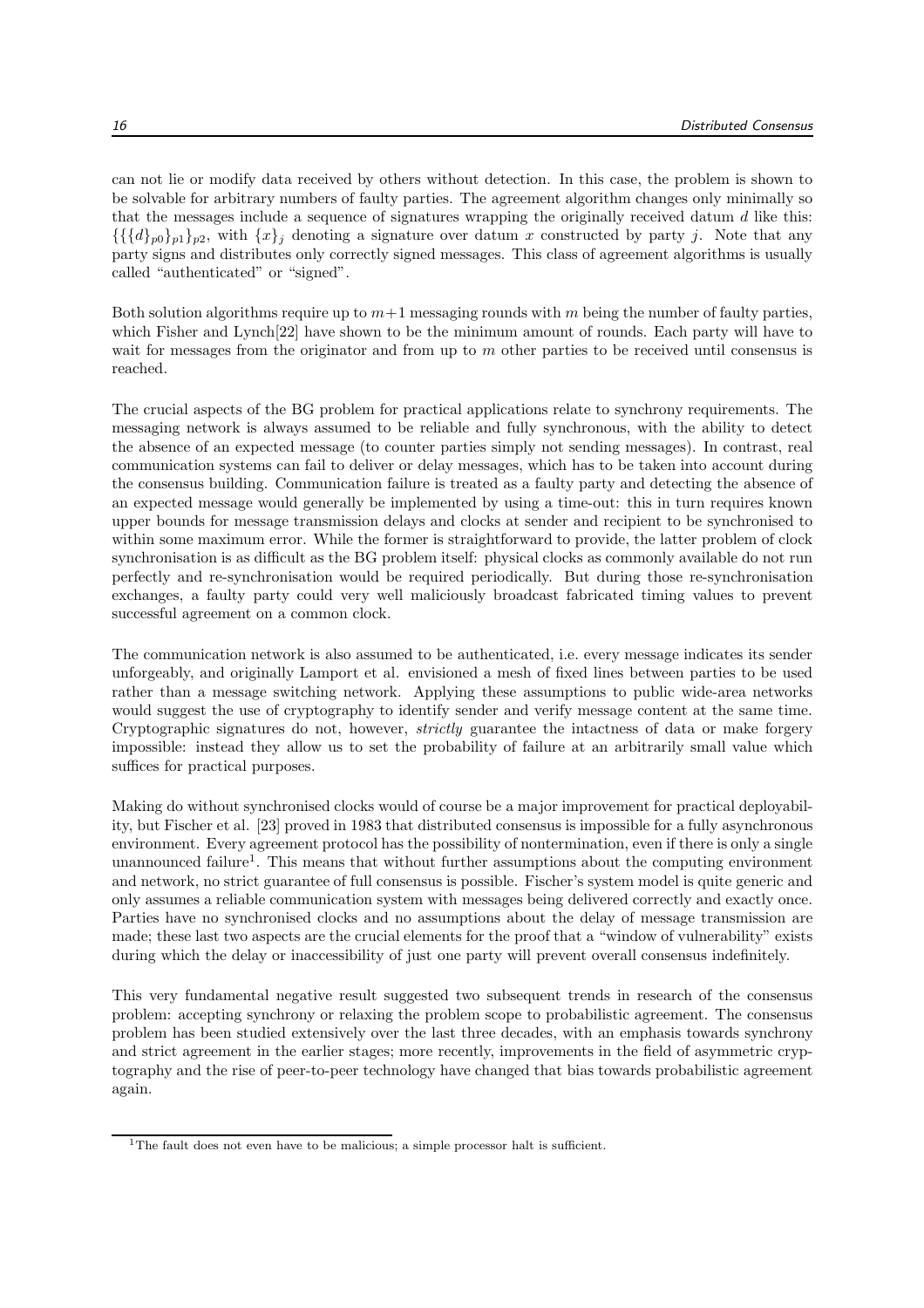can not lie or modify data received by others without detection. In this case, the problem is shown to be solvable for arbitrary numbers of faulty parties. The agreement algorithm changes only minimally so that the messages include a sequence of signatures wrapping the originally received datum $d$ like this: $\{\{\{d\}_{p0}\}_{p1}\}_{p2}$, with $\{x\}_j$ denoting a signature over datum $x$ constructed by party $j$. Note that any party signs and distributes only correctly signed messages. This class of agreement algorithms is usually called "authenticated" or "signed".

Both solution algorithms require up to $m+1$ messaging rounds with $m$ being the number of faulty parties, which Fisher and Lynch[22] have shown to be the minimum amount of rounds. Each party will have to wait for messages from the originator and from up to $m$ other parties to be received until consensus is reached.

The crucial aspects of the BG problem for practical applications relate to synchrony requirements. The messaging network is always assumed to be reliable and fully synchronous, with the ability to detect the absence of an expected message (to counter parties simply not sending messages). In contrast, real communication systems can fail to deliver or delay messages, which has to be taken into account during the consensus building. Communication failure is treated as a faulty party and detecting the absence of an expected message would generally be implemented by using a time-out: this in turn requires known upper bounds for message transmission delays and clocks at sender and recipient to be synchronised to within some maximum error. While the former is straightforward to provide, the latter problem of clock synchronisation is as difficult as the BG problem itself: physical clocks as commonly available do not run perfectly and re-synchronisation would be required periodically. But during those re-synchronisation exchanges, a faulty party could very well maliciously broadcast fabricated timing values to prevent successful agreement on a common clock.

The communication network is also assumed to be authenticated, i.e. every message indicates its sender unforgeably, and originally Lamport et al. envisioned a mesh of fixed lines between parties to be used rather than a message switching network. Applying these assumptions to public wide-area networks would suggest the use of cryptography to identify sender and verify message content at the same time. Cryptographic signatures do not, however, *strictly* guarantee the intactness of data or make forgery impossible: instead they allow us to set the probability of failure at an arbitrarily small value which suffices for practical purposes.

Making do without synchronised clocks would of course be a major improvement for practical deployability, but Fischer et al. [23] proved in 1983 that distributed consensus is impossible for a fully asynchronous environment. Every agreement protocol has the possibility of nontermination, even if there is only a single unannounced failure[1]. This means that without further assumptions about the computing environment and network, no strict guarantee of full consensus is possible. Fischer's system model is quite generic and only assumes a reliable communication system with messages being delivered correctly and exactly once. Parties have no synchronised clocks and no assumptions about the delay of message transmission are made; these last two aspects are the crucial elements for the proof that a "window of vulnerability" exists during which the delay or inaccessibility of just one party will prevent overall consensus indefinitely.

This very fundamental negative result suggested two subsequent trends in research of the consensus problem: accepting synchrony or relaxing the problem scope to probabilistic agreement. The consensus problem has been studied extensively over the last three decades, with an emphasis towards synchrony and strict agreement in the earlier stages; more recently, improvements in the field of asymmetric cryptography and the rise of peer-to-peer technology have changed that bias towards probabilistic agreement again.

[1] The fault does not even have to be malicious; a simple processor halt is sufficient.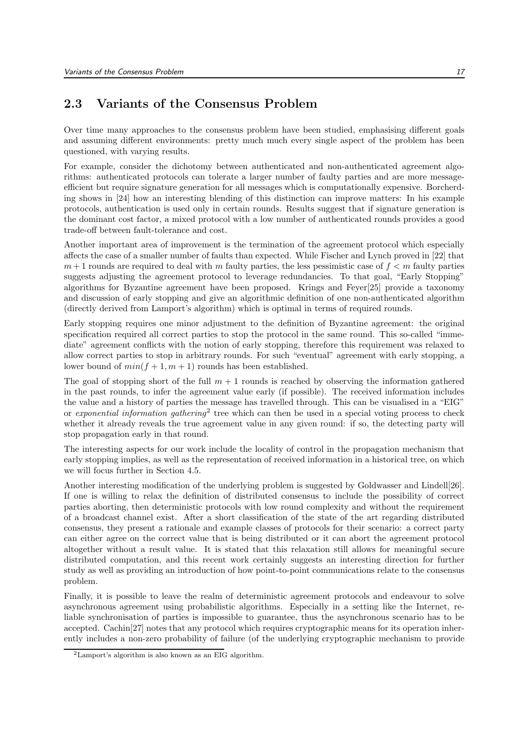## 2.3 Variants of the Consensus Problem

Over time many approaches to the consensus problem have been studied, emphasising different goals and assuming different environments: pretty much much every single aspect of the problem has been questioned, with varying results.

For example, consider the dichotomy between authenticated and non-authenticated agreement algorithms: authenticated protocols can tolerate a larger number of faulty parties and are more message-efficient but require signature generation for all messages which is computationally expensive. Borcherding shows in [24] how an interesting blending of this distinction can improve matters: In his example protocols, authentication is used only in certain rounds. Results suggest that if signature generation is the dominant cost factor, a mixed protocol with a low number of authenticated rounds provides a good trade-off between fault-tolerance and cost.

Another important area of improvement is the termination of the agreement protocol which especially affects the case of a smaller number of faults than expected. While Fischer and Lynch proved in [22] that $m + 1$ rounds are required to deal with $m$ faulty parties, the less pessimistic case of $f < m$ faulty parties suggests adjusting the agreement protocol to leverage redundancies. To that goal, "Early Stopping" algorithms for Byzantine agreement have been proposed. Krings and Feyer[25] provide a taxonomy and discussion of early stopping and give an algorithmic definition of one non-authenticated algorithm (directly derived from Lamport's algorithm) which is optimal in terms of required rounds.

Early stopping requires one minor adjustment to the definition of Byzantine agreement: the original specification required all correct parties to stop the protocol in the same round. This so-called "immediate" agreement conflicts with the notion of early stopping, therefore this requirement was relaxed to allow correct parties to stop in arbitrary rounds. For such "eventual" agreement with early stopping, a lower bound of $min(f + 1, m + 1)$ rounds has been established.

The goal of stopping short of the full $m + 1$ rounds is reached by observing the information gathered in the past rounds, to infer the agreement value early (if possible). The received information includes the value and a history of parties the message has travelled through. This can be visualised in a "EIG" or *exponential information gathering*[2] tree which can then be used in a special voting process to check whether it already reveals the true agreement value in any given round: if so, the detecting party will stop propagation early in that round.

The interesting aspects for our work include the locality of control in the propagation mechanism that early stopping implies, as well as the representation of received information in a historical tree, on which we will focus further in Section 4.5.

Another interesting modification of the underlying problem is suggested by Goldwasser and Lindell[26]. If one is willing to relax the definition of distributed consensus to include the possibility of correct parties aborting, then deterministic protocols with low round complexity and without the requirement of a broadcast channel exist. After a short classification of the state of the art regarding distributed consensus, they present a rationale and example classes of protocols for their scenario: a correct party can either agree on the correct value that is being distributed or it can abort the agreement protocol altogether without a result value. It is stated that this relaxation still allows for meaningful secure distributed computation, and this recent work certainly suggests an interesting direction for further study as well as providing an introduction of how point-to-point communications relate to the consensus problem.

Finally, it is possible to leave the realm of deterministic agreement protocols and endeavour to solve asynchronous agreement using probabilistic algorithms. Especially in a setting like the Internet, reliable synchronisation of parties is impossible to guarantee, thus the asynchronous scenario has to be accepted. Cachin[27] notes that any protocol which requires cryptographic means for its operation inherently includes a non-zero probability of failure (of the underlying cryptographic mechanism to provide

[2] Lamport's algorithm is also known as an EIG algorithm.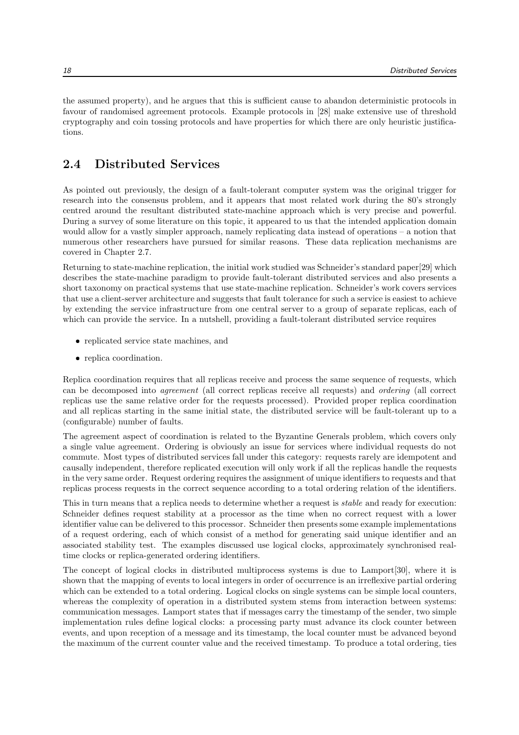the assumed property), and he argues that this is sufficient cause to abandon deterministic protocols in favour of randomised agreement protocols. Example protocols in [28] make extensive use of threshold cryptography and coin tossing protocols and have properties for which there are only heuristic justifications.

## 2.4 Distributed Services

As pointed out previously, the design of a fault-tolerant computer system was the original trigger for research into the consensus problem, and it appears that most related work during the 80's strongly centred around the resultant distributed state-machine approach which is very precise and powerful. During a survey of some literature on this topic, it appeared to us that the intended application domain would allow for a vastly simpler approach, namely replicating data instead of operations – a notion that numerous other researchers have pursued for similar reasons. These data replication mechanisms are covered in Chapter 2.7.

Returning to state-machine replication, the initial work studied was Schneider's standard paper[29] which describes the state-machine paradigm to provide fault-tolerant distributed services and also presents a short taxonomy on practical systems that use state-machine replication. Schneider's work covers services that use a client-server architecture and suggests that fault tolerance for such a service is easiest to achieve by extending the service infrastructure from one central server to a group of separate replicas, each of which can provide the service. In a nutshell, providing a fault-tolerant distributed service requires

- replicated service state machines, and
- replica coordination.

Replica coordination requires that all replicas receive and process the same sequence of requests, which can be decomposed into *agreement* (all correct replicas receive all requests) and *ordering* (all correct replicas use the same relative order for the requests processed). Provided proper replica coordination and all replicas starting in the same initial state, the distributed service will be fault-tolerant up to a (configurable) number of faults.

The agreement aspect of coordination is related to the Byzantine Generals problem, which covers only a single value agreement. Ordering is obviously an issue for services where individual requests do not commute. Most types of distributed services fall under this category: requests rarely are idempotent and causally independent, therefore replicated execution will only work if all the replicas handle the requests in the very same order. Request ordering requires the assignment of unique identifiers to requests and that replicas process requests in the correct sequence according to a total ordering relation of the identifiers.

This in turn means that a replica needs to determine whether a request is *stable* and ready for execution: Schneider defines request stability at a processor as the time when no correct request with a lower identifier value can be delivered to this processor. Schneider then presents some example implementations of a request ordering, each of which consist of a method for generating said unique identifier and an associated stability test. The examples discussed use logical clocks, approximately synchronised real-time clocks or replica-generated ordering identifiers.

The concept of logical clocks in distributed multiprocess systems is due to Lamport[30], where it is shown that the mapping of events to local integers in order of occurrence is an irreflexive partial ordering which can be extended to a total ordering. Logical clocks on single systems can be simple local counters, whereas the complexity of operation in a distributed system stems from interaction between systems: communication messages. Lamport states that if messages carry the timestamp of the sender, two simple implementation rules define logical clocks: a processing party must advance its clock counter between events, and upon reception of a message and its timestamp, the local counter must be advanced beyond the maximum of the current counter value and the received timestamp. To produce a total ordering, ties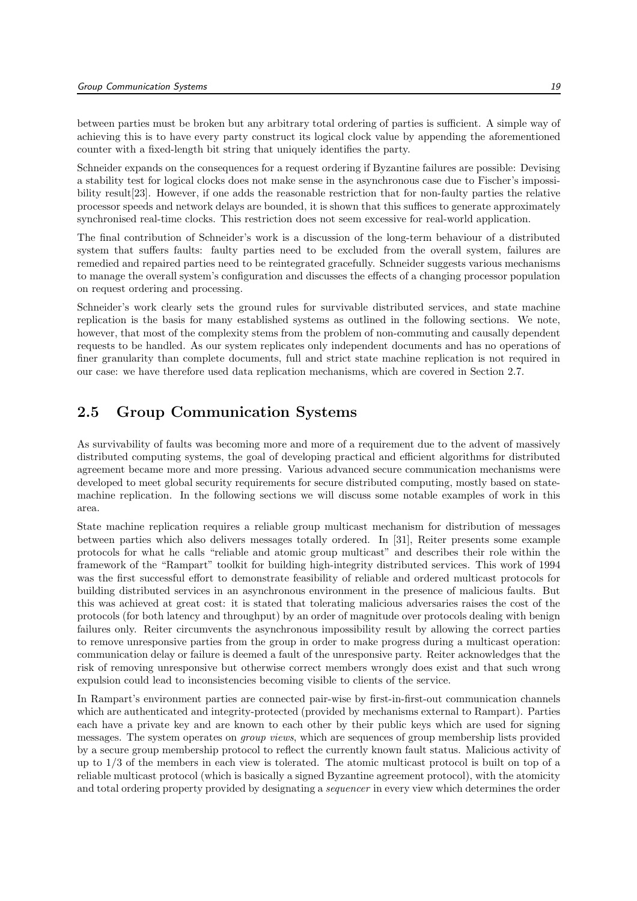between parties must be broken but any arbitrary total ordering of parties is sufficient. A simple way of achieving this is to have every party construct its logical clock value by appending the aforementioned counter with a fixed-length bit string that uniquely identifies the party.

Schneider expands on the consequences for a request ordering if Byzantine failures are possible: Devising a stability test for logical clocks does not make sense in the asynchronous case due to Fischer's impossibility result[23]. However, if one adds the reasonable restriction that for non-faulty parties the relative processor speeds and network delays are bounded, it is shown that this suffices to generate approximately synchronised real-time clocks. This restriction does not seem excessive for real-world application.

The final contribution of Schneider's work is a discussion of the long-term behaviour of a distributed system that suffers faults: faulty parties need to be excluded from the overall system, failures are remedied and repaired parties need to be reintegrated gracefully. Schneider suggests various mechanisms to manage the overall system's configuration and discusses the effects of a changing processor population on request ordering and processing.

Schneider's work clearly sets the ground rules for survivable distributed services, and state machine replication is the basis for many established systems as outlined in the following sections. We note, however, that most of the complexity stems from the problem of non-commuting and causally dependent requests to be handled. As our system replicates only independent documents and has no operations of finer granularity than complete documents, full and strict state machine replication is not required in our case: we have therefore used data replication mechanisms, which are covered in Section 2.7.

## 2.5 Group Communication Systems

As survivability of faults was becoming more and more of a requirement due to the advent of massively distributed computing systems, the goal of developing practical and efficient algorithms for distributed agreement became more and more pressing. Various advanced secure communication mechanisms were developed to meet global security requirements for secure distributed computing, mostly based on state-machine replication. In the following sections we will discuss some notable examples of work in this area.

State machine replication requires a reliable group multicast mechanism for distribution of messages between parties which also delivers messages totally ordered. In [31], Reiter presents some example protocols for what he calls "reliable and atomic group multicast" and describes their role within the framework of the "Rampart" toolkit for building high-integrity distributed services. This work of 1994 was the first successful effort to demonstrate feasibility of reliable and ordered multicast protocols for building distributed services in an asynchronous environment in the presence of malicious faults. But this was achieved at great cost: it is stated that tolerating malicious adversaries raises the cost of the protocols (for both latency and throughput) by an order of magnitude over protocols dealing with benign failures only. Reiter circumvents the asynchronous impossibility result by allowing the correct parties to remove unresponsive parties from the group in order to make progress during a multicast operation: communication delay or failure is deemed a fault of the unresponsive party. Reiter acknowledges that the risk of removing unresponsive but otherwise correct members wrongly does exist and that such wrong expulsion could lead to inconsistencies becoming visible to clients of the service.

In Rampart's environment parties are connected pair-wise by first-in-first-out communication channels which are authenticated and integrity-protected (provided by mechanisms external to Rampart). Parties each have a private key and are known to each other by their public keys which are used for signing messages. The system operates on *group views*, which are sequences of group membership lists provided by a secure group membership protocol to reflect the currently known fault status. Malicious activity of up to 1/3 of the members in each view is tolerated. The atomic multicast protocol is built on top of a reliable multicast protocol (which is basically a signed Byzantine agreement protocol), with the atomicity and total ordering property provided by designating a *sequencer* in every view which determines the order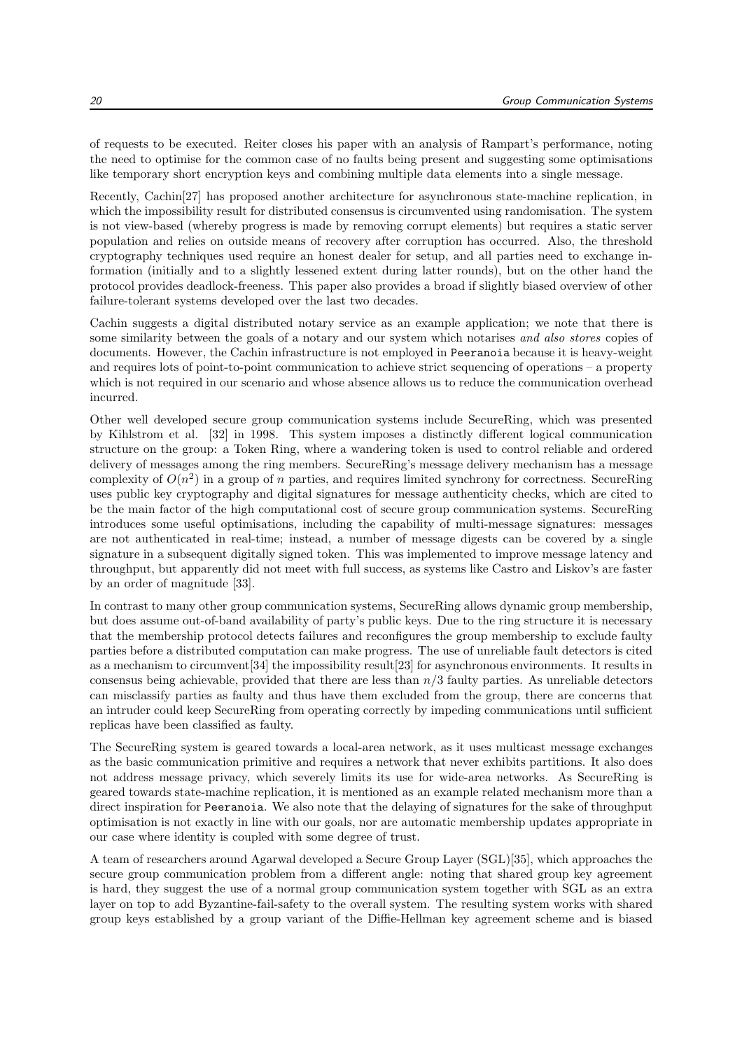of requests to be executed. Reiter closes his paper with an analysis of Rampart's performance, noting the need to optimise for the common case of no faults being present and suggesting some optimisations like temporary short encryption keys and combining multiple data elements into a single message.

Recently, Cachin[27] has proposed another architecture for asynchronous state-machine replication, in which the impossibility result for distributed consensus is circumvented using randomisation. The system is not view-based (whereby progress is made by removing corrupt elements) but requires a static server population and relies on outside means of recovery after corruption has occurred. Also, the threshold cryptography techniques used require an honest dealer for setup, and all parties need to exchange information (initially and to a slightly lessened extent during latter rounds), but on the other hand the protocol provides deadlock-freeness. This paper also provides a broad if slightly biased overview of other failure-tolerant systems developed over the last two decades.

Cachin suggests a digital distributed notary service as an example application; we note that there is some similarity between the goals of a notary and our system which notarises *and also stores* copies of documents. However, the Cachin infrastructure is not employed in `Peeranoia` because it is heavy-weight and requires lots of point-to-point communication to achieve strict sequencing of operations – a property which is not required in our scenario and whose absence allows us to reduce the communication overhead incurred.

Other well developed secure group communication systems include SecureRing, which was presented by Kihlstrom et al. [32] in 1998. This system imposes a distinctly different logical communication structure on the group: a Token Ring, where a wandering token is used to control reliable and ordered delivery of messages among the ring members. SecureRing's message delivery mechanism has a message complexity of $O(n^2)$ in a group of $n$ parties, and requires limited synchrony for correctness. SecureRing uses public key cryptography and digital signatures for message authenticity checks, which are cited to be the main factor of the high computational cost of secure group communication systems. SecureRing introduces some useful optimisations, including the capability of multi-message signatures: messages are not authenticated in real-time; instead, a number of message digests can be covered by a single signature in a subsequent digitally signed token. This was implemented to improve message latency and throughput, but apparently did not meet with full success, as systems like Castro and Liskov's are faster by an order of magnitude [33].

In contrast to many other group communication systems, SecureRing allows dynamic group membership, but does assume out-of-band availability of party's public keys. Due to the ring structure it is necessary that the membership protocol detects failures and reconfigures the group membership to exclude faulty parties before a distributed computation can make progress. The use of unreliable fault detectors is cited as a mechanism to circumvent[34] the impossibility result[23] for asynchronous environments. It results in consensus being achievable, provided that there are less than $n/3$ faulty parties. As unreliable detectors can misclassify parties as faulty and thus have them excluded from the group, there are concerns that an intruder could keep SecureRing from operating correctly by impeding communications until sufficient replicas have been classified as faulty.

The SecureRing system is geared towards a local-area network, as it uses multicast message exchanges as the basic communication primitive and requires a network that never exhibits partitions. It also does not address message privacy, which severely limits its use for wide-area networks. As SecureRing is geared towards state-machine replication, it is mentioned as an example related mechanism more than a direct inspiration for `Peeranoia`. We also note that the delaying of signatures for the sake of throughput optimisation is not exactly in line with our goals, nor are automatic membership updates appropriate in our case where identity is coupled with some degree of trust.

A team of researchers around Agarwal developed a Secure Group Layer (SGL)[35], which approaches the secure group communication problem from a different angle: noting that shared group key agreement is hard, they suggest the use of a normal group communication system together with SGL as an extra layer on top to add Byzantine-fail-safety to the overall system. The resulting system works with shared group keys established by a group variant of the Diffie-Hellman key agreement scheme and is biased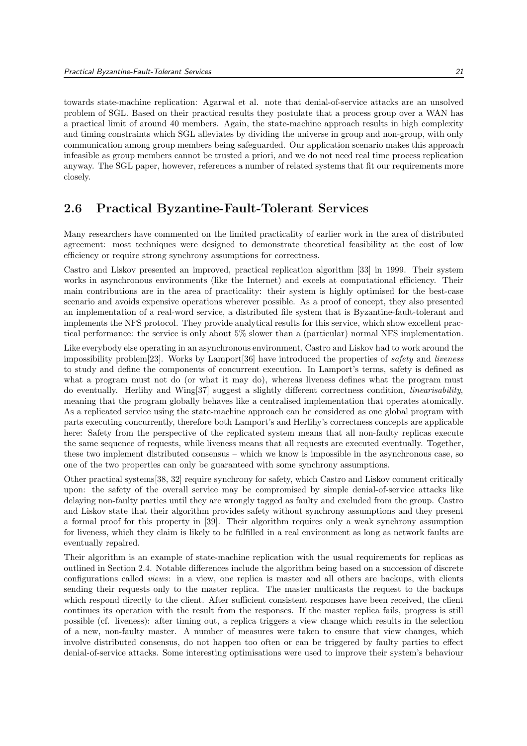towards state-machine replication: Agarwal et al. note that denial-of-service attacks are an unsolved problem of SGL. Based on their practical results they postulate that a process group over a WAN has a practical limit of around 40 members. Again, the state-machine approach results in high complexity and timing constraints which SGL alleviates by dividing the universe in group and non-group, with only communication among group members being safeguarded. Our application scenario makes this approach infeasible as group members cannot be trusted a priori, and we do not need real time process replication anyway. The SGL paper, however, references a number of related systems that fit our requirements more closely.

## 2.6 Practical Byzantine-Fault-Tolerant Services

Many researchers have commented on the limited practicality of earlier work in the area of distributed agreement: most techniques were designed to demonstrate theoretical feasibility at the cost of low efficiency or require strong synchrony assumptions for correctness.

Castro and Liskov presented an improved, practical replication algorithm [33] in 1999. Their system works in asynchronous environments (like the Internet) and excels at computational efficiency. Their main contributions are in the area of practicality: their system is highly optimised for the best-case scenario and avoids expensive operations wherever possible. As a proof of concept, they also presented an implementation of a real-word service, a distributed file system that is Byzantine-fault-tolerant and implements the NFS protocol. They provide analytical results for this service, which show excellent practical performance: the service is only about 5% slower than a (particular) normal NFS implementation.

Like everybody else operating in an asynchronous environment, Castro and Liskov had to work around the impossibility problem[23]. Works by Lamport[36] have introduced the properties of *safety* and *liveness* to study and define the components of concurrent execution. In Lamport's terms, safety is defined as what a program must not do (or what it may do), whereas liveness defines what the program must do eventually. Herlihy and Wing[37] suggest a slightly different correctness condition, *linearisability*, meaning that the program globally behaves like a centralised implementation that operates atomically. As a replicated service using the state-machine approach can be considered as one global program with parts executing concurrently, therefore both Lamport's and Herlihy's correctness concepts are applicable here: Safety from the perspective of the replicated system means that all non-faulty replicas execute the same sequence of requests, while liveness means that all requests are executed eventually. Together, these two implement distributed consensus – which we know is impossible in the asynchronous case, so one of the two properties can only be guaranteed with some synchrony assumptions.

Other practical systems[38, 32] require synchrony for safety, which Castro and Liskov comment critically upon: the safety of the overall service may be compromised by simple denial-of-service attacks like delaying non-faulty parties until they are wrongly tagged as faulty and excluded from the group. Castro and Liskov state that their algorithm provides safety without synchrony assumptions and they present a formal proof for this property in [39]. Their algorithm requires only a weak synchrony assumption for liveness, which they claim is likely to be fulfilled in a real environment as long as network faults are eventually repaired.

Their algorithm is an example of state-machine replication with the usual requirements for replicas as outlined in Section 2.4. Notable differences include the algorithm being based on a succession of discrete configurations called *views*: in a view, one replica is master and all others are backups, with clients sending their requests only to the master replica. The master multicasts the request to the backups which respond directly to the client. After sufficient consistent responses have been received, the client continues its operation with the result from the responses. If the master replica fails, progress is still possible (cf. liveness): after timing out, a replica triggers a view change which results in the selection of a new, non-faulty master. A number of measures were taken to ensure that view changes, which involve distributed consensus, do not happen too often or can be triggered by faulty parties to effect denial-of-service attacks. Some interesting optimisations were used to improve their system's behaviour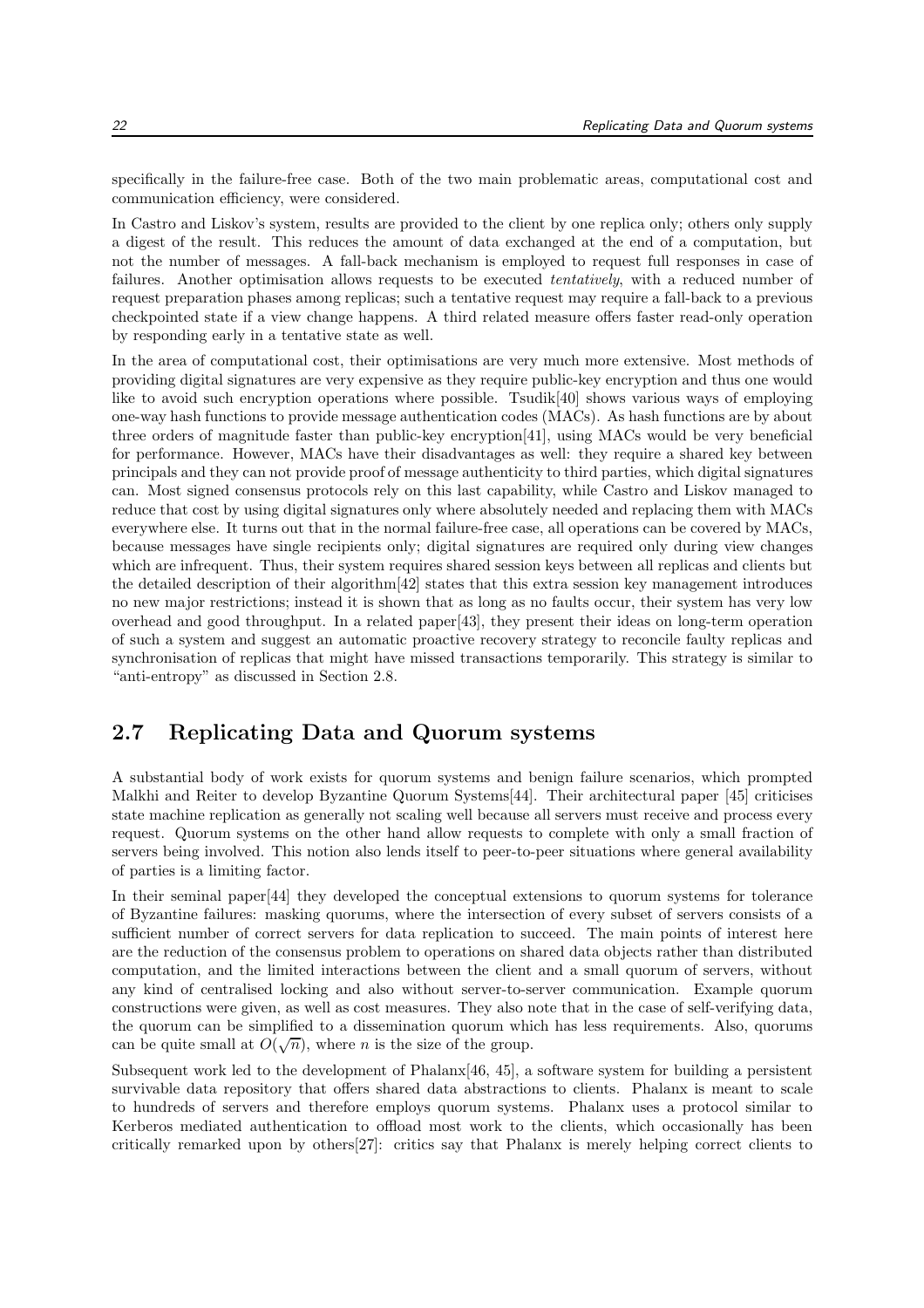specifically in the failure-free case. Both of the two main problematic areas, computational cost and communication efficiency, were considered.

In Castro and Liskov's system, results are provided to the client by one replica only; others only supply a digest of the result. This reduces the amount of data exchanged at the end of a computation, but not the number of messages. A fall-back mechanism is employed to request full responses in case of failures. Another optimisation allows requests to be executed *tentatively*, with a reduced number of request preparation phases among replicas; such a tentative request may require a fall-back to a previous checkpointed state if a view change happens. A third related measure offers faster read-only operation by responding early in a tentative state as well.

In the area of computational cost, their optimisations are very much more extensive. Most methods of providing digital signatures are very expensive as they require public-key encryption and thus one would like to avoid such encryption operations where possible. Tsudik[40] shows various ways of employing one-way hash functions to provide message authentication codes (MACs). As hash functions are by about three orders of magnitude faster than public-key encryption[41], using MACs would be very beneficial for performance. However, MACs have their disadvantages as well: they require a shared key between principals and they can not provide proof of message authenticity to third parties, which digital signatures can. Most signed consensus protocols rely on this last capability, while Castro and Liskov managed to reduce that cost by using digital signatures only where absolutely needed and replacing them with MACs everywhere else. It turns out that in the normal failure-free case, all operations can be covered by MACs, because messages have single recipients only; digital signatures are required only during view changes which are infrequent. Thus, their system requires shared session keys between all replicas and clients but the detailed description of their algorithm[42] states that this extra session key management introduces no new major restrictions; instead it is shown that as long as no faults occur, their system has very low overhead and good throughput. In a related paper[43], they present their ideas on long-term operation of such a system and suggest an automatic proactive recovery strategy to reconcile faulty replicas and synchronisation of replicas that might have missed transactions temporarily. This strategy is similar to "anti-entropy" as discussed in Section 2.8.

## 2.7 Replicating Data and Quorum systems

A substantial body of work exists for quorum systems and benign failure scenarios, which prompted Malkhi and Reiter to develop Byzantine Quorum Systems[44]. Their architectural paper [45] criticises state machine replication as generally not scaling well because all servers must receive and process every request. Quorum systems on the other hand allow requests to complete with only a small fraction of servers being involved. This notion also lends itself to peer-to-peer situations where general availability of parties is a limiting factor.

In their seminal paper[44] they developed the conceptual extensions to quorum systems for tolerance of Byzantine failures: masking quorums, where the intersection of every subset of servers consists of a sufficient number of correct servers for data replication to succeed. The main points of interest here are the reduction of the consensus problem to operations on shared data objects rather than distributed computation, and the limited interactions between the client and a small quorum of servers, without any kind of centralised locking and also without server-to-server communication. Example quorum constructions were given, as well as cost measures. They also note that in the case of self-verifying data, the quorum can be simplified to a dissemination quorum which has less requirements. Also, quorums can be quite small at $O(\sqrt{n})$, where $n$ is the size of the group.

Subsequent work led to the development of Phalanx[46, 45], a software system for building a persistent survivable data repository that offers shared data abstractions to clients. Phalanx is meant to scale to hundreds of servers and therefore employs quorum systems. Phalanx uses a protocol similar to Kerberos mediated authentication to offload most work to the clients, which occasionally has been critically remarked upon by others[27]: critics say that Phalanx is merely helping correct clients to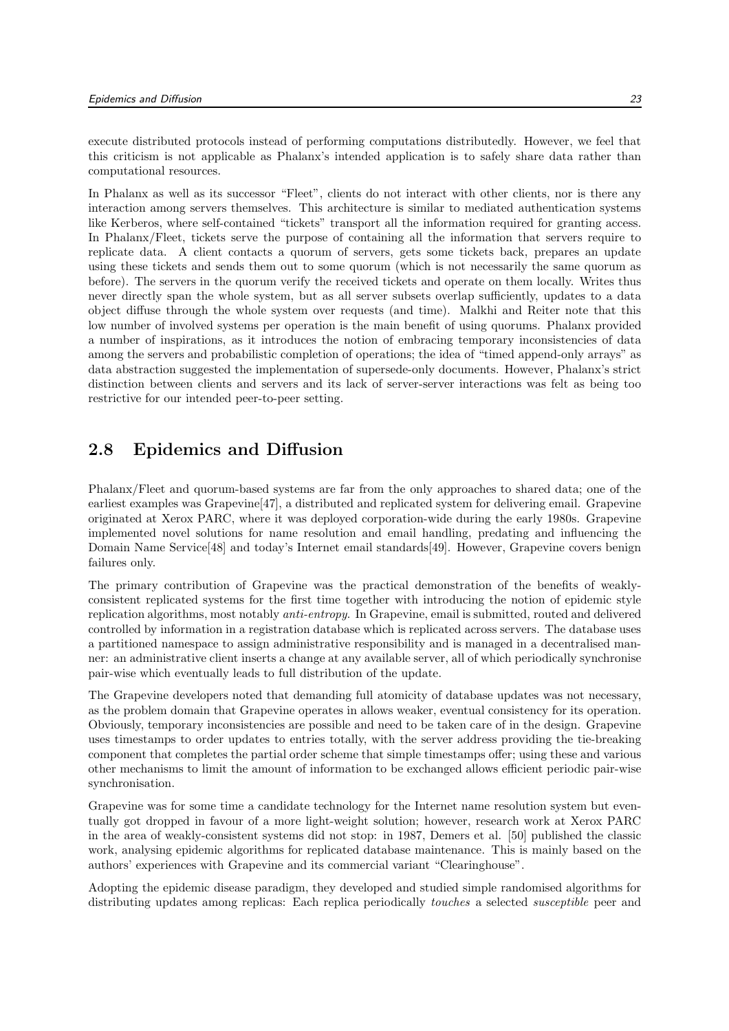execute distributed protocols instead of performing computations distributedly. However, we feel that this criticism is not applicable as Phalanx's intended application is to safely share data rather than computational resources.

In Phalanx as well as its successor "Fleet", clients do not interact with other clients, nor is there any interaction among servers themselves. This architecture is similar to mediated authentication systems like Kerberos, where self-contained "tickets" transport all the information required for granting access. In Phalanx/Fleet, tickets serve the purpose of containing all the information that servers require to replicate data. A client contacts a quorum of servers, gets some tickets back, prepares an update using these tickets and sends them out to some quorum (which is not necessarily the same quorum as before). The servers in the quorum verify the received tickets and operate on them locally. Writes thus never directly span the whole system, but as all server subsets overlap sufficiently, updates to a data object diffuse through the whole system over requests (and time). Malkhi and Reiter note that this low number of involved systems per operation is the main benefit of using quorums. Phalanx provided a number of inspirations, as it introduces the notion of embracing temporary inconsistencies of data among the servers and probabilistic completion of operations; the idea of "timed append-only arrays" as data abstraction suggested the implementation of supersede-only documents. However, Phalanx's strict distinction between clients and servers and its lack of server-server interactions was felt as being too restrictive for our intended peer-to-peer setting.

## 2.8 Epidemics and Diffusion

Phalanx/Fleet and quorum-based systems are far from the only approaches to shared data; one of the earliest examples was Grapevine[47], a distributed and replicated system for delivering email. Grapevine originated at Xerox PARC, where it was deployed corporation-wide during the early 1980s. Grapevine implemented novel solutions for name resolution and email handling, predating and influencing the Domain Name Service[48] and today's Internet email standards[49]. However, Grapevine covers benign failures only.

The primary contribution of Grapevine was the practical demonstration of the benefits of weakly-consistent replicated systems for the first time together with introducing the notion of epidemic style replication algorithms, most notably *anti-entropy*. In Grapevine, email is submitted, routed and delivered controlled by information in a registration database which is replicated across servers. The database uses a partitioned namespace to assign administrative responsibility and is managed in a decentralised manner: an administrative client inserts a change at any available server, all of which periodically synchronise pair-wise which eventually leads to full distribution of the update.

The Grapevine developers noted that demanding full atomicity of database updates was not necessary, as the problem domain that Grapevine operates in allows weaker, eventual consistency for its operation. Obviously, temporary inconsistencies are possible and need to be taken care of in the design. Grapevine uses timestamps to order updates to entries totally, with the server address providing the tie-breaking component that completes the partial order scheme that simple timestamps offer; using these and various other mechanisms to limit the amount of information to be exchanged allows efficient periodic pair-wise synchronisation.

Grapevine was for some time a candidate technology for the Internet name resolution system but eventually got dropped in favour of a more light-weight solution; however, research work at Xerox PARC in the area of weakly-consistent systems did not stop: in 1987, Demers et al. [50] published the classic work, analysing epidemic algorithms for replicated database maintenance. This is mainly based on the authors' experiences with Grapevine and its commercial variant "Clearinghouse".

Adopting the epidemic disease paradigm, they developed and studied simple randomised algorithms for distributing updates among replicas: Each replica periodically *touches* a selected *susceptible* peer and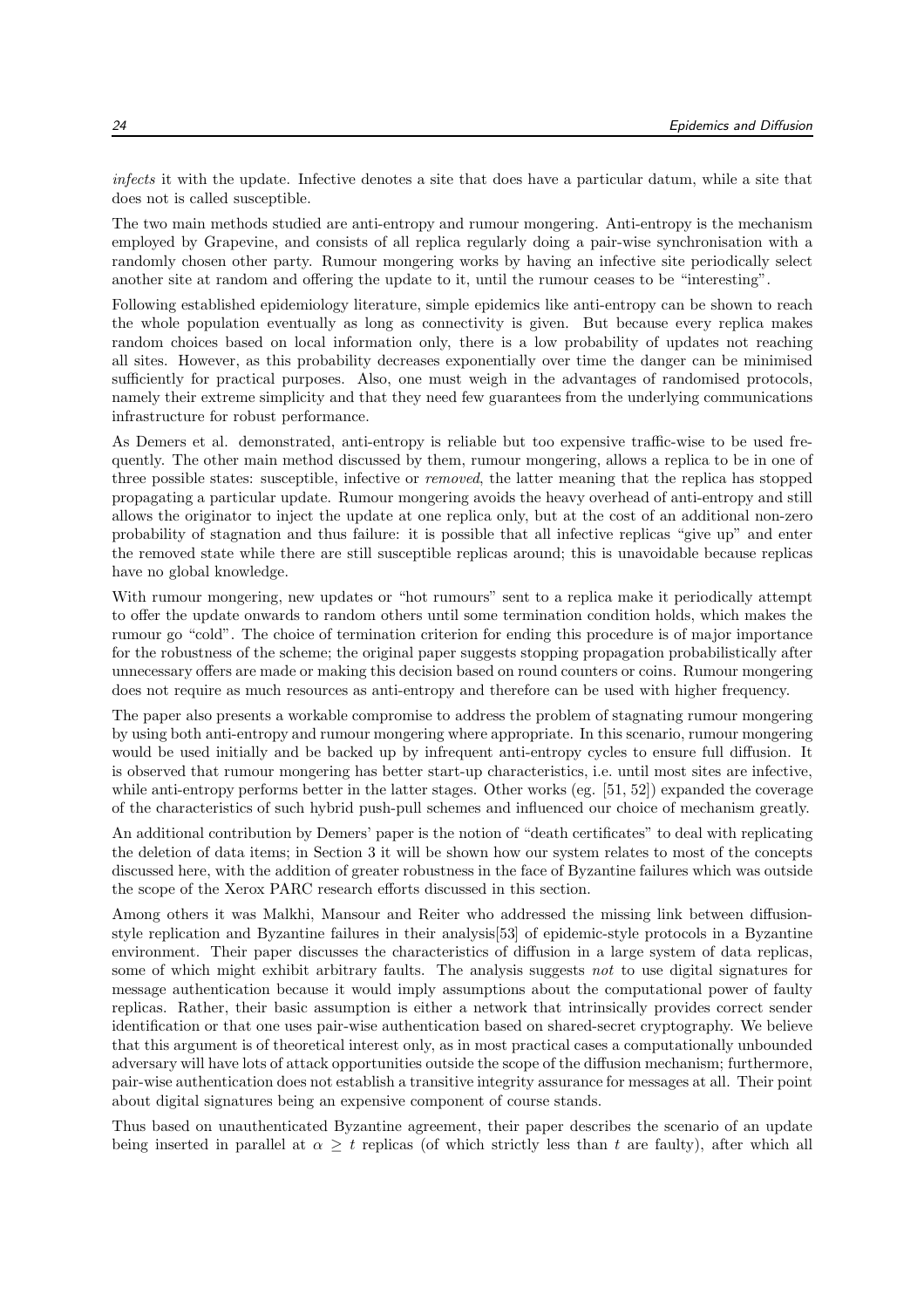*infects* it with the update. Infective denotes a site that does have a particular datum, while a site that does not is called susceptible.

The two main methods studied are anti-entropy and rumour mongering. Anti-entropy is the mechanism employed by Grapevine, and consists of all replica regularly doing a pair-wise synchronisation with a randomly chosen other party. Rumour mongering works by having an infective site periodically select another site at random and offering the update to it, until the rumour ceases to be "interesting".

Following established epidemiology literature, simple epidemics like anti-entropy can be shown to reach the whole population eventually as long as connectivity is given. But because every replica makes random choices based on local information only, there is a low probability of updates not reaching all sites. However, as this probability decreases exponentially over time the danger can be minimised sufficiently for practical purposes. Also, one must weigh in the advantages of randomised protocols, namely their extreme simplicity and that they need few guarantees from the underlying communications infrastructure for robust performance.

As Demers et al. demonstrated, anti-entropy is reliable but too expensive traffic-wise to be used frequently. The other main method discussed by them, rumour mongering, allows a replica to be in one of three possible states: susceptible, infective or *removed*, the latter meaning that the replica has stopped propagating a particular update. Rumour mongering avoids the heavy overhead of anti-entropy and still allows the originator to inject the update at one replica only, but at the cost of an additional non-zero probability of stagnation and thus failure: it is possible that all infective replicas "give up" and enter the removed state while there are still susceptible replicas around; this is unavoidable because replicas have no global knowledge.

With rumour mongering, new updates or "hot rumours" sent to a replica make it periodically attempt to offer the update onwards to random others until some termination condition holds, which makes the rumour go "cold". The choice of termination criterion for ending this procedure is of major importance for the robustness of the scheme; the original paper suggests stopping propagation probabilistically after unnecessary offers are made or making this decision based on round counters or coins. Rumour mongering does not require as much resources as anti-entropy and therefore can be used with higher frequency.

The paper also presents a workable compromise to address the problem of stagnating rumour mongering by using both anti-entropy and rumour mongering where appropriate. In this scenario, rumour mongering would be used initially and be backed up by infrequent anti-entropy cycles to ensure full diffusion. It is observed that rumour mongering has better start-up characteristics, i.e. until most sites are infective, while anti-entropy performs better in the latter stages. Other works (eg. [51, 52]) expanded the coverage of the characteristics of such hybrid push-pull schemes and influenced our choice of mechanism greatly.

An additional contribution by Demers' paper is the notion of "death certificates" to deal with replicating the deletion of data items; in Section 3 it will be shown how our system relates to most of the concepts discussed here, with the addition of greater robustness in the face of Byzantine failures which was outside the scope of the Xerox PARC research efforts discussed in this section.

Among others it was Malkhi, Mansour and Reiter who addressed the missing link between diffusion-style replication and Byzantine failures in their analysis[53] of epidemic-style protocols in a Byzantine environment. Their paper discusses the characteristics of diffusion in a large system of data replicas, some of which might exhibit arbitrary faults. The analysis suggests *not* to use digital signatures for message authentication because it would imply assumptions about the computational power of faulty replicas. Rather, their basic assumption is either a network that intrinsically provides correct sender identification or that one uses pair-wise authentication based on shared-secret cryptography. We believe that this argument is of theoretical interest only, as in most practical cases a computationally unbounded adversary will have lots of attack opportunities outside the scope of the diffusion mechanism; furthermore, pair-wise authentication does not establish a transitive integrity assurance for messages at all. Their point about digital signatures being an expensive component of course stands.

Thus based on unauthenticated Byzantine agreement, their paper describes the scenario of an update being inserted in parallel at $\alpha \geq t$ replicas (of which strictly less than $t$ are faulty), after which all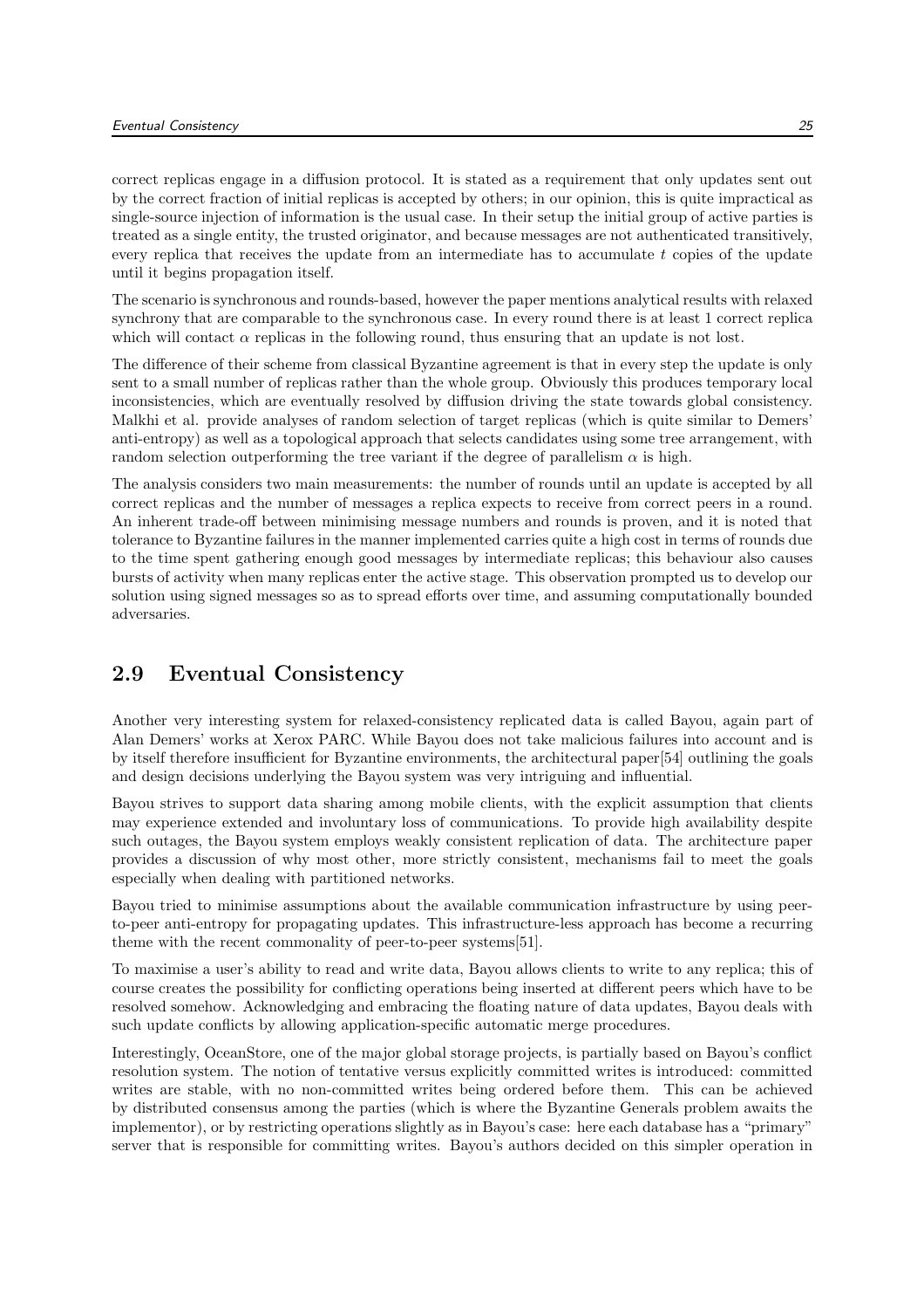correct replicas engage in a diffusion protocol. It is stated as a requirement that only updates sent out by the correct fraction of initial replicas is accepted by others; in our opinion, this is quite impractical as single-source injection of information is the usual case. In their setup the initial group of active parties is treated as a single entity, the trusted originator, and because messages are not authenticated transitively, every replica that receives the update from an intermediate has to accumulate $t$ copies of the update until it begins propagation itself.

The scenario is synchronous and rounds-based, however the paper mentions analytical results with relaxed synchrony that are comparable to the synchronous case. In every round there is at least 1 correct replica which will contact $\alpha$ replicas in the following round, thus ensuring that an update is not lost.

The difference of their scheme from classical Byzantine agreement is that in every step the update is only sent to a small number of replicas rather than the whole group. Obviously this produces temporary local inconsistencies, which are eventually resolved by diffusion driving the state towards global consistency. Malkhi et al. provide analyses of random selection of target replicas (which is quite similar to Demers' anti-entropy) as well as a topological approach that selects candidates using some tree arrangement, with random selection outperforming the tree variant if the degree of parallelism $\alpha$ is high.

The analysis considers two main measurements: the number of rounds until an update is accepted by all correct replicas and the number of messages a replica expects to receive from correct peers in a round. An inherent trade-off between minimising message numbers and rounds is proven, and it is noted that tolerance to Byzantine failures in the manner implemented carries quite a high cost in terms of rounds due to the time spent gathering enough good messages by intermediate replicas; this behaviour also causes bursts of activity when many replicas enter the active stage. This observation prompted us to develop our solution using signed messages so as to spread efforts over time, and assuming computationally bounded adversaries.

## 2.9 Eventual Consistency

Another very interesting system for relaxed-consistency replicated data is called Bayou, again part of Alan Demers' works at Xerox PARC. While Bayou does not take malicious failures into account and is by itself therefore insufficient for Byzantine environments, the architectural paper[54] outlining the goals and design decisions underlying the Bayou system was very intriguing and influential.

Bayou strives to support data sharing among mobile clients, with the explicit assumption that clients may experience extended and involuntary loss of communications. To provide high availability despite such outages, the Bayou system employs weakly consistent replication of data. The architecture paper provides a discussion of why most other, more strictly consistent, mechanisms fail to meet the goals especially when dealing with partitioned networks.

Bayou tried to minimise assumptions about the available communication infrastructure by using peer-to-peer anti-entropy for propagating updates. This infrastructure-less approach has become a recurring theme with the recent commonality of peer-to-peer systems[51].

To maximise a user's ability to read and write data, Bayou allows clients to write to any replica; this of course creates the possibility for conflicting operations being inserted at different peers which have to be resolved somehow. Acknowledging and embracing the floating nature of data updates, Bayou deals with such update conflicts by allowing application-specific automatic merge procedures.

Interestingly, OceanStore, one of the major global storage projects, is partially based on Bayou's conflict resolution system. The notion of tentative versus explicitly committed writes is introduced: committed writes are stable, with no non-committed writes being ordered before them. This can be achieved by distributed consensus among the parties (which is where the Byzantine Generals problem awaits the implementor), or by restricting operations slightly as in Bayou's case: here each database has a "primary" server that is responsible for committing writes. Bayou's authors decided on this simpler operation in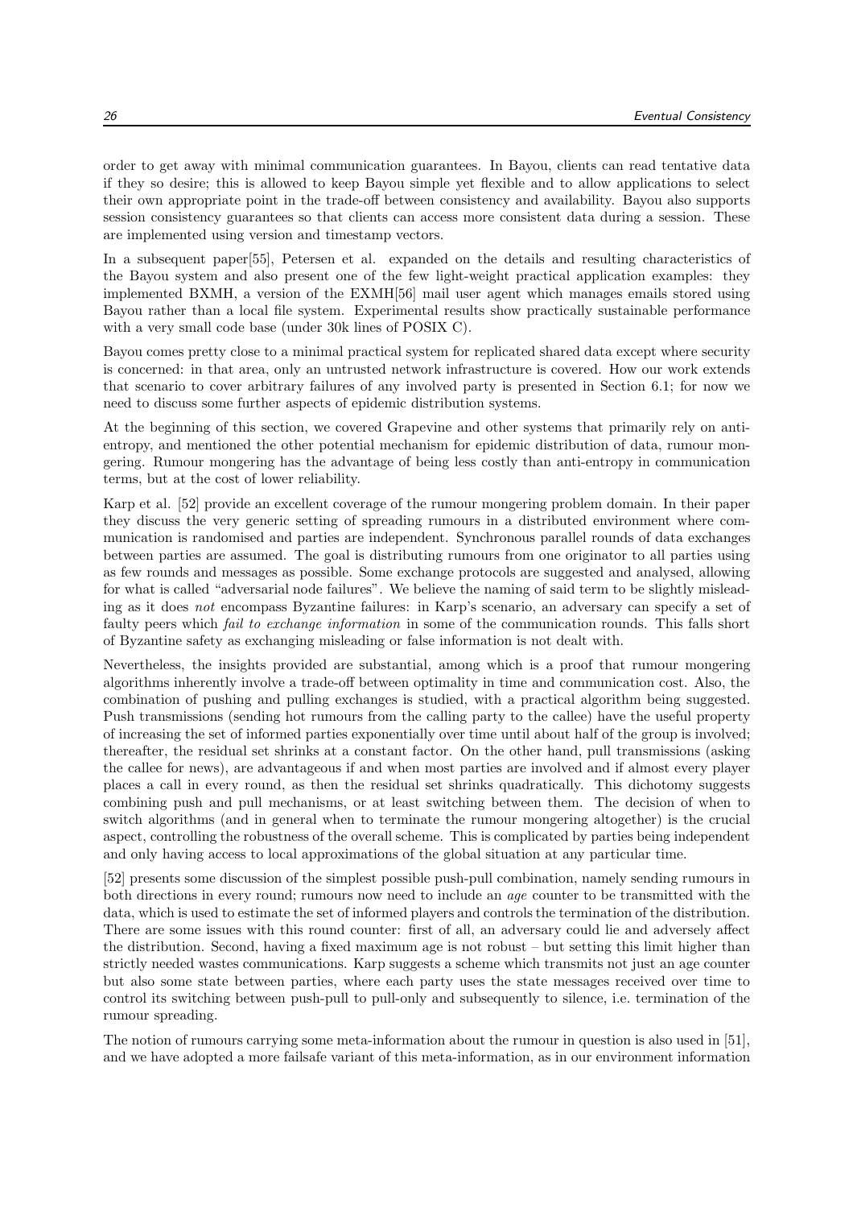order to get away with minimal communication guarantees. In Bayou, clients can read tentative data if they so desire; this is allowed to keep Bayou simple yet flexible and to allow applications to select their own appropriate point in the trade-off between consistency and availability. Bayou also supports session consistency guarantees so that clients can access more consistent data during a session. These are implemented using version and timestamp vectors.

In a subsequent paper[55], Petersen et al. expanded on the details and resulting characteristics of the Bayou system and also present one of the few light-weight practical application examples: they implemented BXMH, a version of the EXMH[56] mail user agent which manages emails stored using Bayou rather than a local file system. Experimental results show practically sustainable performance with a very small code base (under 30k lines of POSIX C).

Bayou comes pretty close to a minimal practical system for replicated shared data except where security is concerned: in that area, only an untrusted network infrastructure is covered. How our work extends that scenario to cover arbitrary failures of any involved party is presented in Section 6.1; for now we need to discuss some further aspects of epidemic distribution systems.

At the beginning of this section, we covered Grapevine and other systems that primarily rely on anti-entropy, and mentioned the other potential mechanism for epidemic distribution of data, rumour mongering. Rumour mongering has the advantage of being less costly than anti-entropy in communication terms, but at the cost of lower reliability.

Karp et al. [52] provide an excellent coverage of the rumour mongering problem domain. In their paper they discuss the very generic setting of spreading rumours in a distributed environment where communication is randomised and parties are independent. Synchronous parallel rounds of data exchanges between parties are assumed. The goal is distributing rumours from one originator to all parties using as few rounds and messages as possible. Some exchange protocols are suggested and analysed, allowing for what is called "adversarial node failures". We believe the naming of said term to be slightly misleading as it does *not* encompass Byzantine failures: in Karp's scenario, an adversary can specify a set of faulty peers which *fail to exchange information* in some of the communication rounds. This falls short of Byzantine safety as exchanging misleading or false information is not dealt with.

Nevertheless, the insights provided are substantial, among which is a proof that rumour mongering algorithms inherently involve a trade-off between optimality in time and communication cost. Also, the combination of pushing and pulling exchanges is studied, with a practical algorithm being suggested. Push transmissions (sending hot rumours from the calling party to the callee) have the useful property of increasing the set of informed parties exponentially over time until about half of the group is involved; thereafter, the residual set shrinks at a constant factor. On the other hand, pull transmissions (asking the callee for news), are advantageous if and when most parties are involved and if almost every player places a call in every round, as then the residual set shrinks quadratically. This dichotomy suggests combining push and pull mechanisms, or at least switching between them. The decision of when to switch algorithms (and in general when to terminate the rumour mongering altogether) is the crucial aspect, controlling the robustness of the overall scheme. This is complicated by parties being independent and only having access to local approximations of the global situation at any particular time.

[52] presents some discussion of the simplest possible push-pull combination, namely sending rumours in both directions in every round; rumours now need to include an *age* counter to be transmitted with the data, which is used to estimate the set of informed players and controls the termination of the distribution. There are some issues with this round counter: first of all, an adversary could lie and adversely affect the distribution. Second, having a fixed maximum age is not robust – but setting this limit higher than strictly needed wastes communications. Karp suggests a scheme which transmits not just an age counter but also some state between parties, where each party uses the state messages received over time to control its switching between push-pull to pull-only and subsequently to silence, i.e. termination of the rumour spreading.

The notion of rumours carrying some meta-information about the rumour in question is also used in [51], and we have adopted a more failsafe variant of this meta-information, as in our environment information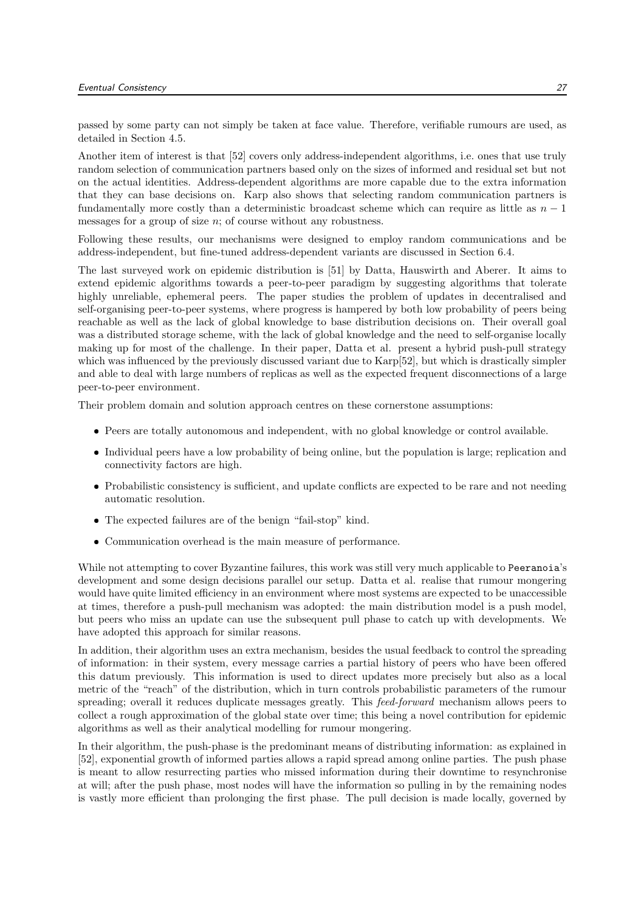passed by some party can not simply be taken at face value. Therefore, verifiable rumours are used, as detailed in Section 4.5.

Another item of interest is that [52] covers only address-independent algorithms, i.e. ones that use truly random selection of communication partners based only on the sizes of informed and residual set but not on the actual identities. Address-dependent algorithms are more capable due to the extra information that they can base decisions on. Karp also shows that selecting random communication partners is fundamentally more costly than a deterministic broadcast scheme which can require as little as $n - 1$ messages for a group of size $n$; of course without any robustness.

Following these results, our mechanisms were designed to employ random communications and be address-independent, but fine-tuned address-dependent variants are discussed in Section 6.4.

The last surveyed work on epidemic distribution is [51] by Datta, Hauswirth and Aberer. It aims to extend epidemic algorithms towards a peer-to-peer paradigm by suggesting algorithms that tolerate highly unreliable, ephemeral peers. The paper studies the problem of updates in decentralised and self-organising peer-to-peer systems, where progress is hampered by both low probability of peers being reachable as well as the lack of global knowledge to base distribution decisions on. Their overall goal was a distributed storage scheme, with the lack of global knowledge and the need to self-organise locally making up for most of the challenge. In their paper, Datta et al. present a hybrid push-pull strategy which was influenced by the previously discussed variant due to Karp[52], but which is drastically simpler and able to deal with large numbers of replicas as well as the expected frequent disconnections of a large peer-to-peer environment.

Their problem domain and solution approach centres on these cornerstone assumptions:

- Peers are totally autonomous and independent, with no global knowledge or control available.
- Individual peers have a low probability of being online, but the population is large; replication and connectivity factors are high.
- Probabilistic consistency is sufficient, and update conflicts are expected to be rare and not needing automatic resolution.
- The expected failures are of the benign "fail-stop" kind.
- Communication overhead is the main measure of performance.

While not attempting to cover Byzantine failures, this work was still very much applicable to `Peeranoia`'s development and some design decisions parallel our setup. Datta et al. realise that rumour mongering would have quite limited efficiency in an environment where most systems are expected to be unaccessible at times, therefore a push-pull mechanism was adopted: the main distribution model is a push model, but peers who miss an update can use the subsequent pull phase to catch up with developments. We have adopted this approach for similar reasons.

In addition, their algorithm uses an extra mechanism, besides the usual feedback to control the spreading of information: in their system, every message carries a partial history of peers who have been offered this datum previously. This information is used to direct updates more precisely but also as a local metric of the "reach" of the distribution, which in turn controls probabilistic parameters of the rumour spreading; overall it reduces duplicate messages greatly. This *feed-forward* mechanism allows peers to collect a rough approximation of the global state over time; this being a novel contribution for epidemic algorithms as well as their analytical modelling for rumour mongering.

In their algorithm, the push-phase is the predominant means of distributing information: as explained in [52], exponential growth of informed parties allows a rapid spread among online parties. The push phase is meant to allow resurrecting parties who missed information during their downtime to resynchronise at will; after the push phase, most nodes will have the information so pulling in by the remaining nodes is vastly more efficient than prolonging the first phase. The pull decision is made locally, governed by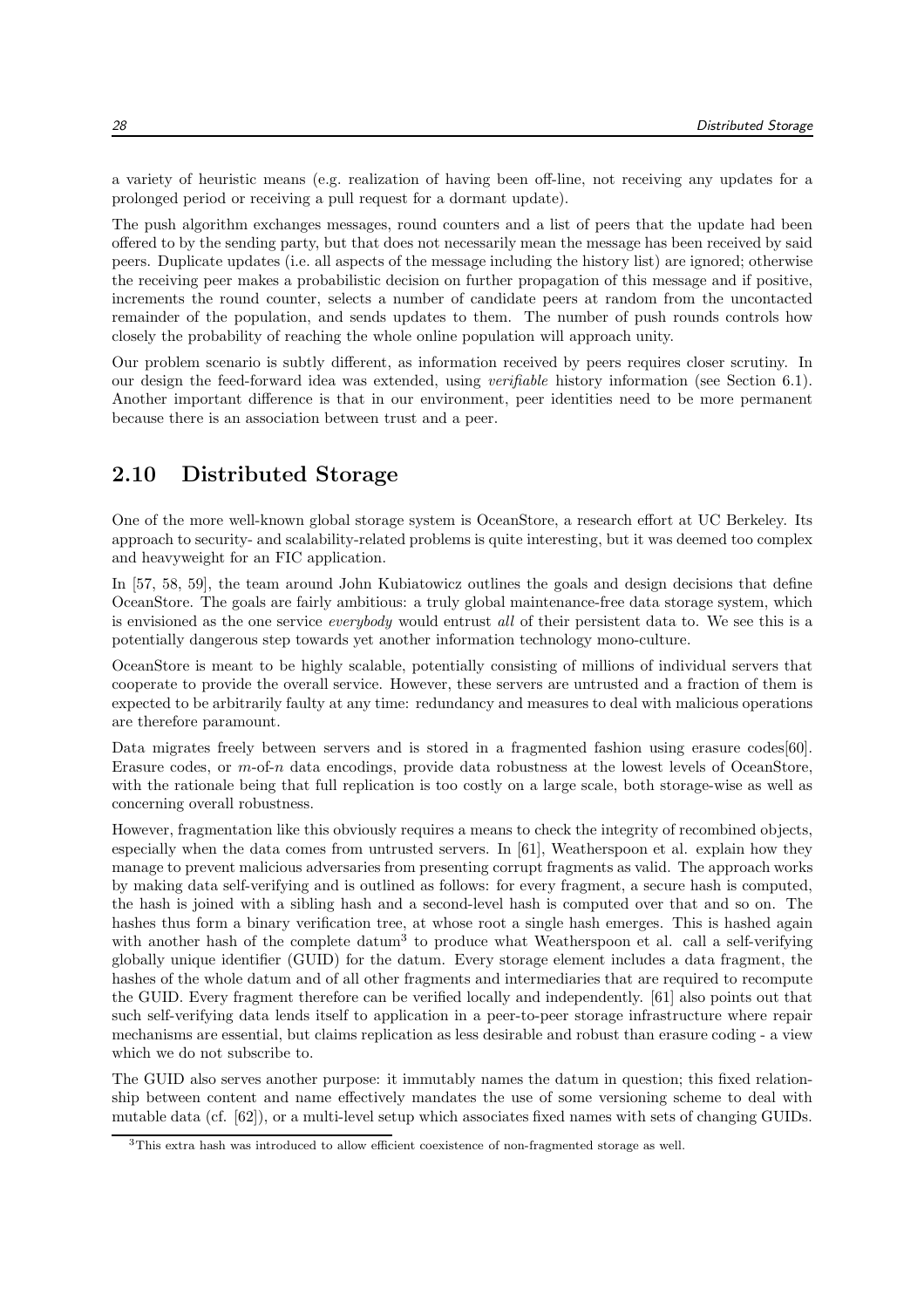a variety of heuristic means (e.g. realization of having been off-line, not receiving any updates for a prolonged period or receiving a pull request for a dormant update).

The push algorithm exchanges messages, round counters and a list of peers that the update had been offered to by the sending party, but that does not necessarily mean the message has been received by said peers. Duplicate updates (i.e. all aspects of the message including the history list) are ignored; otherwise the receiving peer makes a probabilistic decision on further propagation of this message and if positive, increments the round counter, selects a number of candidate peers at random from the uncontacted remainder of the population, and sends updates to them. The number of push rounds controls how closely the probability of reaching the whole online population will approach unity.

Our problem scenario is subtly different, as information received by peers requires closer scrutiny. In our design the feed-forward idea was extended, using *verifiable* history information (see Section 6.1). Another important difference is that in our environment, peer identities need to be more permanent because there is an association between trust and a peer.

## 2.10 Distributed Storage

One of the more well-known global storage system is OceanStore, a research effort at UC Berkeley. Its approach to security- and scalability-related problems is quite interesting, but it was deemed too complex and heavyweight for an FIC application.

In [57, 58, 59], the team around John Kubiatowicz outlines the goals and design decisions that define OceanStore. The goals are fairly ambitious: a truly global maintenance-free data storage system, which is envisioned as the one service *everybody* would entrust *all* of their persistent data to. We see this is a potentially dangerous step towards yet another information technology mono-culture.

OceanStore is meant to be highly scalable, potentially consisting of millions of individual servers that cooperate to provide the overall service. However, these servers are untrusted and a fraction of them is expected to be arbitrarily faulty at any time: redundancy and measures to deal with malicious operations are therefore paramount.

Data migrates freely between servers and is stored in a fragmented fashion using erasure codes[60]. Erasure codes, or $m$-of-$n$ data encodings, provide data robustness at the lowest levels of OceanStore, with the rationale being that full replication is too costly on a large scale, both storage-wise as well as concerning overall robustness.

However, fragmentation like this obviously requires a means to check the integrity of recombined objects, especially when the data comes from untrusted servers. In [61], Weatherspoon et al. explain how they manage to prevent malicious adversaries from presenting corrupt fragments as valid. The approach works by making data self-verifying and is outlined as follows: for every fragment, a secure hash is computed, the hash is joined with a sibling hash and a second-level hash is computed over that and so on. The hashes thus form a binary verification tree, at whose root a single hash emerges. This is hashed again with another hash of the complete datum[3] to produce what Weatherspoon et al. call a self-verifying globally unique identifier (GUID) for the datum. Every storage element includes a data fragment, the hashes of the whole datum and of all other fragments and intermediaries that are required to recompute the GUID. Every fragment therefore can be verified locally and independently. [61] also points out that such self-verifying data lends itself to application in a peer-to-peer storage infrastructure where repair mechanisms are essential, but claims replication as less desirable and robust than erasure coding - a view which we do not subscribe to.

The GUID also serves another purpose: it immutably names the datum in question; this fixed relationship between content and name effectively mandates the use of some versioning scheme to deal with mutable data (cf. [62]), or a multi-level setup which associates fixed names with sets of changing GUIDs.

[3] This extra hash was introduced to allow efficient coexistence of non-fragmented storage as well.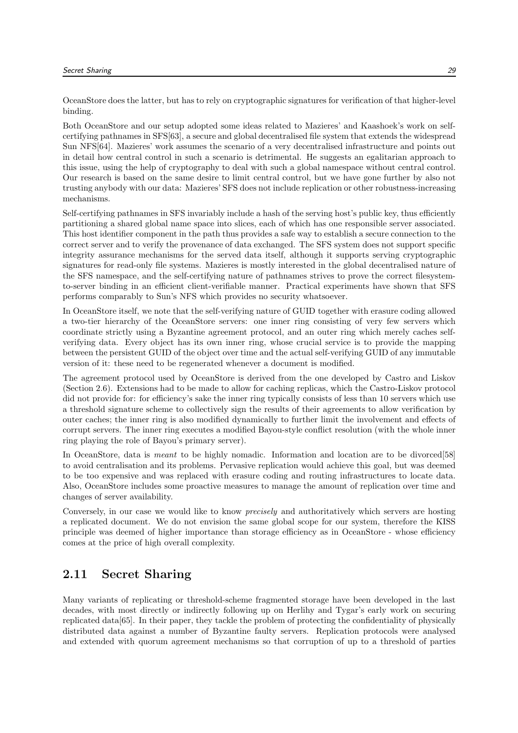OceanStore does the latter, but has to rely on cryptographic signatures for verification of that higher-level binding.

Both OceanStore and our setup adopted some ideas related to Mazieres' and Kaashoek's work on self-certifying pathnames in SFS[63], a secure and global decentralised file system that extends the widespread Sun NFS[64]. Mazieres' work assumes the scenario of a very decentralised infrastructure and points out in detail how central control in such a scenario is detrimental. He suggests an egalitarian approach to this issue, using the help of cryptography to deal with such a global namespace without central control. Our research is based on the same desire to limit central control, but we have gone further by also not trusting anybody with our data: Mazieres' SFS does not include replication or other robustness-increasing mechanisms.

Self-certifying pathnames in SFS invariably include a hash of the serving host's public key, thus efficiently partitioning a shared global name space into slices, each of which has one responsible server associated. This host identifier component in the path thus provides a safe way to establish a secure connection to the correct server and to verify the provenance of data exchanged. The SFS system does not support specific integrity assurance mechanisms for the served data itself, although it supports serving cryptographic signatures for read-only file systems. Mazieres is mostly interested in the global decentralised nature of the SFS namespace, and the self-certifying nature of pathnames strives to prove the correct filesystem-to-server binding in an efficient client-verifiable manner. Practical experiments have shown that SFS performs comparably to Sun's NFS which provides no security whatsoever.

In OceanStore itself, we note that the self-verifying nature of GUID together with erasure coding allowed a two-tier hierarchy of the OceanStore servers: one inner ring consisting of very few servers which coordinate strictly using a Byzantine agreement protocol, and an outer ring which merely caches self-verifying data. Every object has its own inner ring, whose crucial service is to provide the mapping between the persistent GUID of the object over time and the actual self-verifying GUID of any immutable version of it: these need to be regenerated whenever a document is modified.

The agreement protocol used by OceanStore is derived from the one developed by Castro and Liskov (Section 2.6). Extensions had to be made to allow for caching replicas, which the Castro-Liskov protocol did not provide for: for efficiency's sake the inner ring typically consists of less than 10 servers which use a threshold signature scheme to collectively sign the results of their agreements to allow verification by outer caches; the inner ring is also modified dynamically to further limit the involvement and effects of corrupt servers. The inner ring executes a modified Bayou-style conflict resolution (with the whole inner ring playing the role of Bayou's primary server).

In OceanStore, data is *meant* to be highly nomadic. Information and location are to be divorced[58] to avoid centralisation and its problems. Pervasive replication would achieve this goal, but was deemed to be too expensive and was replaced with erasure coding and routing infrastructures to locate data. Also, OceanStore includes some proactive measures to manage the amount of replication over time and changes of server availability.

Conversely, in our case we would like to know *precisely* and authoritatively which servers are hosting a replicated document. We do not envision the same global scope for our system, therefore the KISS principle was deemed of higher importance than storage efficiency as in OceanStore - whose efficiency comes at the price of high overall complexity.

## 2.11 Secret Sharing

Many variants of replicating or threshold-scheme fragmented storage have been developed in the last decades, with most directly or indirectly following up on Herlihy and Tygar's early work on securing replicated data[65]. In their paper, they tackle the problem of protecting the confidentiality of physically distributed data against a number of Byzantine faulty servers. Replication protocols were analysed and extended with quorum agreement mechanisms so that corruption of up to a threshold of parties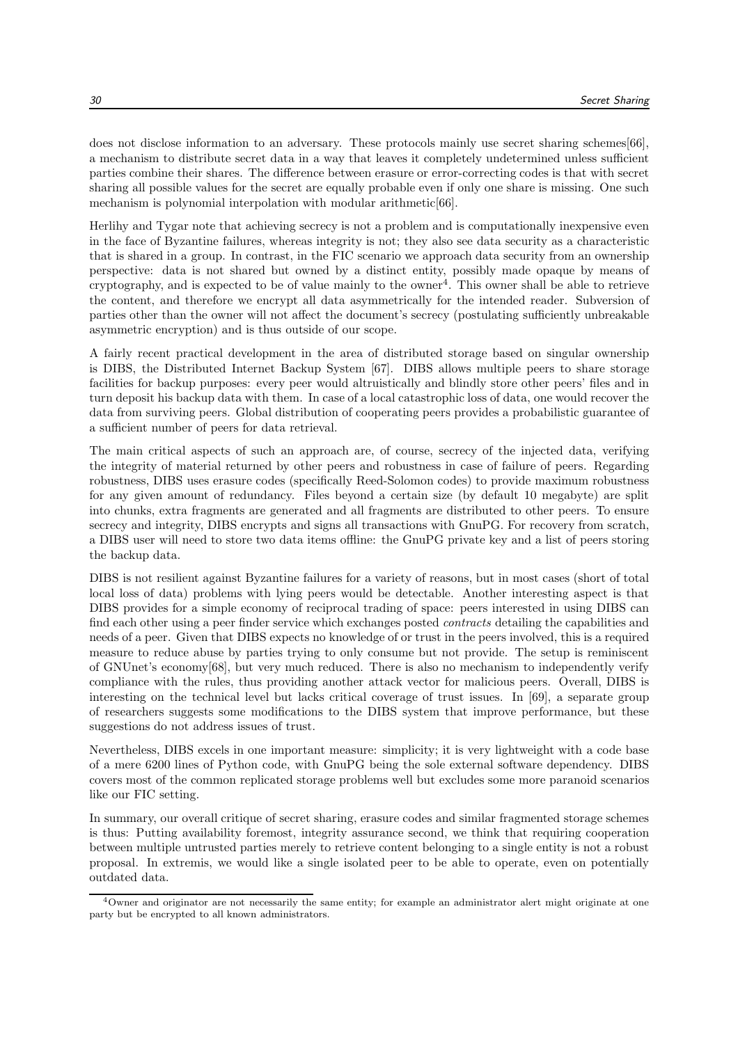does not disclose information to an adversary. These protocols mainly use secret sharing schemes[66], a mechanism to distribute secret data in a way that leaves it completely undetermined unless sufficient parties combine their shares. The difference between erasure or error-correcting codes is that with secret sharing all possible values for the secret are equally probable even if only one share is missing. One such mechanism is polynomial interpolation with modular arithmetic[66].

Herlihy and Tygar note that achieving secrecy is not a problem and is computationally inexpensive even in the face of Byzantine failures, whereas integrity is not; they also see data security as a characteristic that is shared in a group. In contrast, in the FIC scenario we approach data security from an ownership perspective: data is not shared but owned by a distinct entity, possibly made opaque by means of cryptography, and is expected to be of value mainly to the owner[4]. This owner shall be able to retrieve the content, and therefore we encrypt all data asymmetrically for the intended reader. Subversion of parties other than the owner will not affect the document's secrecy (postulating sufficiently unbreakable asymmetric encryption) and is thus outside of our scope.

A fairly recent practical development in the area of distributed storage based on singular ownership is DIBS, the Distributed Internet Backup System [67]. DIBS allows multiple peers to share storage facilities for backup purposes: every peer would altruistically and blindly store other peers' files and in turn deposit his backup data with them. In case of a local catastrophic loss of data, one would recover the data from surviving peers. Global distribution of cooperating peers provides a probabilistic guarantee of a sufficient number of peers for data retrieval.

The main critical aspects of such an approach are, of course, secrecy of the injected data, verifying the integrity of material returned by other peers and robustness in case of failure of peers. Regarding robustness, DIBS uses erasure codes (specifically Reed-Solomon codes) to provide maximum robustness for any given amount of redundancy. Files beyond a certain size (by default 10 megabyte) are split into chunks, extra fragments are generated and all fragments are distributed to other peers. To ensure secrecy and integrity, DIBS encrypts and signs all transactions with GnuPG. For recovery from scratch, a DIBS user will need to store two data items offline: the GnuPG private key and a list of peers storing the backup data.

DIBS is not resilient against Byzantine failures for a variety of reasons, but in most cases (short of total local loss of data) problems with lying peers would be detectable. Another interesting aspect is that DIBS provides for a simple economy of reciprocal trading of space: peers interested in using DIBS can find each other using a peer finder service which exchanges posted *contracts* detailing the capabilities and needs of a peer. Given that DIBS expects no knowledge of or trust in the peers involved, this is a required measure to reduce abuse by parties trying to only consume but not provide. The setup is reminiscent of GNUnet's economy[68], but very much reduced. There is also no mechanism to independently verify compliance with the rules, thus providing another attack vector for malicious peers. Overall, DIBS is interesting on the technical level but lacks critical coverage of trust issues. In [69], a separate group of researchers suggests some modifications to the DIBS system that improve performance, but these suggestions do not address issues of trust.

Nevertheless, DIBS excels in one important measure: simplicity; it is very lightweight with a code base of a mere 6200 lines of Python code, with GnuPG being the sole external software dependency. DIBS covers most of the common replicated storage problems well but excludes some more paranoid scenarios like our FIC setting.

In summary, our overall critique of secret sharing, erasure codes and similar fragmented storage schemes is thus: Putting availability foremost, integrity assurance second, we think that requiring cooperation between multiple untrusted parties merely to retrieve content belonging to a single entity is not a robust proposal. In extremis, we would like a single isolated peer to be able to operate, even on potentially outdated data.

[4]Owner and originator are not necessarily the same entity; for example an administrator alert might originate at one party but be encrypted to all known administrators.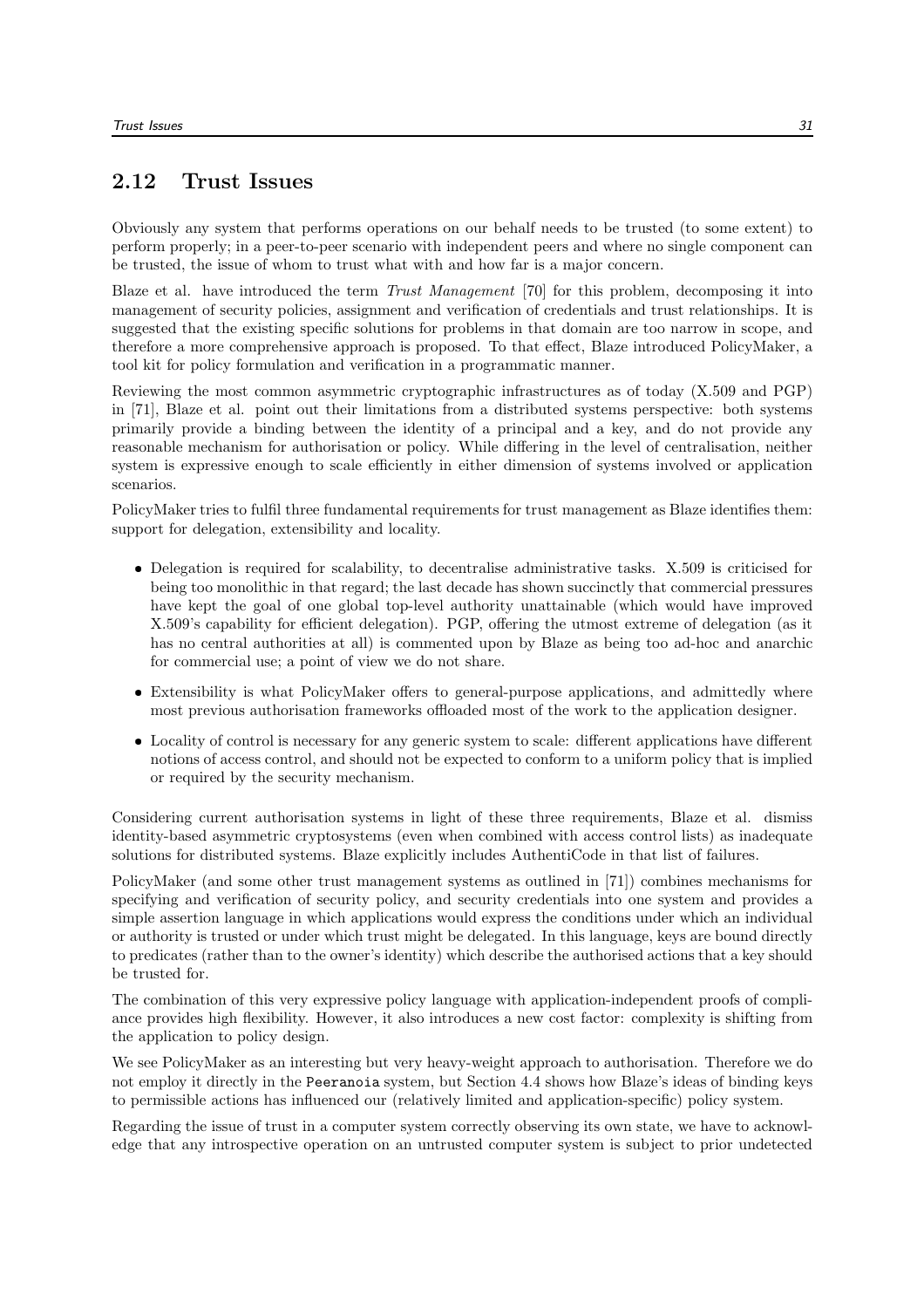## 2.12 Trust Issues

Obviously any system that performs operations on our behalf needs to be trusted (to some extent) to perform properly; in a peer-to-peer scenario with independent peers and where no single component can be trusted, the issue of whom to trust what with and how far is a major concern.

Blaze et al. have introduced the term *Trust Management* [70] for this problem, decomposing it into management of security policies, assignment and verification of credentials and trust relationships. It is suggested that the existing specific solutions for problems in that domain are too narrow in scope, and therefore a more comprehensive approach is proposed. To that effect, Blaze introduced PolicyMaker, a tool kit for policy formulation and verification in a programmatic manner.

Reviewing the most common asymmetric cryptographic infrastructures as of today (X.509 and PGP) in [71], Blaze et al. point out their limitations from a distributed systems perspective: both systems primarily provide a binding between the identity of a principal and a key, and do not provide any reasonable mechanism for authorisation or policy. While differing in the level of centralisation, neither system is expressive enough to scale efficiently in either dimension of systems involved or application scenarios.

PolicyMaker tries to fulfil three fundamental requirements for trust management as Blaze identifies them: support for delegation, extensibility and locality.

- Delegation is required for scalability, to decentralise administrative tasks. X.509 is criticised for being too monolithic in that regard; the last decade has shown succinctly that commercial pressures have kept the goal of one global top-level authority unattainable (which would have improved X.509's capability for efficient delegation). PGP, offering the utmost extreme of delegation (as it has no central authorities at all) is commented upon by Blaze as being too ad-hoc and anarchic for commercial use; a point of view we do not share.
- Extensibility is what PolicyMaker offers to general-purpose applications, and admittedly where most previous authorisation frameworks offloaded most of the work to the application designer.
- Locality of control is necessary for any generic system to scale: different applications have different notions of access control, and should not be expected to conform to a uniform policy that is implied or required by the security mechanism.

Considering current authorisation systems in light of these three requirements, Blaze et al. dismiss identity-based asymmetric cryptosystems (even when combined with access control lists) as inadequate solutions for distributed systems. Blaze explicitly includes AuthentiCode in that list of failures.

PolicyMaker (and some other trust management systems as outlined in [71]) combines mechanisms for specifying and verification of security policy, and security credentials into one system and provides a simple assertion language in which applications would express the conditions under which an individual or authority is trusted or under which trust might be delegated. In this language, keys are bound directly to predicates (rather than to the owner's identity) which describe the authorised actions that a key should be trusted for.

The combination of this very expressive policy language with application-independent proofs of compliance provides high flexibility. However, it also introduces a new cost factor: complexity is shifting from the application to policy design.

We see PolicyMaker as an interesting but very heavy-weight approach to authorisation. Therefore we do not employ it directly in the `Peeranoia` system, but Section 4.4 shows how Blaze's ideas of binding keys to permissible actions has influenced our (relatively limited and application-specific) policy system.

Regarding the issue of trust in a computer system correctly observing its own state, we have to acknowledge that any introspective operation on an untrusted computer system is subject to prior undetected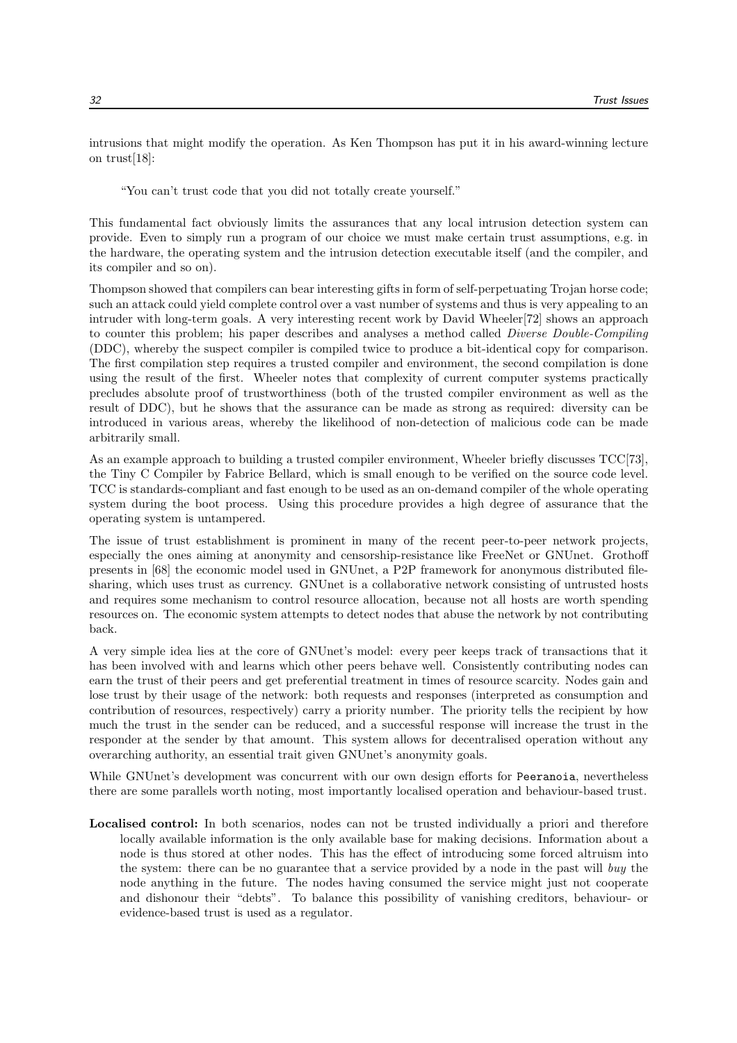intrusions that might modify the operation. As Ken Thompson has put it in his award-winning lecture on trust[18]:

> "You can't trust code that you did not totally create yourself."

This fundamental fact obviously limits the assurances that any local intrusion detection system can provide. Even to simply run a program of our choice we must make certain trust assumptions, e.g. in the hardware, the operating system and the intrusion detection executable itself (and the compiler, and its compiler and so on).

Thompson showed that compilers can bear interesting gifts in form of self-perpetuating Trojan horse code; such an attack could yield complete control over a vast number of systems and thus is very appealing to an intruder with long-term goals. A very interesting recent work by David Wheeler[72] shows an approach to counter this problem; his paper describes and analyses a method called *Diverse Double-Compiling* (DDC), whereby the suspect compiler is compiled twice to produce a bit-identical copy for comparison. The first compilation step requires a trusted compiler and environment, the second compilation is done using the result of the first. Wheeler notes that complexity of current computer systems practically precludes absolute proof of trustworthiness (both of the trusted compiler environment as well as the result of DDC), but he shows that the assurance can be made as strong as required: diversity can be introduced in various areas, whereby the likelihood of non-detection of malicious code can be made arbitrarily small.

As an example approach to building a trusted compiler environment, Wheeler briefly discusses TCC[73], the Tiny C Compiler by Fabrice Bellard, which is small enough to be verified on the source code level. TCC is standards-compliant and fast enough to be used as an on-demand compiler of the whole operating system during the boot process. Using this procedure provides a high degree of assurance that the operating system is untampered.

The issue of trust establishment is prominent in many of the recent peer-to-peer network projects, especially the ones aiming at anonymity and censorship-resistance like FreeNet or GNUnet. Grothoff presents in [68] the economic model used in GNUnet, a P2P framework for anonymous distributed file-sharing, which uses trust as currency. GNUnet is a collaborative network consisting of untrusted hosts and requires some mechanism to control resource allocation, because not all hosts are worth spending resources on. The economic system attempts to detect nodes that abuse the network by not contributing back.

A very simple idea lies at the core of GNUnet's model: every peer keeps track of transactions that it has been involved with and learns which other peers behave well. Consistently contributing nodes can earn the trust of their peers and get preferential treatment in times of resource scarcity. Nodes gain and lose trust by their usage of the network: both requests and responses (interpreted as consumption and contribution of resources, respectively) carry a priority number. The priority tells the recipient by how much the trust in the sender can be reduced, and a successful response will increase the trust in the responder at the sender by that amount. This system allows for decentralised operation without any overarching authority, an essential trait given GNUnet's anonymity goals.

While GNUnet's development was concurrent with our own design efforts for `Peeranoia`, nevertheless there are some parallels worth noting, most importantly localised operation and behaviour-based trust.

**Localised control:** In both scenarios, nodes can not be trusted individually a priori and therefore locally available information is the only available base for making decisions. Information about a node is thus stored at other nodes. This has the effect of introducing some forced altruism into the system: there can be no guarantee that a service provided by a node in the past will *buy* the node anything in the future. The nodes having consumed the service might just not cooperate and dishonour their "debts". To balance this possibility of vanishing creditors, behaviour- or evidence-based trust is used as a regulator.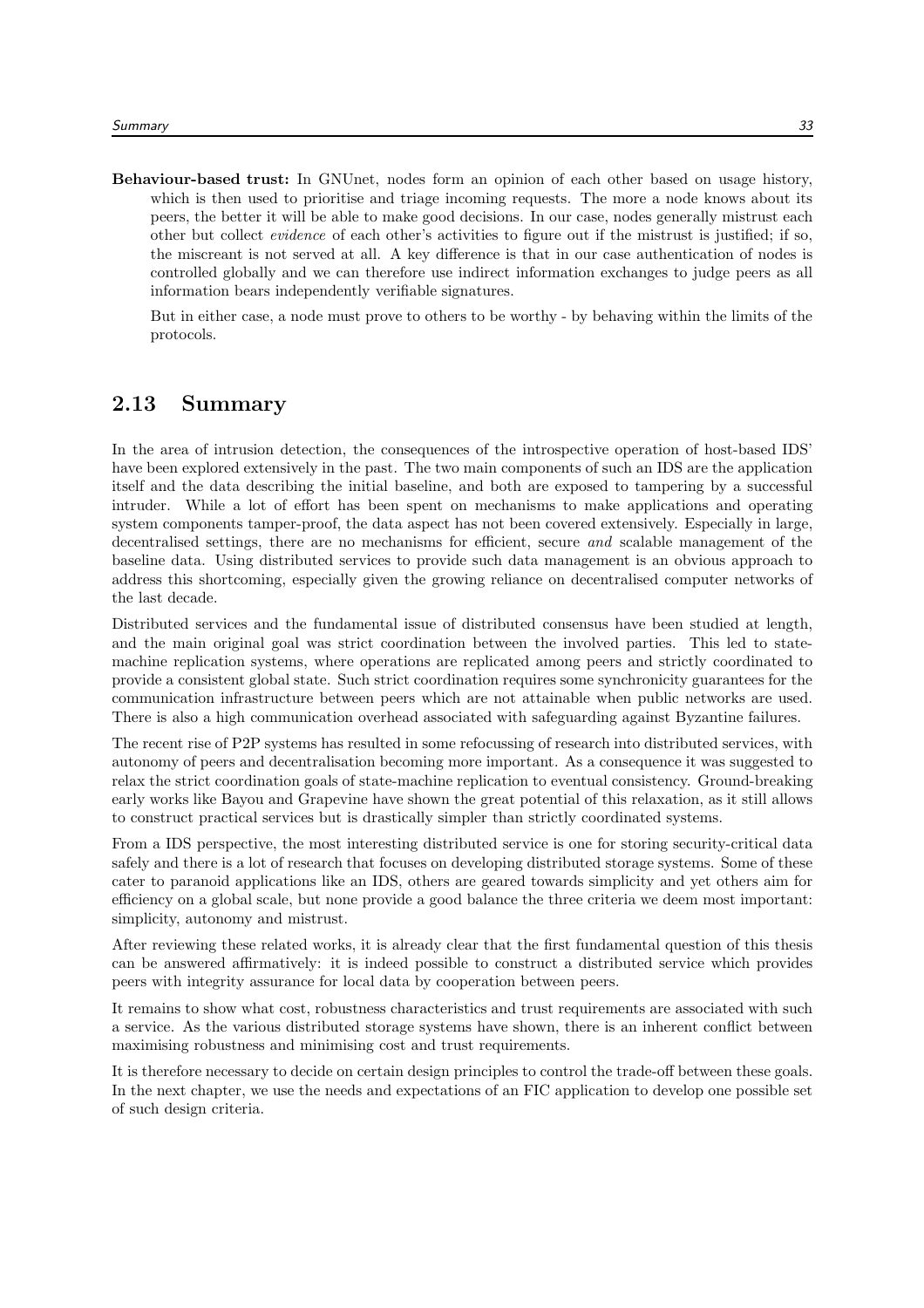**Behaviour-based trust:** In GNUnet, nodes form an opinion of each other based on usage history, which is then used to prioritise and triage incoming requests. The more a node knows about its peers, the better it will be able to make good decisions. In our case, nodes generally mistrust each other but collect *evidence* of each other's activities to figure out if the mistrust is justified; if so, the miscreant is not served at all. A key difference is that in our case authentication of nodes is controlled globally and we can therefore use indirect information exchanges to judge peers as all information bears independently verifiable signatures.

But in either case, a node must prove to others to be worthy - by behaving within the limits of the protocols.

## 2.13 Summary

In the area of intrusion detection, the consequences of the introspective operation of host-based IDS' have been explored extensively in the past. The two main components of such an IDS are the application itself and the data describing the initial baseline, and both are exposed to tampering by a successful intruder. While a lot of effort has been spent on mechanisms to make applications and operating system components tamper-proof, the data aspect has not been covered extensively. Especially in large, decentralised settings, there are no mechanisms for efficient, secure *and* scalable management of the baseline data. Using distributed services to provide such data management is an obvious approach to address this shortcoming, especially given the growing reliance on decentralised computer networks of the last decade.

Distributed services and the fundamental issue of distributed consensus have been studied at length, and the main original goal was strict coordination between the involved parties. This led to state-machine replication systems, where operations are replicated among peers and strictly coordinated to provide a consistent global state. Such strict coordination requires some synchronicity guarantees for the communication infrastructure between peers which are not attainable when public networks are used. There is also a high communication overhead associated with safeguarding against Byzantine failures.

The recent rise of P2P systems has resulted in some refocussing of research into distributed services, with autonomy of peers and decentralisation becoming more important. As a consequence it was suggested to relax the strict coordination goals of state-machine replication to eventual consistency. Ground-breaking early works like Bayou and Grapevine have shown the great potential of this relaxation, as it still allows to construct practical services but is drastically simpler than strictly coordinated systems.

From a IDS perspective, the most interesting distributed service is one for storing security-critical data safely and there is a lot of research that focuses on developing distributed storage systems. Some of these cater to paranoid applications like an IDS, others are geared towards simplicity and yet others aim for efficiency on a global scale, but none provide a good balance the three criteria we deem most important: simplicity, autonomy and mistrust.

After reviewing these related works, it is already clear that the first fundamental question of this thesis can be answered affirmatively: it is indeed possible to construct a distributed service which provides peers with integrity assurance for local data by cooperation between peers.

It remains to show what cost, robustness characteristics and trust requirements are associated with such a service. As the various distributed storage systems have shown, there is an inherent conflict between maximising robustness and minimising cost and trust requirements.

It is therefore necessary to decide on certain design principles to control the trade-off between these goals. In the next chapter, we use the needs and expectations of an FIC application to develop one possible set of such design criteria.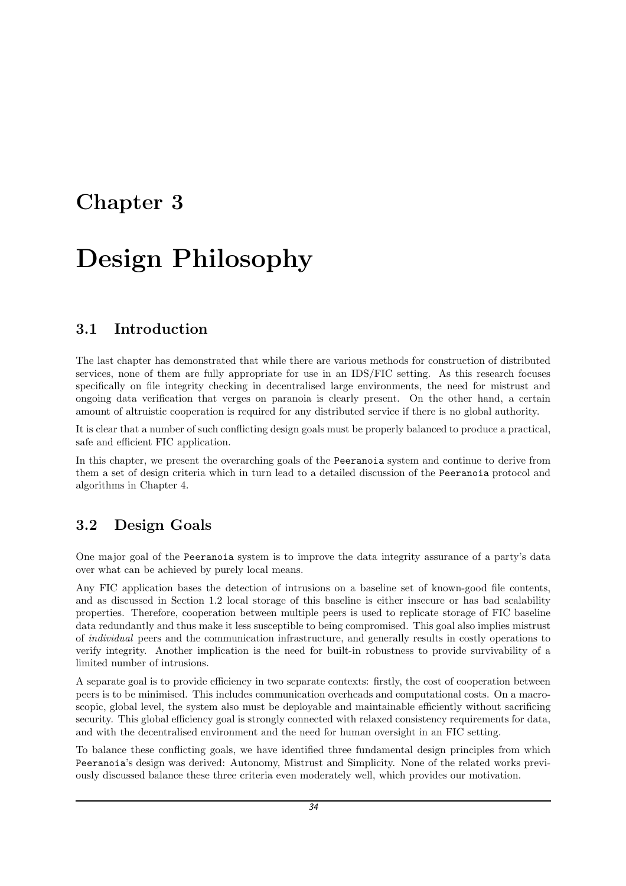# Chapter 3

# Design Philosophy

## 3.1 Introduction

The last chapter has demonstrated that while there are various methods for construction of distributed services, none of them are fully appropriate for use in an IDS/FIC setting. As this research focuses specifically on file integrity checking in decentralised large environments, the need for mistrust and ongoing data verification that verges on paranoia is clearly present. On the other hand, a certain amount of altruistic cooperation is required for any distributed service if there is no global authority.

It is clear that a number of such conflicting design goals must be properly balanced to produce a practical, safe and efficient FIC application.

In this chapter, we present the overarching goals of the `Peeranoia` system and continue to derive from them a set of design criteria which in turn lead to a detailed discussion of the `Peeranoia` protocol and algorithms in Chapter 4.

## 3.2 Design Goals

One major goal of the `Peeranoia` system is to improve the data integrity assurance of a party's data over what can be achieved by purely local means.

Any FIC application bases the detection of intrusions on a baseline set of known-good file contents, and as discussed in Section 1.2 local storage of this baseline is either insecure or has bad scalability properties. Therefore, cooperation between multiple peers is used to replicate storage of FIC baseline data redundantly and thus make it less susceptible to being compromised. This goal also implies mistrust of *individual* peers and the communication infrastructure, and generally results in costly operations to verify integrity. Another implication is the need for built-in robustness to provide survivability of a limited number of intrusions.

A separate goal is to provide efficiency in two separate contexts: firstly, the cost of cooperation between peers is to be minimised. This includes communication overheads and computational costs. On a macroscopic, global level, the system also must be deployable and maintainable efficiently without sacrificing security. This global efficiency goal is strongly connected with relaxed consistency requirements for data, and with the decentralised environment and the need for human oversight in an FIC setting.

To balance these conflicting goals, we have identified three fundamental design principles from which `Peeranoia`'s design was derived: Autonomy, Mistrust and Simplicity. None of the related works previously discussed balance these three criteria even moderately well, which provides our motivation.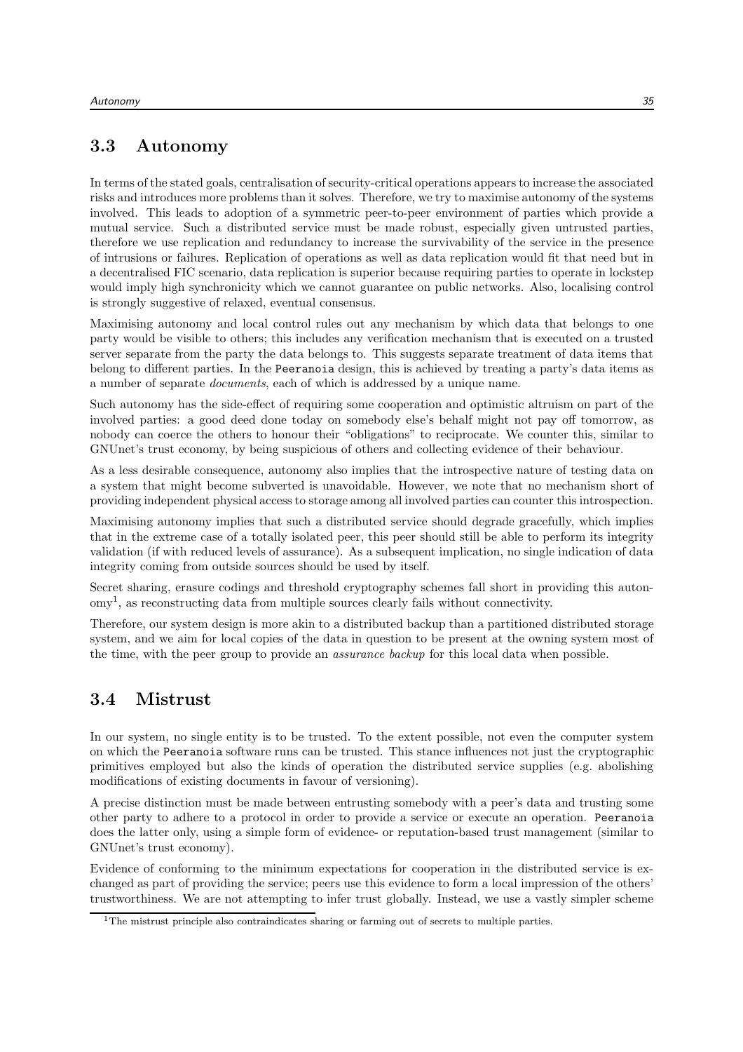## 3.3 Autonomy

In terms of the stated goals, centralisation of security-critical operations appears to increase the associated risks and introduces more problems than it solves. Therefore, we try to maximise autonomy of the systems involved. This leads to adoption of a symmetric peer-to-peer environment of parties which provide a mutual service. Such a distributed service must be made robust, especially given untrusted parties, therefore we use replication and redundancy to increase the survivability of the service in the presence of intrusions or failures. Replication of operations as well as data replication would fit that need but in a decentralised FIC scenario, data replication is superior because requiring parties to operate in lockstep would imply high synchronicity which we cannot guarantee on public networks. Also, localising control is strongly suggestive of relaxed, eventual consensus.

Maximising autonomy and local control rules out any mechanism by which data that belongs to one party would be visible to others; this includes any verification mechanism that is executed on a trusted server separate from the party the data belongs to. This suggests separate treatment of data items that belong to different parties. In the Peeranoia design, this is achieved by treating a party's data items as a number of separate *documents*, each of which is addressed by a unique name.

Such autonomy has the side-effect of requiring some cooperation and optimistic altruism on part of the involved parties: a good deed done today on somebody else's behalf might not pay off tomorrow, as nobody can coerce the others to honour their "obligations" to reciprocate. We counter this, similar to GNUnet's trust economy, by being suspicious of others and collecting evidence of their behaviour.

As a less desirable consequence, autonomy also implies that the introspective nature of testing data on a system that might become subverted is unavoidable. However, we note that no mechanism short of providing independent physical access to storage among all involved parties can counter this introspection.

Maximising autonomy implies that such a distributed service should degrade gracefully, which implies that in the extreme case of a totally isolated peer, this peer should still be able to perform its integrity validation (if with reduced levels of assurance). As a subsequent implication, no single indication of data integrity coming from outside sources should be used by itself.

Secret sharing, erasure codings and threshold cryptography schemes fall short in providing this autonomy[1], as reconstructing data from multiple sources clearly fails without connectivity.

Therefore, our system design is more akin to a distributed backup than a partitioned distributed storage system, and we aim for local copies of the data in question to be present at the owning system most of the time, with the peer group to provide an *assurance backup* for this local data when possible.

## 3.4 Mistrust

In our system, no single entity is to be trusted. To the extent possible, not even the computer system on which the Peeranoia software runs can be trusted. This stance influences not just the cryptographic primitives employed but also the kinds of operation the distributed service supplies (e.g. abolishing modifications of existing documents in favour of versioning).

A precise distinction must be made between entrusting somebody with a peer's data and trusting some other party to adhere to a protocol in order to provide a service or execute an operation. Peeranoia does the latter only, using a simple form of evidence- or reputation-based trust management (similar to GNUnet's trust economy).

Evidence of conforming to the minimum expectations for cooperation in the distributed service is exchanged as part of providing the service; peers use this evidence to form a local impression of the others' trustworthiness. We are not attempting to infer trust globally. Instead, we use a vastly simpler scheme

[1] The mistrust principle also contraindicates sharing or farming out of secrets to multiple parties.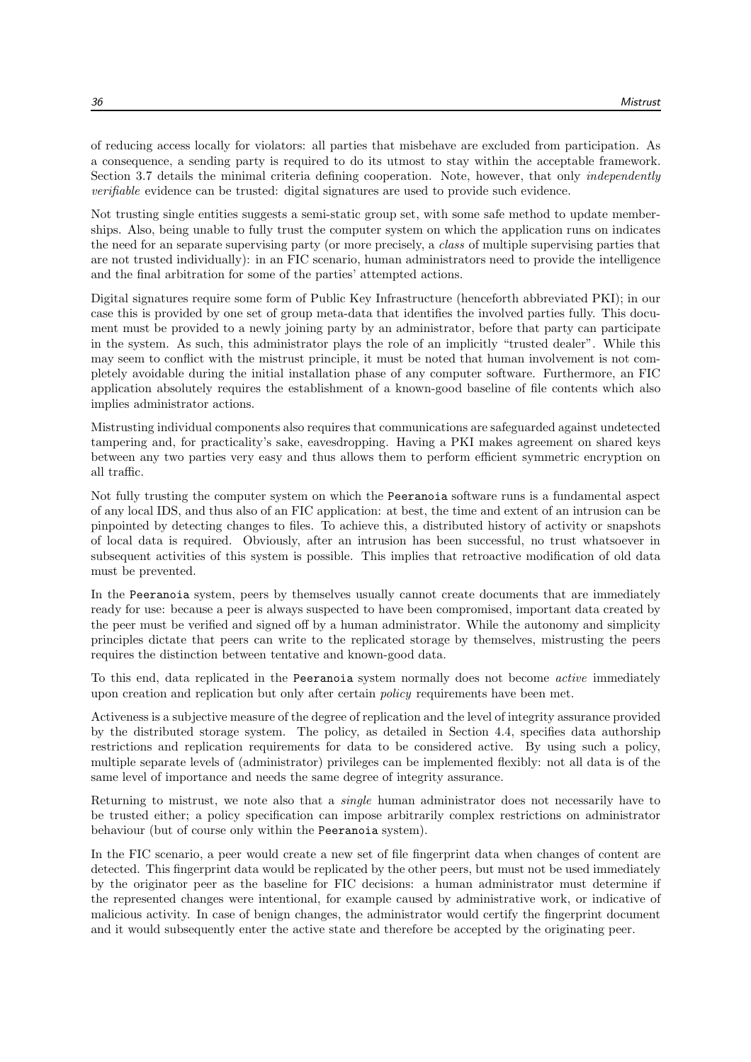of reducing access locally for violators: all parties that misbehave are excluded from participation. As a consequence, a sending party is required to do its utmost to stay within the acceptable framework. Section 3.7 details the minimal criteria defining cooperation. Note, however, that only *independently verifiable* evidence can be trusted: digital signatures are used to provide such evidence.

Not trusting single entities suggests a semi-static group set, with some safe method to update memberships. Also, being unable to fully trust the computer system on which the application runs on indicates the need for an separate supervising party (or more precisely, a *class* of multiple supervising parties that are not trusted individually): in an FIC scenario, human administrators need to provide the intelligence and the final arbitration for some of the parties' attempted actions.

Digital signatures require some form of Public Key Infrastructure (henceforth abbreviated PKI); in our case this is provided by one set of group meta-data that identifies the involved parties fully. This document must be provided to a newly joining party by an administrator, before that party can participate in the system. As such, this administrator plays the role of an implicitly "trusted dealer". While this may seem to conflict with the mistrust principle, it must be noted that human involvement is not completely avoidable during the initial installation phase of any computer software. Furthermore, an FIC application absolutely requires the establishment of a known-good baseline of file contents which also implies administrator actions.

Mistrusting individual components also requires that communications are safeguarded against undetected tampering and, for practicality's sake, eavesdropping. Having a PKI makes agreement on shared keys between any two parties very easy and thus allows them to perform efficient symmetric encryption on all traffic.

Not fully trusting the computer system on which the `Peeranoia` software runs is a fundamental aspect of any local IDS, and thus also of an FIC application: at best, the time and extent of an intrusion can be pinpointed by detecting changes to files. To achieve this, a distributed history of activity or snapshots of local data is required. Obviously, after an intrusion has been successful, no trust whatsoever in subsequent activities of this system is possible. This implies that retroactive modification of old data must be prevented.

In the `Peeranoia` system, peers by themselves usually cannot create documents that are immediately ready for use: because a peer is always suspected to have been compromised, important data created by the peer must be verified and signed off by a human administrator. While the autonomy and simplicity principles dictate that peers can write to the replicated storage by themselves, mistrusting the peers requires the distinction between tentative and known-good data.

To this end, data replicated in the `Peeranoia` system normally does not become *active* immediately upon creation and replication but only after certain *policy* requirements have been met.

Activeness is a subjective measure of the degree of replication and the level of integrity assurance provided by the distributed storage system. The policy, as detailed in Section 4.4, specifies data authorship restrictions and replication requirements for data to be considered active. By using such a policy, multiple separate levels of (administrator) privileges can be implemented flexibly: not all data is of the same level of importance and needs the same degree of integrity assurance.

Returning to mistrust, we note also that a *single* human administrator does not necessarily have to be trusted either; a policy specification can impose arbitrarily complex restrictions on administrator behaviour (but of course only within the `Peeranoia` system).

In the FIC scenario, a peer would create a new set of file fingerprint data when changes of content are detected. This fingerprint data would be replicated by the other peers, but must not be used immediately by the originator peer as the baseline for FIC decisions: a human administrator must determine if the represented changes were intentional, for example caused by administrative work, or indicative of malicious activity. In case of benign changes, the administrator would certify the fingerprint document and it would subsequently enter the active state and therefore be accepted by the originating peer.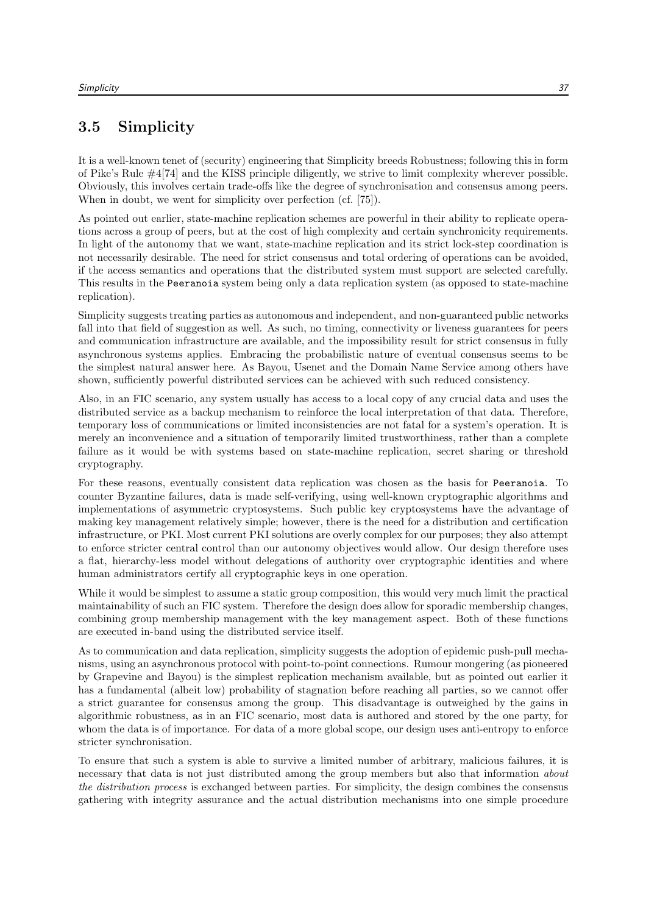## 3.5 Simplicity

It is a well-known tenet of (security) engineering that Simplicity breeds Robustness; following this in form of Pike's Rule #4[74] and the KISS principle diligently, we strive to limit complexity wherever possible. Obviously, this involves certain trade-offs like the degree of synchronisation and consensus among peers. When in doubt, we went for simplicity over perfection (cf. [75]).

As pointed out earlier, state-machine replication schemes are powerful in their ability to replicate operations across a group of peers, but at the cost of high complexity and certain synchronicity requirements. In light of the autonomy that we want, state-machine replication and its strict lock-step coordination is not necessarily desirable. The need for strict consensus and total ordering of operations can be avoided, if the access semantics and operations that the distributed system must support are selected carefully. This results in the `Peeranoia` system being only a data replication system (as opposed to state-machine replication).

Simplicity suggests treating parties as autonomous and independent, and non-guaranteed public networks fall into that field of suggestion as well. As such, no timing, connectivity or liveness guarantees for peers and communication infrastructure are available, and the impossibility result for strict consensus in fully asynchronous systems applies. Embracing the probabilistic nature of eventual consensus seems to be the simplest natural answer here. As Bayou, Usenet and the Domain Name Service among others have shown, sufficiently powerful distributed services can be achieved with such reduced consistency.

Also, in an FIC scenario, any system usually has access to a local copy of any crucial data and uses the distributed service as a backup mechanism to reinforce the local interpretation of that data. Therefore, temporary loss of communications or limited inconsistencies are not fatal for a system's operation. It is merely an inconvenience and a situation of temporarily limited trustworthiness, rather than a complete failure as it would be with systems based on state-machine replication, secret sharing or threshold cryptography.

For these reasons, eventually consistent data replication was chosen as the basis for `Peeranoia`. To counter Byzantine failures, data is made self-verifying, using well-known cryptographic algorithms and implementations of asymmetric cryptosystems. Such public key cryptosystems have the advantage of making key management relatively simple; however, there is the need for a distribution and certification infrastructure, or PKI. Most current PKI solutions are overly complex for our purposes; they also attempt to enforce stricter central control than our autonomy objectives would allow. Our design therefore uses a flat, hierarchy-less model without delegations of authority over cryptographic identities and where human administrators certify all cryptographic keys in one operation.

While it would be simplest to assume a static group composition, this would very much limit the practical maintainability of such an FIC system. Therefore the design does allow for sporadic membership changes, combining group membership management with the key management aspect. Both of these functions are executed in-band using the distributed service itself.

As to communication and data replication, simplicity suggests the adoption of epidemic push-pull mechanisms, using an asynchronous protocol with point-to-point connections. Rumour mongering (as pioneered by Grapevine and Bayou) is the simplest replication mechanism available, but as pointed out earlier it has a fundamental (albeit low) probability of stagnation before reaching all parties, so we cannot offer a strict guarantee for consensus among the group. This disadvantage is outweighed by the gains in algorithmic robustness, as in an FIC scenario, most data is authored and stored by the one party, for whom the data is of importance. For data of a more global scope, our design uses anti-entropy to enforce stricter synchronisation.

To ensure that such a system is able to survive a limited number of arbitrary, malicious failures, it is necessary that data is not just distributed among the group members but also that information *about the distribution process* is exchanged between parties. For simplicity, the design combines the consensus gathering with integrity assurance and the actual distribution mechanisms into one simple procedure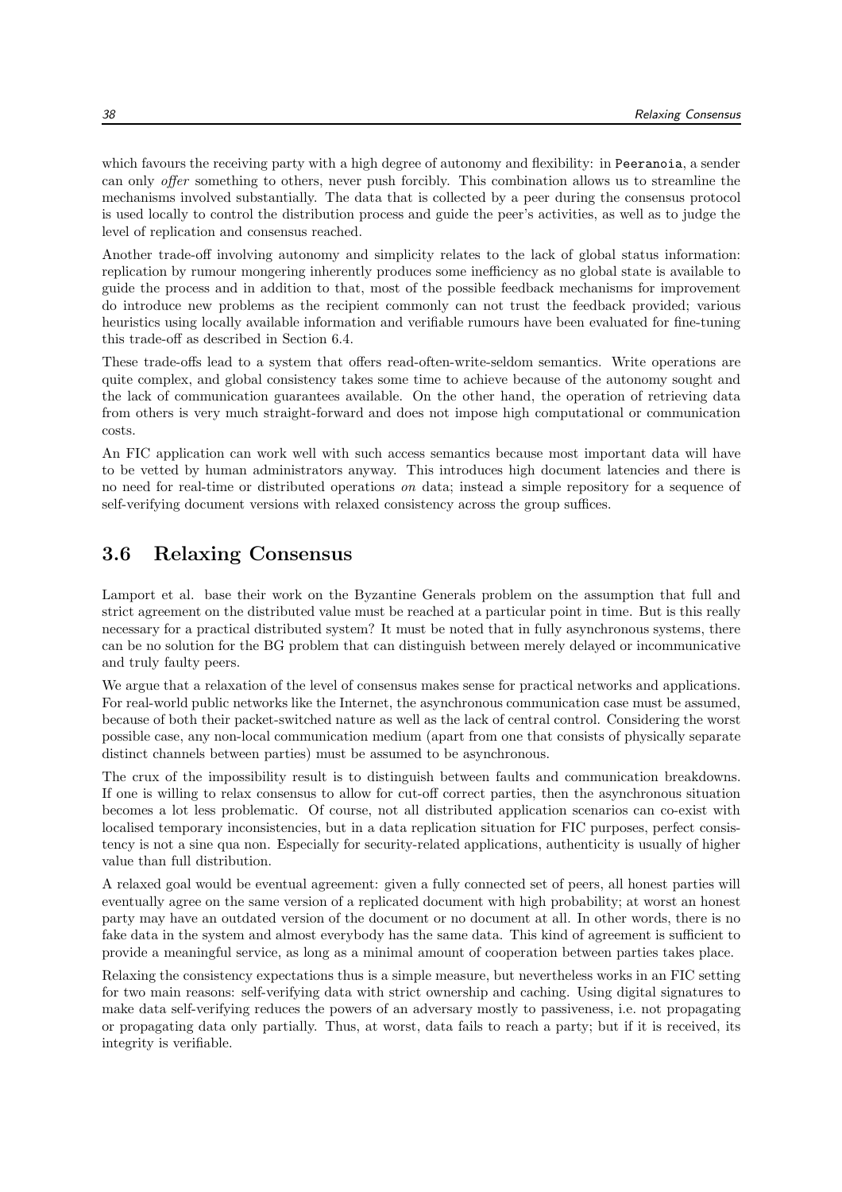which favours the receiving party with a high degree of autonomy and flexibility: in Peeranoia, a sender can only *offer* something to others, never push forcibly. This combination allows us to streamline the mechanisms involved substantially. The data that is collected by a peer during the consensus protocol is used locally to control the distribution process and guide the peer's activities, as well as to judge the level of replication and consensus reached.

Another trade-off involving autonomy and simplicity relates to the lack of global status information: replication by rumour mongering inherently produces some inefficiency as no global state is available to guide the process and in addition to that, most of the possible feedback mechanisms for improvement do introduce new problems as the recipient commonly can not trust the feedback provided; various heuristics using locally available information and verifiable rumours have been evaluated for fine-tuning this trade-off as described in Section 6.4.

These trade-offs lead to a system that offers read-often-write-seldom semantics. Write operations are quite complex, and global consistency takes some time to achieve because of the autonomy sought and the lack of communication guarantees available. On the other hand, the operation of retrieving data from others is very much straight-forward and does not impose high computational or communication costs.

An FIC application can work well with such access semantics because most important data will have to be vetted by human administrators anyway. This introduces high document latencies and there is no need for real-time or distributed operations *on* data; instead a simple repository for a sequence of self-verifying document versions with relaxed consistency across the group suffices.

## 3.6 Relaxing Consensus

Lamport et al. base their work on the Byzantine Generals problem on the assumption that full and strict agreement on the distributed value must be reached at a particular point in time. But is this really necessary for a practical distributed system? It must be noted that in fully asynchronous systems, there can be no solution for the BG problem that can distinguish between merely delayed or incommunicative and truly faulty peers.

We argue that a relaxation of the level of consensus makes sense for practical networks and applications. For real-world public networks like the Internet, the asynchronous communication case must be assumed, because of both their packet-switched nature as well as the lack of central control. Considering the worst possible case, any non-local communication medium (apart from one that consists of physically separate distinct channels between parties) must be assumed to be asynchronous.

The crux of the impossibility result is to distinguish between faults and communication breakdowns. If one is willing to relax consensus to allow for cut-off correct parties, then the asynchronous situation becomes a lot less problematic. Of course, not all distributed application scenarios can co-exist with localised temporary inconsistencies, but in a data replication situation for FIC purposes, perfect consistency is not a sine qua non. Especially for security-related applications, authenticity is usually of higher value than full distribution.

A relaxed goal would be eventual agreement: given a fully connected set of peers, all honest parties will eventually agree on the same version of a replicated document with high probability; at worst an honest party may have an outdated version of the document or no document at all. In other words, there is no fake data in the system and almost everybody has the same data. This kind of agreement is sufficient to provide a meaningful service, as long as a minimal amount of cooperation between parties takes place.

Relaxing the consistency expectations thus is a simple measure, but nevertheless works in an FIC setting for two main reasons: self-verifying data with strict ownership and caching. Using digital signatures to make data self-verifying reduces the powers of an adversary mostly to passiveness, i.e. not propagating or propagating data only partially. Thus, at worst, data fails to reach a party; but if it is received, its integrity is verifiable.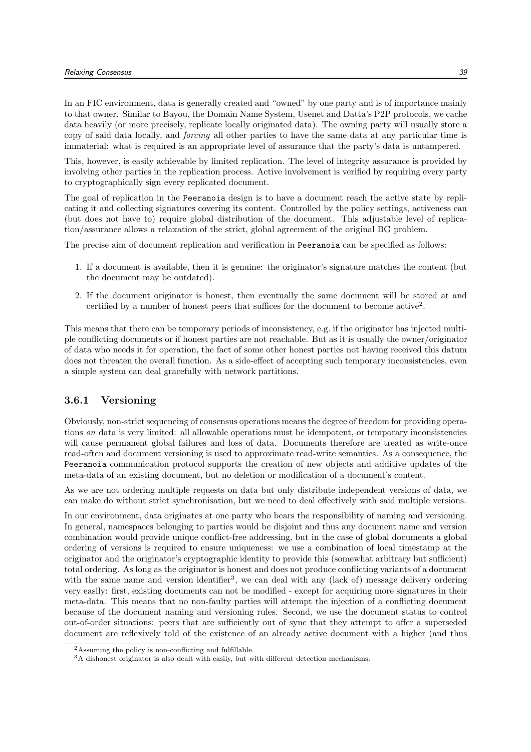In an FIC environment, data is generally created and "owned" by one party and is of importance mainly to that owner. Similar to Bayou, the Domain Name System, Usenet and Datta's P2P protocols, we cache data heavily (or more precisely, replicate locally originated data). The owning party will usually store a copy of said data locally, and *forcing* all other parties to have the same data at any particular time is immaterial: what is required is an appropriate level of assurance that the party's data is untampered.

This, however, is easily achievable by limited replication. The level of integrity assurance is provided by involving other parties in the replication process. Active involvement is verified by requiring every party to cryptographically sign every replicated document.

The goal of replication in the `Peeranoia` design is to have a document reach the active state by replicating it and collecting signatures covering its content. Controlled by the policy settings, activeness can (but does not have to) require global distribution of the document. This adjustable level of replication/assurance allows a relaxation of the strict, global agreement of the original BG problem.

The precise aim of document replication and verification in `Peeranoia` can be specified as follows:

1. If a document is available, then it is genuine: the originator's signature matches the content (but the document may be outdated).
2. If the document originator is honest, then eventually the same document will be stored at and certified by a number of honest peers that suffices for the document to become active[2].

This means that there can be temporary periods of inconsistency, e.g. if the originator has injected multiple conflicting documents or if honest parties are not reachable. But as it is usually the owner/originator of data who needs it for operation, the fact of some other honest parties not having received this datum does not threaten the overall function. As a side-effect of accepting such temporary inconsistencies, even a simple system can deal gracefully with network partitions.

### 3.6.1 Versioning

Obviously, non-strict sequencing of consensus operations means the degree of freedom for providing operations *on* data is very limited: all allowable operations must be idempotent, or temporary inconsistencies will cause permanent global failures and loss of data. Documents therefore are treated as write-once read-often and document versioning is used to approximate read-write semantics. As a consequence, the `Peeranoia` communication protocol supports the creation of new objects and additive updates of the meta-data of an existing document, but no deletion or modification of a document's content.

As we are not ordering multiple requests on data but only distribute independent versions of data, we can make do without strict synchronisation, but we need to deal effectively with said multiple versions.

In our environment, data originates at one party who bears the responsibility of naming and versioning. In general, namespaces belonging to parties would be disjoint and thus any document name and version combination would provide unique conflict-free addressing, but in the case of global documents a global ordering of versions is required to ensure uniqueness: we use a combination of local timestamp at the originator and the originator's cryptographic identity to provide this (somewhat arbitrary but sufficient) total ordering. As long as the originator is honest and does not produce conflicting variants of a document with the same name and version identifier[3], we can deal with any (lack of) message delivery ordering very easily: first, existing documents can not be modified - except for acquiring more signatures in their meta-data. This means that no non-faulty parties will attempt the injection of a conflicting document because of the document naming and versioning rules. Second, we use the document status to control out-of-order situations: peers that are sufficiently out of sync that they attempt to offer a superseded document are reflexively told of the existence of an already active document with a higher (and thus

[2] Assuming the policy is non-conflicting and fulfillable.

[3] A dishonest originator is also dealt with easily, but with different detection mechanisms.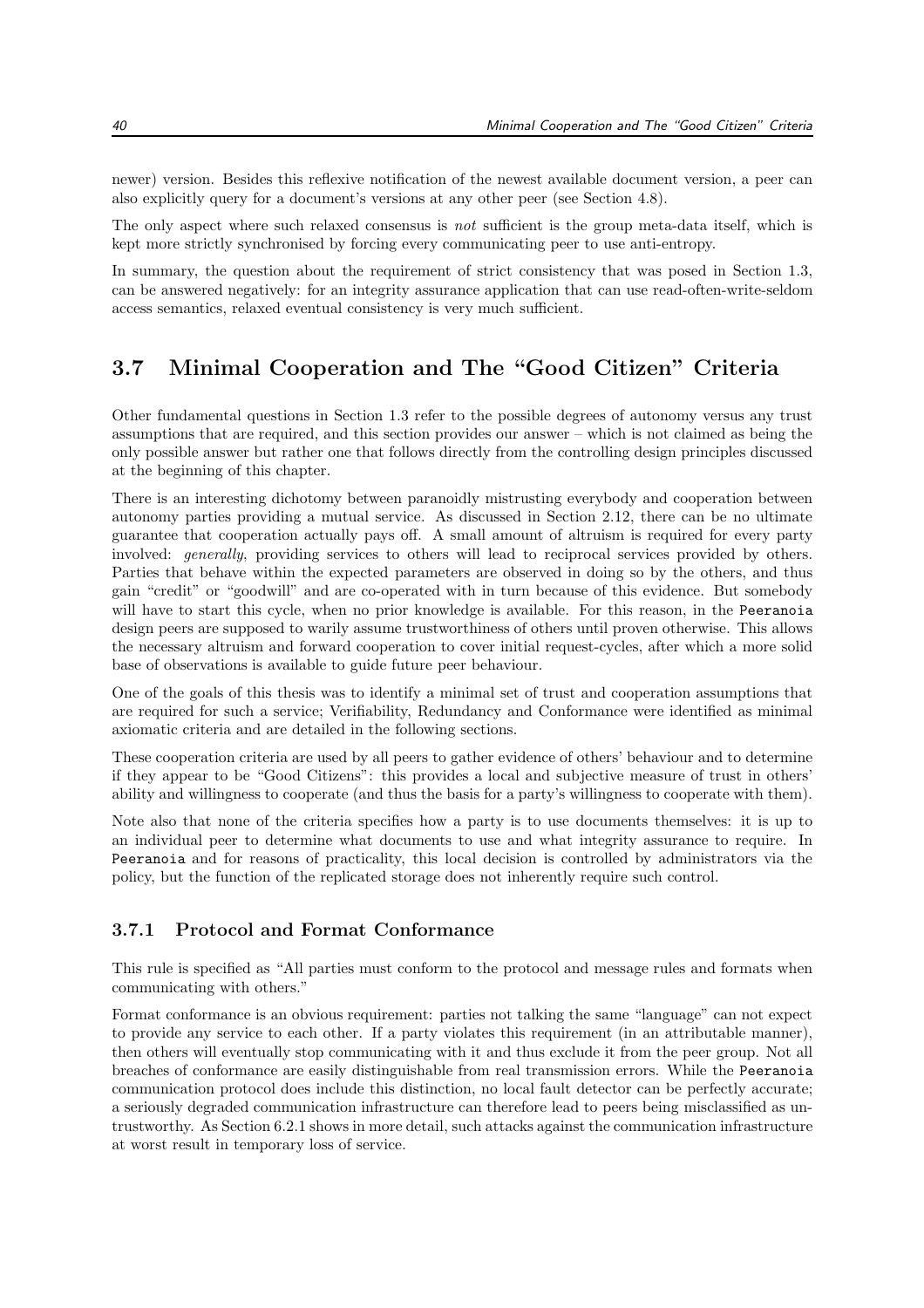newer) version. Besides this reflexive notification of the newest available document version, a peer can also explicitly query for a document's versions at any other peer (see Section 4.8).

The only aspect where such relaxed consensus is *not* sufficient is the group meta-data itself, which is kept more strictly synchronised by forcing every communicating peer to use anti-entropy.

In summary, the question about the requirement of strict consistency that was posed in Section 1.3, can be answered negatively: for an integrity assurance application that can use read-often-write-seldom access semantics, relaxed eventual consistency is very much sufficient.

## 3.7 Minimal Cooperation and The "Good Citizen" Criteria

Other fundamental questions in Section 1.3 refer to the possible degrees of autonomy versus any trust assumptions that are required, and this section provides our answer – which is not claimed as being the only possible answer but rather one that follows directly from the controlling design principles discussed at the beginning of this chapter.

There is an interesting dichotomy between paranoidly mistrusting everybody and cooperation between autonomy parties providing a mutual service. As discussed in Section 2.12, there can be no ultimate guarantee that cooperation actually pays off. A small amount of altruism is required for every party involved: *generally*, providing services to others will lead to reciprocal services provided by others. Parties that behave within the expected parameters are observed in doing so by the others, and thus gain "credit" or "goodwill" and are co-operated with in turn because of this evidence. But somebody will have to start this cycle, when no prior knowledge is available. For this reason, in the `Peeranoia` design peers are supposed to warily assume trustworthiness of others until proven otherwise. This allows the necessary altruism and forward cooperation to cover initial request-cycles, after which a more solid base of observations is available to guide future peer behaviour.

One of the goals of this thesis was to identify a minimal set of trust and cooperation assumptions that are required for such a service; Verifiability, Redundancy and Conformance were identified as minimal axiomatic criteria and are detailed in the following sections.

These cooperation criteria are used by all peers to gather evidence of others' behaviour and to determine if they appear to be "Good Citizens": this provides a local and subjective measure of trust in others' ability and willingness to cooperate (and thus the basis for a party's willingness to cooperate with them).

Note also that none of the criteria specifies how a party is to use documents themselves: it is up to an individual peer to determine what documents to use and what integrity assurance to require. In `Peeranoia` and for reasons of practicality, this local decision is controlled by administrators via the policy, but the function of the replicated storage does not inherently require such control.

### 3.7.1 Protocol and Format Conformance

This rule is specified as "All parties must conform to the protocol and message rules and formats when communicating with others."

Format conformance is an obvious requirement: parties not talking the same "language" can not expect to provide any service to each other. If a party violates this requirement (in an attributable manner), then others will eventually stop communicating with it and thus exclude it from the peer group. Not all breaches of conformance are easily distinguishable from real transmission errors. While the `Peeranoia` communication protocol does include this distinction, no local fault detector can be perfectly accurate; a seriously degraded communication infrastructure can therefore lead to peers being misclassified as untrustworthy. As Section 6.2.1 shows in more detail, such attacks against the communication infrastructure at worst result in temporary loss of service.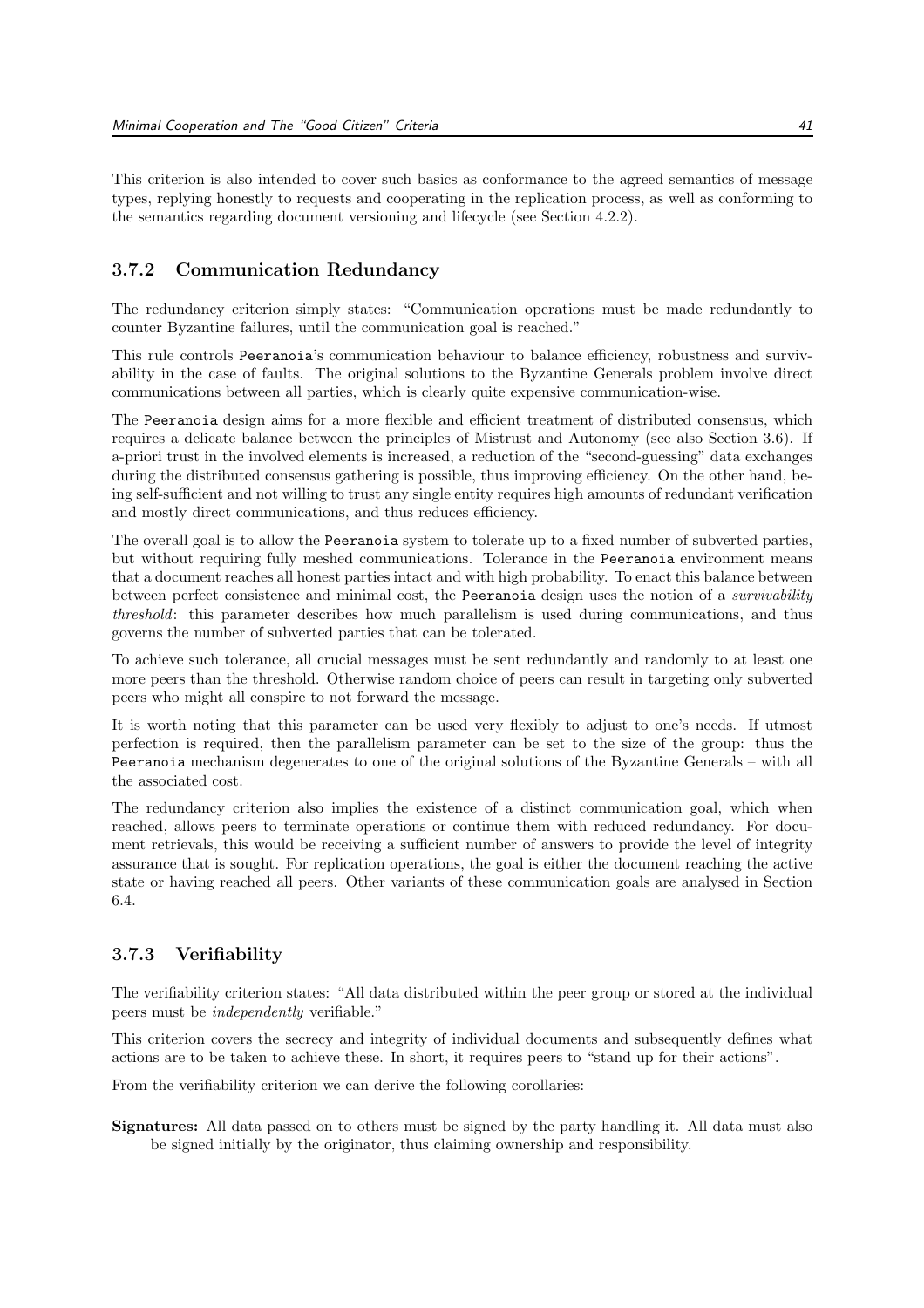This criterion is also intended to cover such basics as conformance to the agreed semantics of message types, replying honestly to requests and cooperating in the replication process, as well as conforming to the semantics regarding document versioning and lifecycle (see Section 4.2.2).

### 3.7.2 Communication Redundancy

The redundancy criterion simply states: "Communication operations must be made redundantly to counter Byzantine failures, until the communication goal is reached."

This rule controls Peeranoia's communication behaviour to balance efficiency, robustness and survivability in the case of faults. The original solutions to the Byzantine Generals problem involve direct communications between all parties, which is clearly quite expensive communication-wise.

The Peeranoia design aims for a more flexible and efficient treatment of distributed consensus, which requires a delicate balance between the principles of Mistrust and Autonomy (see also Section 3.6). If a-priori trust in the involved elements is increased, a reduction of the "second-guessing" data exchanges during the distributed consensus gathering is possible, thus improving efficiency. On the other hand, being self-sufficient and not willing to trust any single entity requires high amounts of redundant verification and mostly direct communications, and thus reduces efficiency.

The overall goal is to allow the Peeranoia system to tolerate up to a fixed number of subverted parties, but without requiring fully meshed communications. Tolerance in the Peeranoia environment means that a document reaches all honest parties intact and with high probability. To enact this balance between between perfect consistence and minimal cost, the Peeranoia design uses the notion of a *survivability threshold*: this parameter describes how much parallelism is used during communications, and thus governs the number of subverted parties that can be tolerated.

To achieve such tolerance, all crucial messages must be sent redundantly and randomly to at least one more peers than the threshold. Otherwise random choice of peers can result in targeting only subverted peers who might all conspire to not forward the message.

It is worth noting that this parameter can be used very flexibly to adjust to one's needs. If utmost perfection is required, then the parallelism parameter can be set to the size of the group: thus the Peeranoia mechanism degenerates to one of the original solutions of the Byzantine Generals – with all the associated cost.

The redundancy criterion also implies the existence of a distinct communication goal, which when reached, allows peers to terminate operations or continue them with reduced redundancy. For document retrievals, this would be receiving a sufficient number of answers to provide the level of integrity assurance that is sought. For replication operations, the goal is either the document reaching the active state or having reached all peers. Other variants of these communication goals are analysed in Section 6.4.

### 3.7.3 Verifiability

The verifiability criterion states: "All data distributed within the peer group or stored at the individual peers must be *independently* verifiable."

This criterion covers the secrecy and integrity of individual documents and subsequently defines what actions are to be taken to achieve these. In short, it requires peers to "stand up for their actions".

From the verifiability criterion we can derive the following corollaries:

**Signatures:** All data passed on to others must be signed by the party handling it. All data must also be signed initially by the originator, thus claiming ownership and responsibility.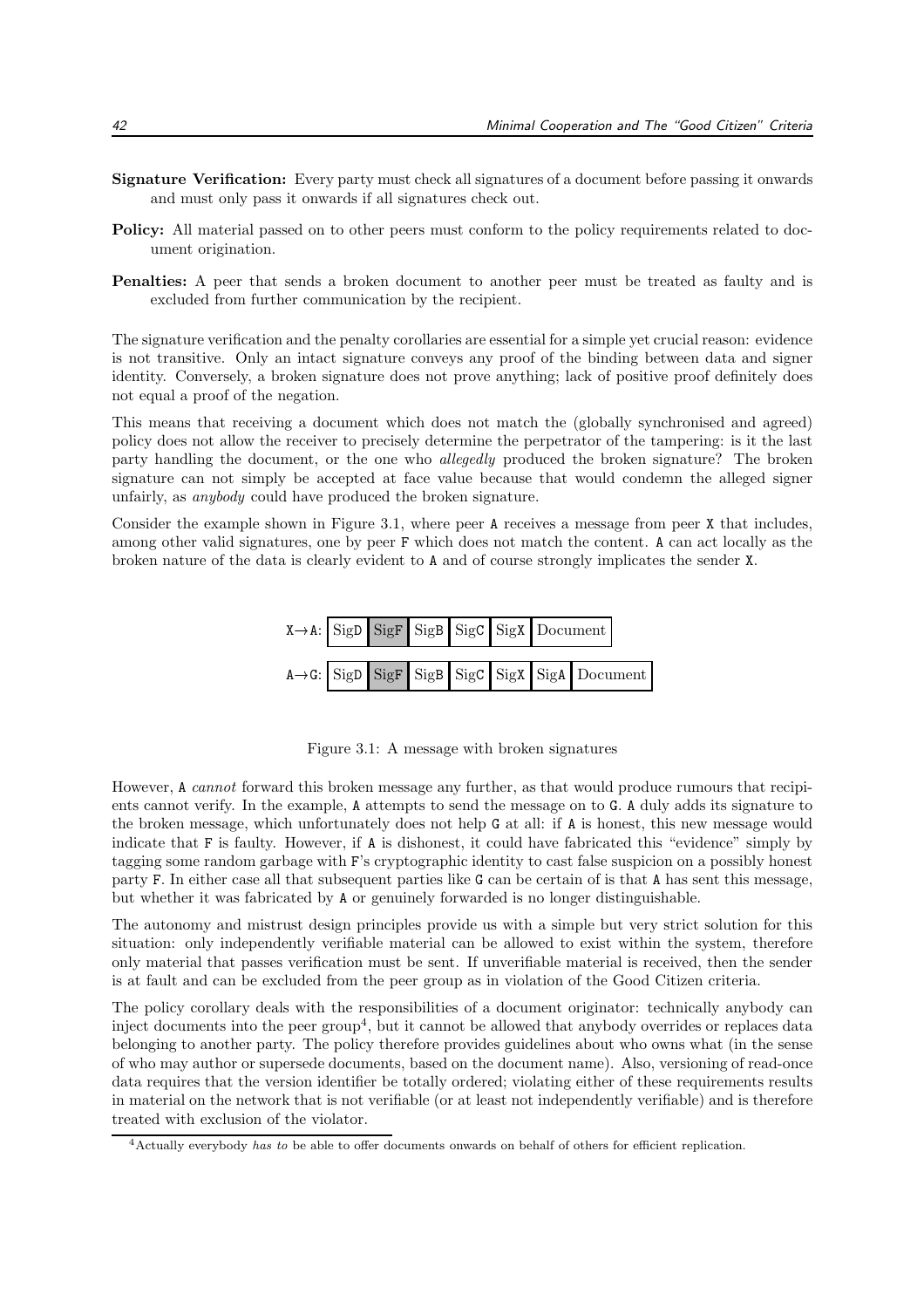**Signature Verification:** Every party must check all signatures of a document before passing it onwards and must only pass it onwards if all signatures check out.

**Policy:** All material passed on to other peers must conform to the policy requirements related to document origination.

**Penalties:** A peer that sends a broken document to another peer must be treated as faulty and is excluded from further communication by the recipient.

The signature verification and the penalty corollaries are essential for a simple yet crucial reason: evidence is not transitive. Only an intact signature conveys any proof of the binding between data and signer identity. Conversely, a broken signature does not prove anything; lack of positive proof definitely does not equal a proof of the negation.

This means that receiving a document which does not match the (globally synchronised and agreed) policy does not allow the receiver to precisely determine the perpetrator of the tampering: is it the last party handling the document, or the one who *allegedly* produced the broken signature? The broken signature can not simply be accepted at face value because that would condemn the alleged signer unfairly, as *anybody* could have produced the broken signature.

Consider the example shown in Figure 3.1, where peer A receives a message from peer X that includes, among other valid signatures, one by peer F which does not match the content. A can act locally as the broken nature of the data is clearly evident to A and of course strongly implicates the sender X.

| | | | | | | | |
|---|---|---|---|---|---|---|---|
| X→A: | SigD | SigF | SigB | SigC | SigX | Document | |
| A→G: | SigD | SigF | SigB | SigC | SigX | SigA | Document |

Figure 3.1: A message with broken signatures

However, A *cannot* forward this broken message any further, as that would produce rumours that recipients cannot verify. In the example, A attempts to send the message on to G. A duly adds its signature to the broken message, which unfortunately does not help G at all: if A is honest, this new message would indicate that F is faulty. However, if A is dishonest, it could have fabricated this "evidence" simply by tagging some random garbage with F's cryptographic identity to cast false suspicion on a possibly honest party F. In either case all that subsequent parties like G can be certain of is that A has sent this message, but whether it was fabricated by A or genuinely forwarded is no longer distinguishable.

The autonomy and mistrust design principles provide us with a simple but very strict solution for this situation: only independently verifiable material can be allowed to exist within the system, therefore only material that passes verification must be sent. If unverifiable material is received, then the sender is at fault and can be excluded from the peer group as in violation of the Good Citizen criteria.

The policy corollary deals with the responsibilities of a document originator: technically anybody can inject documents into the peer group[4], but it cannot be allowed that anybody overrides or replaces data belonging to another party. The policy therefore provides guidelines about who owns what (in the sense of who may author or supersede documents, based on the document name). Also, versioning of read-once data requires that the version identifier be totally ordered; violating either of these requirements results in material on the network that is not verifiable (or at least not independently verifiable) and is therefore treated with exclusion of the violator.

[4]Actually everybody *has to* be able to offer documents onwards on behalf of others for efficient replication.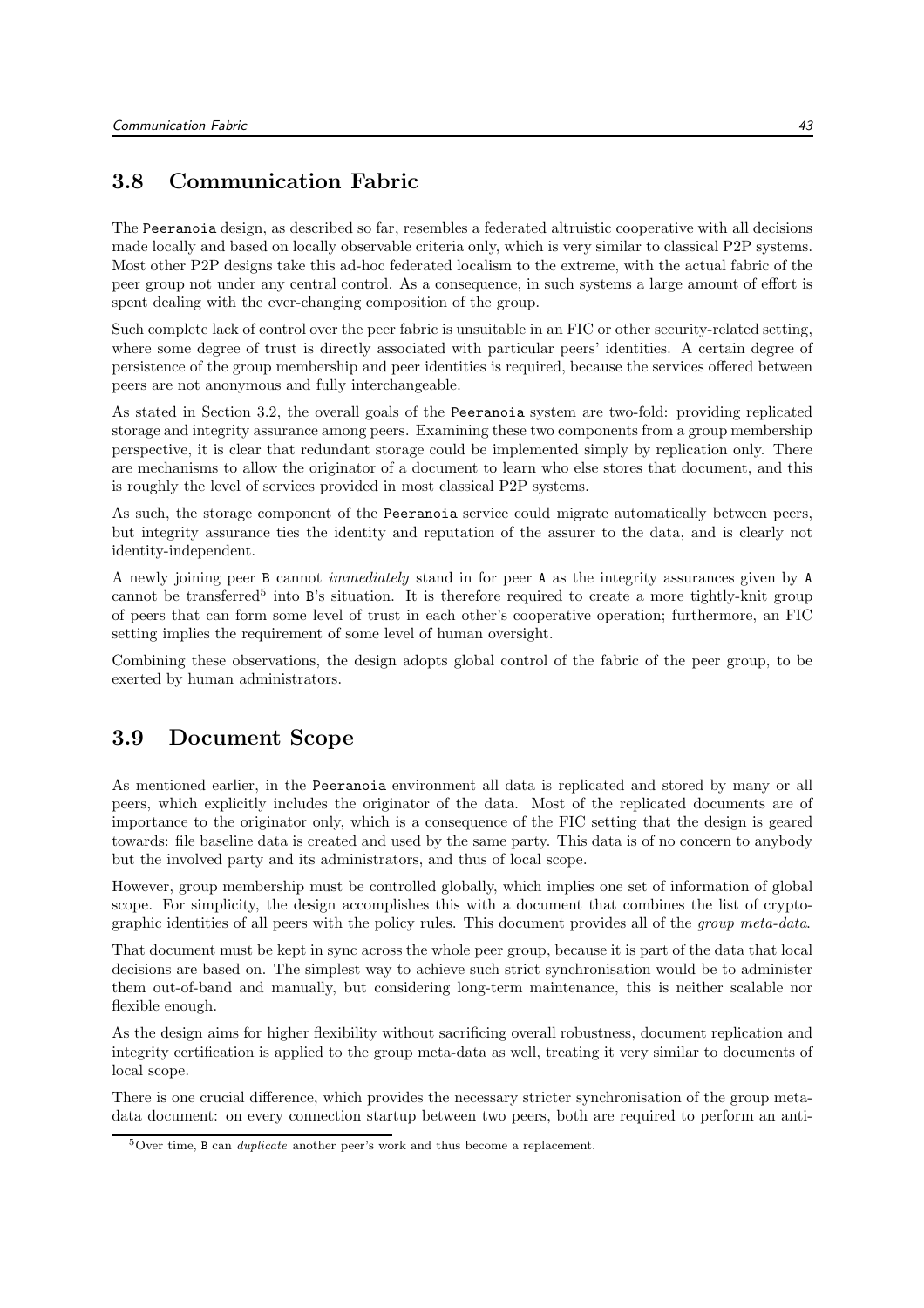## 3.8 Communication Fabric

The Peeranoia design, as described so far, resembles a federated altruistic cooperative with all decisions made locally and based on locally observable criteria only, which is very similar to classical P2P systems. Most other P2P designs take this ad-hoc federated localism to the extreme, with the actual fabric of the peer group not under any central control. As a consequence, in such systems a large amount of effort is spent dealing with the ever-changing composition of the group.

Such complete lack of control over the peer fabric is unsuitable in an FIC or other security-related setting, where some degree of trust is directly associated with particular peers' identities. A certain degree of persistence of the group membership and peer identities is required, because the services offered between peers are not anonymous and fully interchangeable.

As stated in Section 3.2, the overall goals of the Peeranoia system are two-fold: providing replicated storage and integrity assurance among peers. Examining these two components from a group membership perspective, it is clear that redundant storage could be implemented simply by replication only. There are mechanisms to allow the originator of a document to learn who else stores that document, and this is roughly the level of services provided in most classical P2P systems.

As such, the storage component of the Peeranoia service could migrate automatically between peers, but integrity assurance ties the identity and reputation of the assurer to the data, and is clearly not identity-independent.

A newly joining peer B cannot *immediately* stand in for peer A as the integrity assurances given by A cannot be transferred[5] into B's situation. It is therefore required to create a more tightly-knit group of peers that can form some level of trust in each other's cooperative operation; furthermore, an FIC setting implies the requirement of some level of human oversight.

Combining these observations, the design adopts global control of the fabric of the peer group, to be exerted by human administrators.

## 3.9 Document Scope

As mentioned earlier, in the Peeranoia environment all data is replicated and stored by many or all peers, which explicitly includes the originator of the data. Most of the replicated documents are of importance to the originator only, which is a consequence of the FIC setting that the design is geared towards: file baseline data is created and used by the same party. This data is of no concern to anybody but the involved party and its administrators, and thus of local scope.

However, group membership must be controlled globally, which implies one set of information of global scope. For simplicity, the design accomplishes this with a document that combines the list of cryptographic identities of all peers with the policy rules. This document provides all of the *group meta-data*.

That document must be kept in sync across the whole peer group, because it is part of the data that local decisions are based on. The simplest way to achieve such strict synchronisation would be to administer them out-of-band and manually, but considering long-term maintenance, this is neither scalable nor flexible enough.

As the design aims for higher flexibility without sacrificing overall robustness, document replication and integrity certification is applied to the group meta-data as well, treating it very similar to documents of local scope.

There is one crucial difference, which provides the necessary stricter synchronisation of the group meta-data document: on every connection startup between two peers, both are required to perform an anti-

[5] Over time, B can *duplicate* another peer's work and thus become a replacement.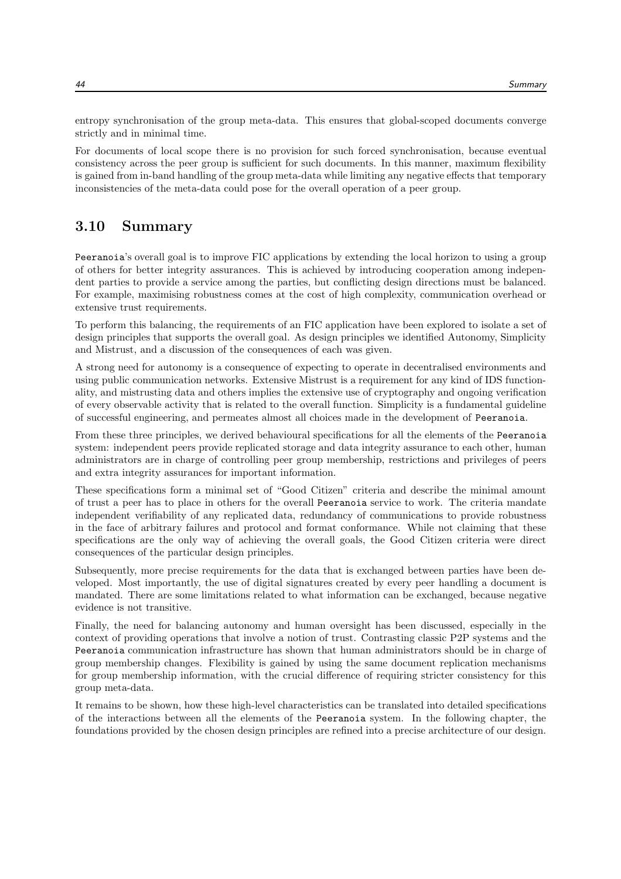entropy synchronisation of the group meta-data. This ensures that global-scoped documents converge strictly and in minimal time.

For documents of local scope there is no provision for such forced synchronisation, because eventual consistency across the peer group is sufficient for such documents. In this manner, maximum flexibility is gained from in-band handling of the group meta-data while limiting any negative effects that temporary inconsistencies of the meta-data could pose for the overall operation of a peer group.

## 3.10 Summary

`Peeranoia`'s overall goal is to improve FIC applications by extending the local horizon to using a group of others for better integrity assurances. This is achieved by introducing cooperation among independent parties to provide a service among the parties, but conflicting design directions must be balanced. For example, maximising robustness comes at the cost of high complexity, communication overhead or extensive trust requirements.

To perform this balancing, the requirements of an FIC application have been explored to isolate a set of design principles that supports the overall goal. As design principles we identified Autonomy, Simplicity and Mistrust, and a discussion of the consequences of each was given.

A strong need for autonomy is a consequence of expecting to operate in decentralised environments and using public communication networks. Extensive Mistrust is a requirement for any kind of IDS functionality, and mistrusting data and others implies the extensive use of cryptography and ongoing verification of every observable activity that is related to the overall function. Simplicity is a fundamental guideline of successful engineering, and permeates almost all choices made in the development of `Peeranoia`.

From these three principles, we derived behavioural specifications for all the elements of the `Peeranoia` system: independent peers provide replicated storage and data integrity assurance to each other, human administrators are in charge of controlling peer group membership, restrictions and privileges of peers and extra integrity assurances for important information.

These specifications form a minimal set of "Good Citizen" criteria and describe the minimal amount of trust a peer has to place in others for the overall `Peeranoia` service to work. The criteria mandate independent verifiability of any replicated data, redundancy of communications to provide robustness in the face of arbitrary failures and protocol and format conformance. While not claiming that these specifications are the only way of achieving the overall goals, the Good Citizen criteria were direct consequences of the particular design principles.

Subsequently, more precise requirements for the data that is exchanged between parties have been developed. Most importantly, the use of digital signatures created by every peer handling a document is mandated. There are some limitations related to what information can be exchanged, because negative evidence is not transitive.

Finally, the need for balancing autonomy and human oversight has been discussed, especially in the context of providing operations that involve a notion of trust. Contrasting classic P2P systems and the `Peeranoia` communication infrastructure has shown that human administrators should be in charge of group membership changes. Flexibility is gained by using the same document replication mechanisms for group membership information, with the crucial difference of requiring stricter consistency for this group meta-data.

It remains to be shown, how these high-level characteristics can be translated into detailed specifications of the interactions between all the elements of the `Peeranoia` system. In the following chapter, the foundations provided by the chosen design principles are refined into a precise architecture of our design.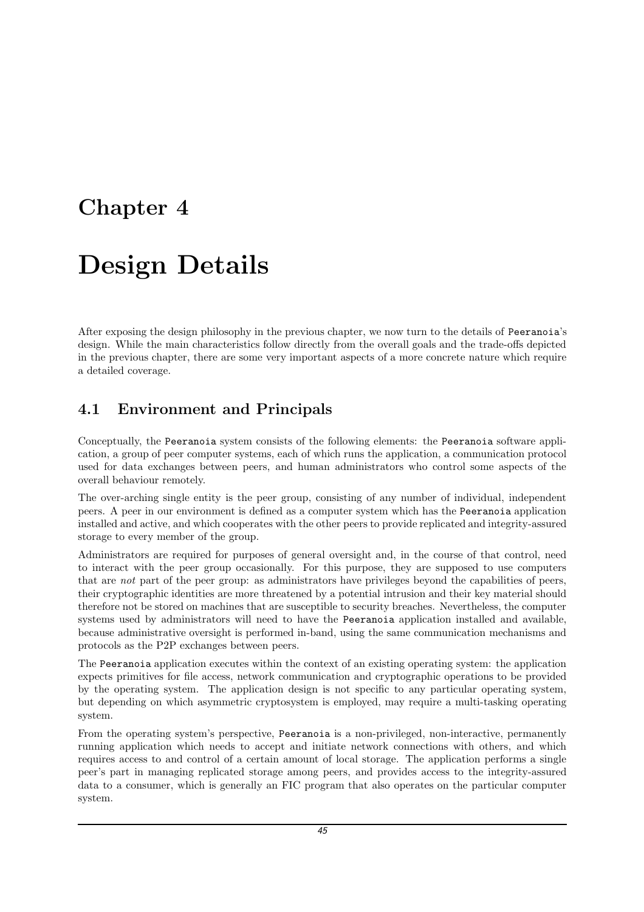# Chapter 4

# Design Details

After exposing the design philosophy in the previous chapter, we now turn to the details of `Peeranoia`'s design. While the main characteristics follow directly from the overall goals and the trade-offs depicted in the previous chapter, there are some very important aspects of a more concrete nature which require a detailed coverage.

## 4.1 Environment and Principals

Conceptually, the `Peeranoia` system consists of the following elements: the `Peeranoia` software application, a group of peer computer systems, each of which runs the application, a communication protocol used for data exchanges between peers, and human administrators who control some aspects of the overall behaviour remotely.

The over-arching single entity is the peer group, consisting of any number of individual, independent peers. A peer in our environment is defined as a computer system which has the `Peeranoia` application installed and active, and which cooperates with the other peers to provide replicated and integrity-assured storage to every member of the group.

Administrators are required for purposes of general oversight and, in the course of that control, need to interact with the peer group occasionally. For this purpose, they are supposed to use computers that are *not* part of the peer group: as administrators have privileges beyond the capabilities of peers, their cryptographic identities are more threatened by a potential intrusion and their key material should therefore not be stored on machines that are susceptible to security breaches. Nevertheless, the computer systems used by administrators will need to have the `Peeranoia` application installed and available, because administrative oversight is performed in-band, using the same communication mechanisms and protocols as the P2P exchanges between peers.

The `Peeranoia` application executes within the context of an existing operating system: the application expects primitives for file access, network communication and cryptographic operations to be provided by the operating system. The application design is not specific to any particular operating system, but depending on which asymmetric cryptosystem is employed, may require a multi-tasking operating system.

From the operating system's perspective, `Peeranoia` is a non-privileged, non-interactive, permanently running application which needs to accept and initiate network connections with others, and which requires access to and control of a certain amount of local storage. The application performs a single peer's part in managing replicated storage among peers, and provides access to the integrity-assured data to a consumer, which is generally an FIC program that also operates on the particular computer system.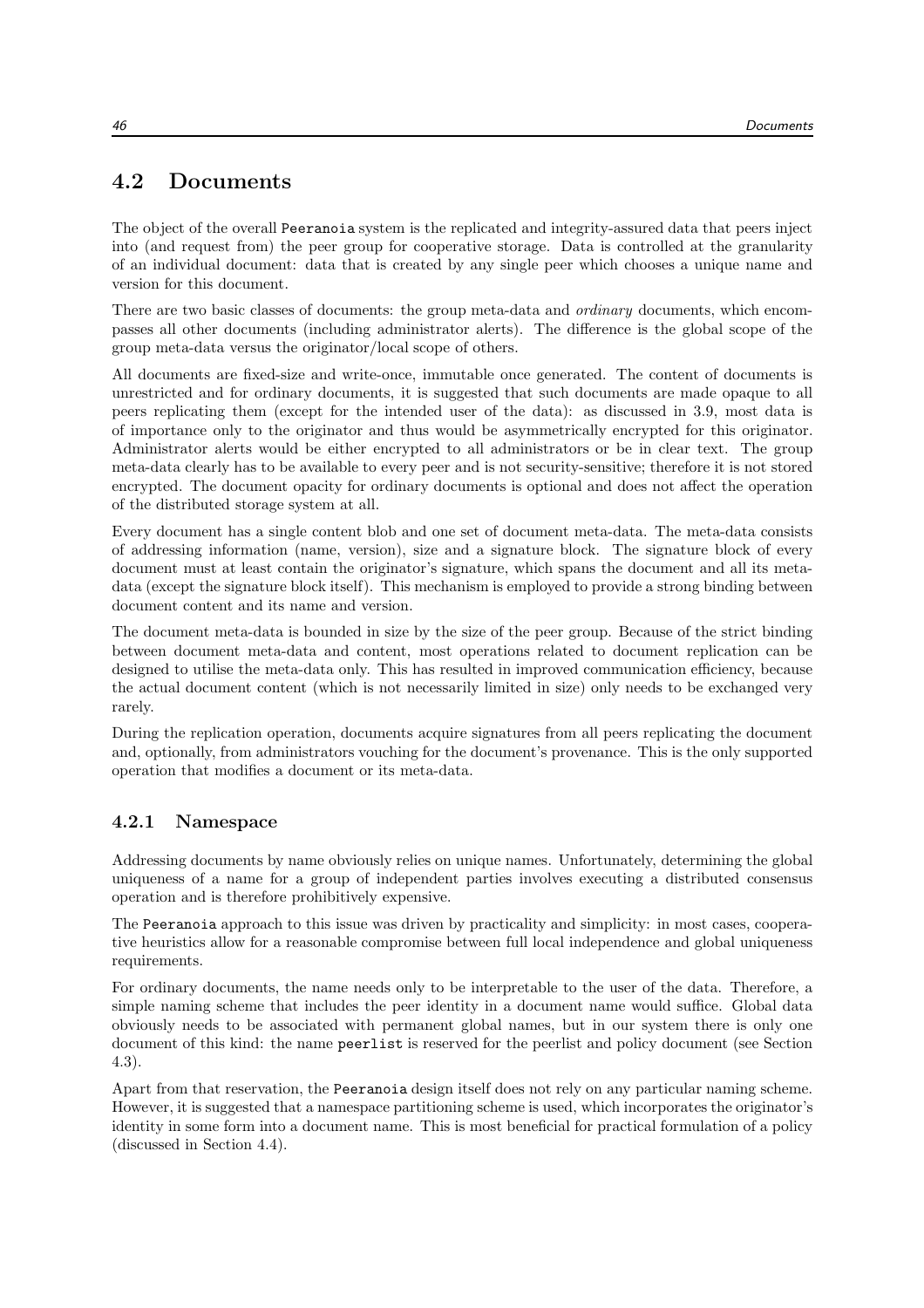## 4.2 Documents

The object of the overall Peeranoia system is the replicated and integrity-assured data that peers inject into (and request from) the peer group for cooperative storage. Data is controlled at the granularity of an individual document: data that is created by any single peer which chooses a unique name and version for this document.

There are two basic classes of documents: the group meta-data and *ordinary* documents, which encompasses all other documents (including administrator alerts). The difference is the global scope of the group meta-data versus the originator/local scope of others.

All documents are fixed-size and write-once, immutable once generated. The content of documents is unrestricted and for ordinary documents, it is suggested that such documents are made opaque to all peers replicating them (except for the intended user of the data): as discussed in 3.9, most data is of importance only to the originator and thus would be asymmetrically encrypted for this originator. Administrator alerts would be either encrypted to all administrators or be in clear text. The group meta-data clearly has to be available to every peer and is not security-sensitive; therefore it is not stored encrypted. The document opacity for ordinary documents is optional and does not affect the operation of the distributed storage system at all.

Every document has a single content blob and one set of document meta-data. The meta-data consists of addressing information (name, version), size and a signature block. The signature block of every document must at least contain the originator's signature, which spans the document and all its meta-data (except the signature block itself). This mechanism is employed to provide a strong binding between document content and its name and version.

The document meta-data is bounded in size by the size of the peer group. Because of the strict binding between document meta-data and content, most operations related to document replication can be designed to utilise the meta-data only. This has resulted in improved communication efficiency, because the actual document content (which is not necessarily limited in size) only needs to be exchanged very rarely.

During the replication operation, documents acquire signatures from all peers replicating the document and, optionally, from administrators vouching for the document's provenance. This is the only supported operation that modifies a document or its meta-data.

### 4.2.1 Namespace

Addressing documents by name obviously relies on unique names. Unfortunately, determining the global uniqueness of a name for a group of independent parties involves executing a distributed consensus operation and is therefore prohibitively expensive.

The Peeranoia approach to this issue was driven by practicality and simplicity: in most cases, cooperative heuristics allow for a reasonable compromise between full local independence and global uniqueness requirements.

For ordinary documents, the name needs only to be interpretable to the user of the data. Therefore, a simple naming scheme that includes the peer identity in a document name would suffice. Global data obviously needs to be associated with permanent global names, but in our system there is only one document of this kind: the name peerlist is reserved for the peerlist and policy document (see Section 4.3).

Apart from that reservation, the Peeranoia design itself does not rely on any particular naming scheme. However, it is suggested that a namespace partitioning scheme is used, which incorporates the originator's identity in some form into a document name. This is most beneficial for practical formulation of a policy (discussed in Section 4.4).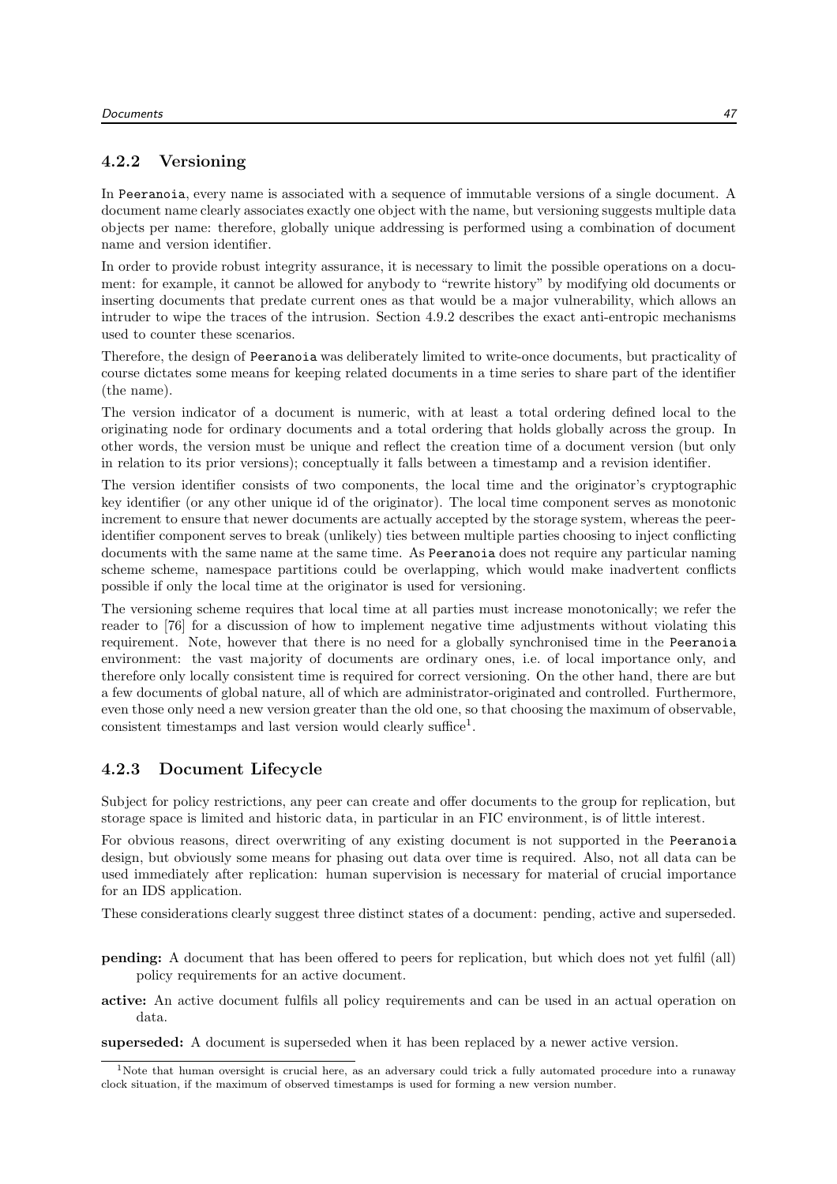### 4.2.2 Versioning

In Peeranoia, every name is associated with a sequence of immutable versions of a single document. A document name clearly associates exactly one object with the name, but versioning suggests multiple data objects per name: therefore, globally unique addressing is performed using a combination of document name and version identifier.

In order to provide robust integrity assurance, it is necessary to limit the possible operations on a document: for example, it cannot be allowed for anybody to "rewrite history" by modifying old documents or inserting documents that predate current ones as that would be a major vulnerability, which allows an intruder to wipe the traces of the intrusion. Section 4.9.2 describes the exact anti-entropic mechanisms used to counter these scenarios.

Therefore, the design of Peeranoia was deliberately limited to write-once documents, but practicality of course dictates some means for keeping related documents in a time series to share part of the identifier (the name).

The version indicator of a document is numeric, with at least a total ordering defined local to the originating node for ordinary documents and a total ordering that holds globally across the group. In other words, the version must be unique and reflect the creation time of a document version (but only in relation to its prior versions); conceptually it falls between a timestamp and a revision identifier.

The version identifier consists of two components, the local time and the originator's cryptographic key identifier (or any other unique id of the originator). The local time component serves as monotonic increment to ensure that newer documents are actually accepted by the storage system, whereas the peer-identifier component serves to break (unlikely) ties between multiple parties choosing to inject conflicting documents with the same name at the same time. As Peeranoia does not require any particular naming scheme scheme, namespace partitions could be overlapping, which would make inadvertent conflicts possible if only the local time at the originator is used for versioning.

The versioning scheme requires that local time at all parties must increase monotonically; we refer the reader to [76] for a discussion of how to implement negative time adjustments without violating this requirement. Note, however that there is no need for a globally synchronised time in the Peeranoia environment: the vast majority of documents are ordinary ones, i.e. of local importance only, and therefore only locally consistent time is required for correct versioning. On the other hand, there are but a few documents of global nature, all of which are administrator-originated and controlled. Furthermore, even those only need a new version greater than the old one, so that choosing the maximum of observable, consistent timestamps and last version would clearly suffice[1].

### 4.2.3 Document Lifecycle

Subject for policy restrictions, any peer can create and offer documents to the group for replication, but storage space is limited and historic data, in particular in an FIC environment, is of little interest.

For obvious reasons, direct overwriting of any existing document is not supported in the Peeranoia design, but obviously some means for phasing out data over time is required. Also, not all data can be used immediately after replication: human supervision is necessary for material of crucial importance for an IDS application.

These considerations clearly suggest three distinct states of a document: pending, active and superseded.

**pending:** A document that has been offered to peers for replication, but which does not yet fulfil (all) policy requirements for an active document.

**active:** An active document fulfils all policy requirements and can be used in an actual operation on data.

**superseded:** A document is superseded when it has been replaced by a newer active version.

[1] Note that human oversight is crucial here, as an adversary could trick a fully automated procedure into a runaway clock situation, if the maximum of observed timestamps is used for forming a new version number.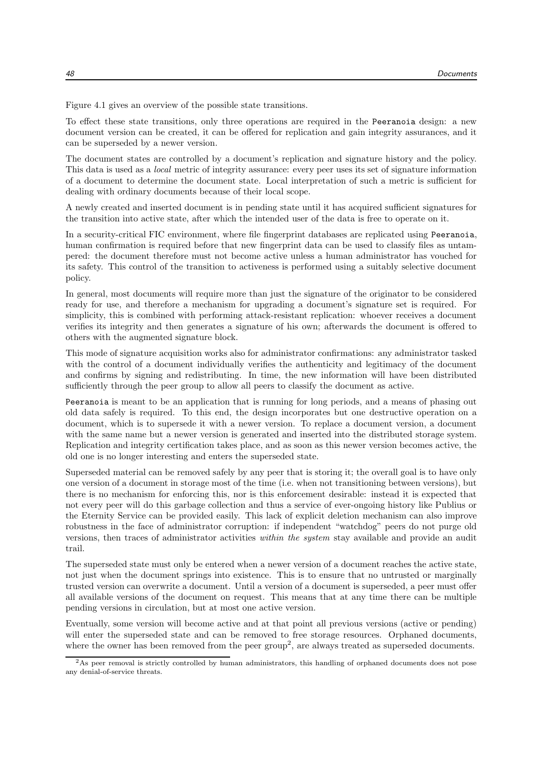Figure 4.1 gives an overview of the possible state transitions.

To effect these state transitions, only three operations are required in the `Peeranoia` design: a new document version can be created, it can be offered for replication and gain integrity assurances, and it can be superseded by a newer version.

The document states are controlled by a document's replication and signature history and the policy. This data is used as a *local* metric of integrity assurance: every peer uses its set of signature information of a document to determine the document state. Local interpretation of such a metric is sufficient for dealing with ordinary documents because of their local scope.

A newly created and inserted document is in pending state until it has acquired sufficient signatures for the transition into active state, after which the intended user of the data is free to operate on it.

In a security-critical FIC environment, where file fingerprint databases are replicated using `Peeranoia`, human confirmation is required before that new fingerprint data can be used to classify files as untampered: the document therefore must not become active unless a human administrator has vouched for its safety. This control of the transition to activeness is performed using a suitably selective document policy.

In general, most documents will require more than just the signature of the originator to be considered ready for use, and therefore a mechanism for upgrading a document's signature set is required. For simplicity, this is combined with performing attack-resistant replication: whoever receives a document verifies its integrity and then generates a signature of his own; afterwards the document is offered to others with the augmented signature block.

This mode of signature acquisition works also for administrator confirmations: any administrator tasked with the control of a document individually verifies the authenticity and legitimacy of the document and confirms by signing and redistributing. In time, the new information will have been distributed sufficiently through the peer group to allow all peers to classify the document as active.

`Peeranoia` is meant to be an application that is running for long periods, and a means of phasing out old data safely is required. To this end, the design incorporates but one destructive operation on a document, which is to supersede it with a newer version. To replace a document version, a document with the same name but a newer version is generated and inserted into the distributed storage system. Replication and integrity certification takes place, and as soon as this newer version becomes active, the old one is no longer interesting and enters the superseded state.

Superseded material can be removed safely by any peer that is storing it; the overall goal is to have only one version of a document in storage most of the time (i.e. when not transitioning between versions), but there is no mechanism for enforcing this, nor is this enforcement desirable: instead it is expected that not every peer will do this garbage collection and thus a service of ever-ongoing history like Publius or the Eternity Service can be provided easily. This lack of explicit deletion mechanism can also improve robustness in the face of administrator corruption: if independent "watchdog" peers do not purge old versions, then traces of administrator activities *within the system* stay available and provide an audit trail.

The superseded state must only be entered when a newer version of a document reaches the active state, not just when the document springs into existence. This is to ensure that no untrusted or marginally trusted version can overwrite a document. Until a version of a document is superseded, a peer must offer all available versions of the document on request. This means that at any time there can be multiple pending versions in circulation, but at most one active version.

Eventually, some version will become active and at that point all previous versions (active or pending) will enter the superseded state and can be removed to free storage resources. Orphaned documents, where the owner has been removed from the peer group[2], are always treated as superseded documents.

[2] As peer removal is strictly controlled by human administrators, this handling of orphaned documents does not pose any denial-of-service threats.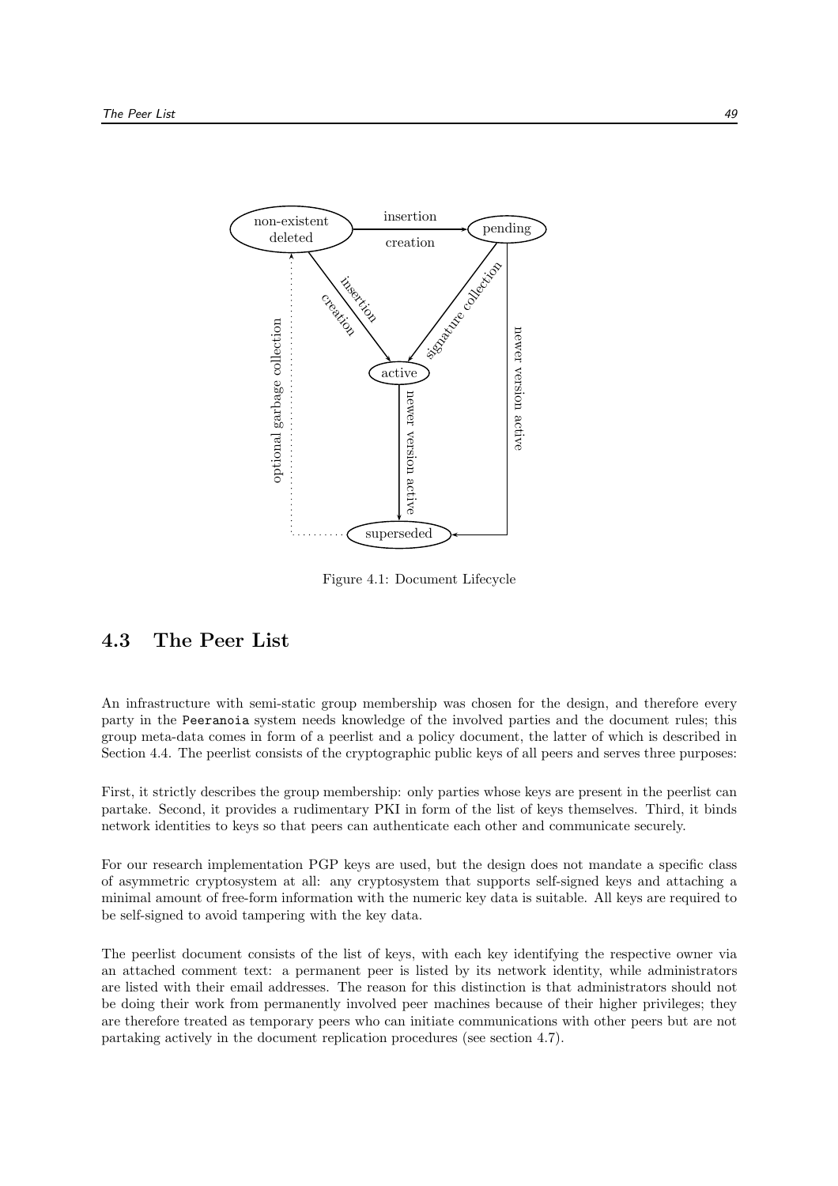Figure 4.1: Document Lifecycle

## 4.3 The Peer List

An infrastructure with semi-static group membership was chosen for the design, and therefore every party in the Peeranoia system needs knowledge of the involved parties and the document rules; this group meta-data comes in form of a peerlist and a policy document, the latter of which is described in Section 4.4. The peerlist consists of the cryptographic public keys of all peers and serves three purposes:

First, it strictly describes the group membership: only parties whose keys are present in the peerlist can partake. Second, it provides a rudimentary PKI in form of the list of keys themselves. Third, it binds network identities to keys so that peers can authenticate each other and communicate securely.

For our research implementation PGP keys are used, but the design does not mandate a specific class of asymmetric cryptosystem at all: any cryptosystem that supports self-signed keys and attaching a minimal amount of free-form information with the numeric key data is suitable. All keys are required to be self-signed to avoid tampering with the key data.

The peerlist document consists of the list of keys, with each key identifying the respective owner via an attached comment text: a permanent peer is listed by its network identity, while administrators are listed with their email addresses. The reason for this distinction is that administrators should not be doing their work from permanently involved peer machines because of their higher privileges; they are therefore treated as temporary peers who can initiate communications with other peers but are not partaking actively in the document replication procedures (see section 4.7).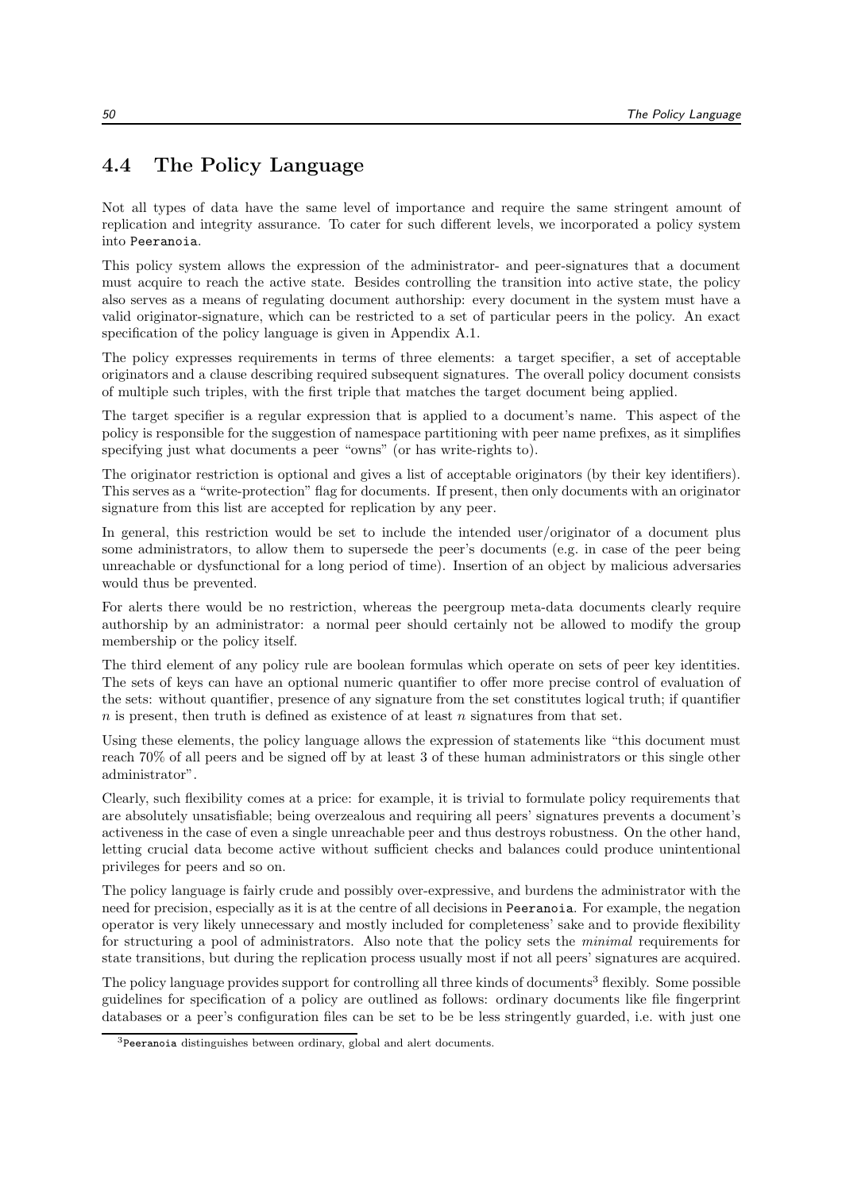## 4.4 The Policy Language

Not all types of data have the same level of importance and require the same stringent amount of replication and integrity assurance. To cater for such different levels, we incorporated a policy system into `Peeranoia`.

This policy system allows the expression of the administrator- and peer-signatures that a document must acquire to reach the active state. Besides controlling the transition into active state, the policy also serves as a means of regulating document authorship: every document in the system must have a valid originator-signature, which can be restricted to a set of particular peers in the policy. An exact specification of the policy language is given in Appendix A.1.

The policy expresses requirements in terms of three elements: a target specifier, a set of acceptable originators and a clause describing required subsequent signatures. The overall policy document consists of multiple such triples, with the first triple that matches the target document being applied.

The target specifier is a regular expression that is applied to a document's name. This aspect of the policy is responsible for the suggestion of namespace partitioning with peer name prefixes, as it simplifies specifying just what documents a peer "owns" (or has write-rights to).

The originator restriction is optional and gives a list of acceptable originators (by their key identifiers). This serves as a "write-protection" flag for documents. If present, then only documents with an originator signature from this list are accepted for replication by any peer.

In general, this restriction would be set to include the intended user/originator of a document plus some administrators, to allow them to supersede the peer's documents (e.g. in case of the peer being unreachable or dysfunctional for a long period of time). Insertion of an object by malicious adversaries would thus be prevented.

For alerts there would be no restriction, whereas the peergroup meta-data documents clearly require authorship by an administrator: a normal peer should certainly not be allowed to modify the group membership or the policy itself.

The third element of any policy rule are boolean formulas which operate on sets of peer key identities. The sets of keys can have an optional numeric quantifier to offer more precise control of evaluation of the sets: without quantifier, presence of any signature from the set constitutes logical truth; if quantifier $n$ is present, then truth is defined as existence of at least $n$ signatures from that set.

Using these elements, the policy language allows the expression of statements like "this document must reach 70% of all peers and be signed off by at least 3 of these human administrators or this single other administrator".

Clearly, such flexibility comes at a price: for example, it is trivial to formulate policy requirements that are absolutely unsatisfiable; being overzealous and requiring all peers' signatures prevents a document's activeness in the case of even a single unreachable peer and thus destroys robustness. On the other hand, letting crucial data become active without sufficient checks and balances could produce unintentional privileges for peers and so on.

The policy language is fairly crude and possibly over-expressive, and burdens the administrator with the need for precision, especially as it is at the centre of all decisions in `Peeranoia`. For example, the negation operator is very likely unnecessary and mostly included for completeness' sake and to provide flexibility for structuring a pool of administrators. Also note that the policy sets the *minimal* requirements for state transitions, but during the replication process usually most if not all peers' signatures are acquired.

The policy language provides support for controlling all three kinds of documents[3] flexibly. Some possible guidelines for specification of a policy are outlined as follows: ordinary documents like file fingerprint databases or a peer's configuration files can be set to be be less stringently guarded, i.e. with just one

[3] `Peeranoia` distinguishes between ordinary, global and alert documents.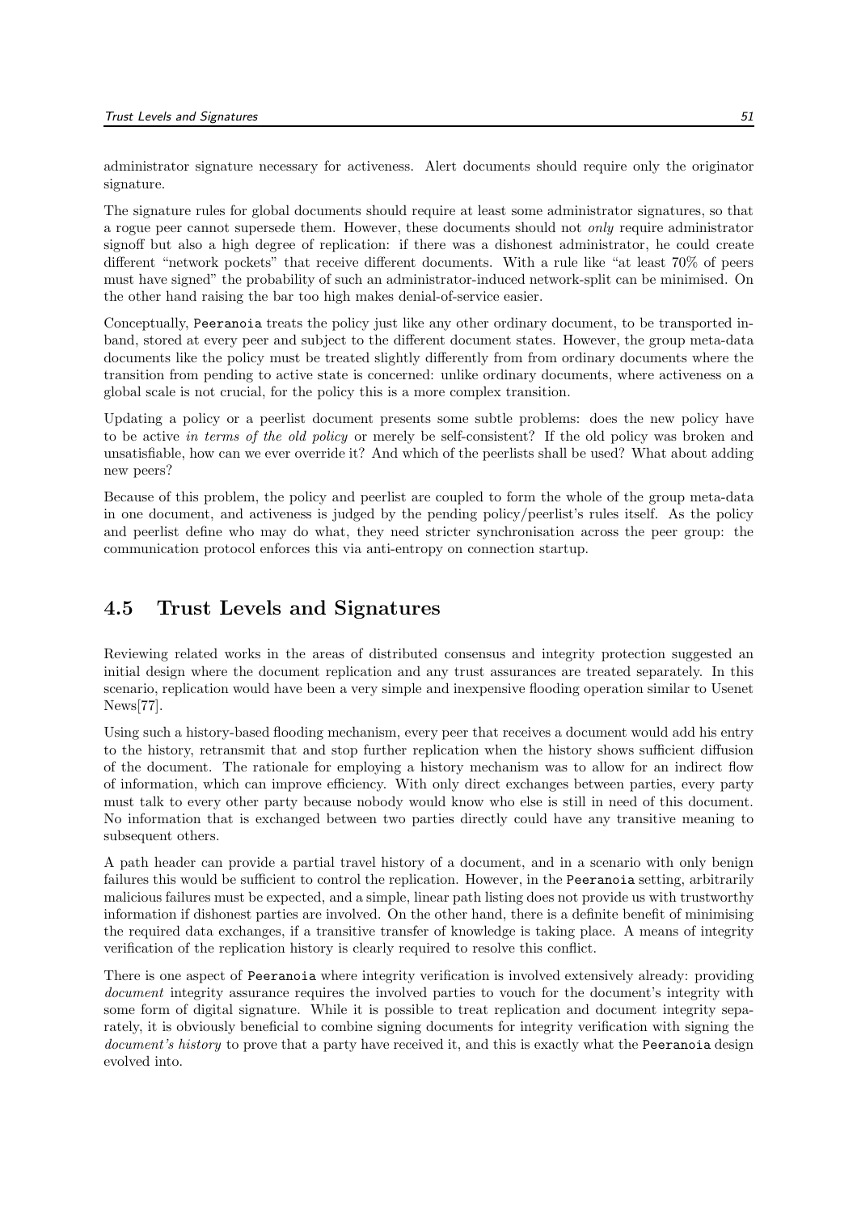administrator signature necessary for activeness. Alert documents should require only the originator signature.

The signature rules for global documents should require at least some administrator signatures, so that a rogue peer cannot supersede them. However, these documents should not *only* require administrator signoff but also a high degree of replication: if there was a dishonest administrator, he could create different "network pockets" that receive different documents. With a rule like "at least 70% of peers must have signed" the probability of such an administrator-induced network-split can be minimised. On the other hand raising the bar too high makes denial-of-service easier.

Conceptually, Peeranoia treats the policy just like any other ordinary document, to be transported in-band, stored at every peer and subject to the different document states. However, the group meta-data documents like the policy must be treated slightly differently from from ordinary documents where the transition from pending to active state is concerned: unlike ordinary documents, where activeness on a global scale is not crucial, for the policy this is a more complex transition.

Updating a policy or a peerlist document presents some subtle problems: does the new policy have to be active *in terms of the old policy* or merely be self-consistent? If the old policy was broken and unsatisfiable, how can we ever override it? And which of the peerlists shall be used? What about adding new peers?

Because of this problem, the policy and peerlist are coupled to form the whole of the group meta-data in one document, and activeness is judged by the pending policy/peerlist's rules itself. As the policy and peerlist define who may do what, they need stricter synchronisation across the peer group: the communication protocol enforces this via anti-entropy on connection startup.

## 4.5 Trust Levels and Signatures

Reviewing related works in the areas of distributed consensus and integrity protection suggested an initial design where the document replication and any trust assurances are treated separately. In this scenario, replication would have been a very simple and inexpensive flooding operation similar to Usenet News[77].

Using such a history-based flooding mechanism, every peer that receives a document would add his entry to the history, retransmit that and stop further replication when the history shows sufficient diffusion of the document. The rationale for employing a history mechanism was to allow for an indirect flow of information, which can improve efficiency. With only direct exchanges between parties, every party must talk to every other party because nobody would know who else is still in need of this document. No information that is exchanged between two parties directly could have any transitive meaning to subsequent others.

A path header can provide a partial travel history of a document, and in a scenario with only benign failures this would be sufficient to control the replication. However, in the Peeranoia setting, arbitrarily malicious failures must be expected, and a simple, linear path listing does not provide us with trustworthy information if dishonest parties are involved. On the other hand, there is a definite benefit of minimising the required data exchanges, if a transitive transfer of knowledge is taking place. A means of integrity verification of the replication history is clearly required to resolve this conflict.

There is one aspect of Peeranoia where integrity verification is involved extensively already: providing *document* integrity assurance requires the involved parties to vouch for the document's integrity with some form of digital signature. While it is possible to treat replication and document integrity separately, it is obviously beneficial to combine signing documents for integrity verification with signing the *document's history* to prove that a party have received it, and this is exactly what the Peeranoia design evolved into.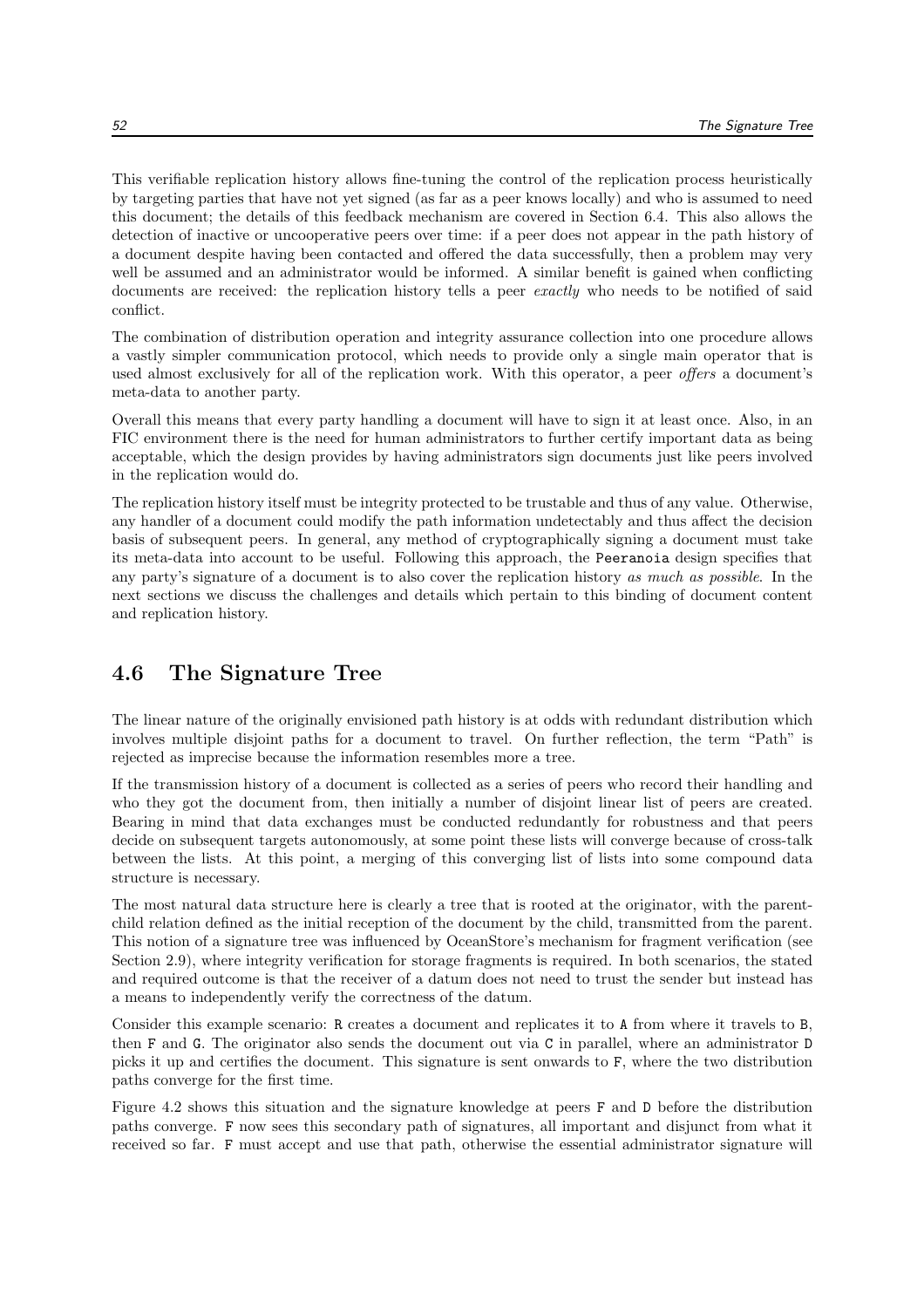This verifiable replication history allows fine-tuning the control of the replication process heuristically by targeting parties that have not yet signed (as far as a peer knows locally) and who is assumed to need this document; the details of this feedback mechanism are covered in Section 6.4. This also allows the detection of inactive or uncooperative peers over time: if a peer does not appear in the path history of a document despite having been contacted and offered the data successfully, then a problem may very well be assumed and an administrator would be informed. A similar benefit is gained when conflicting documents are received: the replication history tells a peer *exactly* who needs to be notified of said conflict.

The combination of distribution operation and integrity assurance collection into one procedure allows a vastly simpler communication protocol, which needs to provide only a single main operator that is used almost exclusively for all of the replication work. With this operator, a peer *offers* a document's meta-data to another party.

Overall this means that every party handling a document will have to sign it at least once. Also, in an FIC environment there is the need for human administrators to further certify important data as being acceptable, which the design provides by having administrators sign documents just like peers involved in the replication would do.

The replication history itself must be integrity protected to be trustable and thus of any value. Otherwise, any handler of a document could modify the path information undetectably and thus affect the decision basis of subsequent peers. In general, any method of cryptographically signing a document must take its meta-data into account to be useful. Following this approach, the `Peeranoia` design specifies that any party's signature of a document is to also cover the replication history *as much as possible*. In the next sections we discuss the challenges and details which pertain to this binding of document content and replication history.

## 4.6 The Signature Tree

The linear nature of the originally envisioned path history is at odds with redundant distribution which involves multiple disjoint paths for a document to travel. On further reflection, the term "Path" is rejected as imprecise because the information resembles more a tree.

If the transmission history of a document is collected as a series of peers who record their handling and who they got the document from, then initially a number of disjoint linear list of peers are created. Bearing in mind that data exchanges must be conducted redundantly for robustness and that peers decide on subsequent targets autonomously, at some point these lists will converge because of cross-talk between the lists. At this point, a merging of this converging list of lists into some compound data structure is necessary.

The most natural data structure here is clearly a tree that is rooted at the originator, with the parent-child relation defined as the initial reception of the document by the child, transmitted from the parent. This notion of a signature tree was influenced by OceanStore's mechanism for fragment verification (see Section 2.9), where integrity verification for storage fragments is required. In both scenarios, the stated and required outcome is that the receiver of a datum does not need to trust the sender but instead has a means to independently verify the correctness of the datum.

Consider this example scenario: `R` creates a document and replicates it to `A` from where it travels to `B`, then `F` and `G`. The originator also sends the document out via `C` in parallel, where an administrator `D` picks it up and certifies the document. This signature is sent onwards to `F`, where the two distribution paths converge for the first time.

Figure 4.2 shows this situation and the signature knowledge at peers `F` and `D` before the distribution paths converge. `F` now sees this secondary path of signatures, all important and disjunct from what it received so far. `F` must accept and use that path, otherwise the essential administrator signature will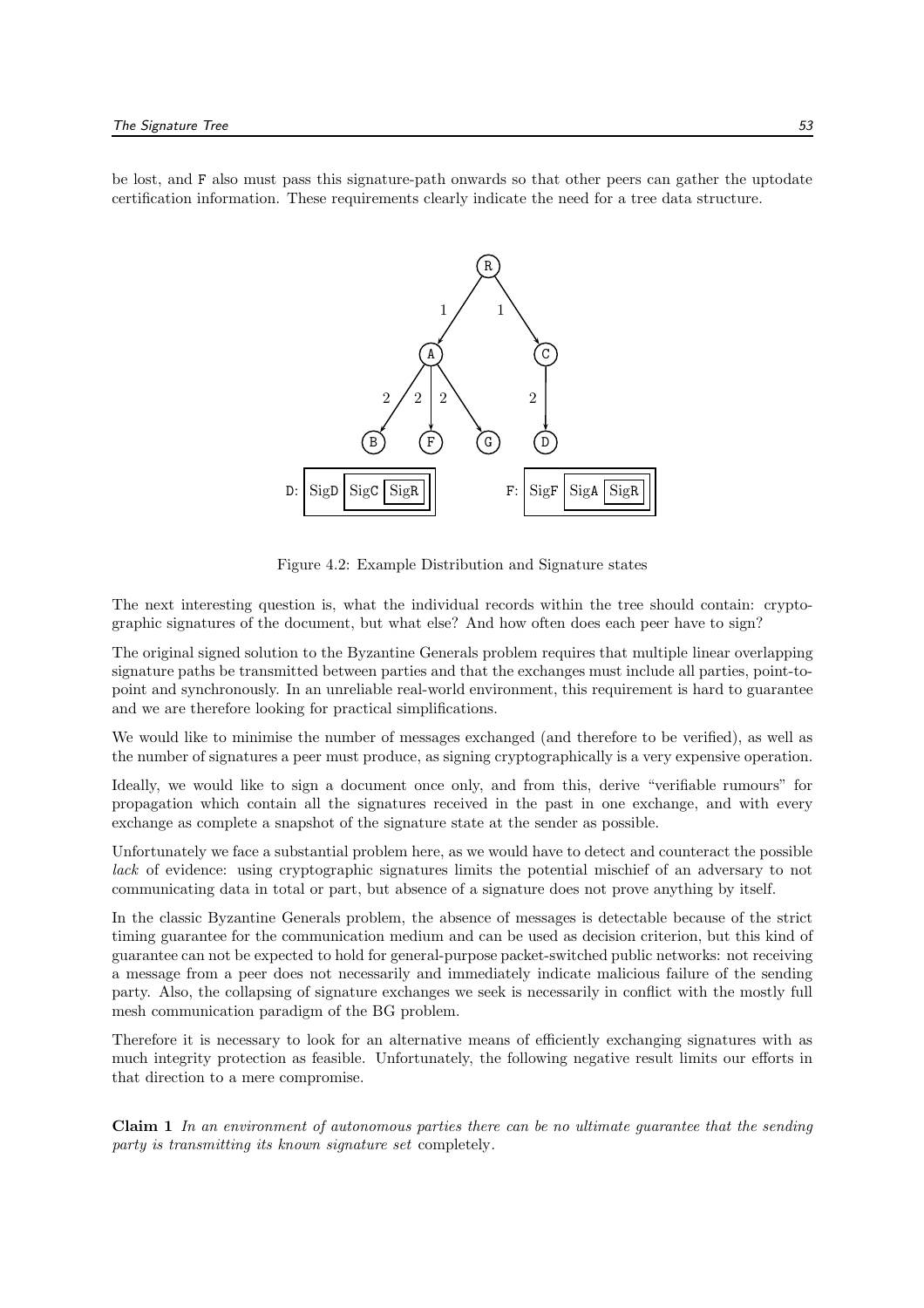be lost, and F also must pass this signature-path onwards so that other peers can gather the uptodate certification information. These requirements clearly indicate the need for a tree data structure.

Figure 4.2: Example Distribution and Signature states

The next interesting question is, what the individual records within the tree should contain: cryptographic signatures of the document, but what else? And how often does each peer have to sign?

The original signed solution to the Byzantine Generals problem requires that multiple linear overlapping signature paths be transmitted between parties and that the exchanges must include all parties, point-to-point and synchronously. In an unreliable real-world environment, this requirement is hard to guarantee and we are therefore looking for practical simplifications.

We would like to minimise the number of messages exchanged (and therefore to be verified), as well as the number of signatures a peer must produce, as signing cryptographically is a very expensive operation.

Ideally, we would like to sign a document once only, and from this, derive "verifiable rumours" for propagation which contain all the signatures received in the past in one exchange, and with every exchange as complete a snapshot of the signature state at the sender as possible.

Unfortunately we face a substantial problem here, as we would have to detect and counteract the possible *lack* of evidence: using cryptographic signatures limits the potential mischief of an adversary to not communicating data in total or part, but absence of a signature does not prove anything by itself.

In the classic Byzantine Generals problem, the absence of messages is detectable because of the strict timing guarantee for the communication medium and can be used as decision criterion, but this kind of guarantee can not be expected to hold for general-purpose packet-switched public networks: not receiving a message from a peer does not necessarily and immediately indicate malicious failure of the sending party. Also, the collapsing of signature exchanges we seek is necessarily in conflict with the mostly full mesh communication paradigm of the BG problem.

Therefore it is necessary to look for an alternative means of efficiently exchanging signatures with as much integrity protection as feasible. Unfortunately, the following negative result limits our efforts in that direction to a mere compromise.

**Claim 1** *In an environment of autonomous parties there can be no ultimate guarantee that the sending party is transmitting its known signature set* completely.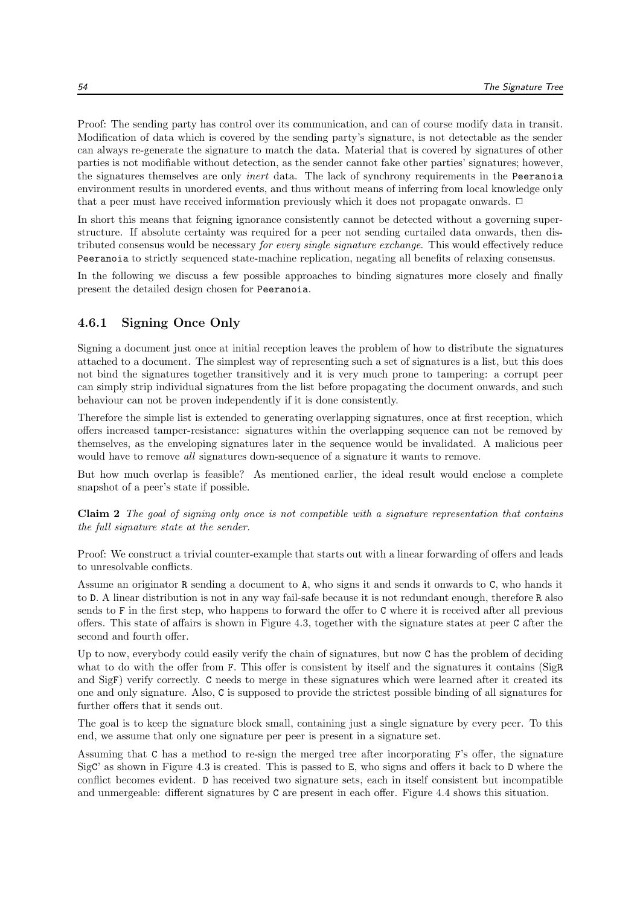Proof: The sending party has control over its communication, and can of course modify data in transit. Modification of data which is covered by the sending party's signature, is not detectable as the sender can always re-generate the signature to match the data. Material that is covered by signatures of other parties is not modifiable without detection, as the sender cannot fake other parties' signatures; however, the signatures themselves are only *inert* data. The lack of synchrony requirements in the `Peeranoia` environment results in unordered events, and thus without means of inferring from local knowledge only that a peer must have received information previously which it does not propagate onwards. □

In short this means that feigning ignorance consistently cannot be detected without a governing superstructure. If absolute certainty was required for a peer not sending curtailed data onwards, then distributed consensus would be necessary *for every single signature exchange*. This would effectively reduce `Peeranoia` to strictly sequenced state-machine replication, negating all benefits of relaxing consensus.

In the following we discuss a few possible approaches to binding signatures more closely and finally present the detailed design chosen for `Peeranoia`.

### 4.6.1 Signing Once Only

Signing a document just once at initial reception leaves the problem of how to distribute the signatures attached to a document. The simplest way of representing such a set of signatures is a list, but this does not bind the signatures together transitively and it is very much prone to tampering: a corrupt peer can simply strip individual signatures from the list before propagating the document onwards, and such behaviour can not be proven independently if it is done consistently.

Therefore the simple list is extended to generating overlapping signatures, once at first reception, which offers increased tamper-resistance: signatures within the overlapping sequence can not be removed by themselves, as the enveloping signatures later in the sequence would be invalidated. A malicious peer would have to remove *all* signatures down-sequence of a signature it wants to remove.

But how much overlap is feasible? As mentioned earlier, the ideal result would enclose a complete snapshot of a peer's state if possible.

**Claim 2** *The goal of signing only once is not compatible with a signature representation that contains the full signature state at the sender.*

Proof: We construct a trivial counter-example that starts out with a linear forwarding of offers and leads to unresolvable conflicts.

Assume an originator `R` sending a document to `A`, who signs it and sends it onwards to `C`, who hands it to `D`. A linear distribution is not in any way fail-safe because it is not redundant enough, therefore `R` also sends to `F` in the first step, who happens to forward the offer to `C` where it is received after all previous offers. This state of affairs is shown in Figure 4.3, together with the signature states at peer `C` after the second and fourth offer.

Up to now, everybody could easily verify the chain of signatures, but now `C` has the problem of deciding what to do with the offer from `F`. This offer is consistent by itself and the signatures it contains (`SigR` and `SigF`) verify correctly. `C` needs to merge in these signatures which were learned after it created its one and only signature. Also, `C` is supposed to provide the strictest possible binding of all signatures for further offers that it sends out.

The goal is to keep the signature block small, containing just a single signature by every peer. To this end, we assume that only one signature per peer is present in a signature set.

Assuming that `C` has a method to re-sign the merged tree after incorporating `F`'s offer, the signature `SigC'` as shown in Figure 4.3 is created. This is passed to `E`, who signs and offers it back to `D` where the conflict becomes evident. `D` has received two signature sets, each in itself consistent but incompatible and unmergeable: different signatures by `C` are present in each offer. Figure 4.4 shows this situation.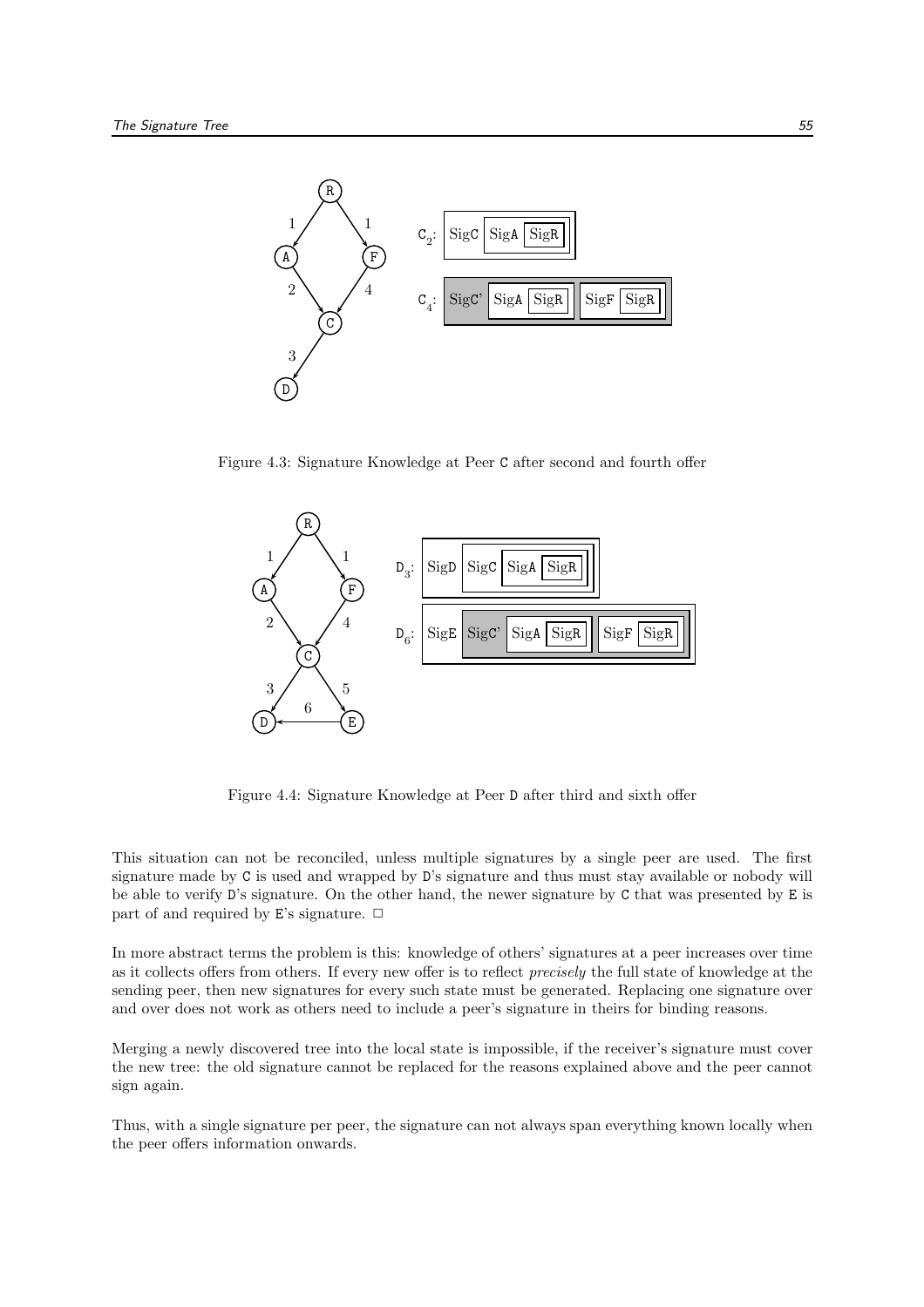Figure 4.3: Signature Knowledge at Peer C after second and fourth offer

Figure 4.4: Signature Knowledge at Peer D after third and sixth offer

This situation can not be reconciled, unless multiple signatures by a single peer are used. The first signature made by C is used and wrapped by D's signature and thus must stay available or nobody will be able to verify D's signature. On the other hand, the newer signature by C that was presented by E is part of and required by E's signature. □

In more abstract terms the problem is this: knowledge of others' signatures at a peer increases over time as it collects offers from others. If every new offer is to reflect *precisely* the full state of knowledge at the sending peer, then new signatures for every such state must be generated. Replacing one signature over and over does not work as others need to include a peer's signature in theirs for binding reasons.

Merging a newly discovered tree into the local state is impossible, if the receiver's signature must cover the new tree: the old signature cannot be replaced for the reasons explained above and the peer cannot sign again.

Thus, with a single signature per peer, the signature can not always span everything known locally when the peer offers information onwards.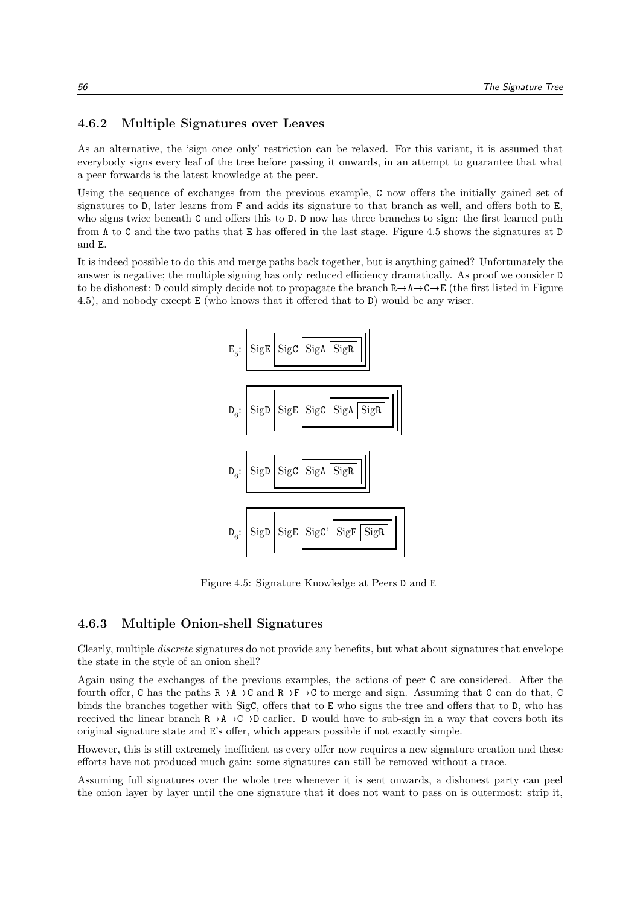### 4.6.2 Multiple Signatures over Leaves

As an alternative, the 'sign once only' restriction can be relaxed. For this variant, it is assumed that everybody signs every leaf of the tree before passing it onwards, in an attempt to guarantee that what a peer forwards is the latest knowledge at the peer.

Using the sequence of exchanges from the previous example, C now offers the initially gained set of signatures to D, later learns from F and adds its signature to that branch as well, and offers both to E, who signs twice beneath C and offers this to D. D now has three branches to sign: the first learned path from A to C and the two paths that E has offered in the last stage. Figure 4.5 shows the signatures at D and E.

It is indeed possible to do this and merge paths back together, but is anything gained? Unfortunately the answer is negative; the multiple signing has only reduced efficiency dramatically. As proof we consider D to be dishonest: D could simply decide not to propagate the branch R→A→C→E (the first listed in Figure 4.5), and nobody except E (who knows that it offered that to D) would be any wiser.

$E_5$: SigE | SigC | SigA | SigR

$D_6$: SigD | SigE | SigC | SigA | SigR

$D_6$: SigD | SigC | SigA | SigR

$D_6$: SigD | SigE | SigC' | SigF | SigR

Figure 4.5: Signature Knowledge at Peers D and E

### 4.6.3 Multiple Onion-shell Signatures

Clearly, multiple *discrete* signatures do not provide any benefits, but what about signatures that envelope the state in the style of an onion shell?

Again using the exchanges of the previous examples, the actions of peer C are considered. After the fourth offer, C has the paths R→A→C and R→F→C to merge and sign. Assuming that C can do that, C binds the branches together with SigC, offers that to E who signs the tree and offers that to D, who has received the linear branch R→A→C→D earlier. D would have to sub-sign in a way that covers both its original signature state and E's offer, which appears possible if not exactly simple.

However, this is still extremely inefficient as every offer now requires a new signature creation and these efforts have not produced much gain: some signatures can still be removed without a trace.

Assuming full signatures over the whole tree whenever it is sent onwards, a dishonest party can peel the onion layer by layer until the one signature that it does not want to pass on is outermost: strip it,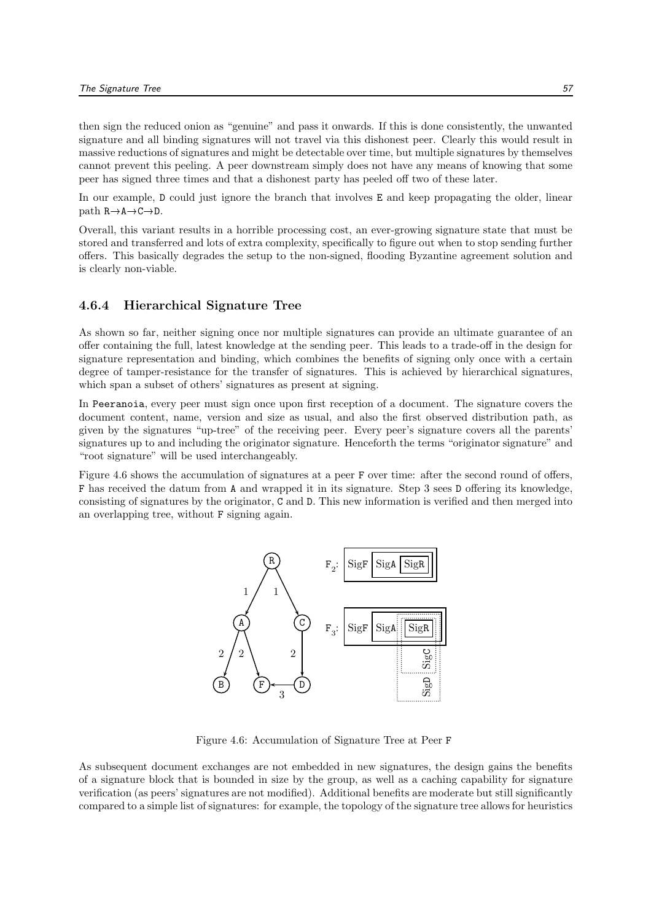then sign the reduced onion as "genuine" and pass it onwards. If this is done consistently, the unwanted signature and all binding signatures will not travel via this dishonest peer. Clearly this would result in massive reductions of signatures and might be detectable over time, but multiple signatures by themselves cannot prevent this peeling. A peer downstream simply does not have any means of knowing that some peer has signed three times and that a dishonest party has peeled off two of these later.

In our example, D could just ignore the branch that involves E and keep propagating the older, linear path R→A→C→D.

Overall, this variant results in a horrible processing cost, an ever-growing signature state that must be stored and transferred and lots of extra complexity, specifically to figure out when to stop sending further offers. This basically degrades the setup to the non-signed, flooding Byzantine agreement solution and is clearly non-viable.

### 4.6.4 Hierarchical Signature Tree

As shown so far, neither signing once nor multiple signatures can provide an ultimate guarantee of an offer containing the full, latest knowledge at the sending peer. This leads to a trade-off in the design for signature representation and binding, which combines the benefits of signing only once with a certain degree of tamper-resistance for the transfer of signatures. This is achieved by hierarchical signatures, which span a subset of others' signatures as present at signing.

In Peeranoia, every peer must sign once upon first reception of a document. The signature covers the document content, name, version and size as usual, and also the first observed distribution path, as given by the signatures "up-tree" of the receiving peer. Every peer's signature covers all the parents' signatures up to and including the originator signature. Henceforth the terms "originator signature" and "root signature" will be used interchangeably.

Figure 4.6 shows the accumulation of signatures at a peer F over time: after the second round of offers, F has received the datum from A and wrapped it in its signature. Step 3 sees D offering its knowledge, consisting of signatures by the originator, C and D. This new information is verified and then merged into an overlapping tree, without F signing again.

Figure 4.6: Accumulation of Signature Tree at Peer F

As subsequent document exchanges are not embedded in new signatures, the design gains the benefits of a signature block that is bounded in size by the group, as well as a caching capability for signature verification (as peers' signatures are not modified). Additional benefits are moderate but still significantly compared to a simple list of signatures: for example, the topology of the signature tree allows for heuristics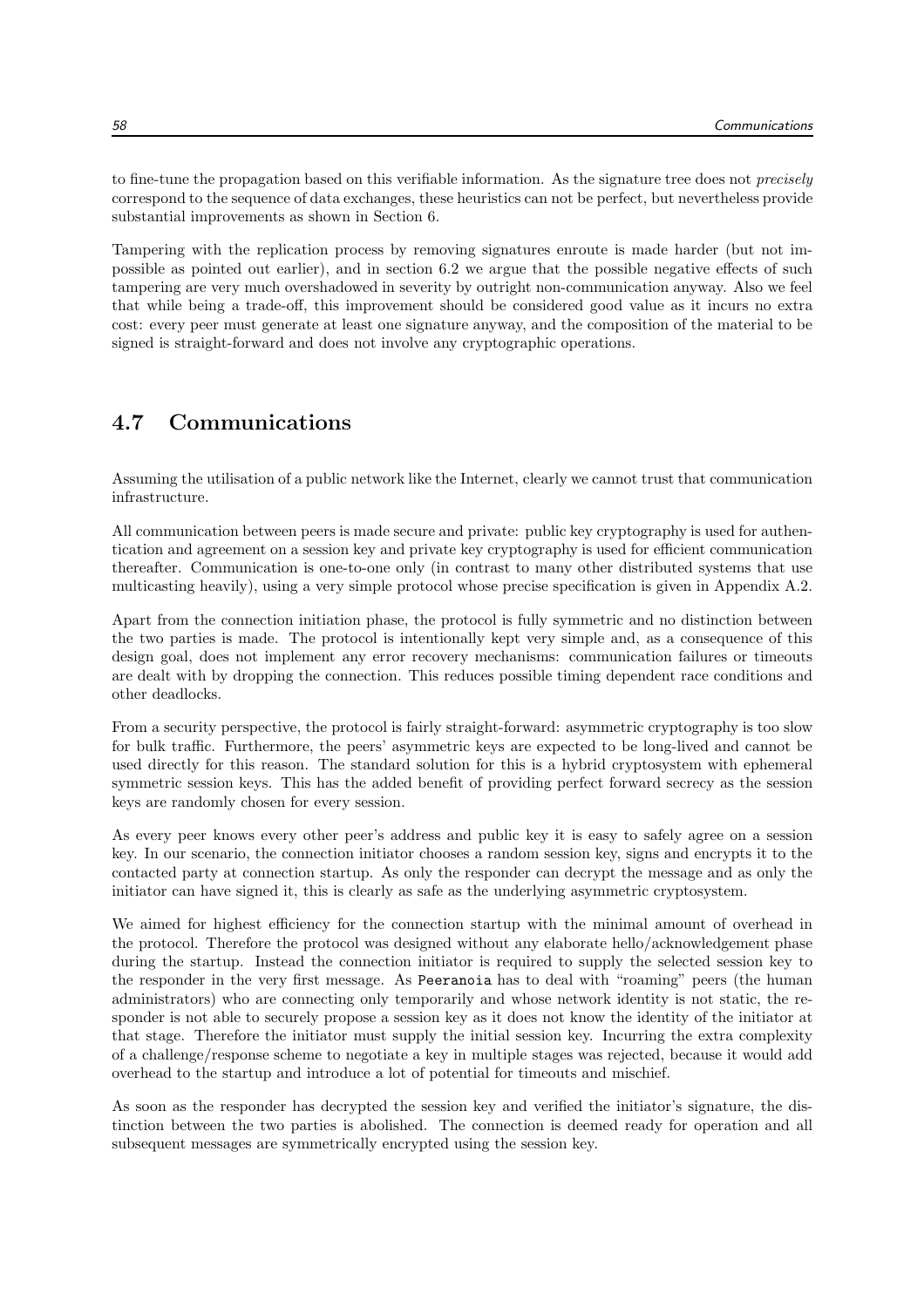to fine-tune the propagation based on this verifiable information. As the signature tree does not *precisely* correspond to the sequence of data exchanges, these heuristics can not be perfect, but nevertheless provide substantial improvements as shown in Section 6.

Tampering with the replication process by removing signatures enroute is made harder (but not impossible as pointed out earlier), and in section 6.2 we argue that the possible negative effects of such tampering are very much overshadowed in severity by outright non-communication anyway. Also we feel that while being a trade-off, this improvement should be considered good value as it incurs no extra cost: every peer must generate at least one signature anyway, and the composition of the material to be signed is straight-forward and does not involve any cryptographic operations.

## 4.7 Communications

Assuming the utilisation of a public network like the Internet, clearly we cannot trust that communication infrastructure.

All communication between peers is made secure and private: public key cryptography is used for authentication and agreement on a session key and private key cryptography is used for efficient communication thereafter. Communication is one-to-one only (in contrast to many other distributed systems that use multicasting heavily), using a very simple protocol whose precise specification is given in Appendix A.2.

Apart from the connection initiation phase, the protocol is fully symmetric and no distinction between the two parties is made. The protocol is intentionally kept very simple and, as a consequence of this design goal, does not implement any error recovery mechanisms: communication failures or timeouts are dealt with by dropping the connection. This reduces possible timing dependent race conditions and other deadlocks.

From a security perspective, the protocol is fairly straight-forward: asymmetric cryptography is too slow for bulk traffic. Furthermore, the peers' asymmetric keys are expected to be long-lived and cannot be used directly for this reason. The standard solution for this is a hybrid cryptosystem with ephemeral symmetric session keys. This has the added benefit of providing perfect forward secrecy as the session keys are randomly chosen for every session.

As every peer knows every other peer's address and public key it is easy to safely agree on a session key. In our scenario, the connection initiator chooses a random session key, signs and encrypts it to the contacted party at connection startup. As only the responder can decrypt the message and as only the initiator can have signed it, this is clearly as safe as the underlying asymmetric cryptosystem.

We aimed for highest efficiency for the connection startup with the minimal amount of overhead in the protocol. Therefore the protocol was designed without any elaborate hello/acknowledgement phase during the startup. Instead the connection initiator is required to supply the selected session key to the responder in the very first message. As `Peeranoia` has to deal with "roaming" peers (the human administrators) who are connecting only temporarily and whose network identity is not static, the responder is not able to securely propose a session key as it does not know the identity of the initiator at that stage. Therefore the initiator must supply the initial session key. Incurring the extra complexity of a challenge/response scheme to negotiate a key in multiple stages was rejected, because it would add overhead to the startup and introduce a lot of potential for timeouts and mischief.

As soon as the responder has decrypted the session key and verified the initiator's signature, the distinction between the two parties is abolished. The connection is deemed ready for operation and all subsequent messages are symmetrically encrypted using the session key.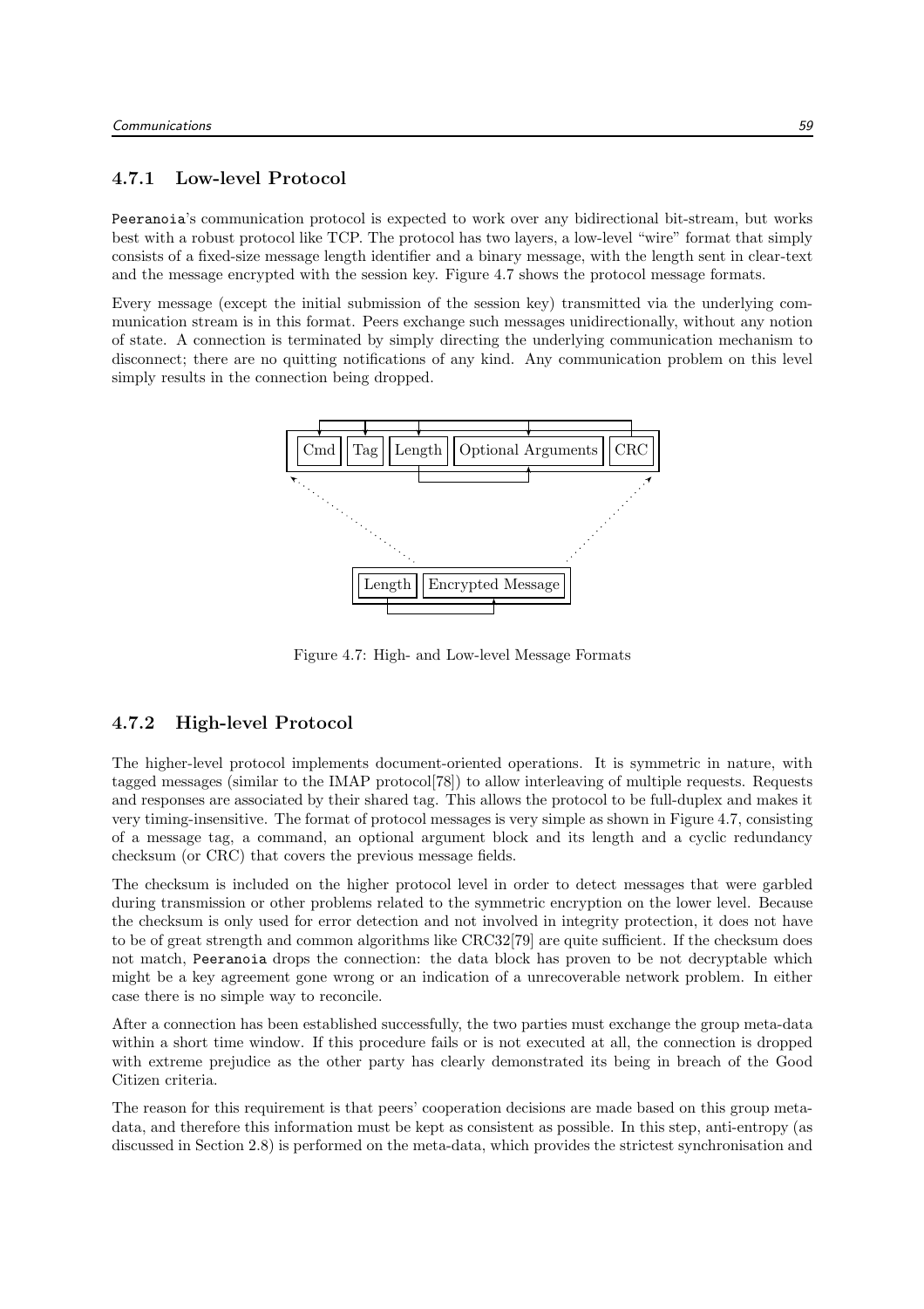### 4.7.1 Low-level Protocol

Peeranoia's communication protocol is expected to work over any bidirectional bit-stream, but works best with a robust protocol like TCP. The protocol has two layers, a low-level "wire" format that simply consists of a fixed-size message length identifier and a binary message, with the length sent in clear-text and the message encrypted with the session key. Figure 4.7 shows the protocol message formats.

Every message (except the initial submission of the session key) transmitted via the underlying communication stream is in this format. Peers exchange such messages unidirectionally, without any notion of state. A connection is terminated by simply directing the underlying communication mechanism to disconnect; there are no quitting notifications of any kind. Any communication problem on this level simply results in the connection being dropped.

Figure 4.7: High- and Low-level Message Formats

### 4.7.2 High-level Protocol

The higher-level protocol implements document-oriented operations. It is symmetric in nature, with tagged messages (similar to the IMAP protocol[78]) to allow interleaving of multiple requests. Requests and responses are associated by their shared tag. This allows the protocol to be full-duplex and makes it very timing-insensitive. The format of protocol messages is very simple as shown in Figure 4.7, consisting of a message tag, a command, an optional argument block and its length and a cyclic redundancy checksum (or CRC) that covers the previous message fields.

The checksum is included on the higher protocol level in order to detect messages that were garbled during transmission or other problems related to the symmetric encryption on the lower level. Because the checksum is only used for error detection and not involved in integrity protection, it does not have to be of great strength and common algorithms like CRC32[79] are quite sufficient. If the checksum does not match, Peeranoia drops the connection: the data block has proven to be not decryptable which might be a key agreement gone wrong or an indication of a unrecoverable network problem. In either case there is no simple way to reconcile.

After a connection has been established successfully, the two parties must exchange the group meta-data within a short time window. If this procedure fails or is not executed at all, the connection is dropped with extreme prejudice as the other party has clearly demonstrated its being in breach of the Good Citizen criteria.

The reason for this requirement is that peers' cooperation decisions are made based on this group meta-data, and therefore this information must be kept as consistent as possible. In this step, anti-entropy (as discussed in Section 2.8) is performed on the meta-data, which provides the strictest synchronisation and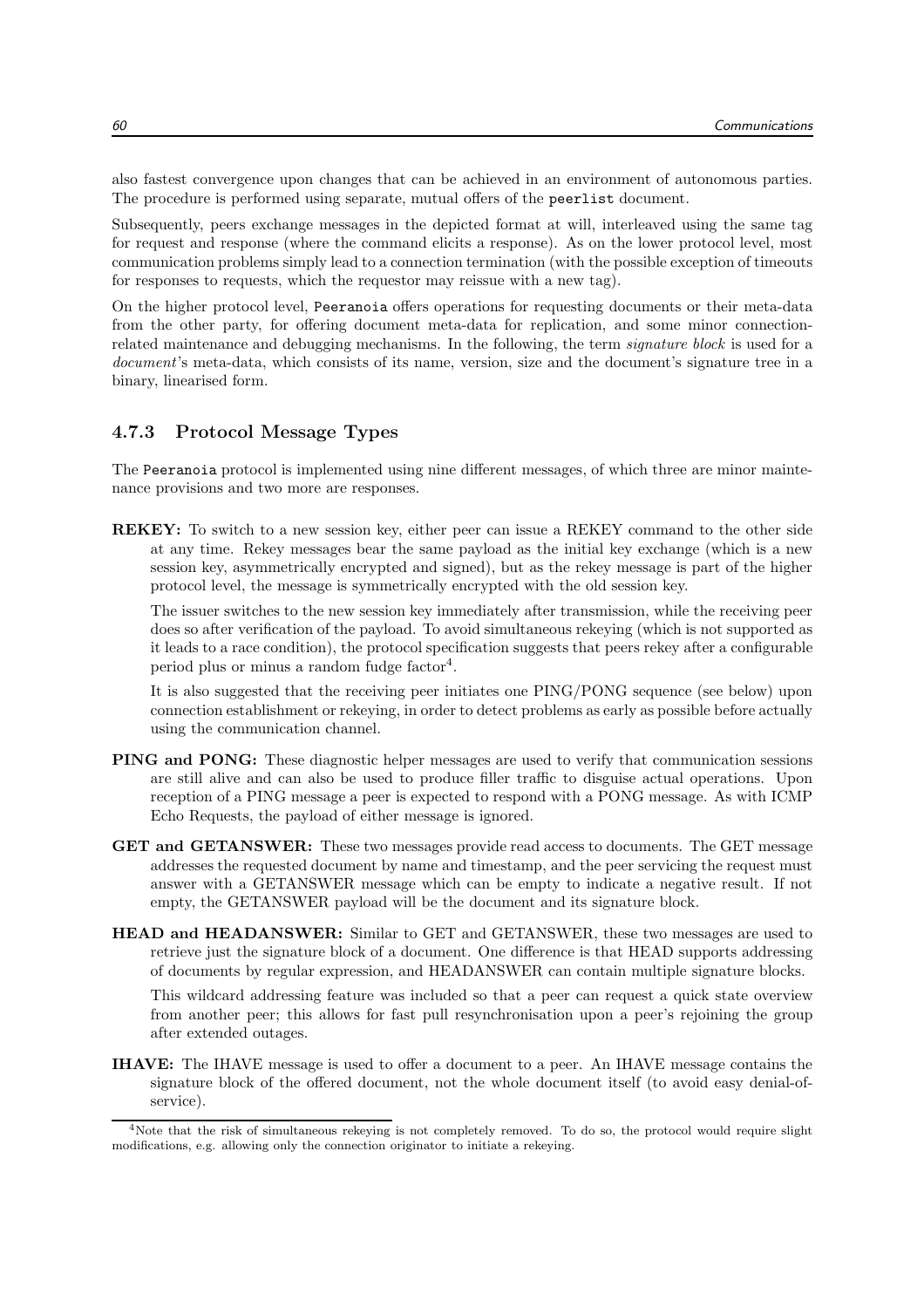also fastest convergence upon changes that can be achieved in an environment of autonomous parties. The procedure is performed using separate, mutual offers of the `peerlist` document.

Subsequently, peers exchange messages in the depicted format at will, interleaved using the same tag for request and response (where the command elicits a response). As on the lower protocol level, most communication problems simply lead to a connection termination (with the possible exception of timeouts for responses to requests, which the requestor may reissue with a new tag).

On the higher protocol level, `Peeranoia` offers operations for requesting documents or their meta-data from the other party, for offering document meta-data for replication, and some minor connection-related maintenance and debugging mechanisms. In the following, the term *signature block* is used for a *document*'s meta-data, which consists of its name, version, size and the document's signature tree in a binary, linearised form.

### 4.7.3 Protocol Message Types

The `Peeranoia` protocol is implemented using nine different messages, of which three are minor maintenance provisions and two more are responses.

**REKEY:** To switch to a new session key, either peer can issue a REKEY command to the other side at any time. Rekey messages bear the same payload as the initial key exchange (which is a new session key, asymmetrically encrypted and signed), but as the rekey message is part of the higher protocol level, the message is symmetrically encrypted with the old session key.

The issuer switches to the new session key immediately after transmission, while the receiving peer does so after verification of the payload. To avoid simultaneous rekeying (which is not supported as it leads to a race condition), the protocol specification suggests that peers rekey after a configurable period plus or minus a random fudge factor[4].

It is also suggested that the receiving peer initiates one PING/PONG sequence (see below) upon connection establishment or rekeying, in order to detect problems as early as possible before actually using the communication channel.

**PING and PONG:** These diagnostic helper messages are used to verify that communication sessions are still alive and can also be used to produce filler traffic to disguise actual operations. Upon reception of a PING message a peer is expected to respond with a PONG message. As with ICMP Echo Requests, the payload of either message is ignored.

**GET and GETANSWER:** These two messages provide read access to documents. The GET message addresses the requested document by name and timestamp, and the peer servicing the request must answer with a GETANSWER message which can be empty to indicate a negative result. If not empty, the GETANSWER payload will be the document and its signature block.

**HEAD and HEADANSWER:** Similar to GET and GETANSWER, these two messages are used to retrieve just the signature block of a document. One difference is that HEAD supports addressing of documents by regular expression, and HEADANSWER can contain multiple signature blocks.

This wildcard addressing feature was included so that a peer can request a quick state overview from another peer; this allows for fast pull resynchronisation upon a peer's rejoining the group after extended outages.

**IHAVE:** The IHAVE message is used to offer a document to a peer. An IHAVE message contains the signature block of the offered document, not the whole document itself (to avoid easy denial-of-service).

[4] Note that the risk of simultaneous rekeying is not completely removed. To do so, the protocol would require slight modifications, e.g. allowing only the connection originator to initiate a rekeying.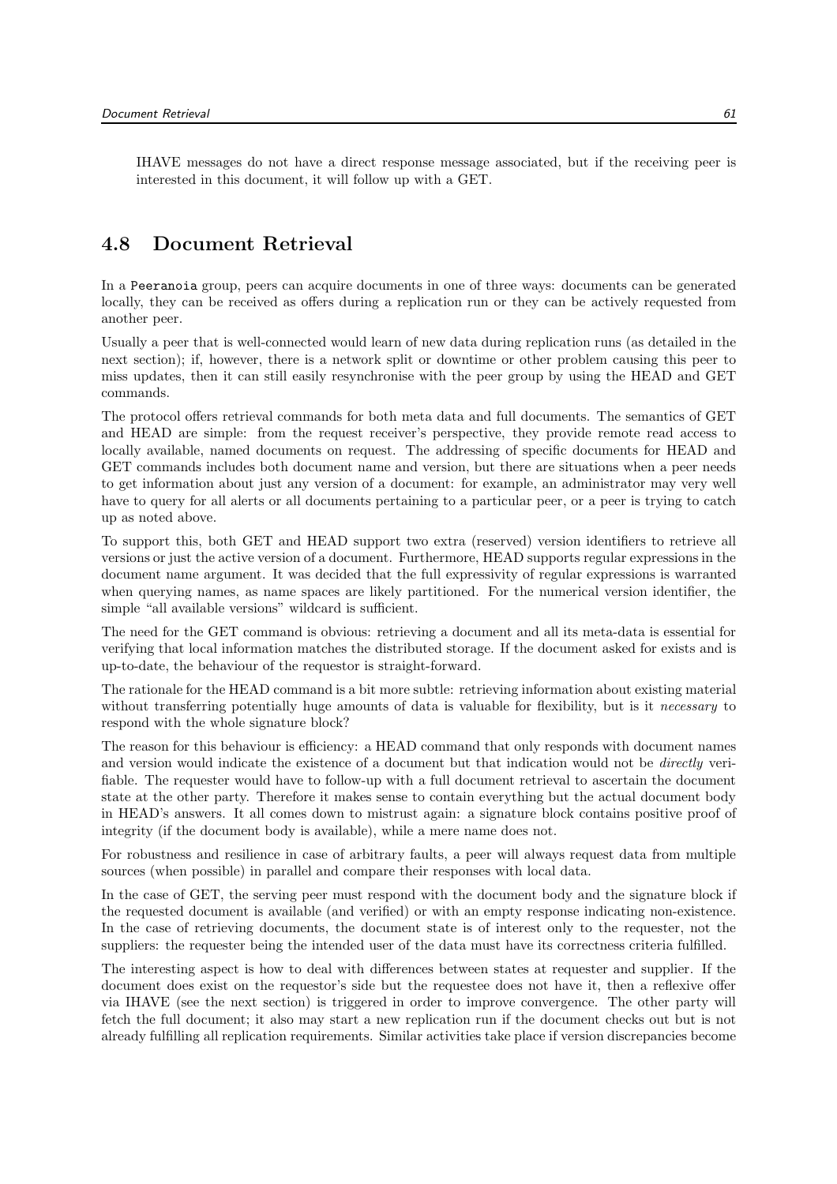IHAVE messages do not have a direct response message associated, but if the receiving peer is interested in this document, it will follow up with a GET.

## 4.8 Document Retrieval

In a Peeranoia group, peers can acquire documents in one of three ways: documents can be generated locally, they can be received as offers during a replication run or they can be actively requested from another peer.

Usually a peer that is well-connected would learn of new data during replication runs (as detailed in the next section); if, however, there is a network split or downtime or other problem causing this peer to miss updates, then it can still easily resynchronise with the peer group by using the HEAD and GET commands.

The protocol offers retrieval commands for both meta data and full documents. The semantics of GET and HEAD are simple: from the request receiver's perspective, they provide remote read access to locally available, named documents on request. The addressing of specific documents for HEAD and GET commands includes both document name and version, but there are situations when a peer needs to get information about just any version of a document: for example, an administrator may very well have to query for all alerts or all documents pertaining to a particular peer, or a peer is trying to catch up as noted above.

To support this, both GET and HEAD support two extra (reserved) version identifiers to retrieve all versions or just the active version of a document. Furthermore, HEAD supports regular expressions in the document name argument. It was decided that the full expressivity of regular expressions is warranted when querying names, as name spaces are likely partitioned. For the numerical version identifier, the simple "all available versions" wildcard is sufficient.

The need for the GET command is obvious: retrieving a document and all its meta-data is essential for verifying that local information matches the distributed storage. If the document asked for exists and is up-to-date, the behaviour of the requestor is straight-forward.

The rationale for the HEAD command is a bit more subtle: retrieving information about existing material without transferring potentially huge amounts of data is valuable for flexibility, but is it *necessary* to respond with the whole signature block?

The reason for this behaviour is efficiency: a HEAD command that only responds with document names and version would indicate the existence of a document but that indication would not be *directly* verifiable. The requester would have to follow-up with a full document retrieval to ascertain the document state at the other party. Therefore it makes sense to contain everything but the actual document body in HEAD's answers. It all comes down to mistrust again: a signature block contains positive proof of integrity (if the document body is available), while a mere name does not.

For robustness and resilience in case of arbitrary faults, a peer will always request data from multiple sources (when possible) in parallel and compare their responses with local data.

In the case of GET, the serving peer must respond with the document body and the signature block if the requested document is available (and verified) or with an empty response indicating non-existence. In the case of retrieving documents, the document state is of interest only to the requester, not the suppliers: the requester being the intended user of the data must have its correctness criteria fulfilled.

The interesting aspect is how to deal with differences between states at requester and supplier. If the document does exist on the requestor's side but the requestee does not have it, then a reflexive offer via IHAVE (see the next section) is triggered in order to improve convergence. The other party will fetch the full document; it also may start a new replication run if the document checks out but is not already fulfilling all replication requirements. Similar activities take place if version discrepancies become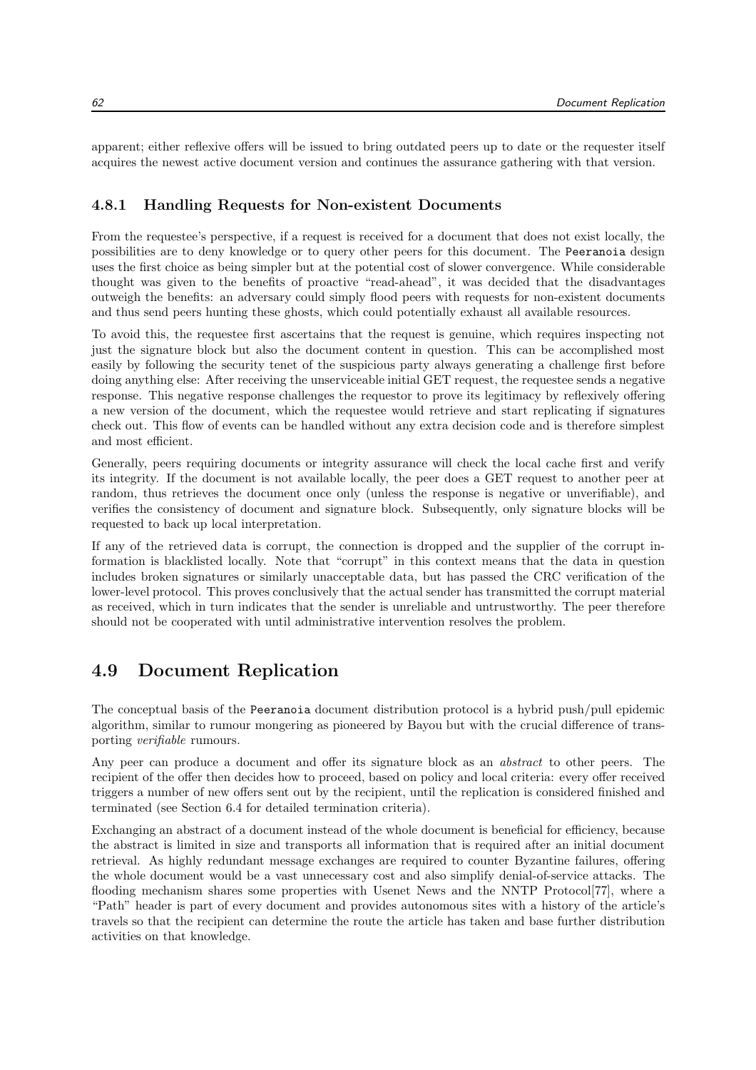apparent; either reflexive offers will be issued to bring outdated peers up to date or the requester itself acquires the newest active document version and continues the assurance gathering with that version.

### 4.8.1 Handling Requests for Non-existent Documents

From the requestee's perspective, if a request is received for a document that does not exist locally, the possibilities are to deny knowledge or to query other peers for this document. The `Peeranoia` design uses the first choice as being simpler but at the potential cost of slower convergence. While considerable thought was given to the benefits of proactive "read-ahead", it was decided that the disadvantages outweigh the benefits: an adversary could simply flood peers with requests for non-existent documents and thus send peers hunting these ghosts, which could potentially exhaust all available resources.

To avoid this, the requestee first ascertains that the request is genuine, which requires inspecting not just the signature block but also the document content in question. This can be accomplished most easily by following the security tenet of the suspicious party always generating a challenge first before doing anything else: After receiving the unserviceable initial GET request, the requestee sends a negative response. This negative response challenges the requestor to prove its legitimacy by reflexively offering a new version of the document, which the requestee would retrieve and start replicating if signatures check out. This flow of events can be handled without any extra decision code and is therefore simplest and most efficient.

Generally, peers requiring documents or integrity assurance will check the local cache first and verify its integrity. If the document is not available locally, the peer does a GET request to another peer at random, thus retrieves the document once only (unless the response is negative or unverifiable), and verifies the consistency of document and signature block. Subsequently, only signature blocks will be requested to back up local interpretation.

If any of the retrieved data is corrupt, the connection is dropped and the supplier of the corrupt information is blacklisted locally. Note that "corrupt" in this context means that the data in question includes broken signatures or similarly unacceptable data, but has passed the CRC verification of the lower-level protocol. This proves conclusively that the actual sender has transmitted the corrupt material as received, which in turn indicates that the sender is unreliable and untrustworthy. The peer therefore should not be cooperated with until administrative intervention resolves the problem.

## 4.9 Document Replication

The conceptual basis of the `Peeranoia` document distribution protocol is a hybrid push/pull epidemic algorithm, similar to rumour mongering as pioneered by Bayou but with the crucial difference of transporting *verifiable* rumours.

Any peer can produce a document and offer its signature block as an *abstract* to other peers. The recipient of the offer then decides how to proceed, based on policy and local criteria: every offer received triggers a number of new offers sent out by the recipient, until the replication is considered finished and terminated (see Section 6.4 for detailed termination criteria).

Exchanging an abstract of a document instead of the whole document is beneficial for efficiency, because the abstract is limited in size and transports all information that is required after an initial document retrieval. As highly redundant message exchanges are required to counter Byzantine failures, offering the whole document would be a vast unnecessary cost and also simplify denial-of-service attacks. The flooding mechanism shares some properties with Usenet News and the NNTP Protocol[77], where a "Path" header is part of every document and provides autonomous sites with a history of the article's travels so that the recipient can determine the route the article has taken and base further distribution activities on that knowledge.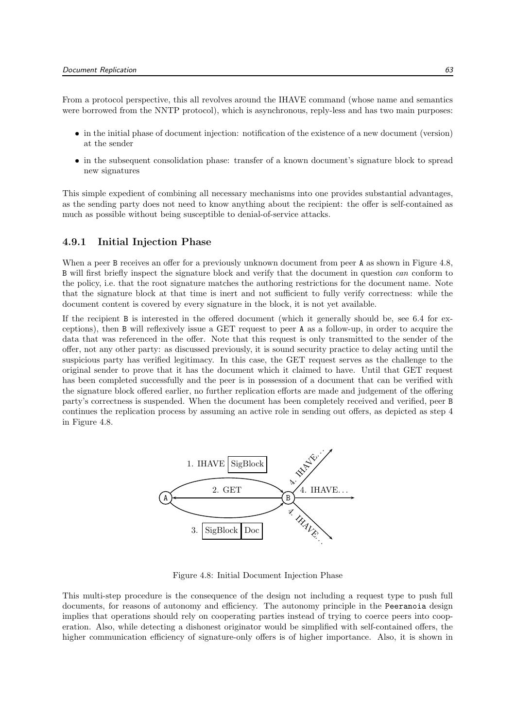From a protocol perspective, this all revolves around the IHAVE command (whose name and semantics were borrowed from the NNTP protocol), which is asynchronous, reply-less and has two main purposes:

- in the initial phase of document injection: notification of the existence of a new document (version) at the sender
- in the subsequent consolidation phase: transfer of a known document's signature block to spread new signatures

This simple expedient of combining all necessary mechanisms into one provides substantial advantages, as the sending party does not need to know anything about the recipient: the offer is self-contained as much as possible without being susceptible to denial-of-service attacks.

### 4.9.1 Initial Injection Phase

When a peer `B` receives an offer for a previously unknown document from peer `A` as shown in Figure 4.8, `B` will first briefly inspect the signature block and verify that the document in question *can* conform to the policy, i.e. that the root signature matches the authoring restrictions for the document name. Note that the signature block at that time is inert and not sufficient to fully verify correctness: while the document content is covered by every signature in the block, it is not yet available.

If the recipient `B` is interested in the offered document (which it generally should be, see 6.4 for exceptions), then `B` will reflexively issue a GET request to peer `A` as a follow-up, in order to acquire the data that was referenced in the offer. Note that this request is only transmitted to the sender of the offer, not any other party: as discussed previously, it is sound security practice to delay acting until the suspicious party has verified legitimacy. In this case, the GET request serves as the challenge to the original sender to prove that it has the document which it claimed to have. Until that GET request has been completed successfully and the peer is in possession of a document that can be verified with the signature block offered earlier, no further replication efforts are made and judgement of the offering party's correctness is suspended. When the document has been completely received and verified, peer `B` continues the replication process by assuming an active role in sending out offers, as depicted as step 4 in Figure 4.8.

Figure 4.8: Initial Document Injection Phase

This multi-step procedure is the consequence of the design not including a request type to push full documents, for reasons of autonomy and efficiency. The autonomy principle in the `Peeranoia` design implies that operations should rely on cooperating parties instead of trying to coerce peers into cooperation. Also, while detecting a dishonest originator would be simplified with self-contained offers, the higher communication efficiency of signature-only offers is of higher importance. Also, it is shown in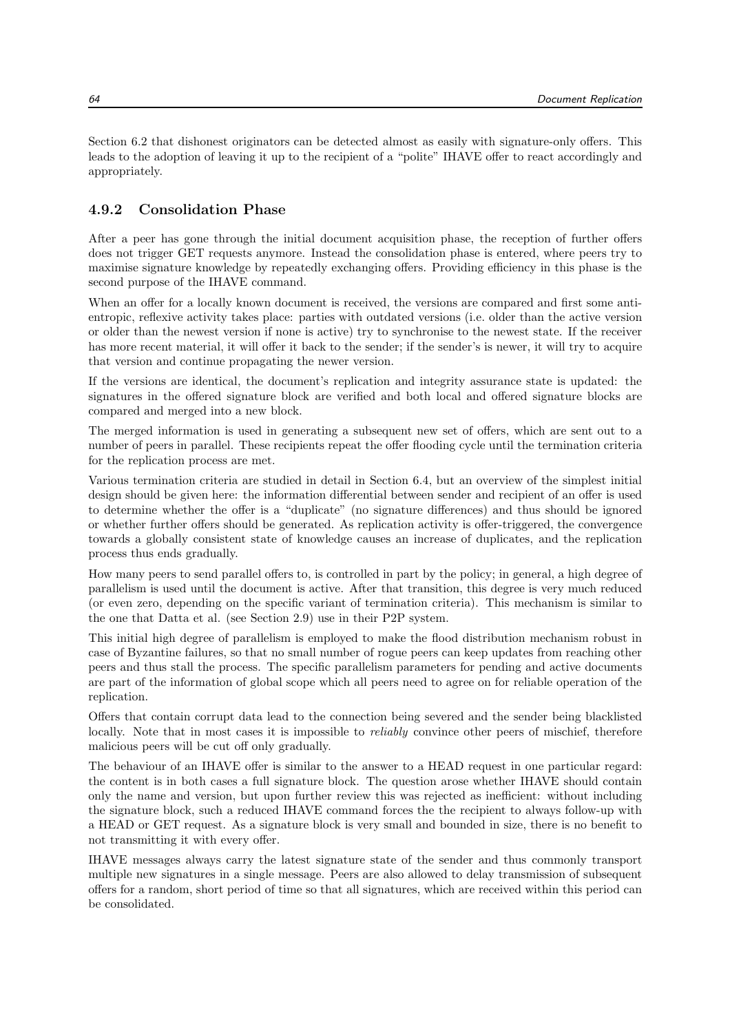Section 6.2 that dishonest originators can be detected almost as easily with signature-only offers. This leads to the adoption of leaving it up to the recipient of a "polite" IHAVE offer to react accordingly and appropriately.

### 4.9.2 Consolidation Phase

After a peer has gone through the initial document acquisition phase, the reception of further offers does not trigger GET requests anymore. Instead the consolidation phase is entered, where peers try to maximise signature knowledge by repeatedly exchanging offers. Providing efficiency in this phase is the second purpose of the IHAVE command.

When an offer for a locally known document is received, the versions are compared and first some anti-entropic, reflexive activity takes place: parties with outdated versions (i.e. older than the active version or older than the newest version if none is active) try to synchronise to the newest state. If the receiver has more recent material, it will offer it back to the sender; if the sender's is newer, it will try to acquire that version and continue propagating the newer version.

If the versions are identical, the document's replication and integrity assurance state is updated: the signatures in the offered signature block are verified and both local and offered signature blocks are compared and merged into a new block.

The merged information is used in generating a subsequent new set of offers, which are sent out to a number of peers in parallel. These recipients repeat the offer flooding cycle until the termination criteria for the replication process are met.

Various termination criteria are studied in detail in Section 6.4, but an overview of the simplest initial design should be given here: the information differential between sender and recipient of an offer is used to determine whether the offer is a "duplicate" (no signature differences) and thus should be ignored or whether further offers should be generated. As replication activity is offer-triggered, the convergence towards a globally consistent state of knowledge causes an increase of duplicates, and the replication process thus ends gradually.

How many peers to send parallel offers to, is controlled in part by the policy; in general, a high degree of parallelism is used until the document is active. After that transition, this degree is very much reduced (or even zero, depending on the specific variant of termination criteria). This mechanism is similar to the one that Datta et al. (see Section 2.9) use in their P2P system.

This initial high degree of parallelism is employed to make the flood distribution mechanism robust in case of Byzantine failures, so that no small number of rogue peers can keep updates from reaching other peers and thus stall the process. The specific parallelism parameters for pending and active documents are part of the information of global scope which all peers need to agree on for reliable operation of the replication.

Offers that contain corrupt data lead to the connection being severed and the sender being blacklisted locally. Note that in most cases it is impossible to *reliably* convince other peers of mischief, therefore malicious peers will be cut off only gradually.

The behaviour of an IHAVE offer is similar to the answer to a HEAD request in one particular regard: the content is in both cases a full signature block. The question arose whether IHAVE should contain only the name and version, but upon further review this was rejected as inefficient: without including the signature block, such a reduced IHAVE command forces the the recipient to always follow-up with a HEAD or GET request. As a signature block is very small and bounded in size, there is no benefit to not transmitting it with every offer.

IHAVE messages always carry the latest signature state of the sender and thus commonly transport multiple new signatures in a single message. Peers are also allowed to delay transmission of subsequent offers for a random, short period of time so that all signatures, which are received within this period can be consolidated.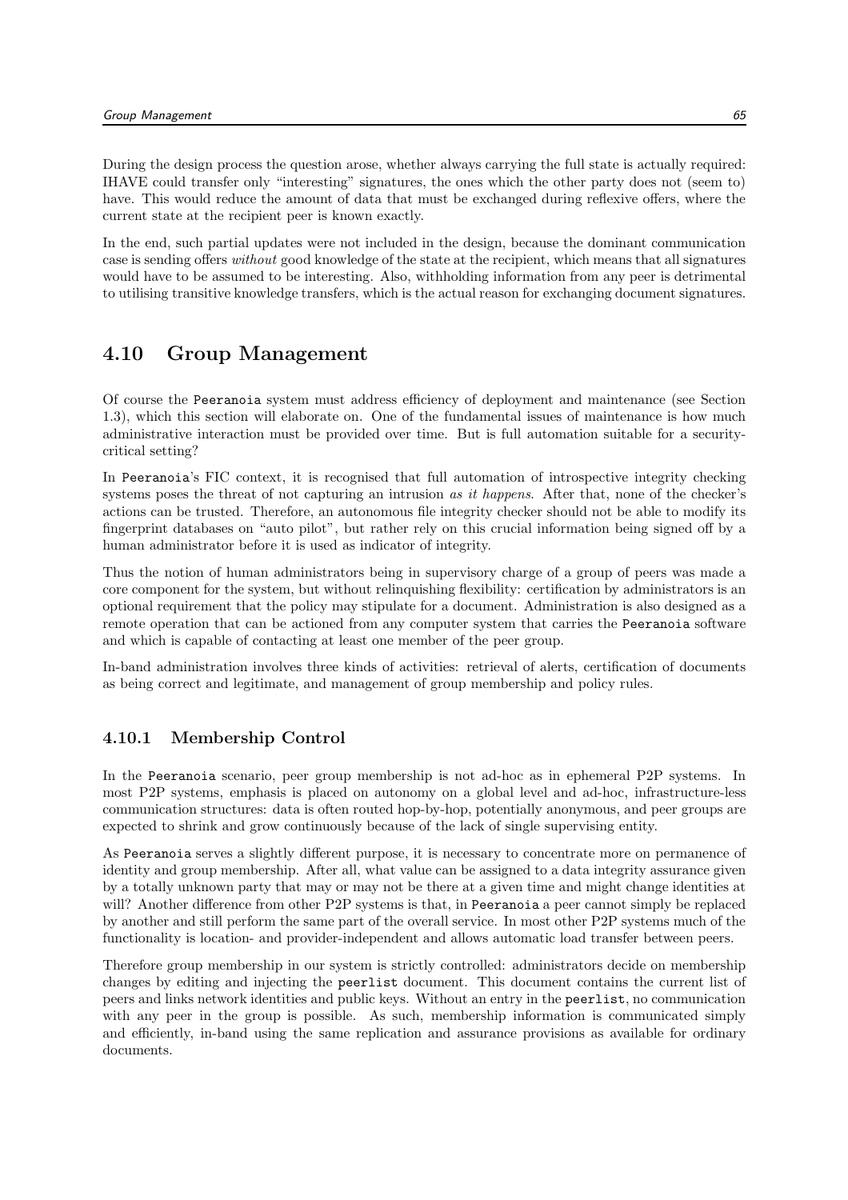During the design process the question arose, whether always carrying the full state is actually required: IHAVE could transfer only "interesting" signatures, the ones which the other party does not (seem to) have. This would reduce the amount of data that must be exchanged during reflexive offers, where the current state at the recipient peer is known exactly.

In the end, such partial updates were not included in the design, because the dominant communication case is sending offers *without* good knowledge of the state at the recipient, which means that all signatures would have to be assumed to be interesting. Also, withholding information from any peer is detrimental to utilising transitive knowledge transfers, which is the actual reason for exchanging document signatures.

## 4.10 Group Management

Of course the Peeranoia system must address efficiency of deployment and maintenance (see Section 1.3), which this section will elaborate on. One of the fundamental issues of maintenance is how much administrative interaction must be provided over time. But is full automation suitable for a security-critical setting?

In Peeranoia's FIC context, it is recognised that full automation of introspective integrity checking systems poses the threat of not capturing an intrusion *as it happens*. After that, none of the checker's actions can be trusted. Therefore, an autonomous file integrity checker should not be able to modify its fingerprint databases on "auto pilot", but rather rely on this crucial information being signed off by a human administrator before it is used as indicator of integrity.

Thus the notion of human administrators being in supervisory charge of a group of peers was made a core component for the system, but without relinquishing flexibility: certification by administrators is an optional requirement that the policy may stipulate for a document. Administration is also designed as a remote operation that can be actioned from any computer system that carries the Peeranoia software and which is capable of contacting at least one member of the peer group.

In-band administration involves three kinds of activities: retrieval of alerts, certification of documents as being correct and legitimate, and management of group membership and policy rules.

### 4.10.1 Membership Control

In the Peeranoia scenario, peer group membership is not ad-hoc as in ephemeral P2P systems. In most P2P systems, emphasis is placed on autonomy on a global level and ad-hoc, infrastructure-less communication structures: data is often routed hop-by-hop, potentially anonymous, and peer groups are expected to shrink and grow continuously because of the lack of single supervising entity.

As Peeranoia serves a slightly different purpose, it is necessary to concentrate more on permanence of identity and group membership. After all, what value can be assigned to a data integrity assurance given by a totally unknown party that may or may not be there at a given time and might change identities at will? Another difference from other P2P systems is that, in Peeranoia a peer cannot simply be replaced by another and still perform the same part of the overall service. In most other P2P systems much of the functionality is location- and provider-independent and allows automatic load transfer between peers.

Therefore group membership in our system is strictly controlled: administrators decide on membership changes by editing and injecting the peerlist document. This document contains the current list of peers and links network identities and public keys. Without an entry in the peerlist, no communication with any peer in the group is possible. As such, membership information is communicated simply and efficiently, in-band using the same replication and assurance provisions as available for ordinary documents.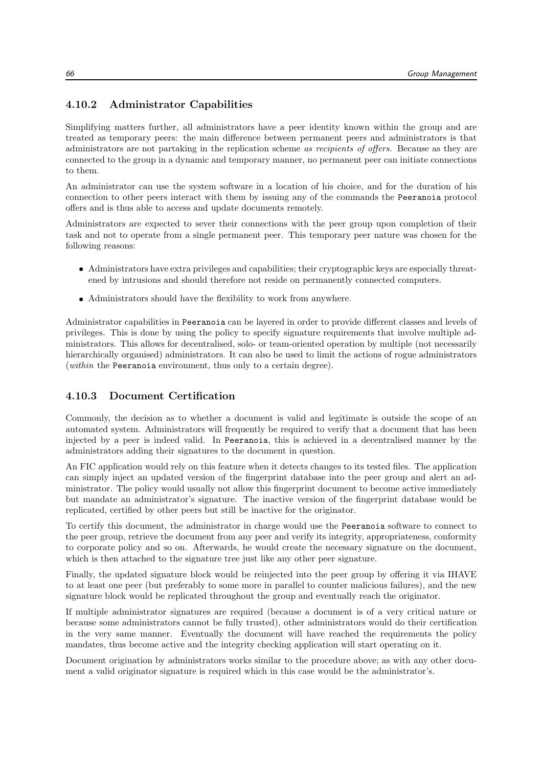### 4.10.2 Administrator Capabilities

Simplifying matters further, all administrators have a peer identity known within the group and are treated as temporary peers: the main difference between permanent peers and administrators is that administrators are not partaking in the replication scheme *as recipients of offers*. Because as they are connected to the group in a dynamic and temporary manner, no permanent peer can initiate connections to them.

An administrator can use the system software in a location of his choice, and for the duration of his connection to other peers interact with them by issuing any of the commands the `Peeranoia` protocol offers and is thus able to access and update documents remotely.

Administrators are expected to sever their connections with the peer group upon completion of their task and not to operate from a single permanent peer. This temporary peer nature was chosen for the following reasons:

- Administrators have extra privileges and capabilities; their cryptographic keys are especially threatened by intrusions and should therefore not reside on permanently connected computers.
- Administrators should have the flexibility to work from anywhere.

Administrator capabilities in `Peeranoia` can be layered in order to provide different classes and levels of privileges. This is done by using the policy to specify signature requirements that involve multiple administrators. This allows for decentralised, solo- or team-oriented operation by multiple (not necessarily hierarchically organised) administrators. It can also be used to limit the actions of rogue administrators (*within* the `Peeranoia` environment, thus only to a certain degree).

### 4.10.3 Document Certification

Commonly, the decision as to whether a document is valid and legitimate is outside the scope of an automated system. Administrators will frequently be required to verify that a document that has been injected by a peer is indeed valid. In `Peeranoia`, this is achieved in a decentralised manner by the administrators adding their signatures to the document in question.

An FIC application would rely on this feature when it detects changes to its tested files. The application can simply inject an updated version of the fingerprint database into the peer group and alert an administrator. The policy would usually not allow this fingerprint document to become active immediately but mandate an administrator's signature. The inactive version of the fingerprint database would be replicated, certified by other peers but still be inactive for the originator.

To certify this document, the administrator in charge would use the `Peeranoia` software to connect to the peer group, retrieve the document from any peer and verify its integrity, appropriateness, conformity to corporate policy and so on. Afterwards, he would create the necessary signature on the document, which is then attached to the signature tree just like any other peer signature.

Finally, the updated signature block would be reinjected into the peer group by offering it via IHAVE to at least one peer (but preferably to some more in parallel to counter malicious failures), and the new signature block would be replicated throughout the group and eventually reach the originator.

If multiple administrator signatures are required (because a document is of a very critical nature or because some administrators cannot be fully trusted), other administrators would do their certification in the very same manner. Eventually the document will have reached the requirements the policy mandates, thus become active and the integrity checking application will start operating on it.

Document origination by administrators works similar to the procedure above; as with any other document a valid originator signature is required which in this case would be the administrator's.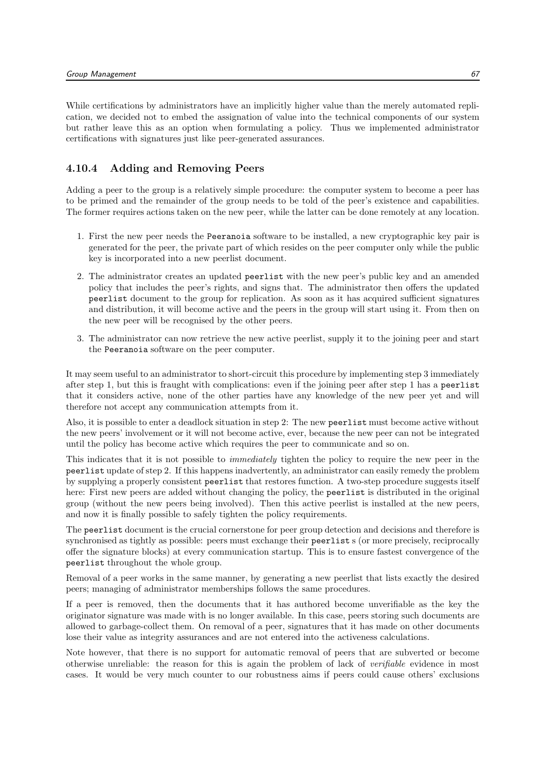While certifications by administrators have an implicitly higher value than the merely automated replication, we decided not to embed the assignation of value into the technical components of our system but rather leave this as an option when formulating a policy. Thus we implemented administrator certifications with signatures just like peer-generated assurances.

### 4.10.4 Adding and Removing Peers

Adding a peer to the group is a relatively simple procedure: the computer system to become a peer has to be primed and the remainder of the group needs to be told of the peer's existence and capabilities. The former requires actions taken on the new peer, while the latter can be done remotely at any location.

1. First the new peer needs the `Peeranoia` software to be installed, a new cryptographic key pair is generated for the peer, the private part of which resides on the peer computer only while the public key is incorporated into a new peerlist document.
2. The administrator creates an updated `peerlist` with the new peer's public key and an amended policy that includes the peer's rights, and signs that. The administrator then offers the updated `peerlist` document to the group for replication. As soon as it has acquired sufficient signatures and distribution, it will become active and the peers in the group will start using it. From then on the new peer will be recognised by the other peers.
3. The administrator can now retrieve the new active peerlist, supply it to the joining peer and start the `Peeranoia` software on the peer computer.

It may seem useful to an administrator to short-circuit this procedure by implementing step 3 immediately after step 1, but this is fraught with complications: even if the joining peer after step 1 has a `peerlist` that it considers active, none of the other parties have any knowledge of the new peer yet and will therefore not accept any communication attempts from it.

Also, it is possible to enter a deadlock situation in step 2: The new `peerlist` must become active without the new peers' involvement or it will not become active, ever, because the new peer can not be integrated until the policy has become active which requires the peer to communicate and so on.

This indicates that it is not possible to *immediately* tighten the policy to require the new peer in the `peerlist` update of step 2. If this happens inadvertently, an administrator can easily remedy the problem by supplying a properly consistent `peerlist` that restores function. A two-step procedure suggests itself here: First new peers are added without changing the policy, the `peerlist` is distributed in the original group (without the new peers being involved). Then this active peerlist is installed at the new peers, and now it is finally possible to safely tighten the policy requirements.

The `peerlist` document is the crucial cornerstone for peer group detection and decisions and therefore is synchronised as tightly as possible: peers must exchange their `peerlist` s (or more precisely, reciprocally offer the signature blocks) at every communication startup. This is to ensure fastest convergence of the `peerlist` throughout the whole group.

Removal of a peer works in the same manner, by generating a new peerlist that lists exactly the desired peers; managing of administrator memberships follows the same procedures.

If a peer is removed, then the documents that it has authored become unverifiable as the key the originator signature was made with is no longer available. In this case, peers storing such documents are allowed to garbage-collect them. On removal of a peer, signatures that it has made on other documents lose their value as integrity assurances and are not entered into the activeness calculations.

Note however, that there is no support for automatic removal of peers that are subverted or become otherwise unreliable: the reason for this is again the problem of lack of *verifiable* evidence in most cases. It would be very much counter to our robustness aims if peers could cause others' exclusions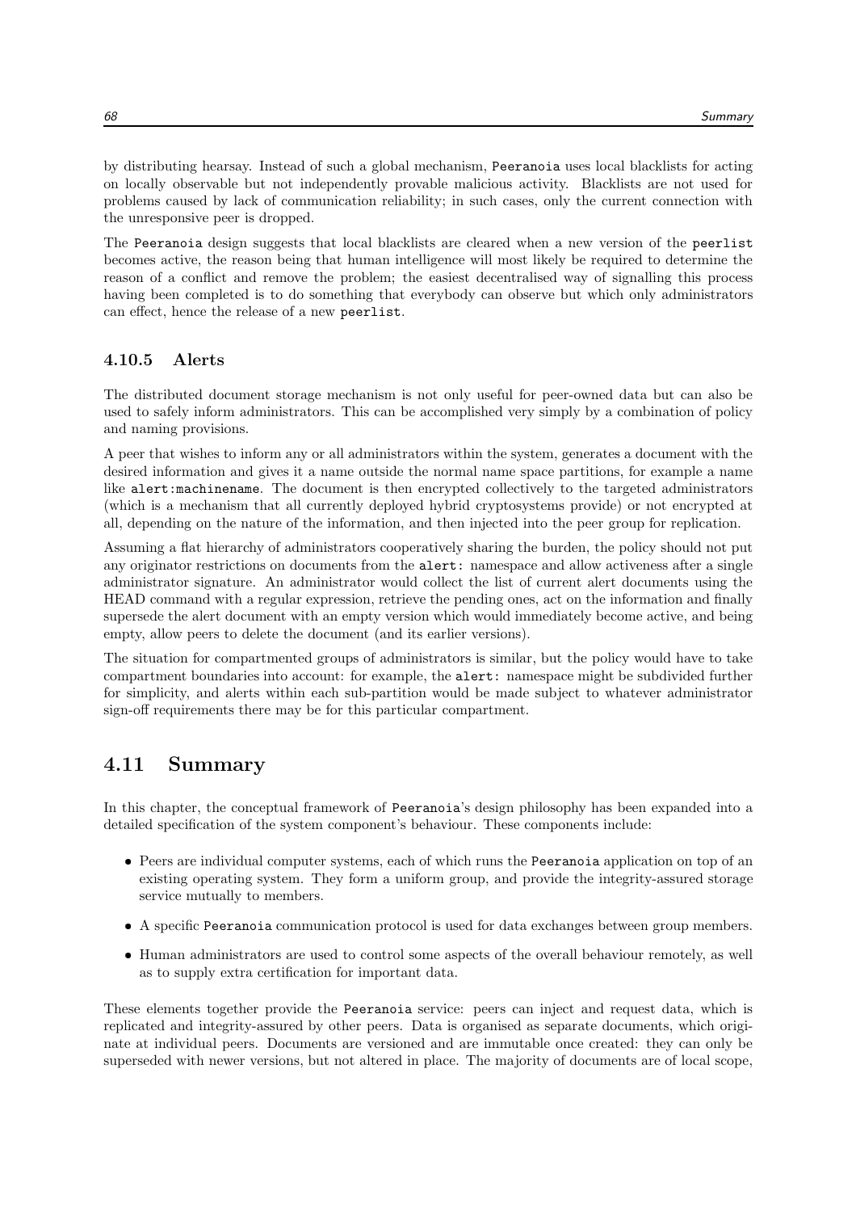by distributing hearsay. Instead of such a global mechanism, `Peeranoia` uses local blacklists for acting on locally observable but not independently provable malicious activity. Blacklists are not used for problems caused by lack of communication reliability; in such cases, only the current connection with the unresponsive peer is dropped.

The `Peeranoia` design suggests that local blacklists are cleared when a new version of the `peerlist` becomes active, the reason being that human intelligence will most likely be required to determine the reason of a conflict and remove the problem; the easiest decentralised way of signalling this process having been completed is to do something that everybody can observe but which only administrators can effect, hence the release of a new `peerlist`.

### 4.10.5 Alerts

The distributed document storage mechanism is not only useful for peer-owned data but can also be used to safely inform administrators. This can be accomplished very simply by a combination of policy and naming provisions.

A peer that wishes to inform any or all administrators within the system, generates a document with the desired information and gives it a name outside the normal name space partitions, for example a name like `alert:machinename`. The document is then encrypted collectively to the targeted administrators (which is a mechanism that all currently deployed hybrid cryptosystems provide) or not encrypted at all, depending on the nature of the information, and then injected into the peer group for replication.

Assuming a flat hierarchy of administrators cooperatively sharing the burden, the policy should not put any originator restrictions on documents from the `alert:` namespace and allow activeness after a single administrator signature. An administrator would collect the list of current alert documents using the HEAD command with a regular expression, retrieve the pending ones, act on the information and finally supersede the alert document with an empty version which would immediately become active, and being empty, allow peers to delete the document (and its earlier versions).

The situation for compartmented groups of administrators is similar, but the policy would have to take compartment boundaries into account: for example, the `alert:` namespace might be subdivided further for simplicity, and alerts within each sub-partition would be made subject to whatever administrator sign-off requirements there may be for this particular compartment.

## 4.11 Summary

In this chapter, the conceptual framework of `Peeranoia`'s design philosophy has been expanded into a detailed specification of the system component's behaviour. These components include:

- Peers are individual computer systems, each of which runs the `Peeranoia` application on top of an existing operating system. They form a uniform group, and provide the integrity-assured storage service mutually to members.
- A specific `Peeranoia` communication protocol is used for data exchanges between group members.
- Human administrators are used to control some aspects of the overall behaviour remotely, as well as to supply extra certification for important data.

These elements together provide the `Peeranoia` service: peers can inject and request data, which is replicated and integrity-assured by other peers. Data is organised as separate documents, which originate at individual peers. Documents are versioned and are immutable once created: they can only be superseded with newer versions, but not altered in place. The majority of documents are of local scope,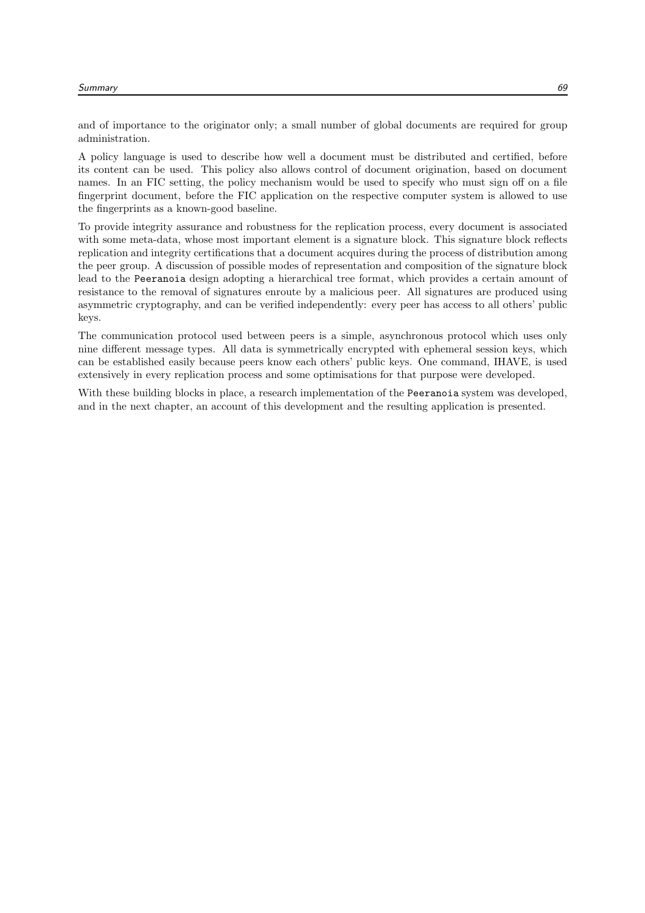and of importance to the originator only; a small number of global documents are required for group administration.

A policy language is used to describe how well a document must be distributed and certified, before its content can be used. This policy also allows control of document origination, based on document names. In an FIC setting, the policy mechanism would be used to specify who must sign off on a file fingerprint document, before the FIC application on the respective computer system is allowed to use the fingerprints as a known-good baseline.

To provide integrity assurance and robustness for the replication process, every document is associated with some meta-data, whose most important element is a signature block. This signature block reflects replication and integrity certifications that a document acquires during the process of distribution among the peer group. A discussion of possible modes of representation and composition of the signature block lead to the `Peeranoia` design adopting a hierarchical tree format, which provides a certain amount of resistance to the removal of signatures enroute by a malicious peer. All signatures are produced using asymmetric cryptography, and can be verified independently: every peer has access to all others' public keys.

The communication protocol used between peers is a simple, asynchronous protocol which uses only nine different message types. All data is symmetrically encrypted with ephemeral session keys, which can be established easily because peers know each others' public keys. One command, IHAVE, is used extensively in every replication process and some optimisations for that purpose were developed.

With these building blocks in place, a research implementation of the `Peeranoia` system was developed, and in the next chapter, an account of this development and the resulting application is presented.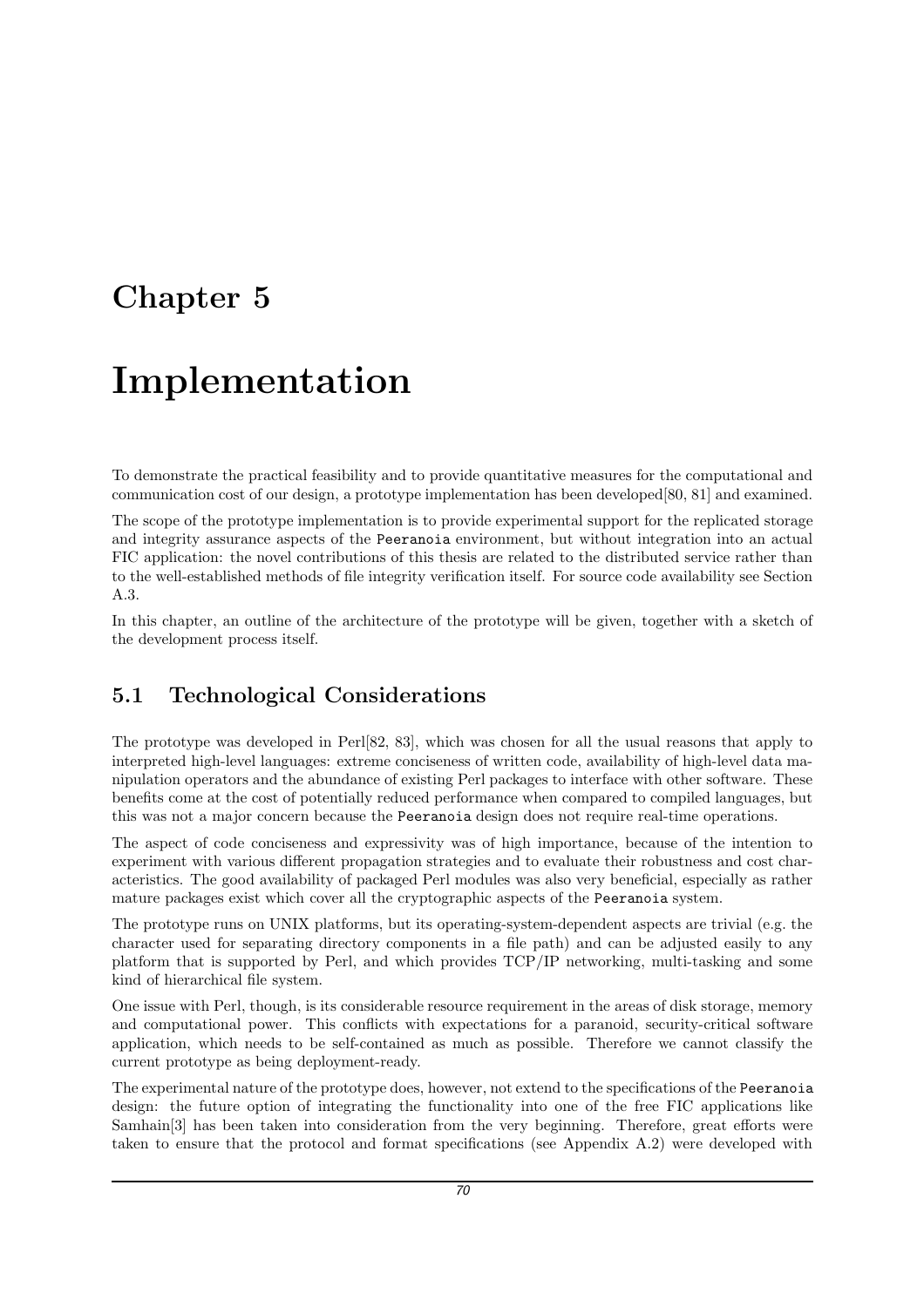# Chapter 5

# Implementation

To demonstrate the practical feasibility and to provide quantitative measures for the computational and communication cost of our design, a prototype implementation has been developed[80, 81] and examined.

The scope of the prototype implementation is to provide experimental support for the replicated storage and integrity assurance aspects of the `Peeranoia` environment, but without integration into an actual FIC application: the novel contributions of this thesis are related to the distributed service rather than to the well-established methods of file integrity verification itself. For source code availability see Section A.3.

In this chapter, an outline of the architecture of the prototype will be given, together with a sketch of the development process itself.

## 5.1 Technological Considerations

The prototype was developed in Perl[82, 83], which was chosen for all the usual reasons that apply to interpreted high-level languages: extreme conciseness of written code, availability of high-level data manipulation operators and the abundance of existing Perl packages to interface with other software. These benefits come at the cost of potentially reduced performance when compared to compiled languages, but this was not a major concern because the `Peeranoia` design does not require real-time operations.

The aspect of code conciseness and expressivity was of high importance, because of the intention to experiment with various different propagation strategies and to evaluate their robustness and cost characteristics. The good availability of packaged Perl modules was also very beneficial, especially as rather mature packages exist which cover all the cryptographic aspects of the `Peeranoia` system.

The prototype runs on UNIX platforms, but its operating-system-dependent aspects are trivial (e.g. the character used for separating directory components in a file path) and can be adjusted easily to any platform that is supported by Perl, and which provides TCP/IP networking, multi-tasking and some kind of hierarchical file system.

One issue with Perl, though, is its considerable resource requirement in the areas of disk storage, memory and computational power. This conflicts with expectations for a paranoid, security-critical software application, which needs to be self-contained as much as possible. Therefore we cannot classify the current prototype as being deployment-ready.

The experimental nature of the prototype does, however, not extend to the specifications of the `Peeranoia` design: the future option of integrating the functionality into one of the free FIC applications like Samhain[3] has been taken into consideration from the very beginning. Therefore, great efforts were taken to ensure that the protocol and format specifications (see Appendix A.2) were developed with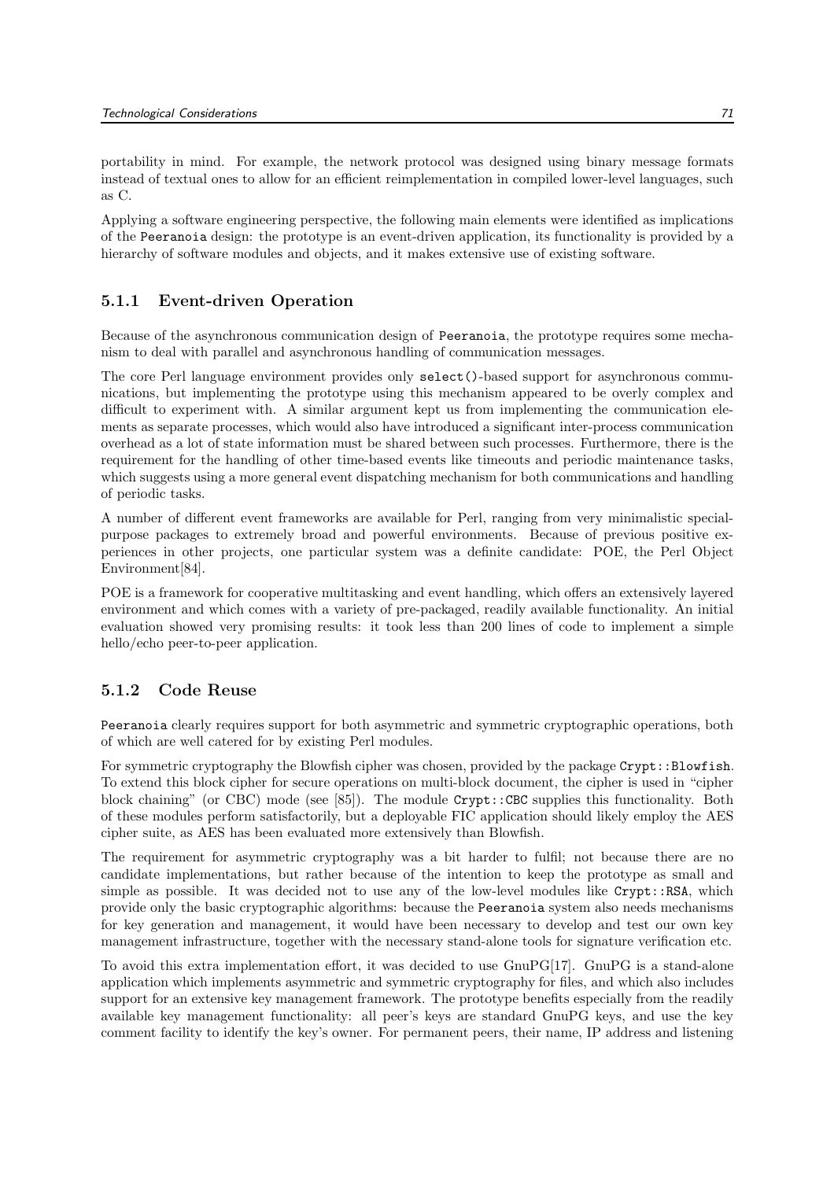portability in mind. For example, the network protocol was designed using binary message formats instead of textual ones to allow for an efficient reimplementation in compiled lower-level languages, such as C.

Applying a software engineering perspective, the following main elements were identified as implications of the `Peeranoia` design: the prototype is an event-driven application, its functionality is provided by a hierarchy of software modules and objects, and it makes extensive use of existing software.

### 5.1.1 Event-driven Operation

Because of the asynchronous communication design of `Peeranoia`, the prototype requires some mechanism to deal with parallel and asynchronous handling of communication messages.

The core Perl language environment provides only `select()`-based support for asynchronous communications, but implementing the prototype using this mechanism appeared to be overly complex and difficult to experiment with. A similar argument kept us from implementing the communication elements as separate processes, which would also have introduced a significant inter-process communication overhead as a lot of state information must be shared between such processes. Furthermore, there is the requirement for the handling of other time-based events like timeouts and periodic maintenance tasks, which suggests using a more general event dispatching mechanism for both communications and handling of periodic tasks.

A number of different event frameworks are available for Perl, ranging from very minimalistic special-purpose packages to extremely broad and powerful environments. Because of previous positive experiences in other projects, one particular system was a definite candidate: POE, the Perl Object Environment[84].

POE is a framework for cooperative multitasking and event handling, which offers an extensively layered environment and which comes with a variety of pre-packaged, readily available functionality. An initial evaluation showed very promising results: it took less than 200 lines of code to implement a simple hello/echo peer-to-peer application.

### 5.1.2 Code Reuse

`Peeranoia` clearly requires support for both asymmetric and symmetric cryptographic operations, both of which are well catered for by existing Perl modules.

For symmetric cryptography the Blowfish cipher was chosen, provided by the package `Crypt::Blowfish`. To extend this block cipher for secure operations on multi-block document, the cipher is used in "cipher block chaining" (or CBC) mode (see [85]). The module `Crypt::CBC` supplies this functionality. Both of these modules perform satisfactorily, but a deployable FIC application should likely employ the AES cipher suite, as AES has been evaluated more extensively than Blowfish.

The requirement for asymmetric cryptography was a bit harder to fulfil; not because there are no candidate implementations, but rather because of the intention to keep the prototype as small and simple as possible. It was decided not to use any of the low-level modules like `Crypt::RSA`, which provide only the basic cryptographic algorithms: because the `Peeranoia` system also needs mechanisms for key generation and management, it would have been necessary to develop and test our own key management infrastructure, together with the necessary stand-alone tools for signature verification etc.

To avoid this extra implementation effort, it was decided to use GnuPG[17]. GnuPG is a stand-alone application which implements asymmetric and symmetric cryptography for files, and which also includes support for an extensive key management framework. The prototype benefits especially from the readily available key management functionality: all peer's keys are standard GnuPG keys, and use the key comment facility to identify the key's owner. For permanent peers, their name, IP address and listening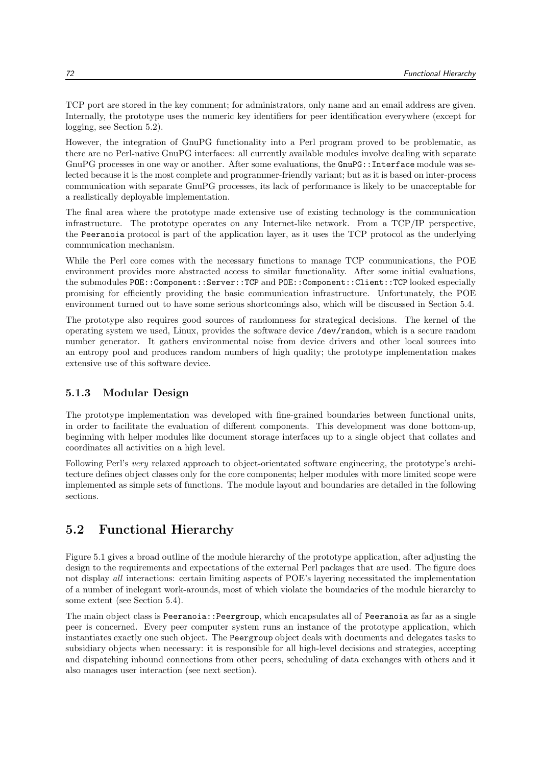TCP port are stored in the key comment; for administrators, only name and an email address are given. Internally, the prototype uses the numeric key identifiers for peer identification everywhere (except for logging, see Section 5.2).

However, the integration of GnuPG functionality into a Perl program proved to be problematic, as there are no Perl-native GnuPG interfaces: all currently available modules involve dealing with separate GnuPG processes in one way or another. After some evaluations, the `GnuPG::Interface` module was selected because it is the most complete and programmer-friendly variant; but as it is based on inter-process communication with separate GnuPG processes, its lack of performance is likely to be unacceptable for a realistically deployable implementation.

The final area where the prototype made extensive use of existing technology is the communication infrastructure. The prototype operates on any Internet-like network. From a TCP/IP perspective, the `Peeranoia` protocol is part of the application layer, as it uses the TCP protocol as the underlying communication mechanism.

While the Perl core comes with the necessary functions to manage TCP communications, the POE environment provides more abstracted access to similar functionality. After some initial evaluations, the submodules `POE::Component::Server::TCP` and `POE::Component::Client::TCP` looked especially promising for efficiently providing the basic communication infrastructure. Unfortunately, the POE environment turned out to have some serious shortcomings also, which will be discussed in Section 5.4.

The prototype also requires good sources of randomness for strategical decisions. The kernel of the operating system we used, Linux, provides the software device `/dev/random`, which is a secure random number generator. It gathers environmental noise from device drivers and other local sources into an entropy pool and produces random numbers of high quality; the prototype implementation makes extensive use of this software device.

### 5.1.3 Modular Design

The prototype implementation was developed with fine-grained boundaries between functional units, in order to facilitate the evaluation of different components. This development was done bottom-up, beginning with helper modules like document storage interfaces up to a single object that collates and coordinates all activities on a high level.

Following Perl's *very* relaxed approach to object-orientated software engineering, the prototype's architecture defines object classes only for the core components; helper modules with more limited scope were implemented as simple sets of functions. The module layout and boundaries are detailed in the following sections.

## 5.2 Functional Hierarchy

Figure 5.1 gives a broad outline of the module hierarchy of the prototype application, after adjusting the design to the requirements and expectations of the external Perl packages that are used. The figure does not display *all* interactions: certain limiting aspects of POE's layering necessitated the implementation of a number of inelegant work-arounds, most of which violate the boundaries of the module hierarchy to some extent (see Section 5.4).

The main object class is `Peeranoia::Peergroup`, which encapsulates all of `Peeranoia` as far as a single peer is concerned. Every peer computer system runs an instance of the prototype application, which instantiates exactly one such object. The `Peergroup` object deals with documents and delegates tasks to subsidiary objects when necessary: it is responsible for all high-level decisions and strategies, accepting and dispatching inbound connections from other peers, scheduling of data exchanges with others and it also manages user interaction (see next section).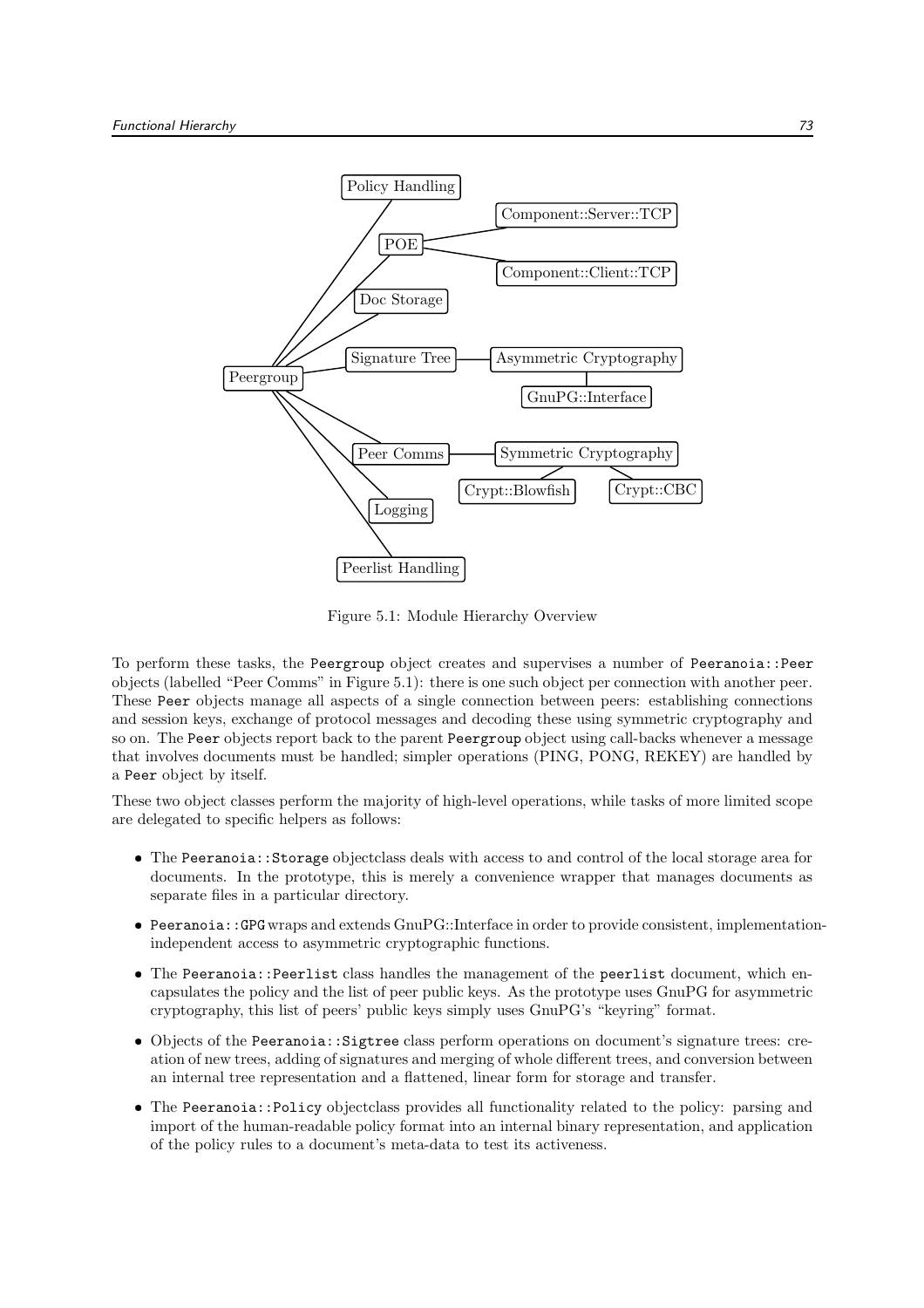Figure 5.1: Module Hierarchy Overview

To perform these tasks, the `Peergroup` object creates and supervises a number of `Peeranoia::Peer` objects (labelled "Peer Comms" in Figure 5.1): there is one such object per connection with another peer. These `Peer` objects manage all aspects of a single connection between peers: establishing connections and session keys, exchange of protocol messages and decoding these using symmetric cryptography and so on. The `Peer` objects report back to the parent `Peergroup` object using call-backs whenever a message that involves documents must be handled; simpler operations (PING, PONG, REKEY) are handled by a `Peer` object by itself.

These two object classes perform the majority of high-level operations, while tasks of more limited scope are delegated to specific helpers as follows:

- The `Peeranoia::Storage` objectclass deals with access to and control of the local storage area for documents. In the prototype, this is merely a convenience wrapper that manages documents as separate files in a particular directory.
- `Peeranoia::GPG` wraps and extends GnuPG::Interface in order to provide consistent, implementation-independent access to asymmetric cryptographic functions.
- The `Peeranoia::Peerlist` class handles the management of the `peerlist` document, which encapsulates the policy and the list of peer public keys. As the prototype uses GnuPG for asymmetric cryptography, this list of peers' public keys simply uses GnuPG's "keyring" format.
- Objects of the `Peeranoia::Sigtree` class perform operations on document's signature trees: creation of new trees, adding of signatures and merging of whole different trees, and conversion between an internal tree representation and a flattened, linear form for storage and transfer.
- The `Peeranoia::Policy` objectclass provides all functionality related to the policy: parsing and import of the human-readable policy format into an internal binary representation, and application of the policy rules to a document's meta-data to test its activeness.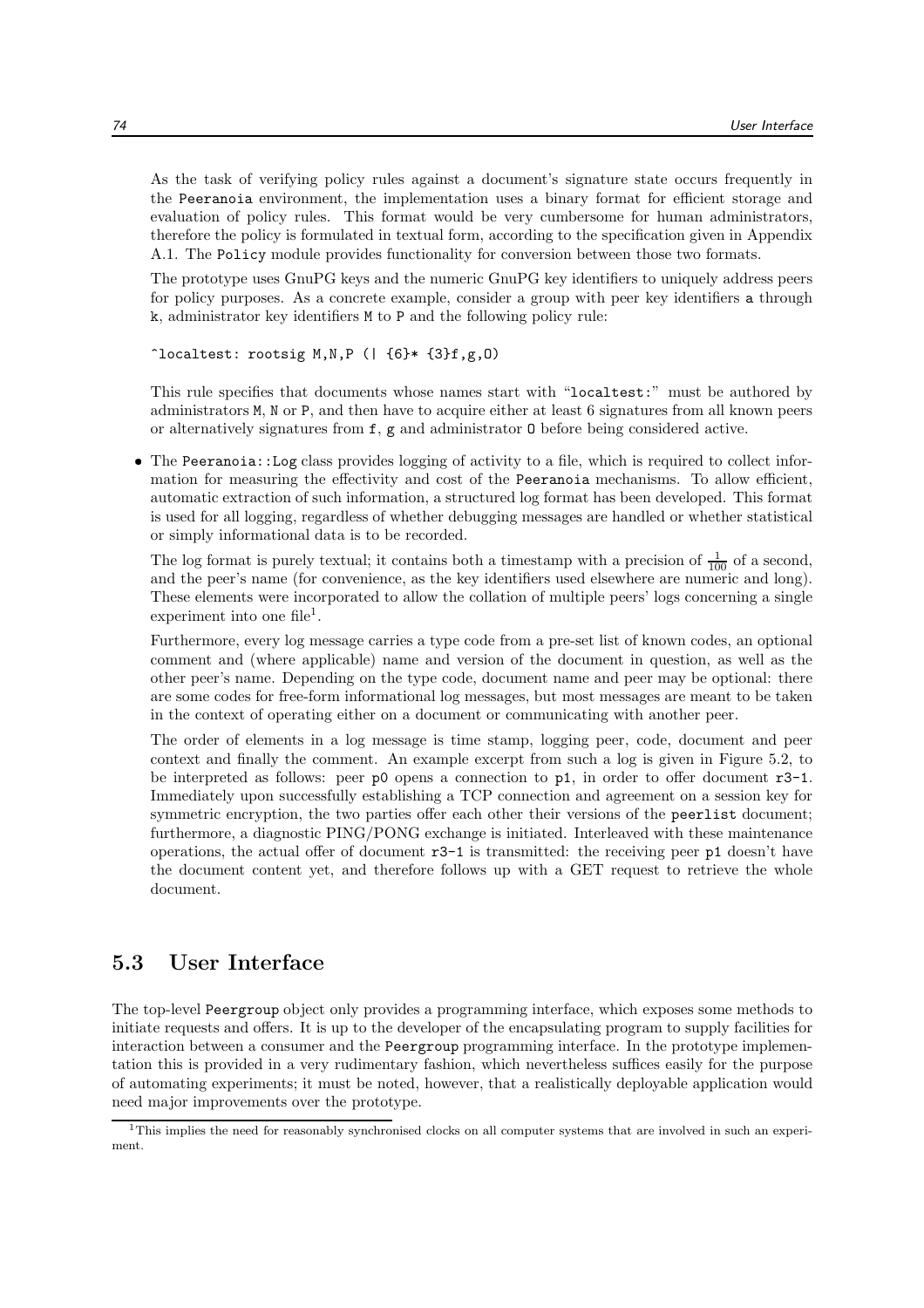As the task of verifying policy rules against a document's signature state occurs frequently in the Peeranoia environment, the implementation uses a binary format for efficient storage and evaluation of policy rules. This format would be very cumbersome for human administrators, therefore the policy is formulated in textual form, according to the specification given in Appendix A.1. The Policy module provides functionality for conversion between those two formats.

The prototype uses GnuPG keys and the numeric GnuPG key identifiers to uniquely address peers for policy purposes. As a concrete example, consider a group with peer key identifiers a through k, administrator key identifiers M to P and the following policy rule:

```
^localtest: rootsig M,N,P (| {6}* {3}f,g,O)
```

This rule specifies that documents whose names start with "localtest:" must be authored by administrators M, N or P, and then have to acquire either at least 6 signatures from all known peers or alternatively signatures from f, g and administrator O before being considered active.

- The Peeranoia::Log class provides logging of activity to a file, which is required to collect information for measuring the effectivity and cost of the Peeranoia mechanisms. To allow efficient, automatic extraction of such information, a structured log format has been developed. This format is used for all logging, regardless of whether debugging messages are handled or whether statistical or simply informational data is to be recorded.

  The log format is purely textual; it contains both a timestamp with a precision of $\frac{1}{100}$ of a second, and the peer's name (for convenience, as the key identifiers used elsewhere are numeric and long). These elements were incorporated to allow the collation of multiple peers' logs concerning a single experiment into one file[1].

  Furthermore, every log message carries a type code from a pre-set list of known codes, an optional comment and (where applicable) name and version of the document in question, as well as the other peer's name. Depending on the type code, document name and peer may be optional: there are some codes for free-form informational log messages, but most messages are meant to be taken in the context of operating either on a document or communicating with another peer.

  The order of elements in a log message is time stamp, logging peer, code, document and peer context and finally the comment. An example excerpt from such a log is given in Figure 5.2, to be interpreted as follows: peer p0 opens a connection to p1, in order to offer document r3-1. Immediately upon successfully establishing a TCP connection and agreement on a session key for symmetric encryption, the two parties offer each other their versions of the peerlist document; furthermore, a diagnostic PING/PONG exchange is initiated. Interleaved with these maintenance operations, the actual offer of document r3-1 is transmitted: the receiving peer p1 doesn't have the document content yet, and therefore follows up with a GET request to retrieve the whole document.

## 5.3 User Interface

The top-level Peergroup object only provides a programming interface, which exposes some methods to initiate requests and offers. It is up to the developer of the encapsulating program to supply facilities for interaction between a consumer and the Peergroup programming interface. In the prototype implementation this is provided in a very rudimentary fashion, which nevertheless suffices easily for the purpose of automating experiments; it must be noted, however, that a realistically deployable application would need major improvements over the prototype.

[1] This implies the need for reasonably synchronised clocks on all computer systems that are involved in such an experiment.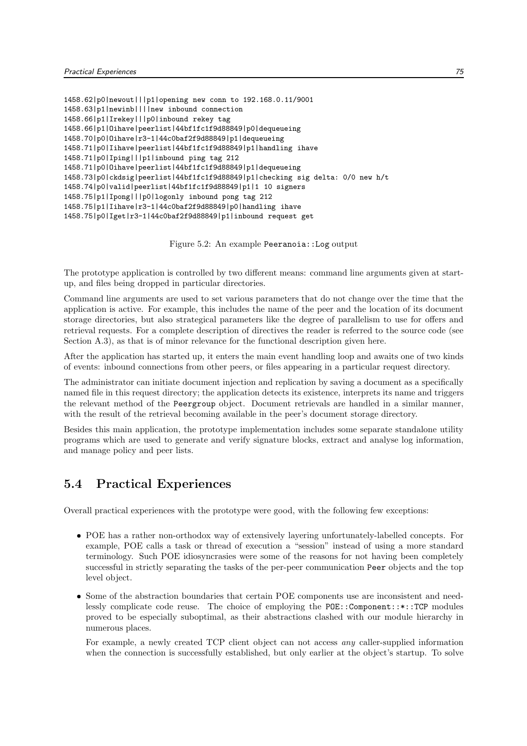```
1458.62|p0|newout|||p1|opening new conn to 192.168.0.11/9001
1458.63|p1|newinb||||new inbound connection
1458.66|p1|Irekey|||p0|inbound rekey tag
1458.66|p1|Oihave|peerlist|44bf1fc1f9d88849|p0|dequeueing
1458.70|p0|Oihave|r3-1|44c0baf2f9d88849|p1|dequeueing
1458.71|p0|Iihave|peerlist|44bf1fc1f9d88849|p1|handling ihave
1458.71|p0|Iping|||p1|inbound ping tag 212
1458.71|p0|Oihave|peerlist|44bf1fc1f9d88849|p1|dequeueing
1458.73|p0|ckdsig|peerlist|44bf1fc1f9d88849|p1|checking sig delta: 0/0 new h/t
1458.74|p0|valid|peerlist|44bf1fc1f9d88849|p1|1 10 signers
1458.75|p1|Ipong|||p0|logonly inbound pong tag 212
1458.75|p1|Iihave|r3-1|44c0baf2f9d88849|p0|handling ihave
1458.75|p0|Iget|r3-1|44c0baf2f9d88849|p1|inbound request get
```

Figure 5.2: An example `Peeranoia::Log` output

The prototype application is controlled by two different means: command line arguments given at start-up, and files being dropped in particular directories.

Command line arguments are used to set various parameters that do not change over the time that the application is active. For example, this includes the name of the peer and the location of its document storage directories, but also strategical parameters like the degree of parallelism to use for offers and retrieval requests. For a complete description of directives the reader is referred to the source code (see Section A.3), as that is of minor relevance for the functional description given here.

After the application has started up, it enters the main event handling loop and awaits one of two kinds of events: inbound connections from other peers, or files appearing in a particular request directory.

The administrator can initiate document injection and replication by saving a document as a specifically named file in this request directory; the application detects its existence, interprets its name and triggers the relevant method of the `Peergroup` object. Document retrievals are handled in a similar manner, with the result of the retrieval becoming available in the peer's document storage directory.

Besides this main application, the prototype implementation includes some separate standalone utility programs which are used to generate and verify signature blocks, extract and analyse log information, and manage policy and peer lists.

## 5.4 Practical Experiences

Overall practical experiences with the prototype were good, with the following few exceptions:

- POE has a rather non-orthodox way of extensively layering unfortunately-labelled concepts. For example, POE calls a task or thread of execution a "session" instead of using a more standard terminology. Such POE idiosyncrasies were some of the reasons for not having been completely successful in strictly separating the tasks of the per-peer communication `Peer` objects and the top level object.
- Some of the abstraction boundaries that certain POE components use are inconsistent and needlessly complicate code reuse. The choice of employing the `POE::Component::*::TCP` modules proved to be especially suboptimal, as their abstractions clashed with our module hierarchy in numerous places.

  For example, a newly created TCP client object can not access *any* caller-supplied information when the connection is successfully established, but only earlier at the object's startup. To solve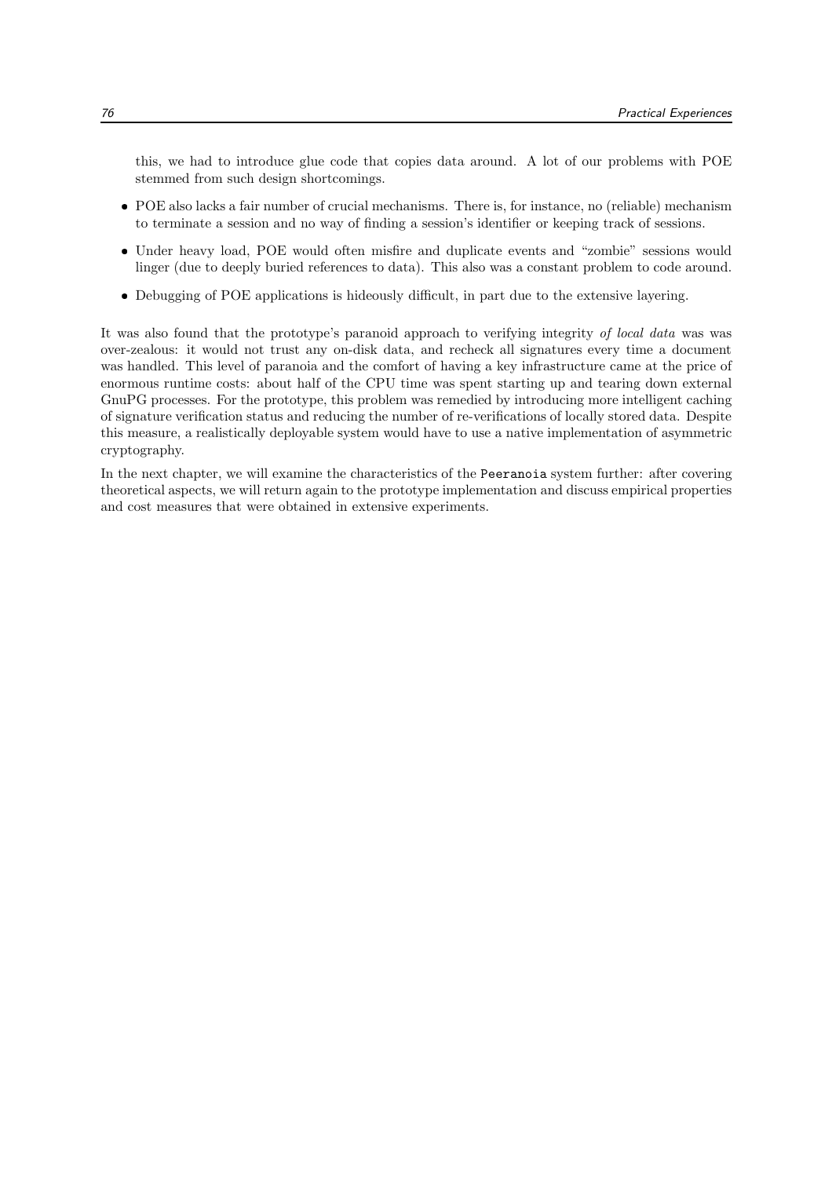this, we had to introduce glue code that copies data around. A lot of our problems with POE stemmed from such design shortcomings.

- POE also lacks a fair number of crucial mechanisms. There is, for instance, no (reliable) mechanism to terminate a session and no way of finding a session's identifier or keeping track of sessions.
- Under heavy load, POE would often misfire and duplicate events and "zombie" sessions would linger (due to deeply buried references to data). This also was a constant problem to code around.
- Debugging of POE applications is hideously difficult, in part due to the extensive layering.

It was also found that the prototype's paranoid approach to verifying integrity *of local data* was was over-zealous: it would not trust any on-disk data, and recheck all signatures every time a document was handled. This level of paranoia and the comfort of having a key infrastructure came at the price of enormous runtime costs: about half of the CPU time was spent starting up and tearing down external GnuPG processes. For the prototype, this problem was remedied by introducing more intelligent caching of signature verification status and reducing the number of re-verifications of locally stored data. Despite this measure, a realistically deployable system would have to use a native implementation of asymmetric cryptography.

In the next chapter, we will examine the characteristics of the `Peeranoia` system further: after covering theoretical aspects, we will return again to the prototype implementation and discuss empirical properties and cost measures that were obtained in extensive experiments.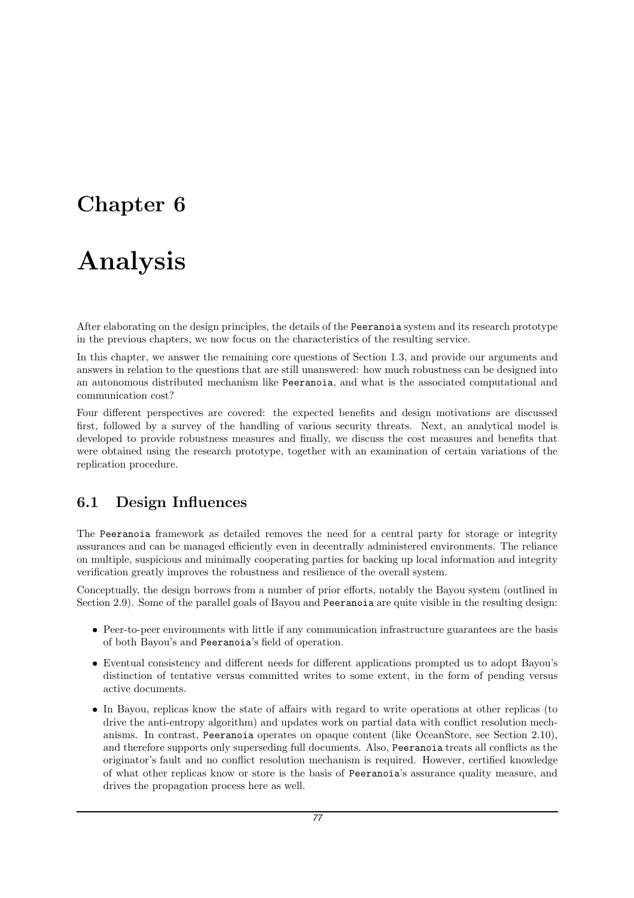# Chapter 6

# Analysis

After elaborating on the design principles, the details of the Peeranoia system and its research prototype in the previous chapters, we now focus on the characteristics of the resulting service.

In this chapter, we answer the remaining core questions of Section 1.3, and provide our arguments and answers in relation to the questions that are still unanswered: how much robustness can be designed into an autonomous distributed mechanism like Peeranoia, and what is the associated computational and communication cost?

Four different perspectives are covered: the expected benefits and design motivations are discussed first, followed by a survey of the handling of various security threats. Next, an analytical model is developed to provide robustness measures and finally, we discuss the cost measures and benefits that were obtained using the research prototype, together with an examination of certain variations of the replication procedure.

## 6.1 Design Influences

The Peeranoia framework as detailed removes the need for a central party for storage or integrity assurances and can be managed efficiently even in decentrally administered environments. The reliance on multiple, suspicious and minimally cooperating parties for backing up local information and integrity verification greatly improves the robustness and resilience of the overall system.

Conceptually, the design borrows from a number of prior efforts, notably the Bayou system (outlined in Section 2.9). Some of the parallel goals of Bayou and Peeranoia are quite visible in the resulting design:

- Peer-to-peer environments with little if any communication infrastructure guarantees are the basis of both Bayou's and Peeranoia's field of operation.
- Eventual consistency and different needs for different applications prompted us to adopt Bayou's distinction of tentative versus committed writes to some extent, in the form of pending versus active documents.
- In Bayou, replicas know the state of affairs with regard to write operations at other replicas (to drive the anti-entropy algorithm) and updates work on partial data with conflict resolution mechanisms. In contrast, Peeranoia operates on opaque content (like OceanStore, see Section 2.10), and therefore supports only superseding full documents. Also, Peeranoia treats all conflicts as the originator's fault and no conflict resolution mechanism is required. However, certified knowledge of what other replicas know or store is the basis of Peeranoia's assurance quality measure, and drives the propagation process here as well.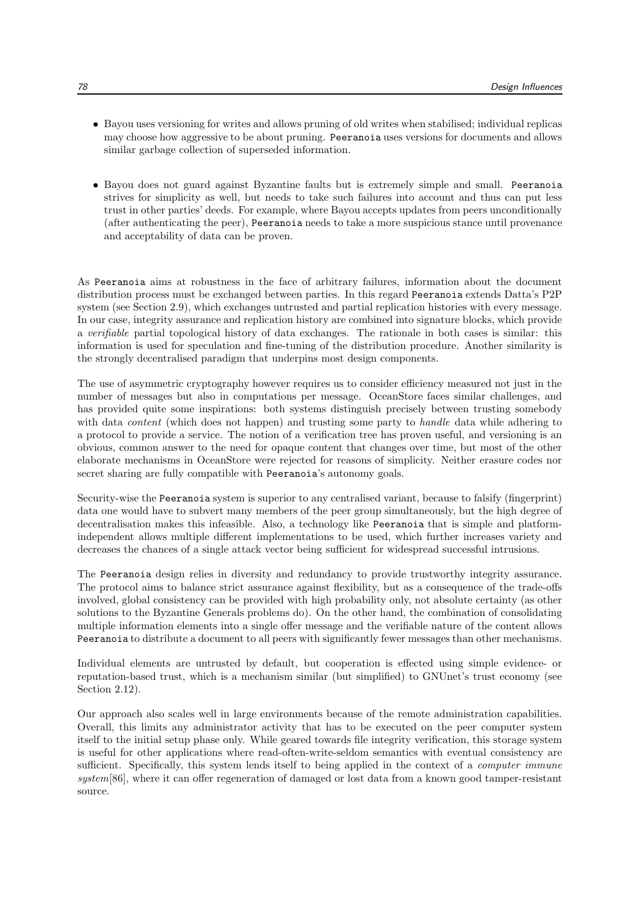- Bayou uses versioning for writes and allows pruning of old writes when stabilised; individual replicas may choose how aggressive to be about pruning. Peeranoia uses versions for documents and allows similar garbage collection of superseded information.
- Bayou does not guard against Byzantine faults but is extremely simple and small. Peeranoia strives for simplicity as well, but needs to take such failures into account and thus can put less trust in other parties' deeds. For example, where Bayou accepts updates from peers unconditionally (after authenticating the peer), Peeranoia needs to take a more suspicious stance until provenance and acceptability of data can be proven.

As Peeranoia aims at robustness in the face of arbitrary failures, information about the document distribution process must be exchanged between parties. In this regard Peeranoia extends Datta's P2P system (see Section 2.9), which exchanges untrusted and partial replication histories with every message. In our case, integrity assurance and replication history are combined into signature blocks, which provide a *verifiable* partial topological history of data exchanges. The rationale in both cases is similar: this information is used for speculation and fine-tuning of the distribution procedure. Another similarity is the strongly decentralised paradigm that underpins most design components.

The use of asymmetric cryptography however requires us to consider efficiency measured not just in the number of messages but also in computations per message. OceanStore faces similar challenges, and has provided quite some inspirations: both systems distinguish precisely between trusting somebody with data *content* (which does not happen) and trusting some party to *handle* data while adhering to a protocol to provide a service. The notion of a verification tree has proven useful, and versioning is an obvious, common answer to the need for opaque content that changes over time, but most of the other elaborate mechanisms in OceanStore were rejected for reasons of simplicity. Neither erasure codes nor secret sharing are fully compatible with Peeranoia's autonomy goals.

Security-wise the Peeranoia system is superior to any centralised variant, because to falsify (fingerprint) data one would have to subvert many members of the peer group simultaneously, but the high degree of decentralisation makes this infeasible. Also, a technology like Peeranoia that is simple and platform-independent allows multiple different implementations to be used, which further increases variety and decreases the chances of a single attack vector being sufficient for widespread successful intrusions.

The Peeranoia design relies in diversity and redundancy to provide trustworthy integrity assurance. The protocol aims to balance strict assurance against flexibility, but as a consequence of the trade-offs involved, global consistency can be provided with high probability only, not absolute certainty (as other solutions to the Byzantine Generals problems do). On the other hand, the combination of consolidating multiple information elements into a single offer message and the verifiable nature of the content allows Peeranoia to distribute a document to all peers with significantly fewer messages than other mechanisms.

Individual elements are untrusted by default, but cooperation is effected using simple evidence- or reputation-based trust, which is a mechanism similar (but simplified) to GNUnet's trust economy (see Section 2.12).

Our approach also scales well in large environments because of the remote administration capabilities. Overall, this limits any administrator activity that has to be executed on the peer computer system itself to the initial setup phase only. While geared towards file integrity verification, this storage system is useful for other applications where read-often-write-seldom semantics with eventual consistency are sufficient. Specifically, this system lends itself to being applied in the context of a *computer immune system*[86], where it can offer regeneration of damaged or lost data from a known good tamper-resistant source.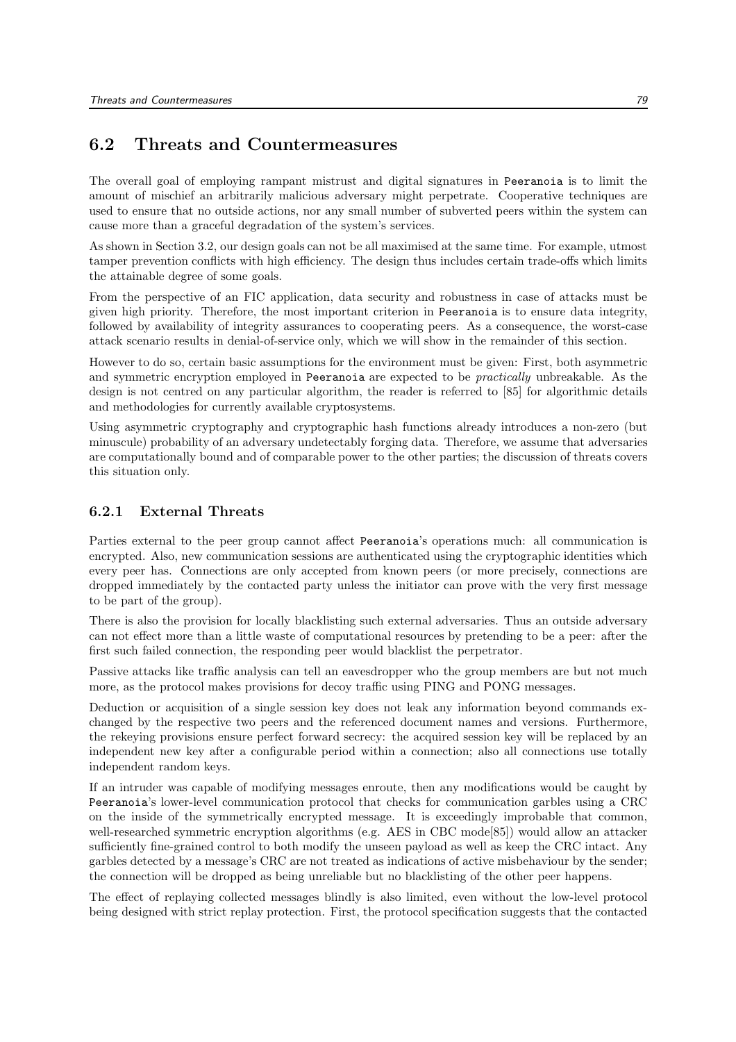## 6.2 Threats and Countermeasures

The overall goal of employing rampant mistrust and digital signatures in Peeranoia is to limit the amount of mischief an arbitrarily malicious adversary might perpetrate. Cooperative techniques are used to ensure that no outside actions, nor any small number of subverted peers within the system can cause more than a graceful degradation of the system's services.

As shown in Section 3.2, our design goals can not be all maximised at the same time. For example, utmost tamper prevention conflicts with high efficiency. The design thus includes certain trade-offs which limits the attainable degree of some goals.

From the perspective of an FIC application, data security and robustness in case of attacks must be given high priority. Therefore, the most important criterion in Peeranoia is to ensure data integrity, followed by availability of integrity assurances to cooperating peers. As a consequence, the worst-case attack scenario results in denial-of-service only, which we will show in the remainder of this section.

However to do so, certain basic assumptions for the environment must be given: First, both asymmetric and symmetric encryption employed in Peeranoia are expected to be *practically* unbreakable. As the design is not centred on any particular algorithm, the reader is referred to [85] for algorithmic details and methodologies for currently available cryptosystems.

Using asymmetric cryptography and cryptographic hash functions already introduces a non-zero (but minuscule) probability of an adversary undetectably forging data. Therefore, we assume that adversaries are computationally bound and of comparable power to the other parties; the discussion of threats covers this situation only.

### 6.2.1 External Threats

Parties external to the peer group cannot affect Peeranoia's operations much: all communication is encrypted. Also, new communication sessions are authenticated using the cryptographic identities which every peer has. Connections are only accepted from known peers (or more precisely, connections are dropped immediately by the contacted party unless the initiator can prove with the very first message to be part of the group).

There is also the provision for locally blacklisting such external adversaries. Thus an outside adversary can not effect more than a little waste of computational resources by pretending to be a peer: after the first such failed connection, the responding peer would blacklist the perpetrator.

Passive attacks like traffic analysis can tell an eavesdropper who the group members are but not much more, as the protocol makes provisions for decoy traffic using PING and PONG messages.

Deduction or acquisition of a single session key does not leak any information beyond commands exchanged by the respective two peers and the referenced document names and versions. Furthermore, the rekeying provisions ensure perfect forward secrecy: the acquired session key will be replaced by an independent new key after a configurable period within a connection; also all connections use totally independent random keys.

If an intruder was capable of modifying messages enroute, then any modifications would be caught by Peeranoia's lower-level communication protocol that checks for communication garbles using a CRC on the inside of the symmetrically encrypted message. It is exceedingly improbable that common, well-researched symmetric encryption algorithms (e.g. AES in CBC mode[85]) would allow an attacker sufficiently fine-grained control to both modify the unseen payload as well as keep the CRC intact. Any garbles detected by a message's CRC are not treated as indications of active misbehaviour by the sender; the connection will be dropped as being unreliable but no blacklisting of the other peer happens.

The effect of replaying collected messages blindly is also limited, even without the low-level protocol being designed with strict replay protection. First, the protocol specification suggests that the contacted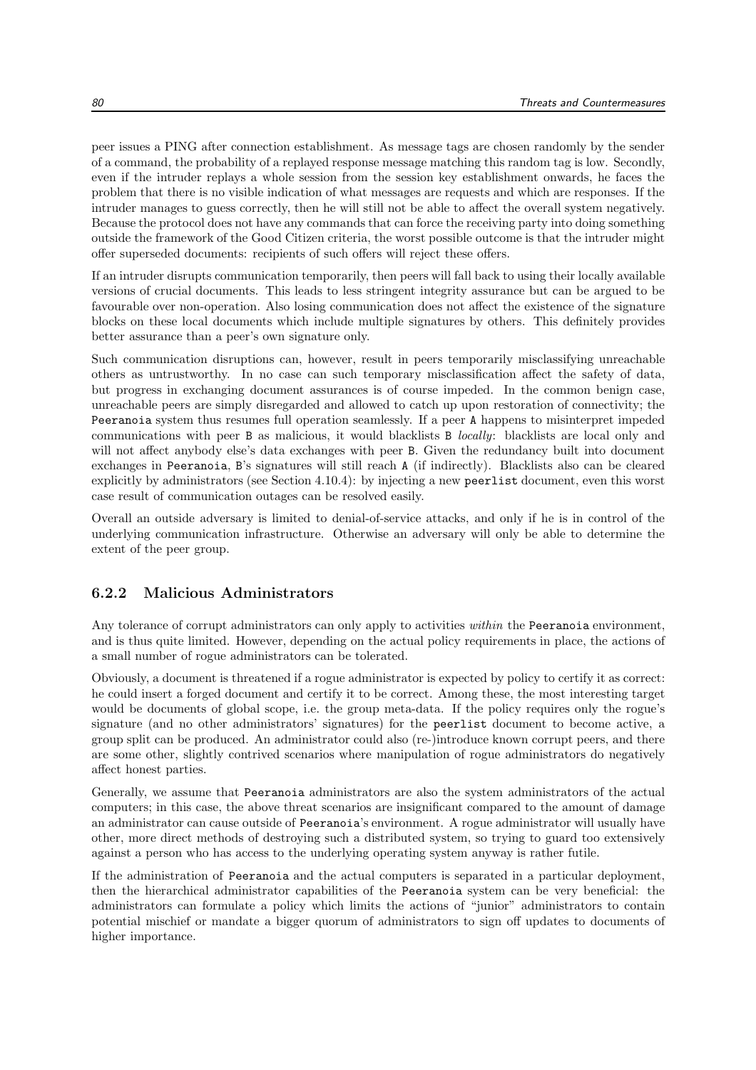peer issues a PING after connection establishment. As message tags are chosen randomly by the sender of a command, the probability of a replayed response message matching this random tag is low. Secondly, even if the intruder replays a whole session from the session key establishment onwards, he faces the problem that there is no visible indication of what messages are requests and which are responses. If the intruder manages to guess correctly, then he will still not be able to affect the overall system negatively. Because the protocol does not have any commands that can force the receiving party into doing something outside the framework of the Good Citizen criteria, the worst possible outcome is that the intruder might offer superseded documents: recipients of such offers will reject these offers.

If an intruder disrupts communication temporarily, then peers will fall back to using their locally available versions of crucial documents. This leads to less stringent integrity assurance but can be argued to be favourable over non-operation. Also losing communication does not affect the existence of the signature blocks on these local documents which include multiple signatures by others. This definitely provides better assurance than a peer's own signature only.

Such communication disruptions can, however, result in peers temporarily misclassifying unreachable others as untrustworthy. In no case can such temporary misclassification affect the safety of data, but progress in exchanging document assurances is of course impeded. In the common benign case, unreachable peers are simply disregarded and allowed to catch up upon restoration of connectivity; the `Peeranoia` system thus resumes full operation seamlessly. If a peer `A` happens to misinterpret impeded communications with peer `B` as malicious, it would blacklists `B` *locally*: blacklists are local only and will not affect anybody else's data exchanges with peer `B`. Given the redundancy built into document exchanges in `Peeranoia`, `B`'s signatures will still reach `A` (if indirectly). Blacklists also can be cleared explicitly by administrators (see Section 4.10.4): by injecting a new `peerlist` document, even this worst case result of communication outages can be resolved easily.

Overall an outside adversary is limited to denial-of-service attacks, and only if he is in control of the underlying communication infrastructure. Otherwise an adversary will only be able to determine the extent of the peer group.

### 6.2.2 Malicious Administrators

Any tolerance of corrupt administrators can only apply to activities *within* the `Peeranoia` environment, and is thus quite limited. However, depending on the actual policy requirements in place, the actions of a small number of rogue administrators can be tolerated.

Obviously, a document is threatened if a rogue administrator is expected by policy to certify it as correct: he could insert a forged document and certify it to be correct. Among these, the most interesting target would be documents of global scope, i.e. the group meta-data. If the policy requires only the rogue's signature (and no other administrators' signatures) for the `peerlist` document to become active, a group split can be produced. An administrator could also (re-)introduce known corrupt peers, and there are some other, slightly contrived scenarios where manipulation of rogue administrators do negatively affect honest parties.

Generally, we assume that `Peeranoia` administrators are also the system administrators of the actual computers; in this case, the above threat scenarios are insignificant compared to the amount of damage an administrator can cause outside of `Peeranoia`'s environment. A rogue administrator will usually have other, more direct methods of destroying such a distributed system, so trying to guard too extensively against a person who has access to the underlying operating system anyway is rather futile.

If the administration of `Peeranoia` and the actual computers is separated in a particular deployment, then the hierarchical administrator capabilities of the `Peeranoia` system can be very beneficial: the administrators can formulate a policy which limits the actions of "junior" administrators to contain potential mischief or mandate a bigger quorum of administrators to sign off updates to documents of higher importance.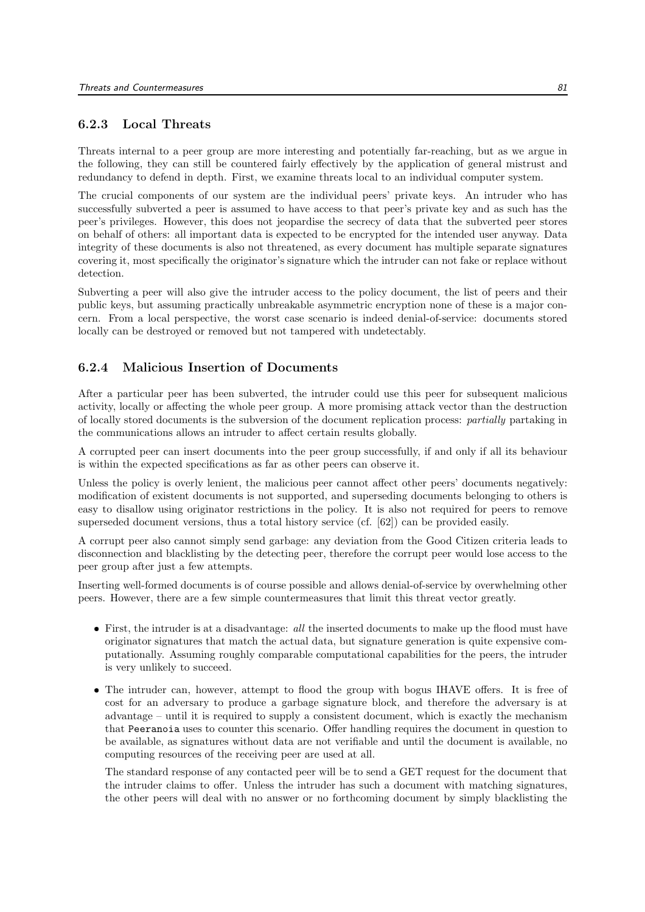### 6.2.3 Local Threats

Threats internal to a peer group are more interesting and potentially far-reaching, but as we argue in the following, they can still be countered fairly effectively by the application of general mistrust and redundancy to defend in depth. First, we examine threats local to an individual computer system.

The crucial components of our system are the individual peers' private keys. An intruder who has successfully subverted a peer is assumed to have access to that peer's private key and as such has the peer's privileges. However, this does not jeopardise the secrecy of data that the subverted peer stores on behalf of others: all important data is expected to be encrypted for the intended user anyway. Data integrity of these documents is also not threatened, as every document has multiple separate signatures covering it, most specifically the originator's signature which the intruder can not fake or replace without detection.

Subverting a peer will also give the intruder access to the policy document, the list of peers and their public keys, but assuming practically unbreakable asymmetric encryption none of these is a major concern. From a local perspective, the worst case scenario is indeed denial-of-service: documents stored locally can be destroyed or removed but not tampered with undetectably.

### 6.2.4 Malicious Insertion of Documents

After a particular peer has been subverted, the intruder could use this peer for subsequent malicious activity, locally or affecting the whole peer group. A more promising attack vector than the destruction of locally stored documents is the subversion of the document replication process: *partially* partaking in the communications allows an intruder to affect certain results globally.

A corrupted peer can insert documents into the peer group successfully, if and only if all its behaviour is within the expected specifications as far as other peers can observe it.

Unless the policy is overly lenient, the malicious peer cannot affect other peers' documents negatively: modification of existent documents is not supported, and superseding documents belonging to others is easy to disallow using originator restrictions in the policy. It is also not required for peers to remove superseded document versions, thus a total history service (cf. [62]) can be provided easily.

A corrupt peer also cannot simply send garbage: any deviation from the Good Citizen criteria leads to disconnection and blacklisting by the detecting peer, therefore the corrupt peer would lose access to the peer group after just a few attempts.

Inserting well-formed documents is of course possible and allows denial-of-service by overwhelming other peers. However, there are a few simple countermeasures that limit this threat vector greatly.

- First, the intruder is at a disadvantage: *all* the inserted documents to make up the flood must have originator signatures that match the actual data, but signature generation is quite expensive computationally. Assuming roughly comparable computational capabilities for the peers, the intruder is very unlikely to succeed.
- The intruder can, however, attempt to flood the group with bogus IHAVE offers. It is free of cost for an adversary to produce a garbage signature block, and therefore the adversary is at advantage – until it is required to supply a consistent document, which is exactly the mechanism that `Peeranoia` uses to counter this scenario. Offer handling requires the document in question to be available, as signatures without data are not verifiable and until the document is available, no computing resources of the receiving peer are used at all.

  The standard response of any contacted peer will be to send a GET request for the document that the intruder claims to offer. Unless the intruder has such a document with matching signatures, the other peers will deal with no answer or no forthcoming document by simply blacklisting the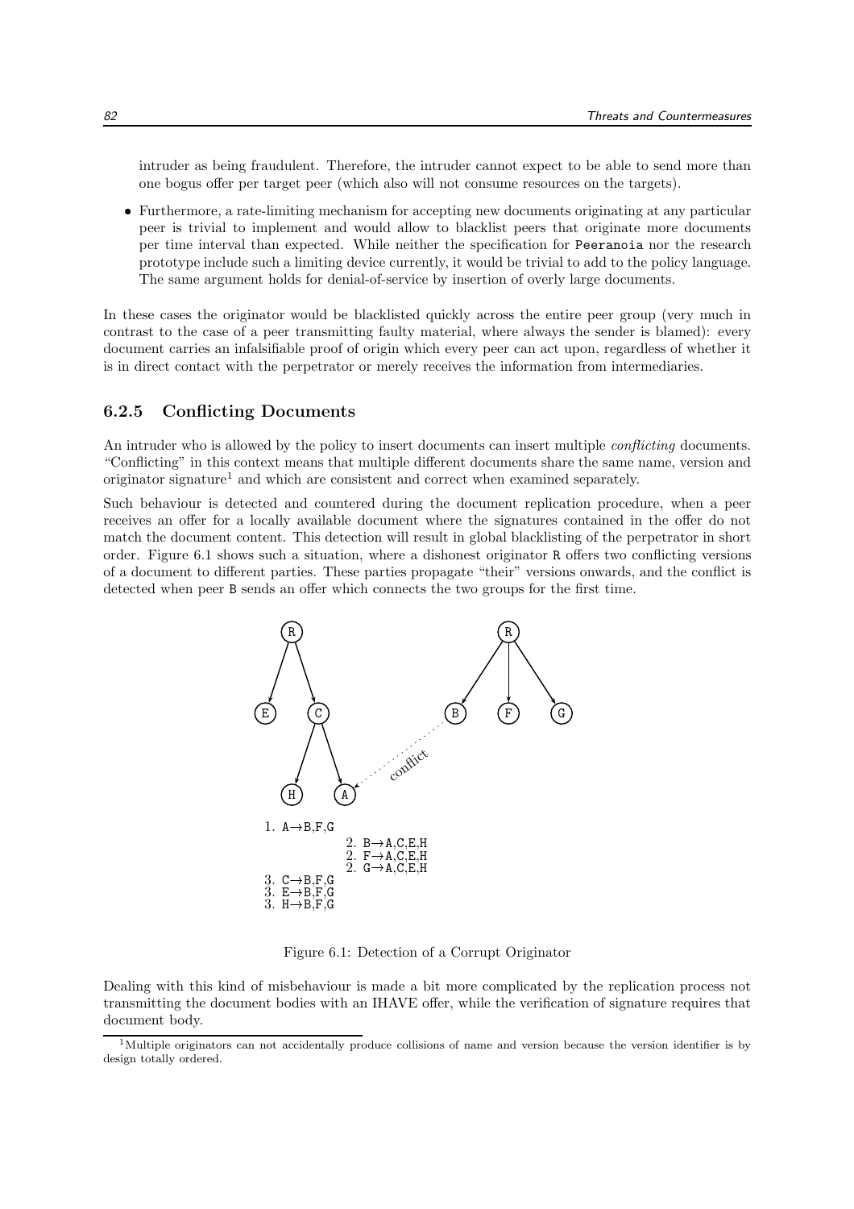intruder as being fraudulent. Therefore, the intruder cannot expect to be able to send more than one bogus offer per target peer (which also will not consume resources on the targets).

- Furthermore, a rate-limiting mechanism for accepting new documents originating at any particular peer is trivial to implement and would allow to blacklist peers that originate more documents per time interval than expected. While neither the specification for Peeranoia nor the research prototype include such a limiting device currently, it would be trivial to add to the policy language. The same argument holds for denial-of-service by insertion of overly large documents.

In these cases the originator would be blacklisted quickly across the entire peer group (very much in contrast to the case of a peer transmitting faulty material, where always the sender is blamed): every document carries an infalsifiable proof of origin which every peer can act upon, regardless of whether it is in direct contact with the perpetrator or merely receives the information from intermediaries.

### 6.2.5 Conflicting Documents

An intruder who is allowed by the policy to insert documents can insert multiple *conflicting* documents. "Conflicting" in this context means that multiple different documents share the same name, version and originator signature[1] and which are consistent and correct when examined separately.

Such behaviour is detected and countered during the document replication procedure, when a peer receives an offer for a locally available document where the signatures contained in the offer do not match the document content. This detection will result in global blacklisting of the perpetrator in short order. Figure 6.1 shows such a situation, where a dishonest originator R offers two conflicting versions of a document to different parties. These parties propagate "their" versions onwards, and the conflict is detected when peer B sends an offer which connects the two groups for the first time.

```
1. A→B,F,G
2. B→A,C,E,H
2. F→A,C,E,H
2. G→A,C,E,H
3. C→B,F,G
3. E→B,F,G
3. H→B,F,G
```

Figure 6.1: Detection of a Corrupt Originator

Dealing with this kind of misbehaviour is made a bit more complicated by the replication process not transmitting the document bodies with an IHAVE offer, while the verification of signature requires that document body.

[1] Multiple originators can not accidentally produce collisions of name and version because the version identifier is by design totally ordered.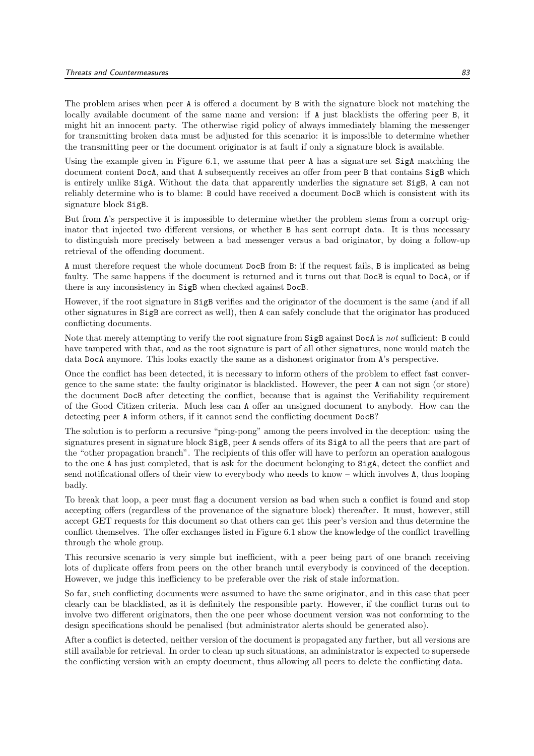The problem arises when peer A is offered a document by B with the signature block not matching the locally available document of the same name and version: if A just blacklists the offering peer B, it might hit an innocent party. The otherwise rigid policy of always immediately blaming the messenger for transmitting broken data must be adjusted for this scenario: it is impossible to determine whether the transmitting peer or the document originator is at fault if only a signature block is available.

Using the example given in Figure 6.1, we assume that peer A has a signature set SigA matching the document content DocA, and that A subsequently receives an offer from peer B that contains SigB which is entirely unlike SigA. Without the data that apparently underlies the signature set SigB, A can not reliably determine who is to blame: B could have received a document DocB which is consistent with its signature block SigB.

But from A's perspective it is impossible to determine whether the problem stems from a corrupt originator that injected two different versions, or whether B has sent corrupt data. It is thus necessary to distinguish more precisely between a bad messenger versus a bad originator, by doing a follow-up retrieval of the offending document.

A must therefore request the whole document DocB from B: if the request fails, B is implicated as being faulty. The same happens if the document is returned and it turns out that DocB is equal to DocA, or if there is any inconsistency in SigB when checked against DocB.

However, if the root signature in SigB verifies and the originator of the document is the same (and if all other signatures in SigB are correct as well), then A can safely conclude that the originator has produced conflicting documents.

Note that merely attempting to verify the root signature from SigB against DocA is *not* sufficient: B could have tampered with that, and as the root signature is part of all other signatures, none would match the data DocA anymore. This looks exactly the same as a dishonest originator from A's perspective.

Once the conflict has been detected, it is necessary to inform others of the problem to effect fast convergence to the same state: the faulty originator is blacklisted. However, the peer A can not sign (or store) the document DocB after detecting the conflict, because that is against the Verifiability requirement of the Good Citizen criteria. Much less can A offer an unsigned document to anybody. How can the detecting peer A inform others, if it cannot send the conflicting document DocB?

The solution is to perform a recursive "ping-pong" among the peers involved in the deception: using the signatures present in signature block SigB, peer A sends offers of its SigA to all the peers that are part of the "other propagation branch". The recipients of this offer will have to perform an operation analogous to the one A has just completed, that is ask for the document belonging to SigA, detect the conflict and send notificational offers of their view to everybody who needs to know – which involves A, thus looping badly.

To break that loop, a peer must flag a document version as bad when such a conflict is found and stop accepting offers (regardless of the provenance of the signature block) thereafter. It must, however, still accept GET requests for this document so that others can get this peer's version and thus determine the conflict themselves. The offer exchanges listed in Figure 6.1 show the knowledge of the conflict travelling through the whole group.

This recursive scenario is very simple but inefficient, with a peer being part of one branch receiving lots of duplicate offers from peers on the other branch until everybody is convinced of the deception. However, we judge this inefficiency to be preferable over the risk of stale information.

So far, such conflicting documents were assumed to have the same originator, and in this case that peer clearly can be blacklisted, as it is definitely the responsible party. However, if the conflict turns out to involve two different originators, then the one peer whose document version was not conforming to the design specifications should be penalised (but administrator alerts should be generated also).

After a conflict is detected, neither version of the document is propagated any further, but all versions are still available for retrieval. In order to clean up such situations, an administrator is expected to supersede the conflicting version with an empty document, thus allowing all peers to delete the conflicting data.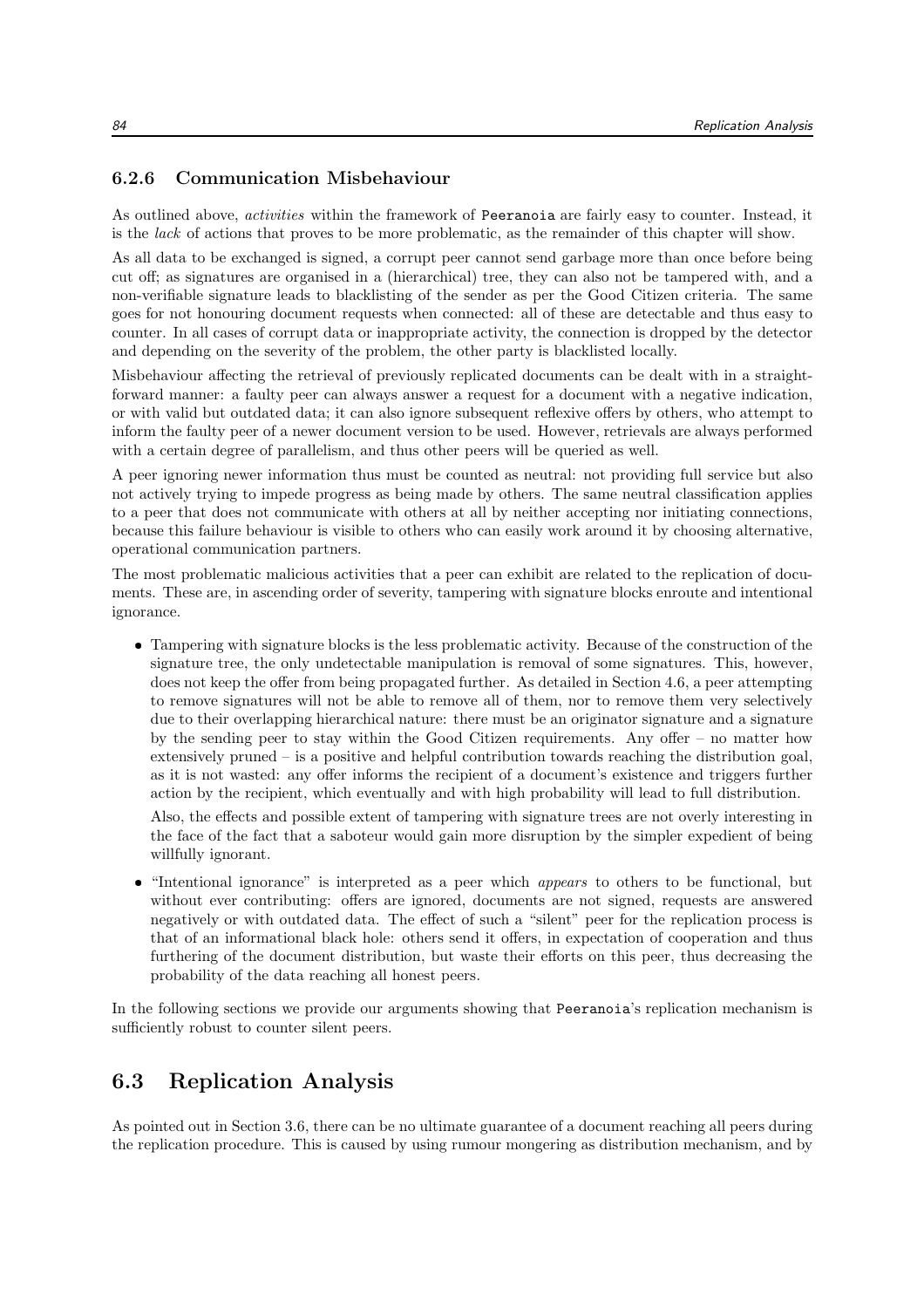### 6.2.6 Communication Misbehaviour

As outlined above, *activities* within the framework of Peeranoia are fairly easy to counter. Instead, it is the *lack* of actions that proves to be more problematic, as the remainder of this chapter will show.

As all data to be exchanged is signed, a corrupt peer cannot send garbage more than once before being cut off; as signatures are organised in a (hierarchical) tree, they can also not be tampered with, and a non-verifiable signature leads to blacklisting of the sender as per the Good Citizen criteria. The same goes for not honouring document requests when connected: all of these are detectable and thus easy to counter. In all cases of corrupt data or inappropriate activity, the connection is dropped by the detector and depending on the severity of the problem, the other party is blacklisted locally.

Misbehaviour affecting the retrieval of previously replicated documents can be dealt with in a straightforward manner: a faulty peer can always answer a request for a document with a negative indication, or with valid but outdated data; it can also ignore subsequent reflexive offers by others, who attempt to inform the faulty peer of a newer document version to be used. However, retrievals are always performed with a certain degree of parallelism, and thus other peers will be queried as well.

A peer ignoring newer information thus must be counted as neutral: not providing full service but also not actively trying to impede progress as being made by others. The same neutral classification applies to a peer that does not communicate with others at all by neither accepting nor initiating connections, because this failure behaviour is visible to others who can easily work around it by choosing alternative, operational communication partners.

The most problematic malicious activities that a peer can exhibit are related to the replication of documents. These are, in ascending order of severity, tampering with signature blocks enroute and intentional ignorance.

- Tampering with signature blocks is the less problematic activity. Because of the construction of the signature tree, the only undetectable manipulation is removal of some signatures. This, however, does not keep the offer from being propagated further. As detailed in Section 4.6, a peer attempting to remove signatures will not be able to remove all of them, nor to remove them very selectively due to their overlapping hierarchical nature: there must be an originator signature and a signature by the sending peer to stay within the Good Citizen requirements. Any offer – no matter how extensively pruned – is a positive and helpful contribution towards reaching the distribution goal, as it is not wasted: any offer informs the recipient of a document's existence and triggers further action by the recipient, which eventually and with high probability will lead to full distribution.

  Also, the effects and possible extent of tampering with signature trees are not overly interesting in the face of the fact that a saboteur would gain more disruption by the simpler expedient of being willfully ignorant.

- "Intentional ignorance" is interpreted as a peer which *appears* to others to be functional, but without ever contributing: offers are ignored, documents are not signed, requests are answered negatively or with outdated data. The effect of such a "silent" peer for the replication process is that of an informational black hole: others send it offers, in expectation of cooperation and thus furthering of the document distribution, but waste their efforts on this peer, thus decreasing the probability of the data reaching all honest peers.

In the following sections we provide our arguments showing that Peeranoia's replication mechanism is sufficiently robust to counter silent peers.

## 6.3 Replication Analysis

As pointed out in Section 3.6, there can be no ultimate guarantee of a document reaching all peers during the replication procedure. This is caused by using rumour mongering as distribution mechanism, and by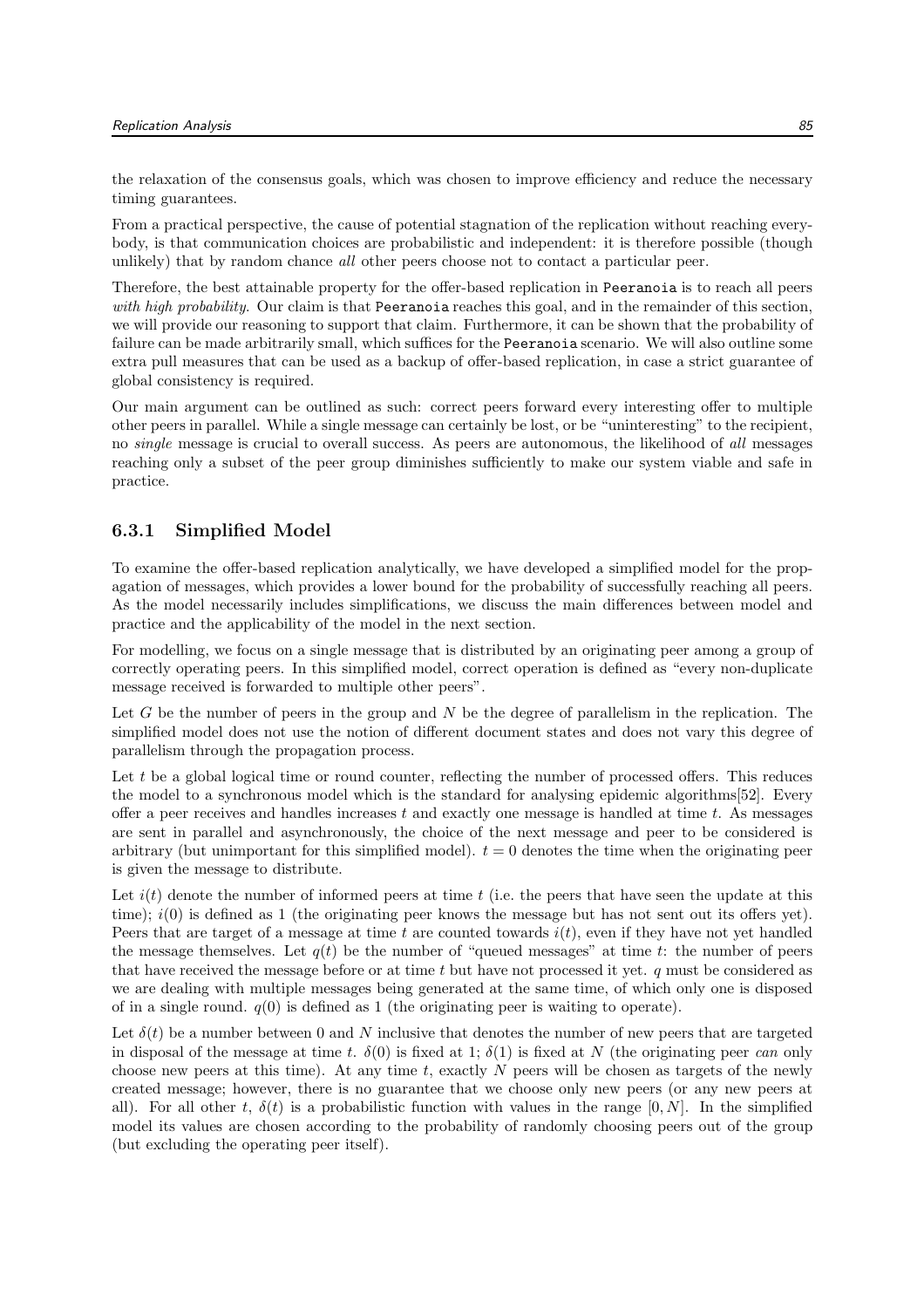the relaxation of the consensus goals, which was chosen to improve efficiency and reduce the necessary timing guarantees.

From a practical perspective, the cause of potential stagnation of the replication without reaching everybody, is that communication choices are probabilistic and independent: it is therefore possible (though unlikely) that by random chance *all* other peers choose not to contact a particular peer.

Therefore, the best attainable property for the offer-based replication in Peeranoia is to reach all peers *with high probability*. Our claim is that Peeranoia reaches this goal, and in the remainder of this section, we will provide our reasoning to support that claim. Furthermore, it can be shown that the probability of failure can be made arbitrarily small, which suffices for the Peeranoia scenario. We will also outline some extra pull measures that can be used as a backup of offer-based replication, in case a strict guarantee of global consistency is required.

Our main argument can be outlined as such: correct peers forward every interesting offer to multiple other peers in parallel. While a single message can certainly be lost, or be "uninteresting" to the recipient, no *single* message is crucial to overall success. As peers are autonomous, the likelihood of *all* messages reaching only a subset of the peer group diminishes sufficiently to make our system viable and safe in practice.

### 6.3.1 Simplified Model

To examine the offer-based replication analytically, we have developed a simplified model for the propagation of messages, which provides a lower bound for the probability of successfully reaching all peers. As the model necessarily includes simplifications, we discuss the main differences between model and practice and the applicability of the model in the next section.

For modelling, we focus on a single message that is distributed by an originating peer among a group of correctly operating peers. In this simplified model, correct operation is defined as "every non-duplicate message received is forwarded to multiple other peers".

Let $G$ be the number of peers in the group and $N$ be the degree of parallelism in the replication. The simplified model does not use the notion of different document states and does not vary this degree of parallelism through the propagation process.

Let $t$ be a global logical time or round counter, reflecting the number of processed offers. This reduces the model to a synchronous model which is the standard for analysing epidemic algorithms[52]. Every offer a peer receives and handles increases $t$ and exactly one message is handled at time $t$. As messages are sent in parallel and asynchronously, the choice of the next message and peer to be considered is arbitrary (but unimportant for this simplified model). $t = 0$ denotes the time when the originating peer is given the message to distribute.

Let $i(t)$ denote the number of informed peers at time $t$ (i.e. the peers that have seen the update at this time); $i(0)$ is defined as 1 (the originating peer knows the message but has not sent out its offers yet). Peers that are target of a message at time $t$ are counted towards $i(t)$, even if they have not yet handled the message themselves. Let $q(t)$ be the number of "queued messages" at time $t$: the number of peers that have received the message before or at time $t$ but have not processed it yet. $q$ must be considered as we are dealing with multiple messages being generated at the same time, of which only one is disposed of in a single round. $q(0)$ is defined as 1 (the originating peer is waiting to operate).

Let $\delta(t)$ be a number between 0 and $N$ inclusive that denotes the number of new peers that are targeted in disposal of the message at time $t$. $\delta(0)$ is fixed at 1; $\delta(1)$ is fixed at $N$ (the originating peer *can* only choose new peers at this time). At any time $t$, exactly $N$ peers will be chosen as targets of the newly created message; however, there is no guarantee that we choose only new peers (or any new peers at all). For all other $t$, $\delta(t)$ is a probabilistic function with values in the range $[0, N]$. In the simplified model its values are chosen according to the probability of randomly choosing peers out of the group (but excluding the operating peer itself).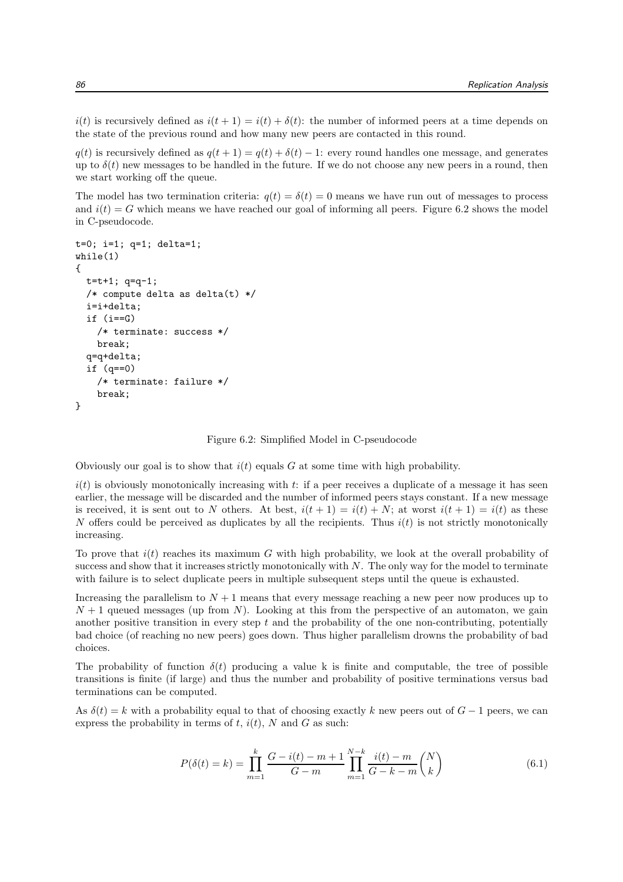$i(t)$ is recursively defined as $i(t+1) = i(t) + \delta(t)$: the number of informed peers at a time depends on the state of the previous round and how many new peers are contacted in this round.

$q(t)$ is recursively defined as $q(t+1) = q(t) + \delta(t) - 1$: every round handles one message, and generates up to $\delta(t)$ new messages to be handled in the future. If we do not choose any new peers in a round, then we start working off the queue.

The model has two termination criteria: $q(t) = \delta(t) = 0$ means we have run out of messages to process and $i(t) = G$ which means we have reached our goal of informing all peers. Figure 6.2 shows the model in C-pseudocode.

```
t=0; i=1; q=1; delta=1;
while(1)
{
  t=t+1; q=q-1;
  /* compute delta as delta(t) */
  i=i+delta;
  if (i==G)
    /* terminate: success */
    break;
  q=q+delta;
  if (q==0)
    /* terminate: failure */
    break;
}
```

Figure 6.2: Simplified Model in C-pseudocode

Obviously our goal is to show that $i(t)$ equals $G$ at some time with high probability.

$i(t)$ is obviously monotonically increasing with $t$: if a peer receives a duplicate of a message it has seen earlier, the message will be discarded and the number of informed peers stays constant. If a new message is received, it is sent out to $N$ others. At best, $i(t+1) = i(t) + N$; at worst $i(t+1) = i(t)$ as these $N$ offers could be perceived as duplicates by all the recipients. Thus $i(t)$ is not strictly monotonically increasing.

To prove that $i(t)$ reaches its maximum $G$ with high probability, we look at the overall probability of success and show that it increases strictly monotonically with $N$. The only way for the model to terminate with failure is to select duplicate peers in multiple subsequent steps until the queue is exhausted.

Increasing the parallelism to $N+1$ means that every message reaching a new peer now produces up to $N+1$ queued messages (up from $N$). Looking at this from the perspective of an automaton, we gain another positive transition in every step $t$ and the probability of the one non-contributing, potentially bad choice (of reaching no new peers) goes down. Thus higher parallelism drowns the probability of bad choices.

The probability of function $\delta(t)$ producing a value k is finite and computable, the tree of possible transitions is finite (if large) and thus the number and probability of positive terminations versus bad terminations can be computed.

As $\delta(t) = k$ with a probability equal to that of choosing exactly $k$ new peers out of $G-1$ peers, we can express the probability in terms of $t$, $i(t)$, $N$ and $G$ as such:

$$P(\delta(t) = k) = \prod_{m=1}^{k} \frac{G - i(t) - m + 1}{G - m} \prod_{m=1}^{N-k} \frac{i(t) - m}{G - k - m} \binom{N}{k} \tag{6.1}$$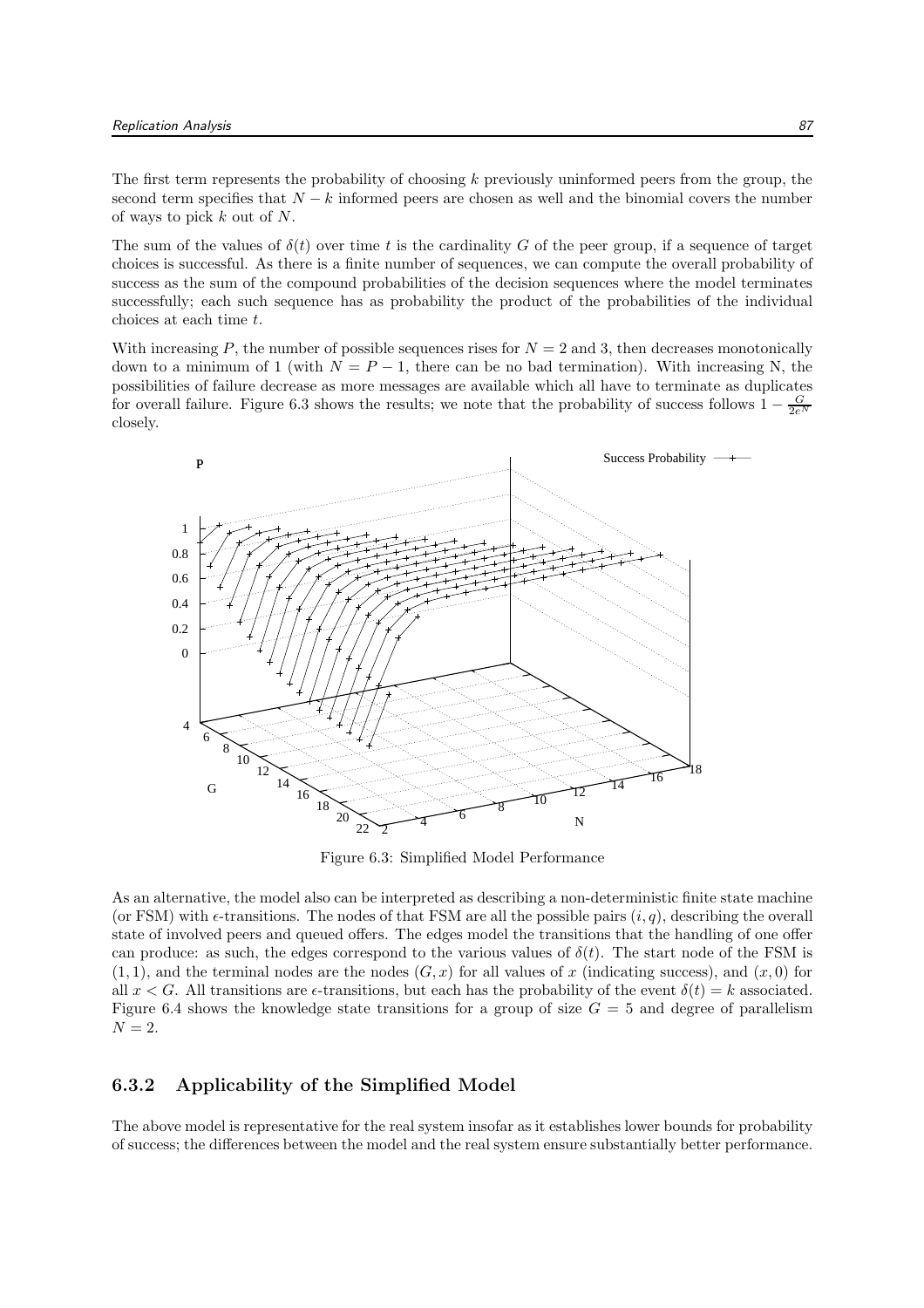The first term represents the probability of choosing $k$ previously uninformed peers from the group, the second term specifies that $N - k$ informed peers are chosen as well and the binomial covers the number of ways to pick $k$ out of $N$.

The sum of the values of $\delta(t)$ over time $t$ is the cardinality $G$ of the peer group, if a sequence of target choices is successful. As there is a finite number of sequences, we can compute the overall probability of success as the sum of the compound probabilities of the decision sequences where the model terminates successfully; each such sequence has as probability the product of the probabilities of the individual choices at each time $t$.

With increasing $P$, the number of possible sequences rises for $N = 2$ and 3, then decreases monotonically down to a minimum of 1 (with $N = P - 1$, there can be no bad termination). With increasing N, the possibilities of failure decrease as more messages are available which all have to terminate as duplicates for overall failure. Figure 6.3 shows the results; we note that the probability of success follows $1 - \frac{G}{2e^N}$ closely.

Figure 6.3: Simplified Model Performance

As an alternative, the model also can be interpreted as describing a non-deterministic finite state machine (or FSM) with $\epsilon$-transitions. The nodes of that FSM are all the possible pairs $(i, q)$, describing the overall state of involved peers and queued offers. The edges model the transitions that the handling of one offer can produce: as such, the edges correspond to the various values of $\delta(t)$. The start node of the FSM is $(1, 1)$, and the terminal nodes are the nodes $(G, x)$ for all values of $x$ (indicating success), and $(x, 0)$ for all $x < G$. All transitions are $\epsilon$-transitions, but each has the probability of the event $\delta(t) = k$ associated. Figure 6.4 shows the knowledge state transitions for a group of size $G = 5$ and degree of parallelism $N = 2$.

### 6.3.2 Applicability of the Simplified Model

The above model is representative for the real system insofar as it establishes lower bounds for probability of success; the differences between the model and the real system ensure substantially better performance.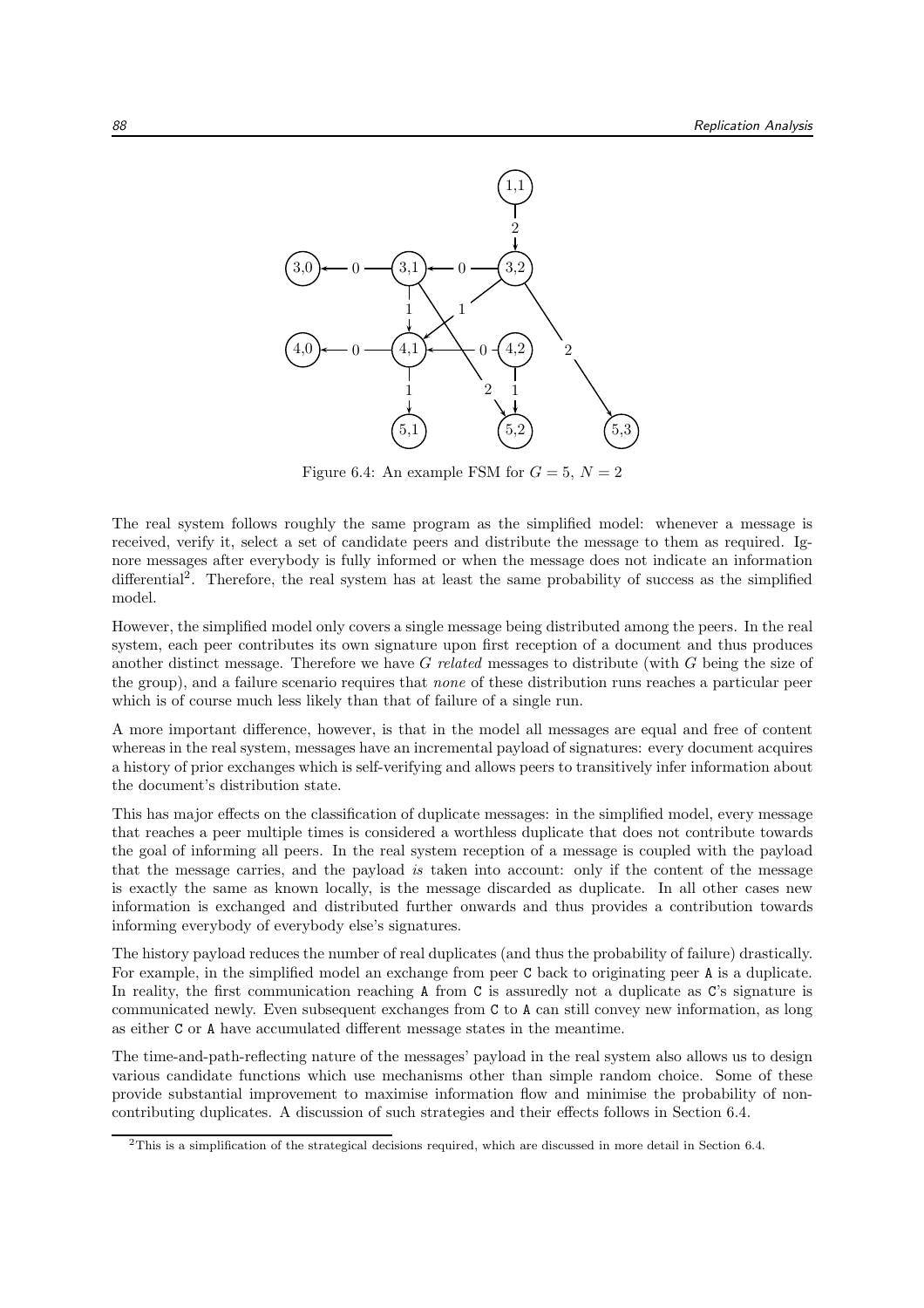Figure 6.4: An example FSM for $G = 5$, $N = 2$

The real system follows roughly the same program as the simplified model: whenever a message is received, verify it, select a set of candidate peers and distribute the message to them as required. Ignore messages after everybody is fully informed or when the message does not indicate an information differential[2]. Therefore, the real system has at least the same probability of success as the simplified model.

However, the simplified model only covers a single message being distributed among the peers. In the real system, each peer contributes its own signature upon first reception of a document and thus produces another distinct message. Therefore we have $G$ *related* messages to distribute (with $G$ being the size of the group), and a failure scenario requires that *none* of these distribution runs reaches a particular peer which is of course much less likely than that of failure of a single run.

A more important difference, however, is that in the model all messages are equal and free of content whereas in the real system, messages have an incremental payload of signatures: every document acquires a history of prior exchanges which is self-verifying and allows peers to transitively infer information about the document's distribution state.

This has major effects on the classification of duplicate messages: in the simplified model, every message that reaches a peer multiple times is considered a worthless duplicate that does not contribute towards the goal of informing all peers. In the real system reception of a message is coupled with the payload that the message carries, and the payload *is* taken into account: only if the content of the message is exactly the same as known locally, is the message discarded as duplicate. In all other cases new information is exchanged and distributed further onwards and thus provides a contribution towards informing everybody of everybody else's signatures.

The history payload reduces the number of real duplicates (and thus the probability of failure) drastically. For example, in the simplified model an exchange from peer `C` back to originating peer `A` is a duplicate. In reality, the first communication reaching `A` from `C` is assuredly not a duplicate as `C`'s signature is communicated newly. Even subsequent exchanges from `C` to `A` can still convey new information, as long as either `C` or `A` have accumulated different message states in the meantime.

The time-and-path-reflecting nature of the messages' payload in the real system also allows us to design various candidate functions which use mechanisms other than simple random choice. Some of these provide substantial improvement to maximise information flow and minimise the probability of non-contributing duplicates. A discussion of such strategies and their effects follows in Section 6.4.

[2] This is a simplification of the strategical decisions required, which are discussed in more detail in Section 6.4.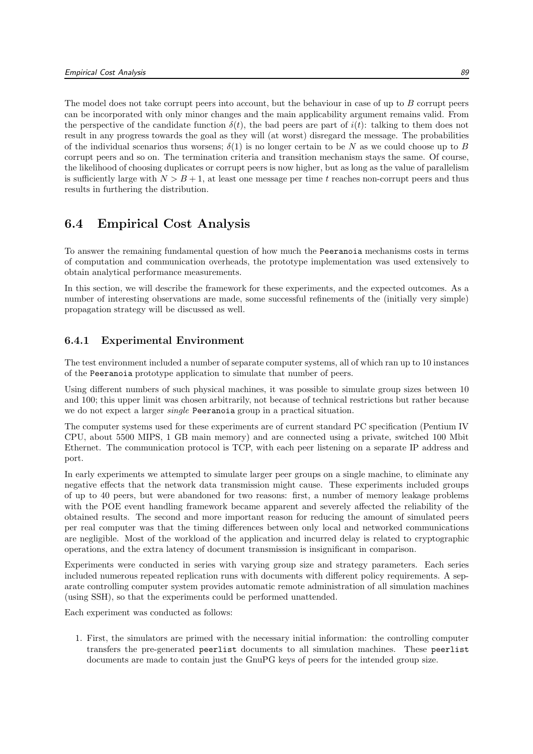The model does not take corrupt peers into account, but the behaviour in case of up to $B$ corrupt peers can be incorporated with only minor changes and the main applicability argument remains valid. From the perspective of the candidate function $\delta(t)$, the bad peers are part of $i(t)$: talking to them does not result in any progress towards the goal as they will (at worst) disregard the message. The probabilities of the individual scenarios thus worsens; $\delta(1)$ is no longer certain to be $N$ as we could choose up to $B$ corrupt peers and so on. The termination criteria and transition mechanism stays the same. Of course, the likelihood of choosing duplicates or corrupt peers is now higher, but as long as the value of parallelism is sufficiently large with $N > B + 1$, at least one message per time $t$ reaches non-corrupt peers and thus results in furthering the distribution.

## 6.4 Empirical Cost Analysis

To answer the remaining fundamental question of how much the `Peeranoia` mechanisms costs in terms of computation and communication overheads, the prototype implementation was used extensively to obtain analytical performance measurements.

In this section, we will describe the framework for these experiments, and the expected outcomes. As a number of interesting observations are made, some successful refinements of the (initially very simple) propagation strategy will be discussed as well.

### 6.4.1 Experimental Environment

The test environment included a number of separate computer systems, all of which ran up to 10 instances of the `Peeranoia` prototype application to simulate that number of peers.

Using different numbers of such physical machines, it was possible to simulate group sizes between 10 and 100; this upper limit was chosen arbitrarily, not because of technical restrictions but rather because we do not expect a larger *single* `Peeranoia` group in a practical situation.

The computer systems used for these experiments are of current standard PC specification (Pentium IV CPU, about 5500 MIPS, 1 GB main memory) and are connected using a private, switched 100 Mbit Ethernet. The communication protocol is TCP, with each peer listening on a separate IP address and port.

In early experiments we attempted to simulate larger peer groups on a single machine, to eliminate any negative effects that the network data transmission might cause. These experiments included groups of up to 40 peers, but were abandoned for two reasons: first, a number of memory leakage problems with the POE event handling framework became apparent and severely affected the reliability of the obtained results. The second and more important reason for reducing the amount of simulated peers per real computer was that the timing differences between only local and networked communications are negligible. Most of the workload of the application and incurred delay is related to cryptographic operations, and the extra latency of document transmission is insignificant in comparison.

Experiments were conducted in series with varying group size and strategy parameters. Each series included numerous repeated replication runs with documents with different policy requirements. A separate controlling computer system provides automatic remote administration of all simulation machines (using SSH), so that the experiments could be performed unattended.

Each experiment was conducted as follows:

1. First, the simulators are primed with the necessary initial information: the controlling computer transfers the pre-generated `peerlist` documents to all simulation machines. These `peerlist` documents are made to contain just the GnuPG keys of peers for the intended group size.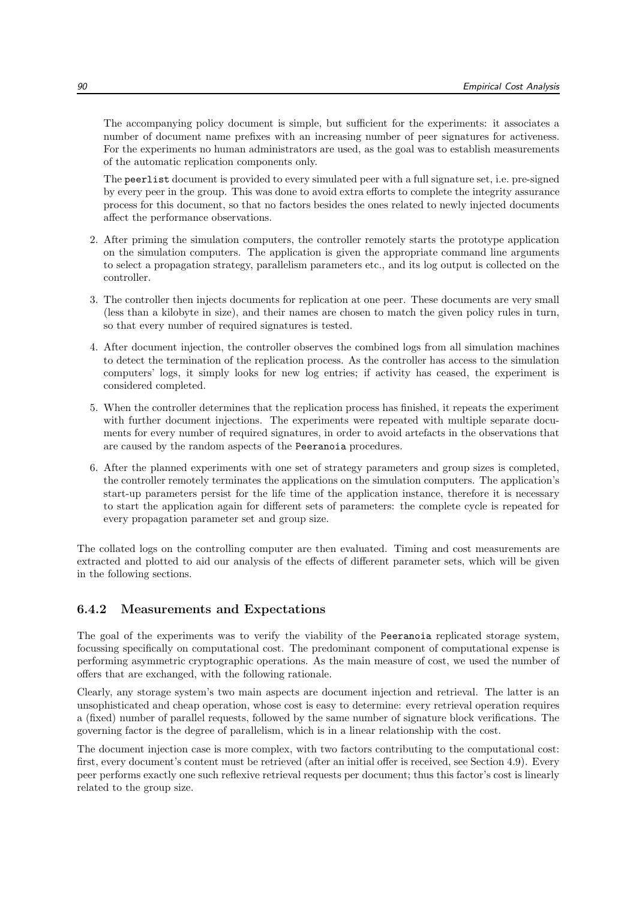The accompanying policy document is simple, but sufficient for the experiments: it associates a number of document name prefixes with an increasing number of peer signatures for activeness. For the experiments no human administrators are used, as the goal was to establish measurements of the automatic replication components only.

The `peerlist` document is provided to every simulated peer with a full signature set, i.e. pre-signed by every peer in the group. This was done to avoid extra efforts to complete the integrity assurance process for this document, so that no factors besides the ones related to newly injected documents affect the performance observations.

2. After priming the simulation computers, the controller remotely starts the prototype application on the simulation computers. The application is given the appropriate command line arguments to select a propagation strategy, parallelism parameters etc., and its log output is collected on the controller.

3. The controller then injects documents for replication at one peer. These documents are very small (less than a kilobyte in size), and their names are chosen to match the given policy rules in turn, so that every number of required signatures is tested.

4. After document injection, the controller observes the combined logs from all simulation machines to detect the termination of the replication process. As the controller has access to the simulation computers' logs, it simply looks for new log entries; if activity has ceased, the experiment is considered completed.

5. When the controller determines that the replication process has finished, it repeats the experiment with further document injections. The experiments were repeated with multiple separate documents for every number of required signatures, in order to avoid artefacts in the observations that are caused by the random aspects of the `Peeranoia` procedures.

6. After the planned experiments with one set of strategy parameters and group sizes is completed, the controller remotely terminates the applications on the simulation computers. The application's start-up parameters persist for the life time of the application instance, therefore it is necessary to start the application again for different sets of parameters: the complete cycle is repeated for every propagation parameter set and group size.

The collated logs on the controlling computer are then evaluated. Timing and cost measurements are extracted and plotted to aid our analysis of the effects of different parameter sets, which will be given in the following sections.

### 6.4.2 Measurements and Expectations

The goal of the experiments was to verify the viability of the `Peeranoia` replicated storage system, focussing specifically on computational cost. The predominant component of computational expense is performing asymmetric cryptographic operations. As the main measure of cost, we used the number of offers that are exchanged, with the following rationale.

Clearly, any storage system's two main aspects are document injection and retrieval. The latter is an unsophisticated and cheap operation, whose cost is easy to determine: every retrieval operation requires a (fixed) number of parallel requests, followed by the same number of signature block verifications. The governing factor is the degree of parallelism, which is in a linear relationship with the cost.

The document injection case is more complex, with two factors contributing to the computational cost: first, every document's content must be retrieved (after an initial offer is received, see Section 4.9). Every peer performs exactly one such reflexive retrieval requests per document; thus this factor's cost is linearly related to the group size.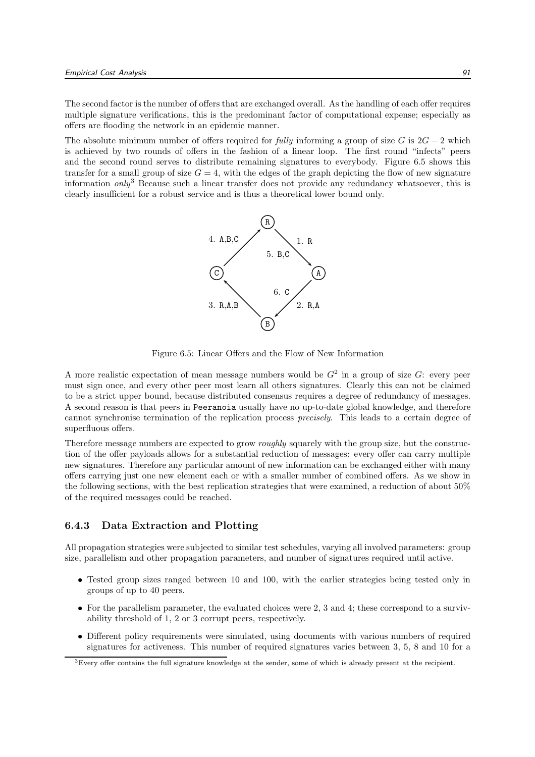The second factor is the number of offers that are exchanged overall. As the handling of each offer requires multiple signature verifications, this is the predominant factor of computational expense; especially as offers are flooding the network in an epidemic manner.

The absolute minimum number of offers required for *fully* informing a group of size $G$ is $2G - 2$ which is achieved by two rounds of offers in the fashion of a linear loop. The first round "infects" peers and the second round serves to distribute remaining signatures to everybody. Figure 6.5 shows this transfer for a small group of size $G = 4$, with the edges of the graph depicting the flow of new signature information *only*[3] Because such a linear transfer does not provide any redundancy whatsoever, this is clearly insufficient for a robust service and is thus a theoretical lower bound only.

Figure 6.5: Linear Offers and the Flow of New Information

A more realistic expectation of mean message numbers would be $G^2$ in a group of size $G$: every peer must sign once, and every other peer most learn all others signatures. Clearly this can not be claimed to be a strict upper bound, because distributed consensus requires a degree of redundancy of messages. A second reason is that peers in Peeranoia usually have no up-to-date global knowledge, and therefore cannot synchronise termination of the replication process *precisely*. This leads to a certain degree of superfluous offers.

Therefore message numbers are expected to grow *roughly* squarely with the group size, but the construction of the offer payloads allows for a substantial reduction of messages: every offer can carry multiple new signatures. Therefore any particular amount of new information can be exchanged either with many offers carrying just one new element each or with a smaller number of combined offers. As we show in the following sections, with the best replication strategies that were examined, a reduction of about 50% of the required messages could be reached.

### 6.4.3 Data Extraction and Plotting

All propagation strategies were subjected to similar test schedules, varying all involved parameters: group size, parallelism and other propagation parameters, and number of signatures required until active.

- Tested group sizes ranged between 10 and 100, with the earlier strategies being tested only in groups of up to 40 peers.
- For the parallelism parameter, the evaluated choices were 2, 3 and 4; these correspond to a survivability threshold of 1, 2 or 3 corrupt peers, respectively.
- Different policy requirements were simulated, using documents with various numbers of required signatures for activeness. This number of required signatures varies between 3, 5, 8 and 10 for a

[3] Every offer contains the full signature knowledge at the sender, some of which is already present at the recipient.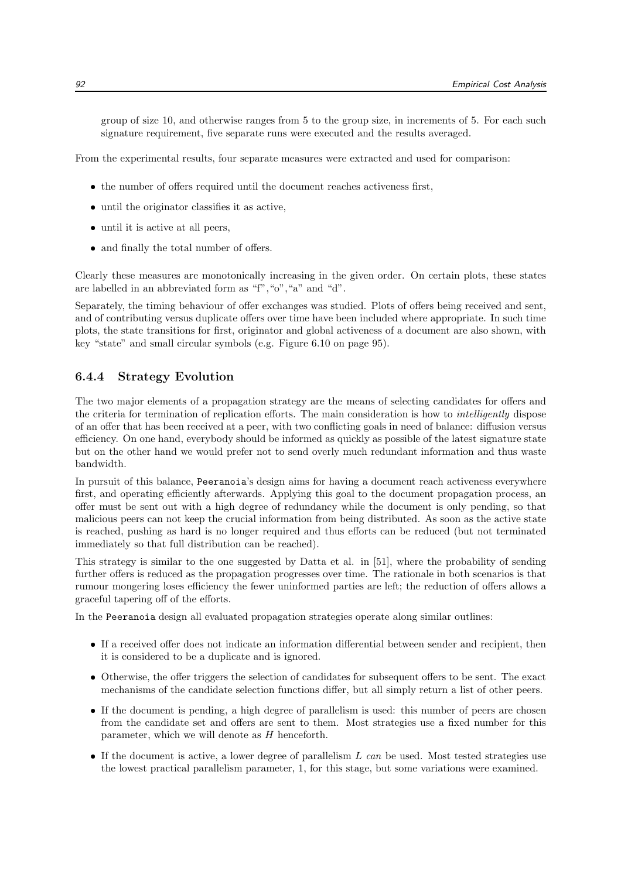group of size 10, and otherwise ranges from 5 to the group size, in increments of 5. For each such signature requirement, five separate runs were executed and the results averaged.

From the experimental results, four separate measures were extracted and used for comparison:

- the number of offers required until the document reaches activeness first,
- until the originator classifies it as active,
- until it is active at all peers,
- and finally the total number of offers.

Clearly these measures are monotonically increasing in the given order. On certain plots, these states are labelled in an abbreviated form as "f","o","a" and "d".

Separately, the timing behaviour of offer exchanges was studied. Plots of offers being received and sent, and of contributing versus duplicate offers over time have been included where appropriate. In such time plots, the state transitions for first, originator and global activeness of a document are also shown, with key "state" and small circular symbols (e.g. Figure 6.10 on page 95).

### 6.4.4 Strategy Evolution

The two major elements of a propagation strategy are the means of selecting candidates for offers and the criteria for termination of replication efforts. The main consideration is how to *intelligently* dispose of an offer that has been received at a peer, with two conflicting goals in need of balance: diffusion versus efficiency. On one hand, everybody should be informed as quickly as possible of the latest signature state but on the other hand we would prefer not to send overly much redundant information and thus waste bandwidth.

In pursuit of this balance, `Peeranoia`'s design aims for having a document reach activeness everywhere first, and operating efficiently afterwards. Applying this goal to the document propagation process, an offer must be sent out with a high degree of redundancy while the document is only pending, so that malicious peers can not keep the crucial information from being distributed. As soon as the active state is reached, pushing as hard is no longer required and thus efforts can be reduced (but not terminated immediately so that full distribution can be reached).

This strategy is similar to the one suggested by Datta et al. in [51], where the probability of sending further offers is reduced as the propagation progresses over time. The rationale in both scenarios is that rumour mongering loses efficiency the fewer uninformed parties are left; the reduction of offers allows a graceful tapering off of the efforts.

In the `Peeranoia` design all evaluated propagation strategies operate along similar outlines:

- If a received offer does not indicate an information differential between sender and recipient, then it is considered to be a duplicate and is ignored.
- Otherwise, the offer triggers the selection of candidates for subsequent offers to be sent. The exact mechanisms of the candidate selection functions differ, but all simply return a list of other peers.
- If the document is pending, a high degree of parallelism is used: this number of peers are chosen from the candidate set and offers are sent to them. Most strategies use a fixed number for this parameter, which we will denote as $H$ henceforth.
- If the document is active, a lower degree of parallelism $L$ *can* be used. Most tested strategies use the lowest practical parallelism parameter, 1, for this stage, but some variations were examined.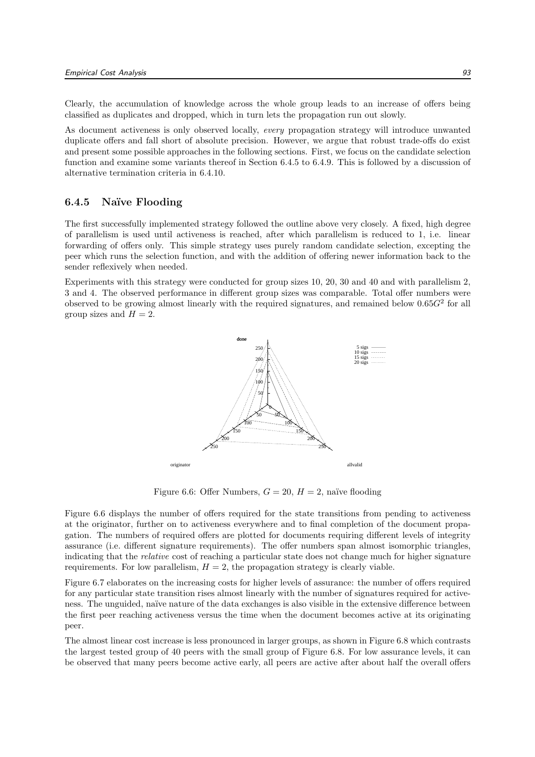Clearly, the accumulation of knowledge across the whole group leads to an increase of offers being classified as duplicates and dropped, which in turn lets the propagation run out slowly.

As document activeness is only observed locally, *every* propagation strategy will introduce unwanted duplicate offers and fall short of absolute precision. However, we argue that robust trade-offs do exist and present some possible approaches in the following sections. First, we focus on the candidate selection function and examine some variants thereof in Section 6.4.5 to 6.4.9. This is followed by a discussion of alternative termination criteria in 6.4.10.

### 6.4.5 Naïve Flooding

The first successfully implemented strategy followed the outline above very closely. A fixed, high degree of parallelism is used until activeness is reached, after which parallelism is reduced to 1, i.e. linear forwarding of offers only. This simple strategy uses purely random candidate selection, excepting the peer which runs the selection function, and with the addition of offering newer information back to the sender reflexively when needed.

Experiments with this strategy were conducted for group sizes 10, 20, 30 and 40 and with parallelism 2, 3 and 4. The observed performance in different group sizes was comparable. Total offer numbers were observed to be growing almost linearly with the required signatures, and remained below $0.65G^2$ for all group sizes and $H = 2$.

Figure 6.6: Offer Numbers, $G = 20$, $H = 2$, naïve flooding

Figure 6.6 displays the number of offers required for the state transitions from pending to activeness at the originator, further on to activeness everywhere and to final completion of the document propagation. The numbers of required offers are plotted for documents requiring different levels of integrity assurance (i.e. different signature requirements). The offer numbers span almost isomorphic triangles, indicating that the *relative* cost of reaching a particular state does not change much for higher signature requirements. For low parallelism, $H = 2$, the propagation strategy is clearly viable.

Figure 6.7 elaborates on the increasing costs for higher levels of assurance: the number of offers required for any particular state transition rises almost linearly with the number of signatures required for activeness. The unguided, naïve nature of the data exchanges is also visible in the extensive difference between the first peer reaching activeness versus the time when the document becomes active at its originating peer.

The almost linear cost increase is less pronounced in larger groups, as shown in Figure 6.8 which contrasts the largest tested group of 40 peers with the small group of Figure 6.8. For low assurance levels, it can be observed that many peers become active early, all peers are active after about half the overall offers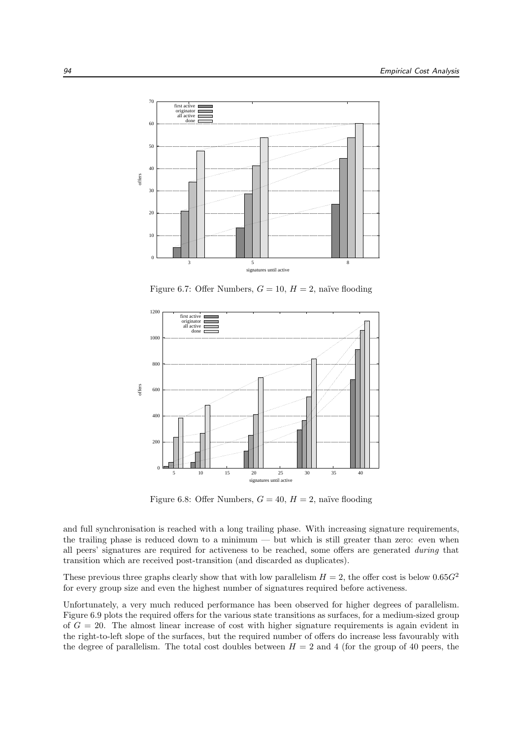Figure 6.7: Offer Numbers, $G = 10$, $H = 2$, naïve flooding

Figure 6.8: Offer Numbers, $G = 40$, $H = 2$, naïve flooding

and full synchronisation is reached with a long trailing phase. With increasing signature requirements, the trailing phase is reduced down to a minimum — but which is still greater than zero: even when all peers' signatures are required for activeness to be reached, some offers are generated *during* that transition which are received post-transition (and discarded as duplicates).

These previous three graphs clearly show that with low parallelism $H = 2$, the offer cost is below $0.65G^2$ for every group size and even the highest number of signatures required before activeness.

Unfortunately, a very much reduced performance has been observed for higher degrees of parallelism. Figure 6.9 plots the required offers for the various state transitions as surfaces, for a medium-sized group of $G = 20$. The almost linear increase of cost with higher signature requirements is again evident in the right-to-left slope of the surfaces, but the required number of offers do increase less favourably with the degree of parallelism. The total cost doubles between $H = 2$ and 4 (for the group of 40 peers, the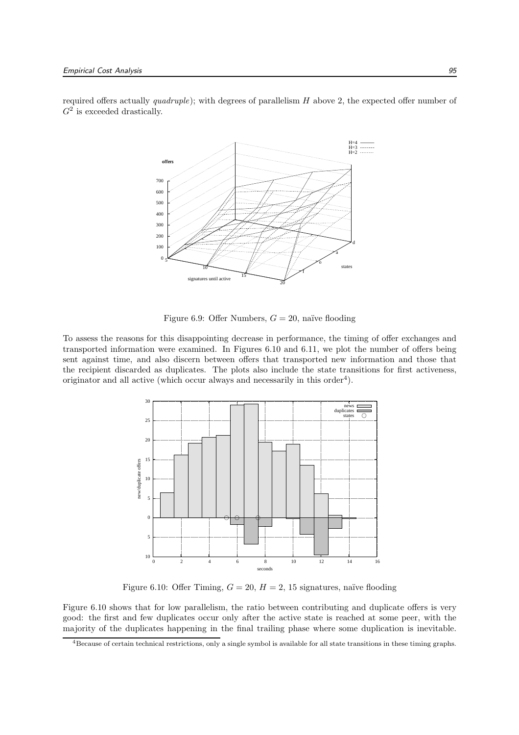required offers actually *quadruple*); with degrees of parallelism $H$ above 2, the expected offer number of $G^2$ is exceeded drastically.

Figure 6.9: Offer Numbers, $G = 20$, naïve flooding

To assess the reasons for this disappointing decrease in performance, the timing of offer exchanges and transported information were examined. In Figures 6.10 and 6.11, we plot the number of offers being sent against time, and also discern between offers that transported new information and those that the recipient discarded as duplicates. The plots also include the state transitions for first activeness, originator and all active (which occur always and necessarily in this order[4]).

Figure 6.10: Offer Timing, $G = 20$, $H = 2$, 15 signatures, naïve flooding

Figure 6.10 shows that for low parallelism, the ratio between contributing and duplicate offers is very good: the first and few duplicates occur only after the active state is reached at some peer, with the majority of the duplicates happening in the final trailing phase where some duplication is inevitable.

[4]Because of certain technical restrictions, only a single symbol is available for all state transitions in these timing graphs.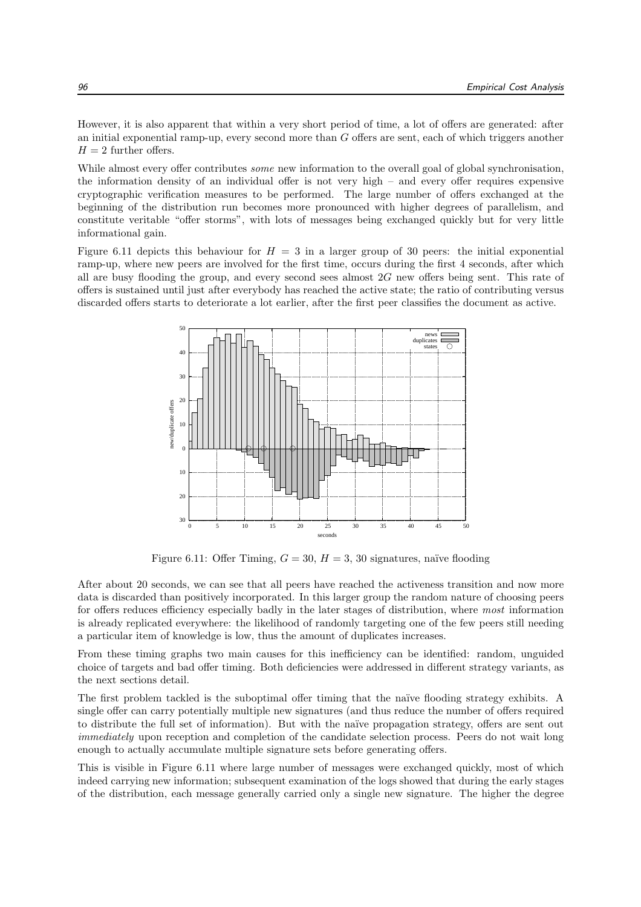However, it is also apparent that within a very short period of time, a lot of offers are generated: after an initial exponential ramp-up, every second more than $G$ offers are sent, each of which triggers another $H = 2$ further offers.

While almost every offer contributes *some* new information to the overall goal of global synchronisation, the information density of an individual offer is not very high – and every offer requires expensive cryptographic verification measures to be performed. The large number of offers exchanged at the beginning of the distribution run becomes more pronounced with higher degrees of parallelism, and constitute veritable "offer storms", with lots of messages being exchanged quickly but for very little informational gain.

Figure 6.11 depicts this behaviour for $H = 3$ in a larger group of 30 peers: the initial exponential ramp-up, where new peers are involved for the first time, occurs during the first 4 seconds, after which all are busy flooding the group, and every second sees almost $2G$ new offers being sent. This rate of offers is sustained until just after everybody has reached the active state; the ratio of contributing versus discarded offers starts to deteriorate a lot earlier, after the first peer classifies the document as active.

Figure 6.11: Offer Timing, $G = 30$, $H = 3$, 30 signatures, naïve flooding

After about 20 seconds, we can see that all peers have reached the activeness transition and now more data is discarded than positively incorporated. In this larger group the random nature of choosing peers for offers reduces efficiency especially badly in the later stages of distribution, where *most* information is already replicated everywhere: the likelihood of randomly targeting one of the few peers still needing a particular item of knowledge is low, thus the amount of duplicates increases.

From these timing graphs two main causes for this inefficiency can be identified: random, unguided choice of targets and bad offer timing. Both deficiencies were addressed in different strategy variants, as the next sections detail.

The first problem tackled is the suboptimal offer timing that the naïve flooding strategy exhibits. A single offer can carry potentially multiple new signatures (and thus reduce the number of offers required to distribute the full set of information). But with the naïve propagation strategy, offers are sent out *immediately* upon reception and completion of the candidate selection process. Peers do not wait long enough to actually accumulate multiple signature sets before generating offers.

This is visible in Figure 6.11 where large number of messages were exchanged quickly, most of which indeed carrying new information; subsequent examination of the logs showed that during the early stages of the distribution, each message generally carried only a single new signature. The higher the degree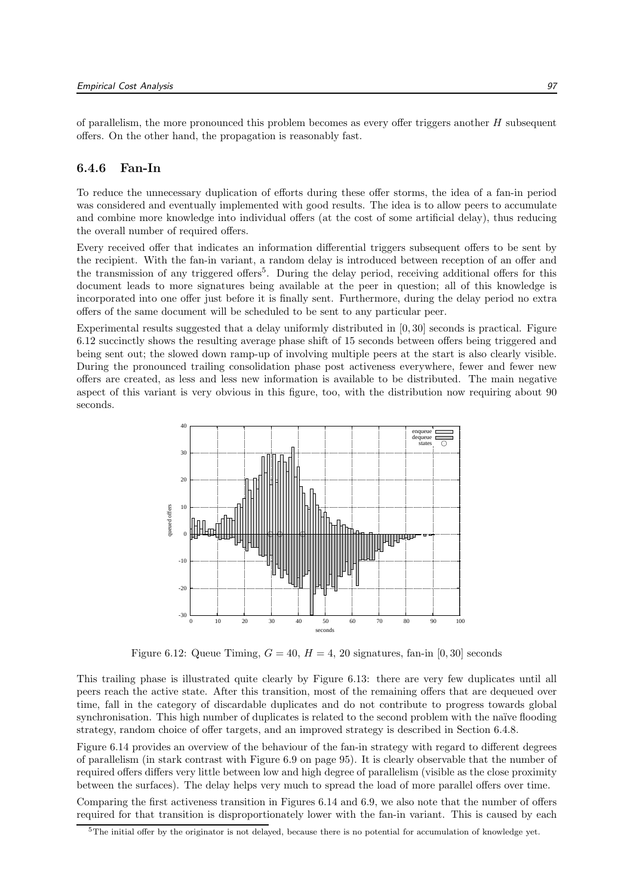of parallelism, the more pronounced this problem becomes as every offer triggers another $H$ subsequent offers. On the other hand, the propagation is reasonably fast.

### 6.4.6 Fan-In

To reduce the unnecessary duplication of efforts during these offer storms, the idea of a fan-in period was considered and eventually implemented with good results. The idea is to allow peers to accumulate and combine more knowledge into individual offers (at the cost of some artificial delay), thus reducing the overall number of required offers.

Every received offer that indicates an information differential triggers subsequent offers to be sent by the recipient. With the fan-in variant, a random delay is introduced between reception of an offer and the transmission of any triggered offers[5]. During the delay period, receiving additional offers for this document leads to more signatures being available at the peer in question; all of this knowledge is incorporated into one offer just before it is finally sent. Furthermore, during the delay period no extra offers of the same document will be scheduled to be sent to any particular peer.

Experimental results suggested that a delay uniformly distributed in $[0, 30]$ seconds is practical. Figure 6.12 succinctly shows the resulting average phase shift of 15 seconds between offers being triggered and being sent out; the slowed down ramp-up of involving multiple peers at the start is also clearly visible. During the pronounced trailing consolidation phase post activeness everywhere, fewer and fewer new offers are created, as less and less new information is available to be distributed. The main negative aspect of this variant is very obvious in this figure, too, with the distribution now requiring about 90 seconds.

Figure 6.12: Queue Timing, $G = 40$, $H = 4$, 20 signatures, fan-in $[0, 30]$ seconds

This trailing phase is illustrated quite clearly by Figure 6.13: there are very few duplicates until all peers reach the active state. After this transition, most of the remaining offers that are dequeued over time, fall in the category of discardable duplicates and do not contribute to progress towards global synchronisation. This high number of duplicates is related to the second problem with the naïve flooding strategy, random choice of offer targets, and an improved strategy is described in Section 6.4.8.

Figure 6.14 provides an overview of the behaviour of the fan-in strategy with regard to different degrees of parallelism (in stark contrast with Figure 6.9 on page 95). It is clearly observable that the number of required offers differs very little between low and high degree of parallelism (visible as the close proximity between the surfaces). The delay helps very much to spread the load of more parallel offers over time.

Comparing the first activeness transition in Figures 6.14 and 6.9, we also note that the number of offers required for that transition is disproportionately lower with the fan-in variant. This is caused by each

[5] The initial offer by the originator is not delayed, because there is no potential for accumulation of knowledge yet.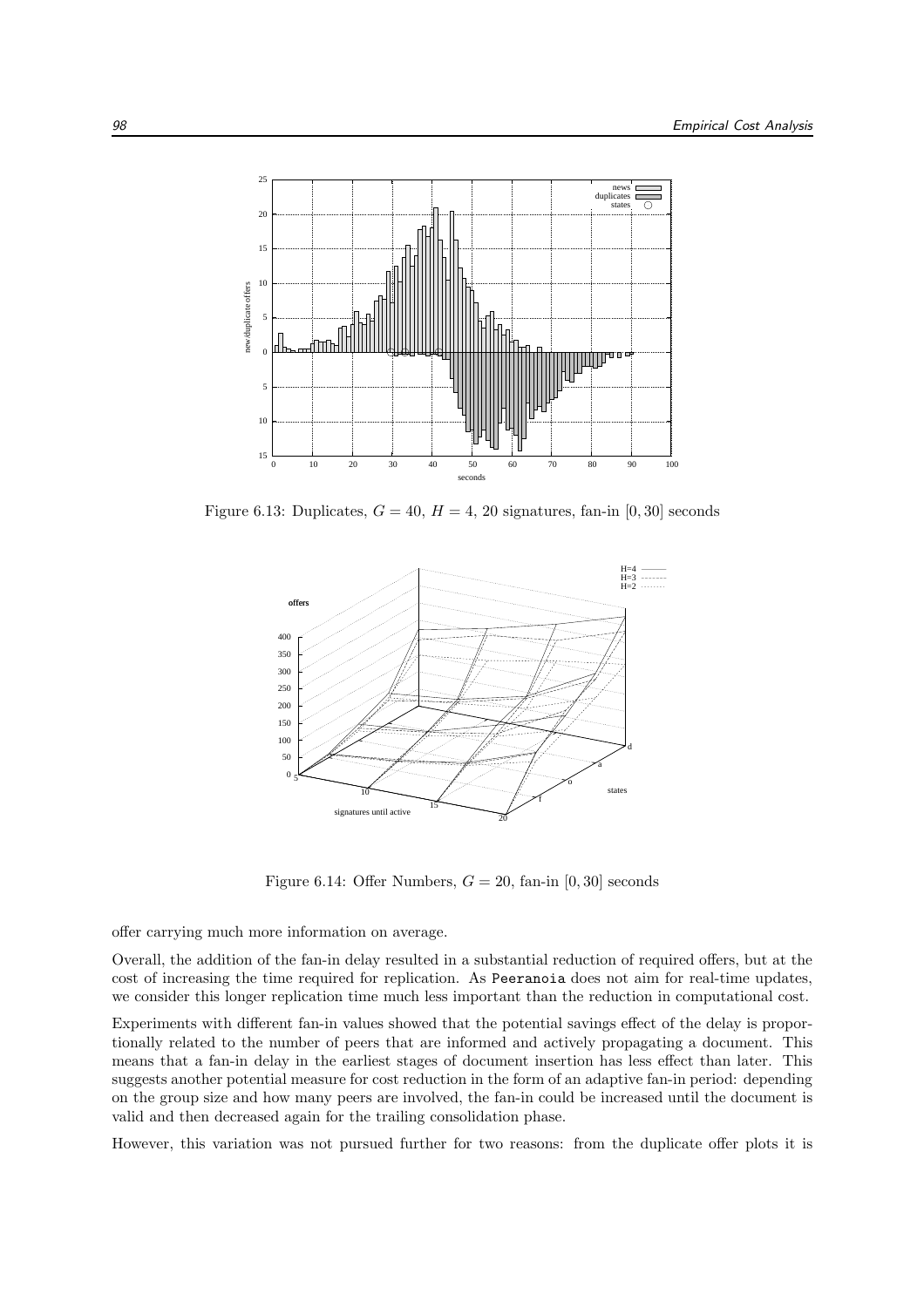Figure 6.13: Duplicates, $G = 40$, $H = 4$, 20 signatures, fan-in $[0, 30]$ seconds

Figure 6.14: Offer Numbers, $G = 20$, fan-in $[0, 30]$ seconds

offer carrying much more information on average.

Overall, the addition of the fan-in delay resulted in a substantial reduction of required offers, but at the cost of increasing the time required for replication. As Peeranoia does not aim for real-time updates, we consider this longer replication time much less important than the reduction in computational cost.

Experiments with different fan-in values showed that the potential savings effect of the delay is proportionally related to the number of peers that are informed and actively propagating a document. This means that a fan-in delay in the earliest stages of document insertion has less effect than later. This suggests another potential measure for cost reduction in the form of an adaptive fan-in period: depending on the group size and how many peers are involved, the fan-in could be increased until the document is valid and then decreased again for the trailing consolidation phase.

However, this variation was not pursued further for two reasons: from the duplicate offer plots it is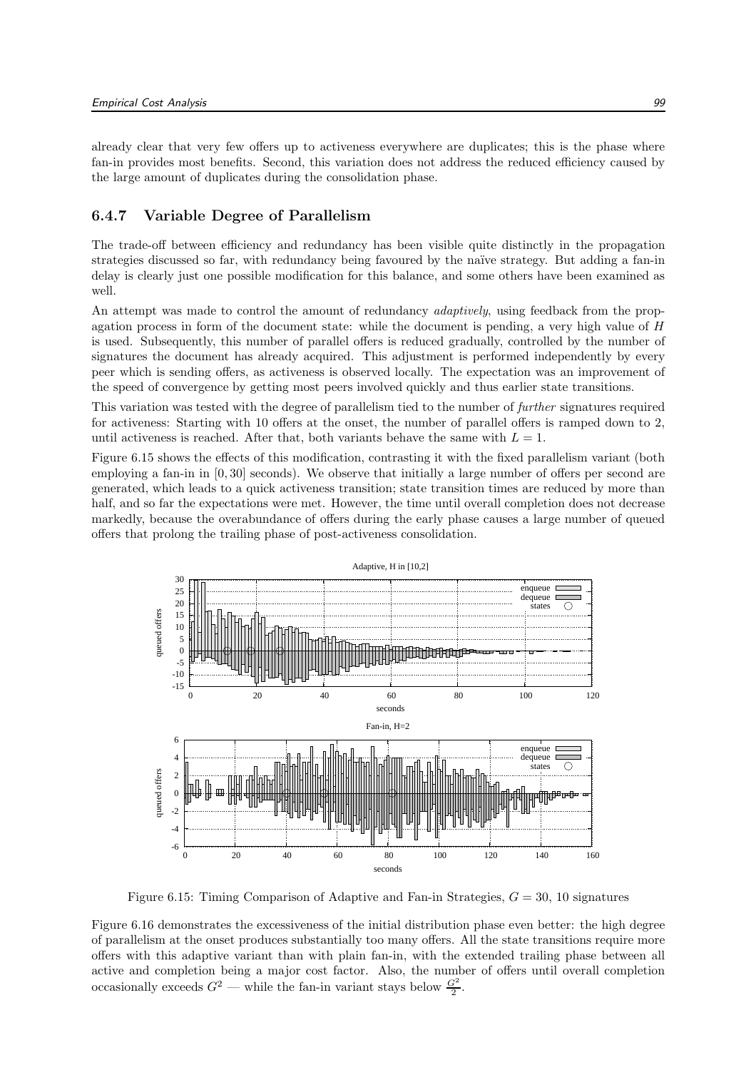already clear that very few offers up to activeness everywhere are duplicates; this is the phase where fan-in provides most benefits. Second, this variation does not address the reduced efficiency caused by the large amount of duplicates during the consolidation phase.

### 6.4.7 Variable Degree of Parallelism

The trade-off between efficiency and redundancy has been visible quite distinctly in the propagation strategies discussed so far, with redundancy being favoured by the naïve strategy. But adding a fan-in delay is clearly just one possible modification for this balance, and some others have been examined as well.

An attempt was made to control the amount of redundancy *adaptively*, using feedback from the propagation process in form of the document state: while the document is pending, a very high value of $H$ is used. Subsequently, this number of parallel offers is reduced gradually, controlled by the number of signatures the document has already acquired. This adjustment is performed independently by every peer which is sending offers, as activeness is observed locally. The expectation was an improvement of the speed of convergence by getting most peers involved quickly and thus earlier state transitions.

This variation was tested with the degree of parallelism tied to the number of *further* signatures required for activeness: Starting with 10 offers at the onset, the number of parallel offers is ramped down to 2, until activeness is reached. After that, both variants behave the same with $L = 1$.

Figure 6.15 shows the effects of this modification, contrasting it with the fixed parallelism variant (both employing a fan-in in $[0, 30]$ seconds). We observe that initially a large number of offers per second are generated, which leads to a quick activeness transition; state transition times are reduced by more than half, and so far the expectations were met. However, the time until overall completion does not decrease markedly, because the overabundance of offers during the early phase causes a large number of queued offers that prolong the trailing phase of post-activeness consolidation.

Figure 6.15: Timing Comparison of Adaptive and Fan-in Strategies, $G = 30$, 10 signatures

Figure 6.16 demonstrates the excessiveness of the initial distribution phase even better: the high degree of parallelism at the onset produces substantially too many offers. All the state transitions require more offers with this adaptive variant than with plain fan-in, with the extended trailing phase between all active and completion being a major cost factor. Also, the number of offers until overall completion occasionally exceeds $G^2$ — while the fan-in variant stays below $\frac{G^2}{2}$.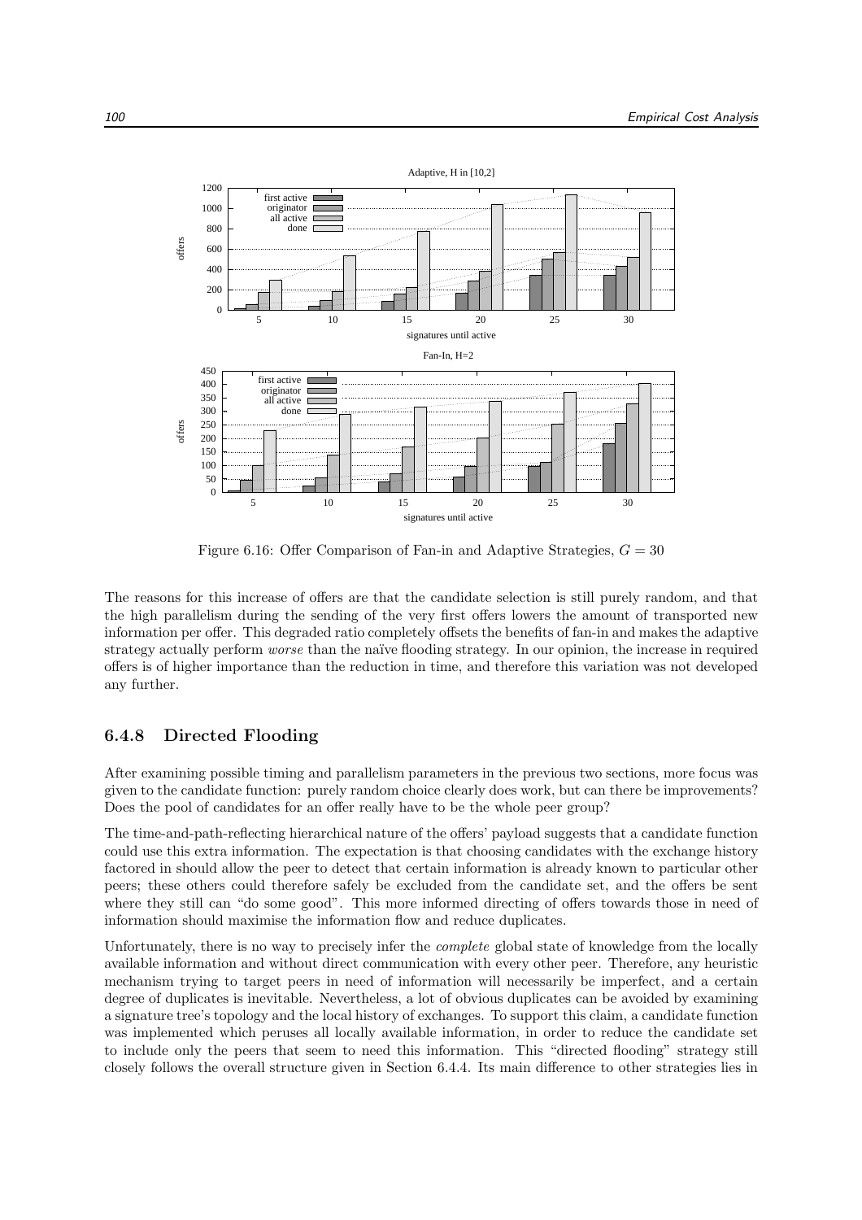Figure 6.16: Offer Comparison of Fan-in and Adaptive Strategies, $G = 30$

The reasons for this increase of offers are that the candidate selection is still purely random, and that the high parallelism during the sending of the very first offers lowers the amount of transported new information per offer. This degraded ratio completely offsets the benefits of fan-in and makes the adaptive strategy actually perform *worse* than the naïve flooding strategy. In our opinion, the increase in required offers is of higher importance than the reduction in time, and therefore this variation was not developed any further.

### 6.4.8 Directed Flooding

After examining possible timing and parallelism parameters in the previous two sections, more focus was given to the candidate function: purely random choice clearly does work, but can there be improvements? Does the pool of candidates for an offer really have to be the whole peer group?

The time-and-path-reflecting hierarchical nature of the offers' payload suggests that a candidate function could use this extra information. The expectation is that choosing candidates with the exchange history factored in should allow the peer to detect that certain information is already known to particular other peers; these others could therefore safely be excluded from the candidate set, and the offers be sent where they still can "do some good". This more informed directing of offers towards those in need of information should maximise the information flow and reduce duplicates.

Unfortunately, there is no way to precisely infer the *complete* global state of knowledge from the locally available information and without direct communication with every other peer. Therefore, any heuristic mechanism trying to target peers in need of information will necessarily be imperfect, and a certain degree of duplicates is inevitable. Nevertheless, a lot of obvious duplicates can be avoided by examining a signature tree's topology and the local history of exchanges. To support this claim, a candidate function was implemented which peruses all locally available information, in order to reduce the candidate set to include only the peers that seem to need this information. This "directed flooding" strategy still closely follows the overall structure given in Section 6.4.4. Its main difference to other strategies lies in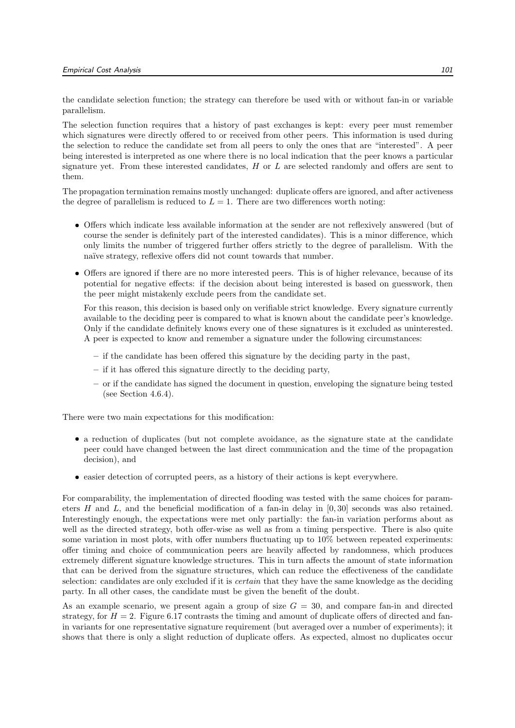the candidate selection function; the strategy can therefore be used with or without fan-in or variable parallelism.

The selection function requires that a history of past exchanges is kept: every peer must remember which signatures were directly offered to or received from other peers. This information is used during the selection to reduce the candidate set from all peers to only the ones that are "interested". A peer being interested is interpreted as one where there is no local indication that the peer knows a particular signature yet. From these interested candidates, $H$ or $L$ are selected randomly and offers are sent to them.

The propagation termination remains mostly unchanged: duplicate offers are ignored, and after activeness the degree of parallelism is reduced to $L = 1$. There are two differences worth noting:

- Offers which indicate less available information at the sender are not reflexively answered (but of course the sender is definitely part of the interested candidates). This is a minor difference, which only limits the number of triggered further offers strictly to the degree of parallelism. With the naïve strategy, reflexive offers did not count towards that number.
- Offers are ignored if there are no more interested peers. This is of higher relevance, because of its potential for negative effects: if the decision about being interested is based on guesswork, then the peer might mistakenly exclude peers from the candidate set.

  For this reason, this decision is based only on verifiable strict knowledge. Every signature currently available to the deciding peer is compared to what is known about the candidate peer's knowledge. Only if the candidate definitely knows every one of these signatures is it excluded as uninterested. A peer is expected to know and remember a signature under the following circumstances:

  – if the candidate has been offered this signature by the deciding party in the past,

  – if it has offered this signature directly to the deciding party,

  – or if the candidate has signed the document in question, enveloping the signature being tested (see Section 4.6.4).

There were two main expectations for this modification:

- a reduction of duplicates (but not complete avoidance, as the signature state at the candidate peer could have changed between the last direct communication and the time of the propagation decision), and
- easier detection of corrupted peers, as a history of their actions is kept everywhere.

For comparability, the implementation of directed flooding was tested with the same choices for parameters $H$ and $L$, and the beneficial modification of a fan-in delay in $[0, 30]$ seconds was also retained. Interestingly enough, the expectations were met only partially: the fan-in variation performs about as well as the directed strategy, both offer-wise as well as from a timing perspective. There is also quite some variation in most plots, with offer numbers fluctuating up to 10% between repeated experiments: offer timing and choice of communication peers are heavily affected by randomness, which produces extremely different signature knowledge structures. This in turn affects the amount of state information that can be derived from the signature structures, which can reduce the effectiveness of the candidate selection: candidates are only excluded if it is *certain* that they have the same knowledge as the deciding party. In all other cases, the candidate must be given the benefit of the doubt.

As an example scenario, we present again a group of size $G = 30$, and compare fan-in and directed strategy, for $H = 2$. Figure 6.17 contrasts the timing and amount of duplicate offers of directed and fan-in variants for one representative signature requirement (but averaged over a number of experiments); it shows that there is only a slight reduction of duplicate offers. As expected, almost no duplicates occur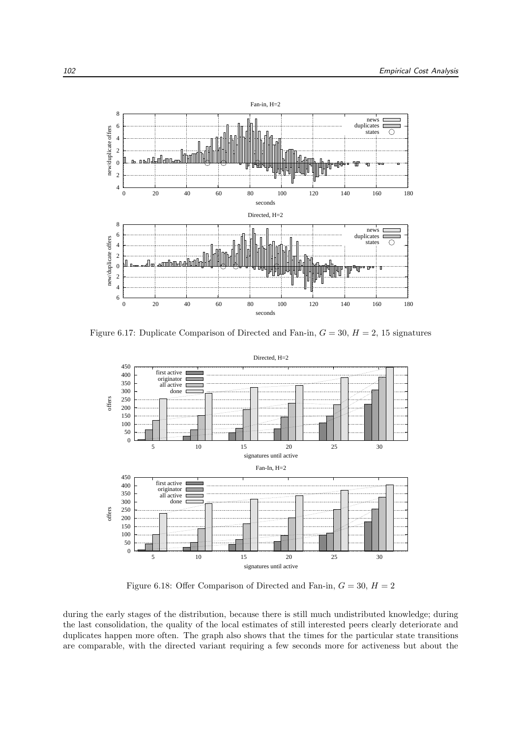Figure 6.17: Duplicate Comparison of Directed and Fan-in, $G = 30$, $H = 2$, 15 signatures

Figure 6.18: Offer Comparison of Directed and Fan-in, $G = 30$, $H = 2$

during the early stages of the distribution, because there is still much undistributed knowledge; during the last consolidation, the quality of the local estimates of still interested peers clearly deteriorate and duplicates happen more often. The graph also shows that the times for the particular state transitions are comparable, with the directed variant requiring a few seconds more for activeness but about the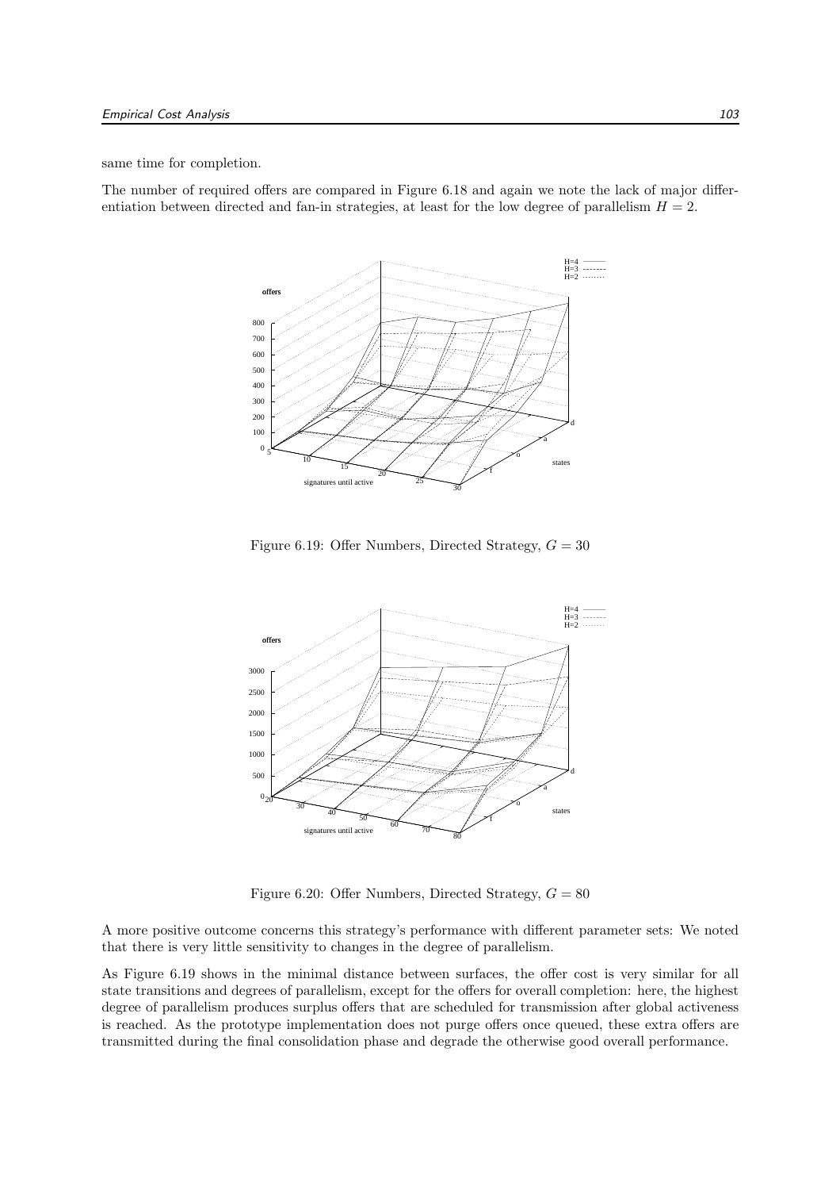same time for completion.

The number of required offers are compared in Figure 6.18 and again we note the lack of major differentiation between directed and fan-in strategies, at least for the low degree of parallelism $H = 2$.

Figure 6.19: Offer Numbers, Directed Strategy, $G = 30$

Figure 6.20: Offer Numbers, Directed Strategy, $G = 80$

A more positive outcome concerns this strategy's performance with different parameter sets: We noted that there is very little sensitivity to changes in the degree of parallelism.

As Figure 6.19 shows in the minimal distance between surfaces, the offer cost is very similar for all state transitions and degrees of parallelism, except for the offers for overall completion: here, the highest degree of parallelism produces surplus offers that are scheduled for transmission after global activeness is reached. As the prototype implementation does not purge offers once queued, these extra offers are transmitted during the final consolidation phase and degrade the otherwise good overall performance.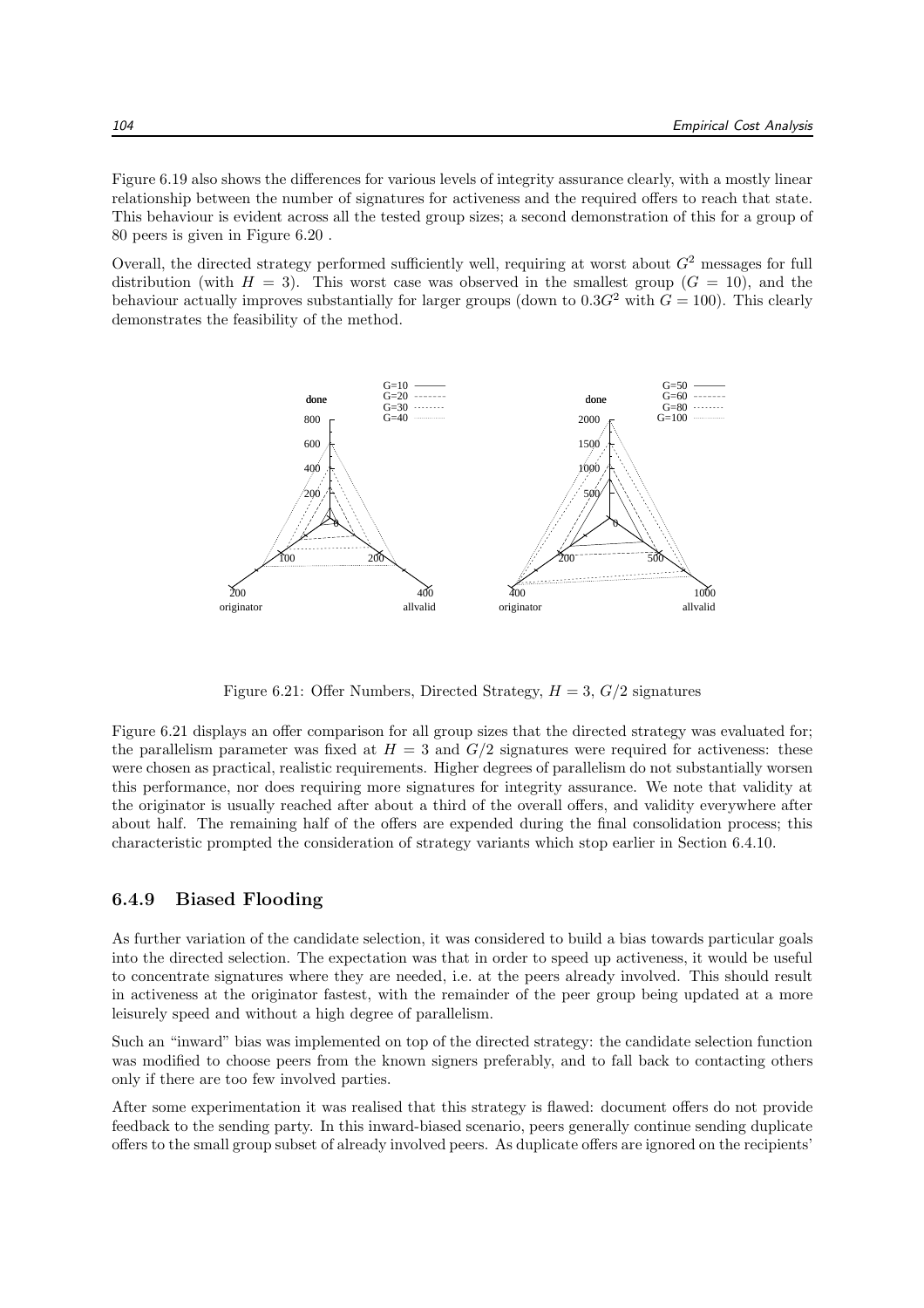Figure 6.19 also shows the differences for various levels of integrity assurance clearly, with a mostly linear relationship between the number of signatures for activeness and the required offers to reach that state. This behaviour is evident across all the tested group sizes; a second demonstration of this for a group of 80 peers is given in Figure 6.20 .

Overall, the directed strategy performed sufficiently well, requiring at worst about $G^2$ messages for full distribution (with $H = 3$). This worst case was observed in the smallest group ($G = 10$), and the behaviour actually improves substantially for larger groups (down to $0.3G^2$ with $G = 100$). This clearly demonstrates the feasibility of the method.

Figure 6.21: Offer Numbers, Directed Strategy, $H = 3$, $G/2$ signatures

Figure 6.21 displays an offer comparison for all group sizes that the directed strategy was evaluated for; the parallelism parameter was fixed at $H = 3$ and $G/2$ signatures were required for activeness: these were chosen as practical, realistic requirements. Higher degrees of parallelism do not substantially worsen this performance, nor does requiring more signatures for integrity assurance. We note that validity at the originator is usually reached after about a third of the overall offers, and validity everywhere after about half. The remaining half of the offers are expended during the final consolidation process; this characteristic prompted the consideration of strategy variants which stop earlier in Section 6.4.10.

### 6.4.9 Biased Flooding

As further variation of the candidate selection, it was considered to build a bias towards particular goals into the directed selection. The expectation was that in order to speed up activeness, it would be useful to concentrate signatures where they are needed, i.e. at the peers already involved. This should result in activeness at the originator fastest, with the remainder of the peer group being updated at a more leisurely speed and without a high degree of parallelism.

Such an "inward" bias was implemented on top of the directed strategy: the candidate selection function was modified to choose peers from the known signers preferably, and to fall back to contacting others only if there are too few involved parties.

After some experimentation it was realised that this strategy is flawed: document offers do not provide feedback to the sending party. In this inward-biased scenario, peers generally continue sending duplicate offers to the small group subset of already involved peers. As duplicate offers are ignored on the recipients'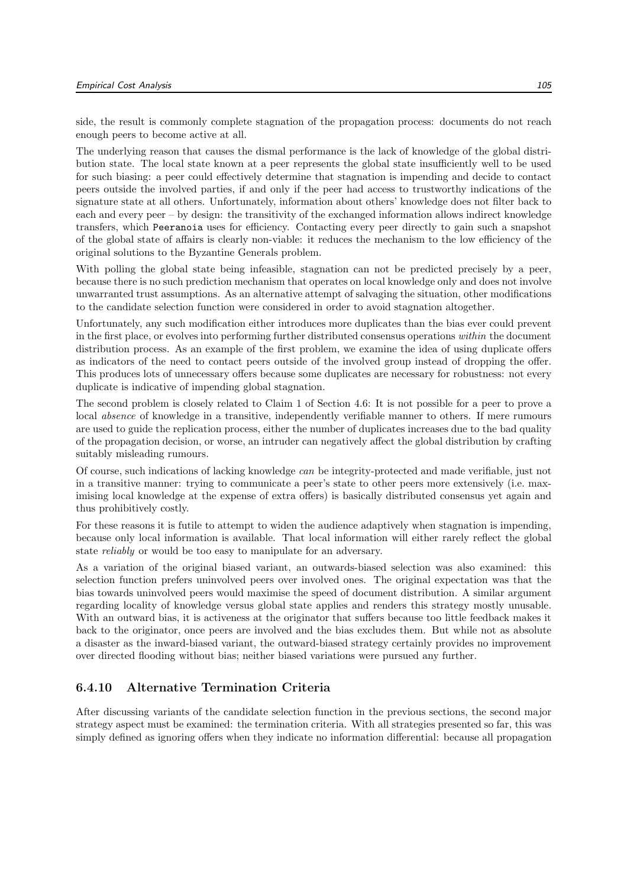side, the result is commonly complete stagnation of the propagation process: documents do not reach enough peers to become active at all.

The underlying reason that causes the dismal performance is the lack of knowledge of the global distribution state. The local state known at a peer represents the global state insufficiently well to be used for such biasing: a peer could effectively determine that stagnation is impending and decide to contact peers outside the involved parties, if and only if the peer had access to trustworthy indications of the signature state at all others. Unfortunately, information about others' knowledge does not filter back to each and every peer – by design: the transitivity of the exchanged information allows indirect knowledge transfers, which `Peeranoia` uses for efficiency. Contacting every peer directly to gain such a snapshot of the global state of affairs is clearly non-viable: it reduces the mechanism to the low efficiency of the original solutions to the Byzantine Generals problem.

With polling the global state being infeasible, stagnation can not be predicted precisely by a peer, because there is no such prediction mechanism that operates on local knowledge only and does not involve unwarranted trust assumptions. As an alternative attempt of salvaging the situation, other modifications to the candidate selection function were considered in order to avoid stagnation altogether.

Unfortunately, any such modification either introduces more duplicates than the bias ever could prevent in the first place, or evolves into performing further distributed consensus operations *within* the document distribution process. As an example of the first problem, we examine the idea of using duplicate offers as indicators of the need to contact peers outside of the involved group instead of dropping the offer. This produces lots of unnecessary offers because some duplicates are necessary for robustness: not every duplicate is indicative of impending global stagnation.

The second problem is closely related to Claim 1 of Section 4.6: It is not possible for a peer to prove a local *absence* of knowledge in a transitive, independently verifiable manner to others. If mere rumours are used to guide the replication process, either the number of duplicates increases due to the bad quality of the propagation decision, or worse, an intruder can negatively affect the global distribution by crafting suitably misleading rumours.

Of course, such indications of lacking knowledge *can* be integrity-protected and made verifiable, just not in a transitive manner: trying to communicate a peer's state to other peers more extensively (i.e. maximising local knowledge at the expense of extra offers) is basically distributed consensus yet again and thus prohibitively costly.

For these reasons it is futile to attempt to widen the audience adaptively when stagnation is impending, because only local information is available. That local information will either rarely reflect the global state *reliably* or would be too easy to manipulate for an adversary.

As a variation of the original biased variant, an outwards-biased selection was also examined: this selection function prefers uninvolved peers over involved ones. The original expectation was that the bias towards uninvolved peers would maximise the speed of document distribution. A similar argument regarding locality of knowledge versus global state applies and renders this strategy mostly unusable. With an outward bias, it is activeness at the originator that suffers because too little feedback makes it back to the originator, once peers are involved and the bias excludes them. But while not as absolute a disaster as the inward-biased variant, the outward-biased strategy certainly provides no improvement over directed flooding without bias; neither biased variations were pursued any further.

### 6.4.10 Alternative Termination Criteria

After discussing variants of the candidate selection function in the previous sections, the second major strategy aspect must be examined: the termination criteria. With all strategies presented so far, this was simply defined as ignoring offers when they indicate no information differential: because all propagation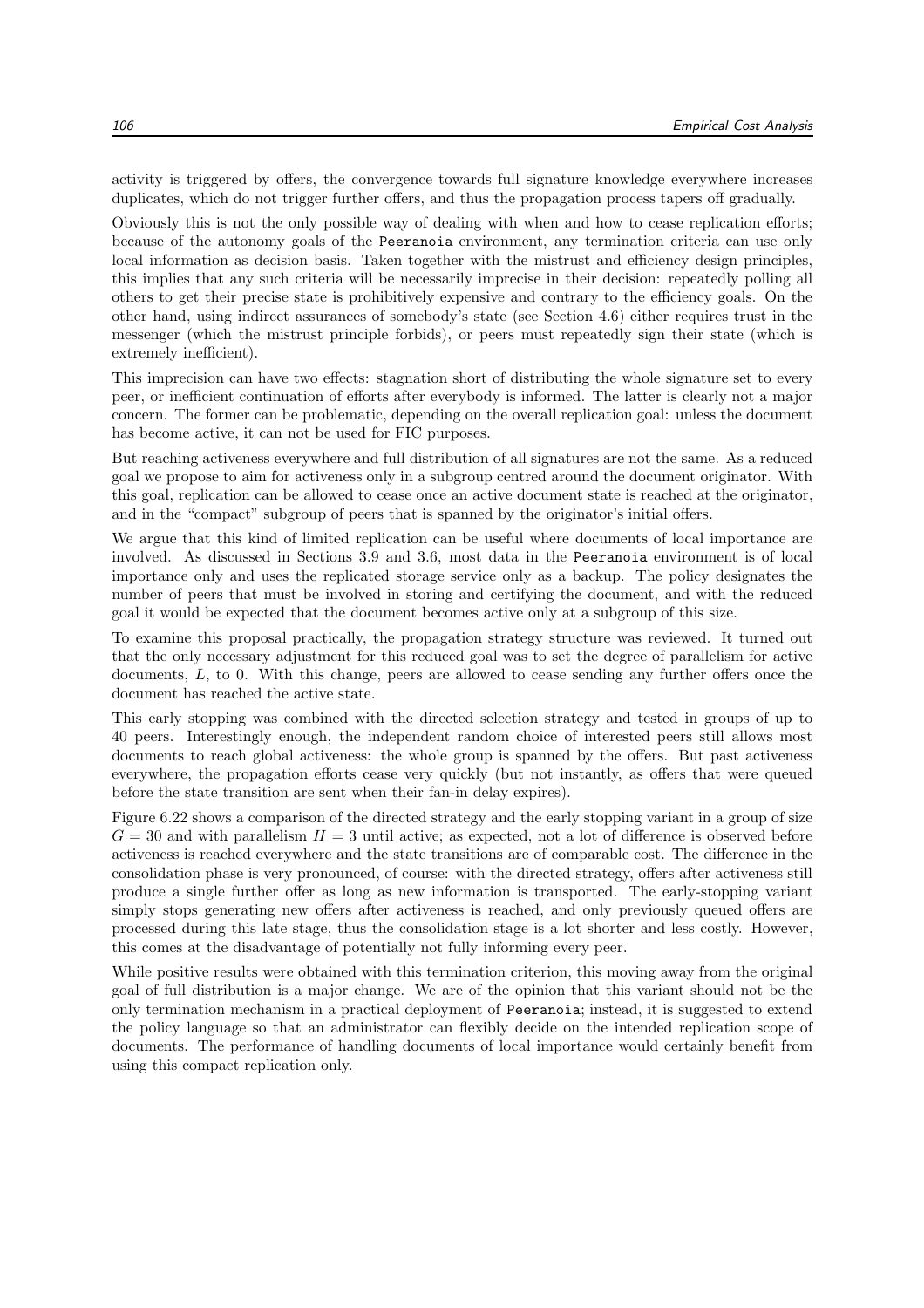activity is triggered by offers, the convergence towards full signature knowledge everywhere increases duplicates, which do not trigger further offers, and thus the propagation process tapers off gradually.

Obviously this is not the only possible way of dealing with when and how to cease replication efforts; because of the autonomy goals of the `Peeranoia` environment, any termination criteria can use only local information as decision basis. Taken together with the mistrust and efficiency design principles, this implies that any such criteria will be necessarily imprecise in their decision: repeatedly polling all others to get their precise state is prohibitively expensive and contrary to the efficiency goals. On the other hand, using indirect assurances of somebody's state (see Section 4.6) either requires trust in the messenger (which the mistrust principle forbids), or peers must repeatedly sign their state (which is extremely inefficient).

This imprecision can have two effects: stagnation short of distributing the whole signature set to every peer, or inefficient continuation of efforts after everybody is informed. The latter is clearly not a major concern. The former can be problematic, depending on the overall replication goal: unless the document has become active, it can not be used for FIC purposes.

But reaching activeness everywhere and full distribution of all signatures are not the same. As a reduced goal we propose to aim for activeness only in a subgroup centred around the document originator. With this goal, replication can be allowed to cease once an active document state is reached at the originator, and in the "compact" subgroup of peers that is spanned by the originator's initial offers.

We argue that this kind of limited replication can be useful where documents of local importance are involved. As discussed in Sections 3.9 and 3.6, most data in the `Peeranoia` environment is of local importance only and uses the replicated storage service only as a backup. The policy designates the number of peers that must be involved in storing and certifying the document, and with the reduced goal it would be expected that the document becomes active only at a subgroup of this size.

To examine this proposal practically, the propagation strategy structure was reviewed. It turned out that the only necessary adjustment for this reduced goal was to set the degree of parallelism for active documents, $L$, to 0. With this change, peers are allowed to cease sending any further offers once the document has reached the active state.

This early stopping was combined with the directed selection strategy and tested in groups of up to 40 peers. Interestingly enough, the independent random choice of interested peers still allows most documents to reach global activeness: the whole group is spanned by the offers. But past activeness everywhere, the propagation efforts cease very quickly (but not instantly, as offers that were queued before the state transition are sent when their fan-in delay expires).

Figure 6.22 shows a comparison of the directed strategy and the early stopping variant in a group of size $G = 30$ and with parallelism $H = 3$ until active; as expected, not a lot of difference is observed before activeness is reached everywhere and the state transitions are of comparable cost. The difference in the consolidation phase is very pronounced, of course: with the directed strategy, offers after activeness still produce a single further offer as long as new information is transported. The early-stopping variant simply stops generating new offers after activeness is reached, and only previously queued offers are processed during this late stage, thus the consolidation stage is a lot shorter and less costly. However, this comes at the disadvantage of potentially not fully informing every peer.

While positive results were obtained with this termination criterion, this moving away from the original goal of full distribution is a major change. We are of the opinion that this variant should not be the only termination mechanism in a practical deployment of `Peeranoia`; instead, it is suggested to extend the policy language so that an administrator can flexibly decide on the intended replication scope of documents. The performance of handling documents of local importance would certainly benefit from using this compact replication only.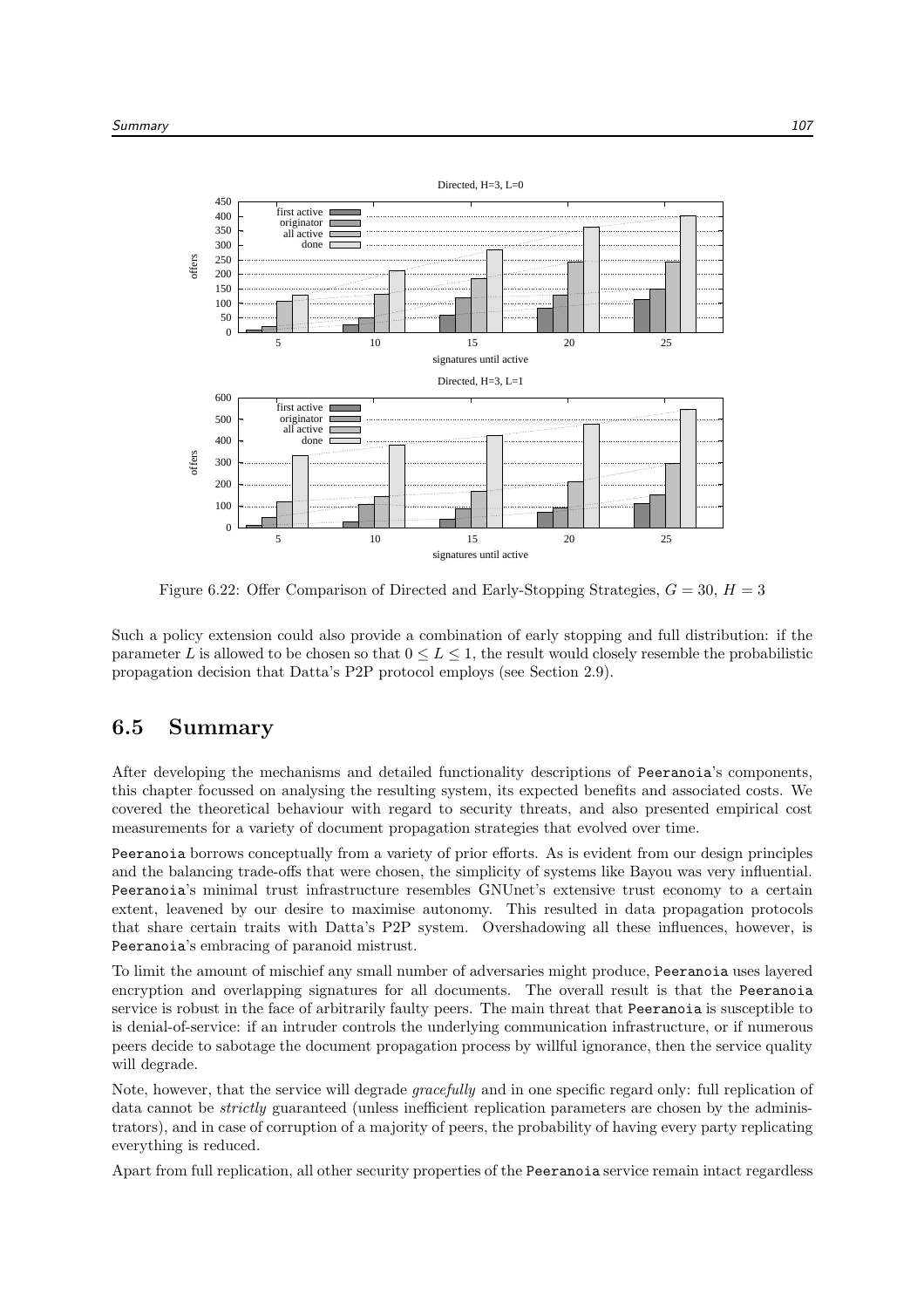Figure 6.22: Offer Comparison of Directed and Early-Stopping Strategies, $G = 30$, $H = 3$

Such a policy extension could also provide a combination of early stopping and full distribution: if the parameter $L$ is allowed to be chosen so that $0 \leq L \leq 1$, the result would closely resemble the probabilistic propagation decision that Datta's P2P protocol employs (see Section 2.9).

## 6.5 Summary

After developing the mechanisms and detailed functionality descriptions of Peeranoia's components, this chapter focussed on analysing the resulting system, its expected benefits and associated costs. We covered the theoretical behaviour with regard to security threats, and also presented empirical cost measurements for a variety of document propagation strategies that evolved over time.

Peeranoia borrows conceptually from a variety of prior efforts. As is evident from our design principles and the balancing trade-offs that were chosen, the simplicity of systems like Bayou was very influential. Peeranoia's minimal trust infrastructure resembles GNUnet's extensive trust economy to a certain extent, leavened by our desire to maximise autonomy. This resulted in data propagation protocols that share certain traits with Datta's P2P system. Overshadowing all these influences, however, is Peeranoia's embracing of paranoid mistrust.

To limit the amount of mischief any small number of adversaries might produce, Peeranoia uses layered encryption and overlapping signatures for all documents. The overall result is that the Peeranoia service is robust in the face of arbitrarily faulty peers. The main threat that Peeranoia is susceptible to is denial-of-service: if an intruder controls the underlying communication infrastructure, or if numerous peers decide to sabotage the document propagation process by willful ignorance, then the service quality will degrade.

Note, however, that the service will degrade *gracefully* and in one specific regard only: full replication of data cannot be *strictly* guaranteed (unless inefficient replication parameters are chosen by the administrators), and in case of corruption of a majority of peers, the probability of having every party replicating everything is reduced.

Apart from full replication, all other security properties of the Peeranoia service remain intact regardless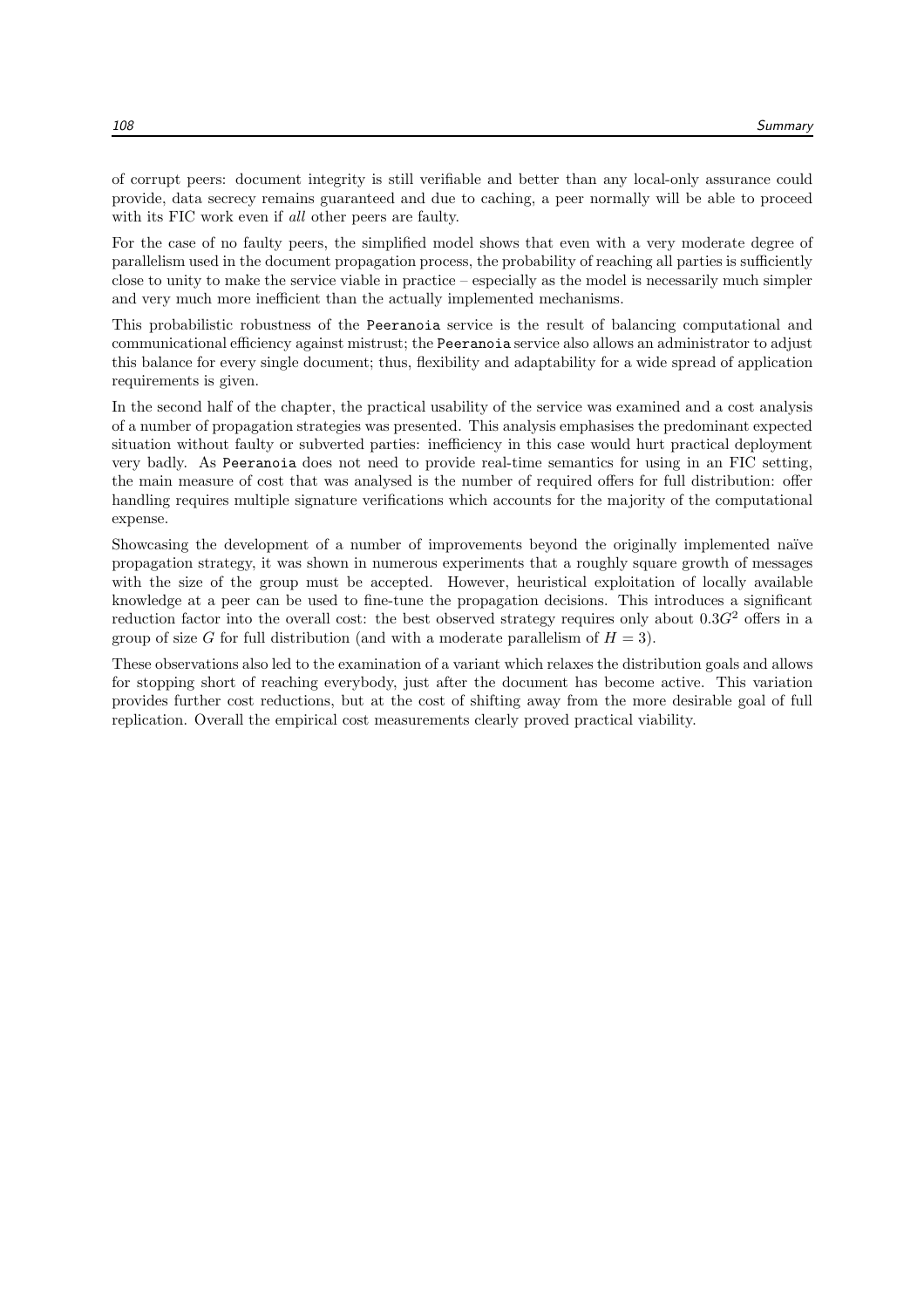of corrupt peers: document integrity is still verifiable and better than any local-only assurance could provide, data secrecy remains guaranteed and due to caching, a peer normally will be able to proceed with its FIC work even if *all* other peers are faulty.

For the case of no faulty peers, the simplified model shows that even with a very moderate degree of parallelism used in the document propagation process, the probability of reaching all parties is sufficiently close to unity to make the service viable in practice – especially as the model is necessarily much simpler and very much more inefficient than the actually implemented mechanisms.

This probabilistic robustness of the `Peeranoia` service is the result of balancing computational and communicational efficiency against mistrust; the `Peeranoia` service also allows an administrator to adjust this balance for every single document; thus, flexibility and adaptability for a wide spread of application requirements is given.

In the second half of the chapter, the practical usability of the service was examined and a cost analysis of a number of propagation strategies was presented. This analysis emphasises the predominant expected situation without faulty or subverted parties: inefficiency in this case would hurt practical deployment very badly. As `Peeranoia` does not need to provide real-time semantics for using in an FIC setting, the main measure of cost that was analysed is the number of required offers for full distribution: offer handling requires multiple signature verifications which accounts for the majority of the computational expense.

Showcasing the development of a number of improvements beyond the originally implemented naïve propagation strategy, it was shown in numerous experiments that a roughly square growth of messages with the size of the group must be accepted. However, heuristical exploitation of locally available knowledge at a peer can be used to fine-tune the propagation decisions. This introduces a significant reduction factor into the overall cost: the best observed strategy requires only about $0.3G^2$ offers in a group of size $G$ for full distribution (and with a moderate parallelism of $H = 3$).

These observations also led to the examination of a variant which relaxes the distribution goals and allows for stopping short of reaching everybody, just after the document has become active. This variation provides further cost reductions, but at the cost of shifting away from the more desirable goal of full replication. Overall the empirical cost measurements clearly proved practical viability.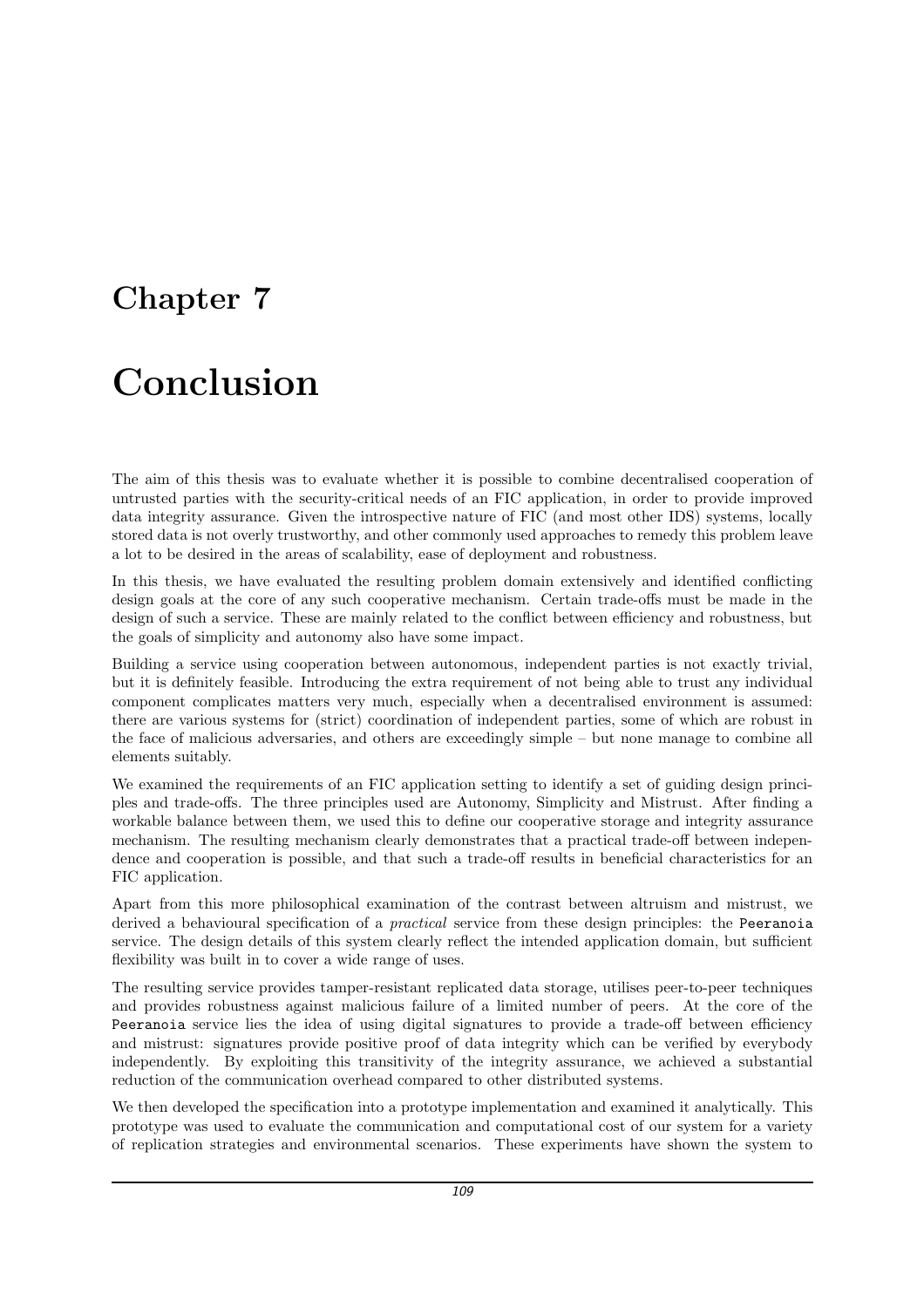# Chapter 7

# Conclusion

The aim of this thesis was to evaluate whether it is possible to combine decentralised cooperation of untrusted parties with the security-critical needs of an FIC application, in order to provide improved data integrity assurance. Given the introspective nature of FIC (and most other IDS) systems, locally stored data is not overly trustworthy, and other commonly used approaches to remedy this problem leave a lot to be desired in the areas of scalability, ease of deployment and robustness.

In this thesis, we have evaluated the resulting problem domain extensively and identified conflicting design goals at the core of any such cooperative mechanism. Certain trade-offs must be made in the design of such a service. These are mainly related to the conflict between efficiency and robustness, but the goals of simplicity and autonomy also have some impact.

Building a service using cooperation between autonomous, independent parties is not exactly trivial, but it is definitely feasible. Introducing the extra requirement of not being able to trust any individual component complicates matters very much, especially when a decentralised environment is assumed: there are various systems for (strict) coordination of independent parties, some of which are robust in the face of malicious adversaries, and others are exceedingly simple – but none manage to combine all elements suitably.

We examined the requirements of an FIC application setting to identify a set of guiding design principles and trade-offs. The three principles used are Autonomy, Simplicity and Mistrust. After finding a workable balance between them, we used this to define our cooperative storage and integrity assurance mechanism. The resulting mechanism clearly demonstrates that a practical trade-off between independence and cooperation is possible, and that such a trade-off results in beneficial characteristics for an FIC application.

Apart from this more philosophical examination of the contrast between altruism and mistrust, we derived a behavioural specification of a *practical* service from these design principles: the `Peeranoia` service. The design details of this system clearly reflect the intended application domain, but sufficient flexibility was built in to cover a wide range of uses.

The resulting service provides tamper-resistant replicated data storage, utilises peer-to-peer techniques and provides robustness against malicious failure of a limited number of peers. At the core of the `Peeranoia` service lies the idea of using digital signatures to provide a trade-off between efficiency and mistrust: signatures provide positive proof of data integrity which can be verified by everybody independently. By exploiting this transitivity of the integrity assurance, we achieved a substantial reduction of the communication overhead compared to other distributed systems.

We then developed the specification into a prototype implementation and examined it analytically. This prototype was used to evaluate the communication and computational cost of our system for a variety of replication strategies and environmental scenarios. These experiments have shown the system to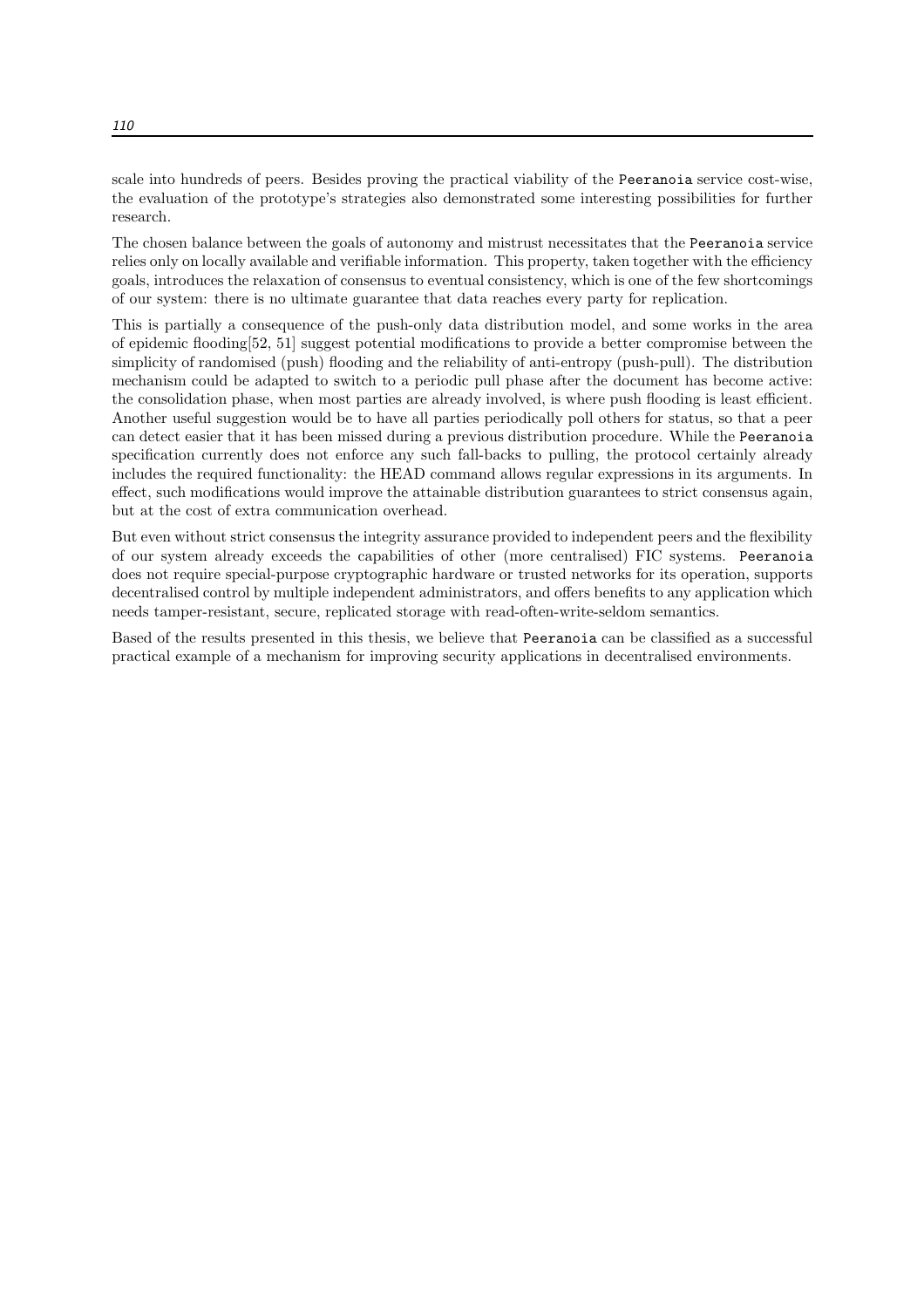scale into hundreds of peers. Besides proving the practical viability of the `Peeranoia` service cost-wise, the evaluation of the prototype's strategies also demonstrated some interesting possibilities for further research.

The chosen balance between the goals of autonomy and mistrust necessitates that the `Peeranoia` service relies only on locally available and verifiable information. This property, taken together with the efficiency goals, introduces the relaxation of consensus to eventual consistency, which is one of the few shortcomings of our system: there is no ultimate guarantee that data reaches every party for replication.

This is partially a consequence of the push-only data distribution model, and some works in the area of epidemic flooding[52, 51] suggest potential modifications to provide a better compromise between the simplicity of randomised (push) flooding and the reliability of anti-entropy (push-pull). The distribution mechanism could be adapted to switch to a periodic pull phase after the document has become active: the consolidation phase, when most parties are already involved, is where push flooding is least efficient. Another useful suggestion would be to have all parties periodically poll others for status, so that a peer can detect easier that it has been missed during a previous distribution procedure. While the `Peeranoia` specification currently does not enforce any such fall-backs to pulling, the protocol certainly already includes the required functionality: the HEAD command allows regular expressions in its arguments. In effect, such modifications would improve the attainable distribution guarantees to strict consensus again, but at the cost of extra communication overhead.

But even without strict consensus the integrity assurance provided to independent peers and the flexibility of our system already exceeds the capabilities of other (more centralised) FIC systems. `Peeranoia` does not require special-purpose cryptographic hardware or trusted networks for its operation, supports decentralised control by multiple independent administrators, and offers benefits to any application which needs tamper-resistant, secure, replicated storage with read-often-write-seldom semantics.

Based of the results presented in this thesis, we believe that `Peeranoia` can be classified as a successful practical example of a mechanism for improving security applications in decentralised environments.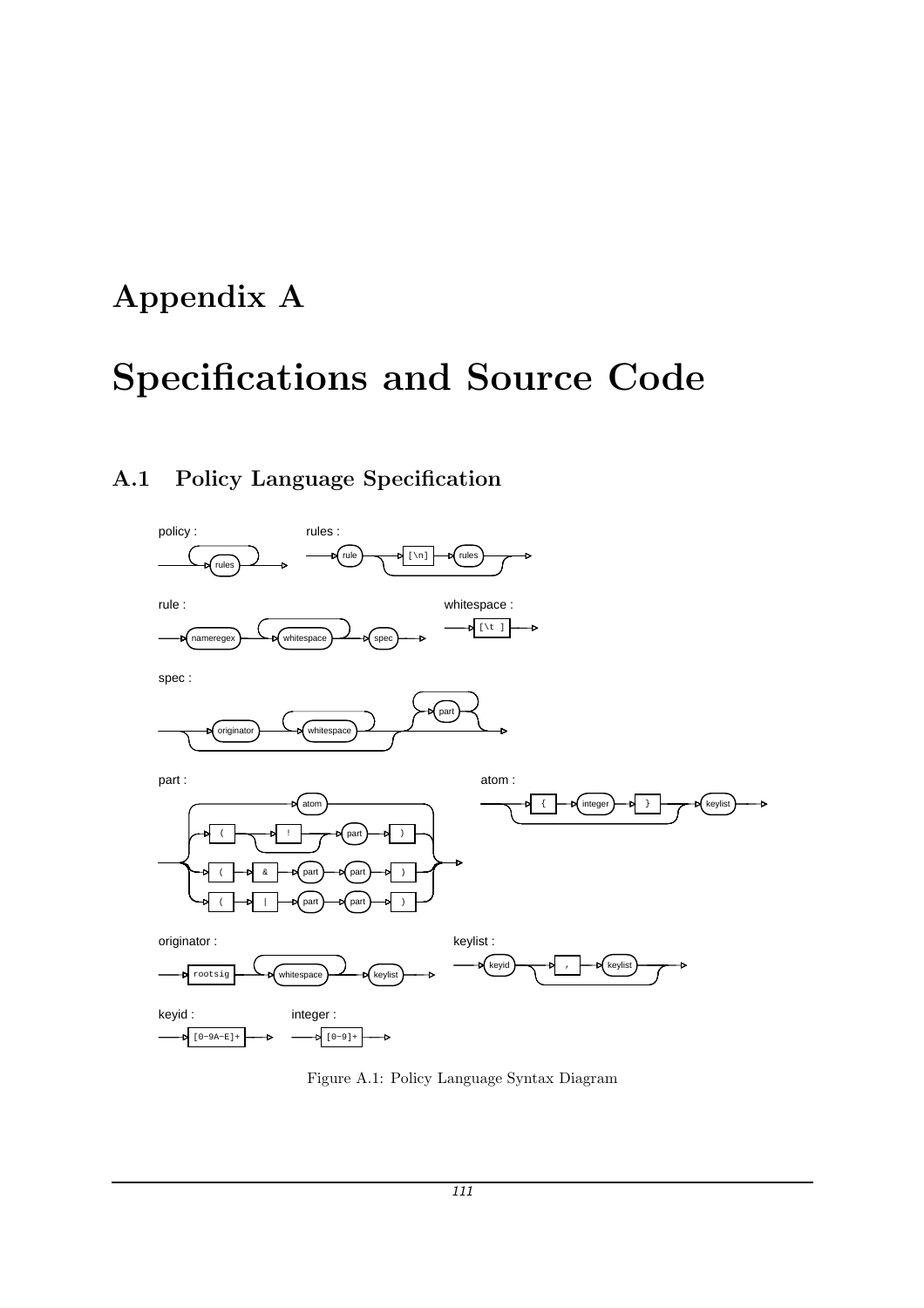# Appendix A

# Specifications and Source Code

## A.1 Policy Language Specification

Figure A.1: Policy Language Syntax Diagram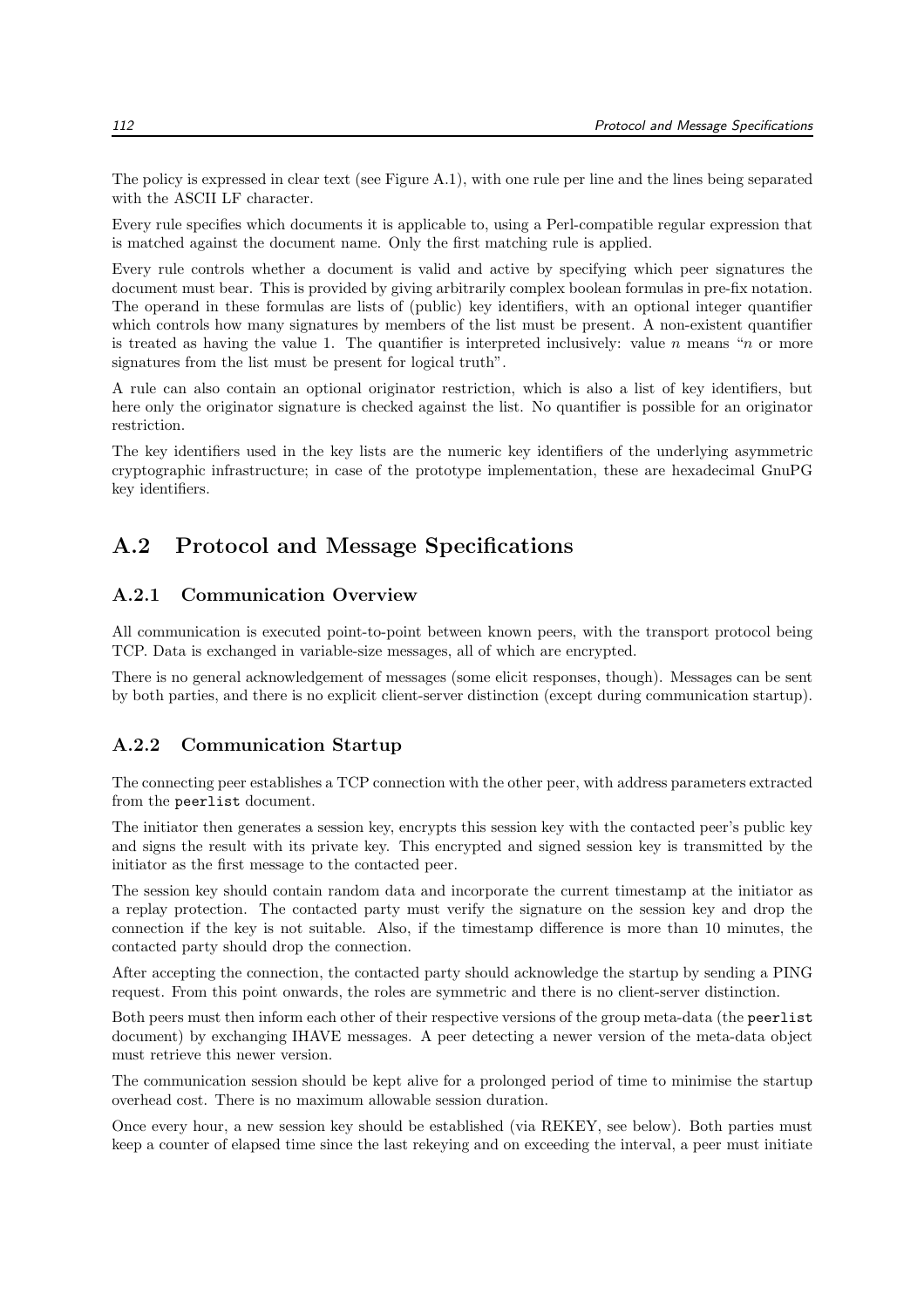The policy is expressed in clear text (see Figure A.1), with one rule per line and the lines being separated with the ASCII LF character.

Every rule specifies which documents it is applicable to, using a Perl-compatible regular expression that is matched against the document name. Only the first matching rule is applied.

Every rule controls whether a document is valid and active by specifying which peer signatures the document must bear. This is provided by giving arbitrarily complex boolean formulas in pre-fix notation. The operand in these formulas are lists of (public) key identifiers, with an optional integer quantifier which controls how many signatures by members of the list must be present. A non-existent quantifier is treated as having the value 1. The quantifier is interpreted inclusively: value $n$ means "$n$ or more signatures from the list must be present for logical truth".

A rule can also contain an optional originator restriction, which is also a list of key identifiers, but here only the originator signature is checked against the list. No quantifier is possible for an originator restriction.

The key identifiers used in the key lists are the numeric key identifiers of the underlying asymmetric cryptographic infrastructure; in case of the prototype implementation, these are hexadecimal GnuPG key identifiers.

## A.2 Protocol and Message Specifications

### A.2.1 Communication Overview

All communication is executed point-to-point between known peers, with the transport protocol being TCP. Data is exchanged in variable-size messages, all of which are encrypted.

There is no general acknowledgement of messages (some elicit responses, though). Messages can be sent by both parties, and there is no explicit client-server distinction (except during communication startup).

### A.2.2 Communication Startup

The connecting peer establishes a TCP connection with the other peer, with address parameters extracted from the `peerlist` document.

The initiator then generates a session key, encrypts this session key with the contacted peer's public key and signs the result with its private key. This encrypted and signed session key is transmitted by the initiator as the first message to the contacted peer.

The session key should contain random data and incorporate the current timestamp at the initiator as a replay protection. The contacted party must verify the signature on the session key and drop the connection if the key is not suitable. Also, if the timestamp difference is more than 10 minutes, the contacted party should drop the connection.

After accepting the connection, the contacted party should acknowledge the startup by sending a PING request. From this point onwards, the roles are symmetric and there is no client-server distinction.

Both peers must then inform each other of their respective versions of the group meta-data (the `peerlist` document) by exchanging IHAVE messages. A peer detecting a newer version of the meta-data object must retrieve this newer version.

The communication session should be kept alive for a prolonged period of time to minimise the startup overhead cost. There is no maximum allowable session duration.

Once every hour, a new session key should be established (via REKEY, see below). Both parties must keep a counter of elapsed time since the last rekeying and on exceeding the interval, a peer must initiate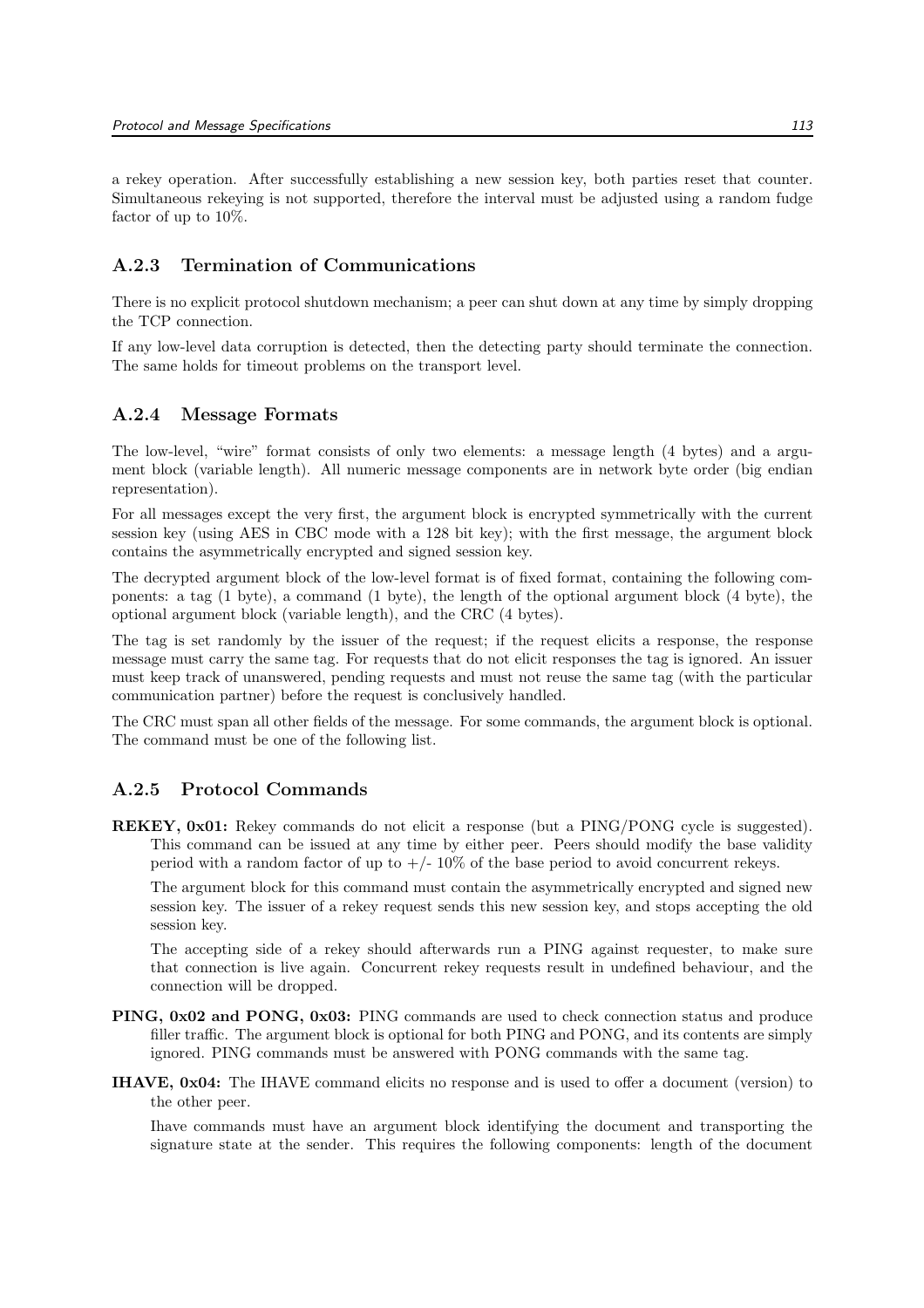a rekey operation. After successfully establishing a new session key, both parties reset that counter. Simultaneous rekeying is not supported, therefore the interval must be adjusted using a random fudge factor of up to 10%.

### A.2.3 Termination of Communications

There is no explicit protocol shutdown mechanism; a peer can shut down at any time by simply dropping the TCP connection.

If any low-level data corruption is detected, then the detecting party should terminate the connection. The same holds for timeout problems on the transport level.

### A.2.4 Message Formats

The low-level, "wire" format consists of only two elements: a message length (4 bytes) and a argument block (variable length). All numeric message components are in network byte order (big endian representation).

For all messages except the very first, the argument block is encrypted symmetrically with the current session key (using AES in CBC mode with a 128 bit key); with the first message, the argument block contains the asymmetrically encrypted and signed session key.

The decrypted argument block of the low-level format is of fixed format, containing the following components: a tag (1 byte), a command (1 byte), the length of the optional argument block (4 byte), the optional argument block (variable length), and the CRC (4 bytes).

The tag is set randomly by the issuer of the request; if the request elicits a response, the response message must carry the same tag. For requests that do not elicit responses the tag is ignored. An issuer must keep track of unanswered, pending requests and must not reuse the same tag (with the particular communication partner) before the request is conclusively handled.

The CRC must span all other fields of the message. For some commands, the argument block is optional. The command must be one of the following list.

### A.2.5 Protocol Commands

**REKEY, 0x01:** Rekey commands do not elicit a response (but a PING/PONG cycle is suggested). This command can be issued at any time by either peer. Peers should modify the base validity period with a random factor of up to +/- 10% of the base period to avoid concurrent rekeys.

The argument block for this command must contain the asymmetrically encrypted and signed new session key. The issuer of a rekey request sends this new session key, and stops accepting the old session key.

The accepting side of a rekey should afterwards run a PING against requester, to make sure that connection is live again. Concurrent rekey requests result in undefined behaviour, and the connection will be dropped.

**PING, 0x02 and PONG, 0x03:** PING commands are used to check connection status and produce filler traffic. The argument block is optional for both PING and PONG, and its contents are simply ignored. PING commands must be answered with PONG commands with the same tag.

**IHAVE, 0x04:** The IHAVE command elicits no response and is used to offer a document (version) to the other peer.

Ihave commands must have an argument block identifying the document and transporting the signature state at the sender. This requires the following components: length of the document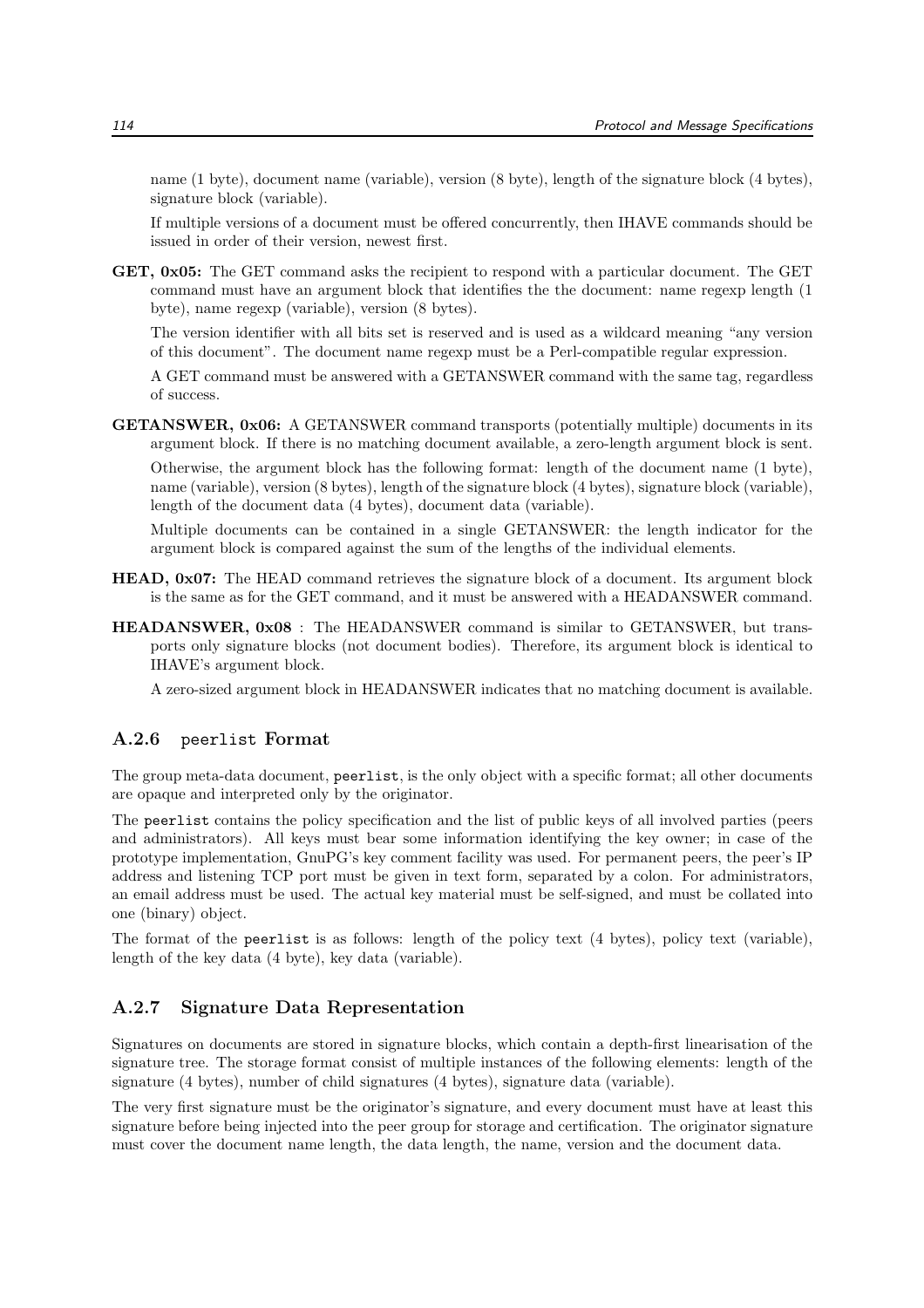name (1 byte), document name (variable), version (8 byte), length of the signature block (4 bytes), signature block (variable).

If multiple versions of a document must be offered concurrently, then IHAVE commands should be issued in order of their version, newest first.

**GET, 0x05:** The GET command asks the recipient to respond with a particular document. The GET command must have an argument block that identifies the the document: name regexp length (1 byte), name regexp (variable), version (8 bytes).

The version identifier with all bits set is reserved and is used as a wildcard meaning "any version of this document". The document name regexp must be a Perl-compatible regular expression.

A GET command must be answered with a GETANSWER command with the same tag, regardless of success.

**GETANSWER, 0x06:** A GETANSWER command transports (potentially multiple) documents in its argument block. If there is no matching document available, a zero-length argument block is sent.

Otherwise, the argument block has the following format: length of the document name (1 byte), name (variable), version (8 bytes), length of the signature block (4 bytes), signature block (variable), length of the document data (4 bytes), document data (variable).

Multiple documents can be contained in a single GETANSWER: the length indicator for the argument block is compared against the sum of the lengths of the individual elements.

**HEAD, 0x07:** The HEAD command retrieves the signature block of a document. Its argument block is the same as for the GET command, and it must be answered with a HEADANSWER command.

**HEADANSWER, 0x08** : The HEADANSWER command is similar to GETANSWER, but transports only signature blocks (not document bodies). Therefore, its argument block is identical to IHAVE's argument block.

A zero-sized argument block in HEADANSWER indicates that no matching document is available.

### A.2.6 `peerlist` Format

The group meta-data document, `peerlist`, is the only object with a specific format; all other documents are opaque and interpreted only by the originator.

The `peerlist` contains the policy specification and the list of public keys of all involved parties (peers and administrators). All keys must bear some information identifying the key owner; in case of the prototype implementation, GnuPG's key comment facility was used. For permanent peers, the peer's IP address and listening TCP port must be given in text form, separated by a colon. For administrators, an email address must be used. The actual key material must be self-signed, and must be collated into one (binary) object.

The format of the `peerlist` is as follows: length of the policy text (4 bytes), policy text (variable), length of the key data (4 byte), key data (variable).

### A.2.7 Signature Data Representation

Signatures on documents are stored in signature blocks, which contain a depth-first linearisation of the signature tree. The storage format consist of multiple instances of the following elements: length of the signature (4 bytes), number of child signatures (4 bytes), signature data (variable).

The very first signature must be the originator's signature, and every document must have at least this signature before being injected into the peer group for storage and certification. The originator signature must cover the document name length, the data length, the name, version and the document data.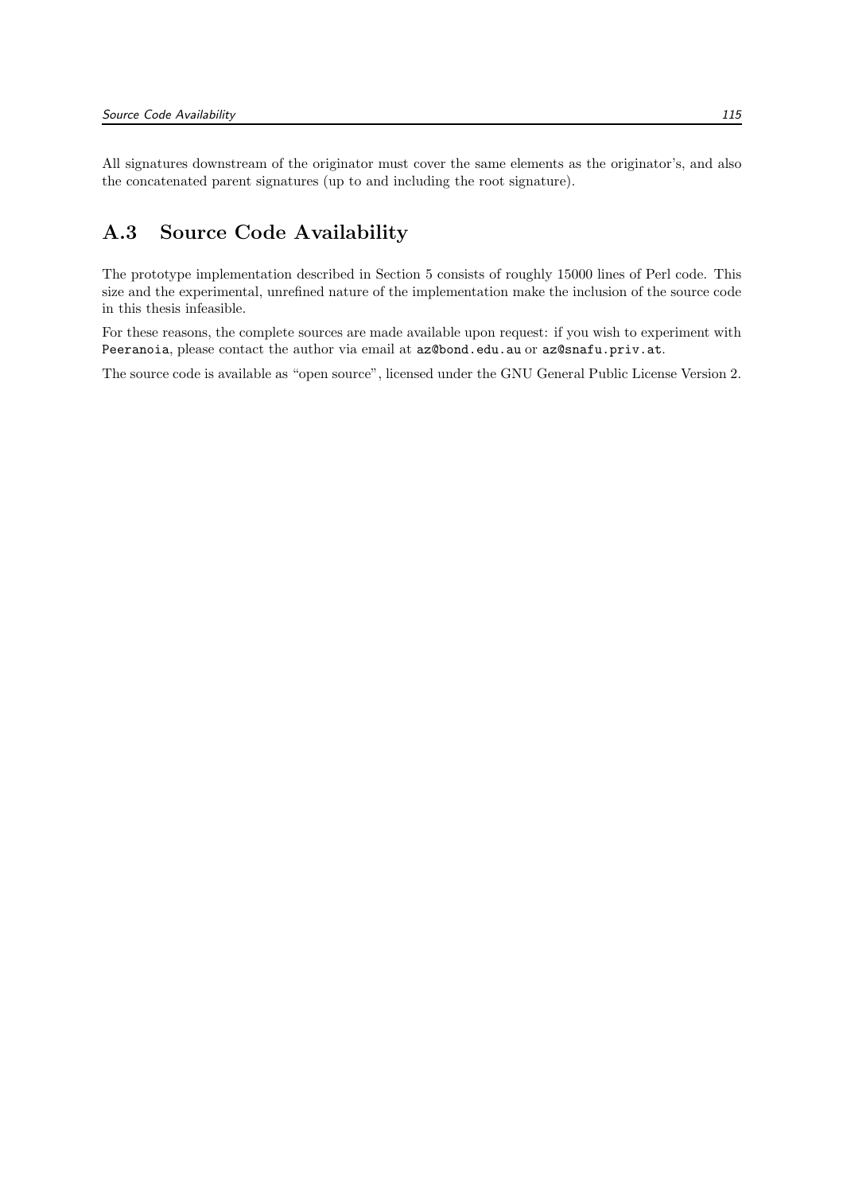All signatures downstream of the originator must cover the same elements as the originator's, and also the concatenated parent signatures (up to and including the root signature).

## A.3 Source Code Availability

The prototype implementation described in Section 5 consists of roughly 15000 lines of Perl code. This size and the experimental, unrefined nature of the implementation make the inclusion of the source code in this thesis infeasible.

For these reasons, the complete sources are made available upon request: if you wish to experiment with `Peeranoia`, please contact the author via email at `az@bond.edu.au` or `az@snafu.priv.at`.

The source code is available as "open source", licensed under the GNU General Public License Version 2.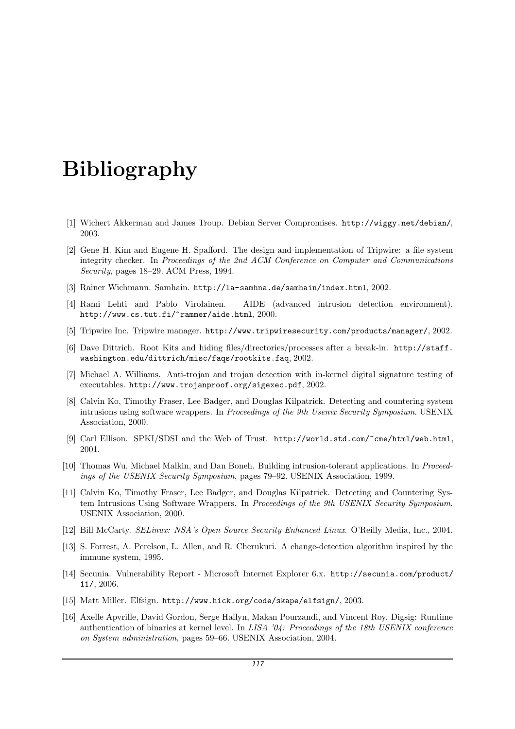# Bibliography

[1] Wichert Akkerman and James Troup. Debian Server Compromises. http://wiggy.net/debian/, 2003.

[2] Gene H. Kim and Eugene H. Spafford. The design and implementation of Tripwire: a file system integrity checker. In *Proceedings of the 2nd ACM Conference on Computer and Communications Security*, pages 18–29. ACM Press, 1994.

[3] Rainer Wichmann. Samhain. http://la-samhna.de/samhain/index.html, 2002.

[4] Rami Lehti and Pablo Virolainen. AIDE (advanced intrusion detection environment). http://www.cs.tut.fi/~rammer/aide.html, 2000.

[5] Tripwire Inc. Tripwire manager. http://www.tripwiresecurity.com/products/manager/, 2002.

[6] Dave Dittrich. Root Kits and hiding files/directories/processes after a break-in. http://staff.washington.edu/dittrich/misc/faqs/rootkits.faq, 2002.

[7] Michael A. Williams. Anti-trojan and trojan detection with in-kernel digital signature testing of executables. http://www.trojanproof.org/sigexec.pdf, 2002.

[8] Calvin Ko, Timothy Fraser, Lee Badger, and Douglas Kilpatrick. Detecting and countering system intrusions using software wrappers. In *Proceedings of the 9th Usenix Security Symposium*. USENIX Association, 2000.

[9] Carl Ellison. SPKI/SDSI and the Web of Trust. http://world.std.com/~cme/html/web.html, 2001.

[10] Thomas Wu, Michael Malkin, and Dan Boneh. Building intrusion-tolerant applications. In *Proceedings of the USENIX Security Symposium*, pages 79–92. USENIX Association, 1999.

[11] Calvin Ko, Timothy Fraser, Lee Badger, and Douglas Kilpatrick. Detecting and Countering System Intrusions Using Software Wrappers. In *Proceedings of the 9th USENIX Security Symposium*. USENIX Association, 2000.

[12] Bill McCarty. *SELinux: NSA's Open Source Security Enhanced Linux*. O'Reilly Media, Inc., 2004.

[13] S. Forrest, A. Perelson, L. Allen, and R. Cherukuri. A change-detection algorithm inspired by the immune system, 1995.

[14] Secunia. Vulnerability Report - Microsoft Internet Explorer 6.x. http://secunia.com/product/11/, 2006.

[15] Matt Miller. Elfsign. http://www.hick.org/code/skape/elfsign/, 2003.

[16] Axelle Apvrille, David Gordon, Serge Hallyn, Makan Pourzandi, and Vincent Roy. Digsig: Runtime authentication of binaries at kernel level. In *LISA '04: Proceedings of the 18th USENIX conference on System administration*, pages 59–66. USENIX Association, 2004.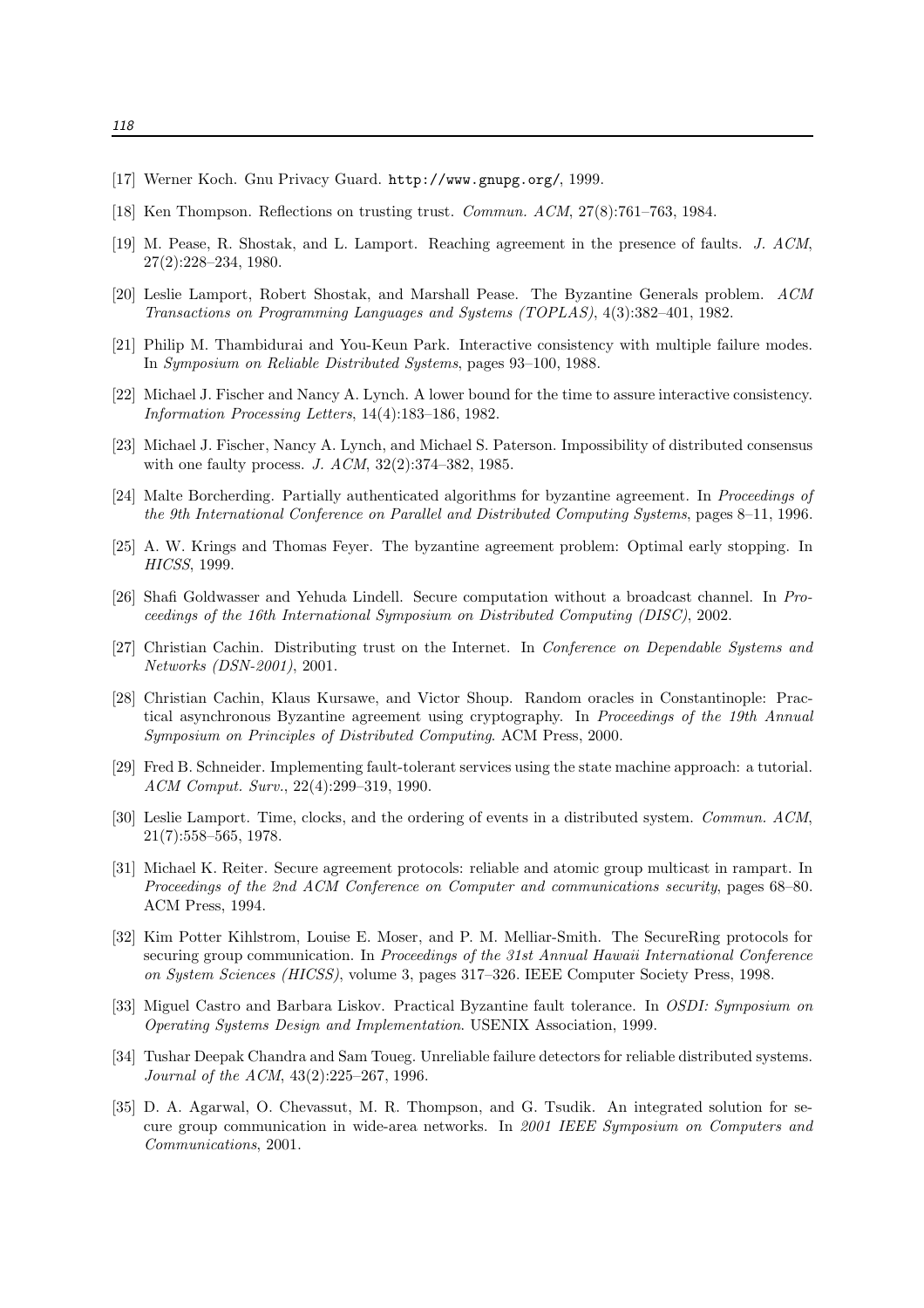[17] Werner Koch. Gnu Privacy Guard. http://www.gnupg.org/, 1999.

[18] Ken Thompson. Reflections on trusting trust. *Commun. ACM*, 27(8):761–763, 1984.

[19] M. Pease, R. Shostak, and L. Lamport. Reaching agreement in the presence of faults. *J. ACM*, 27(2):228–234, 1980.

[20] Leslie Lamport, Robert Shostak, and Marshall Pease. The Byzantine Generals problem. *ACM Transactions on Programming Languages and Systems (TOPLAS)*, 4(3):382–401, 1982.

[21] Philip M. Thambidurai and You-Keun Park. Interactive consistency with multiple failure modes. In *Symposium on Reliable Distributed Systems*, pages 93–100, 1988.

[22] Michael J. Fischer and Nancy A. Lynch. A lower bound for the time to assure interactive consistency. *Information Processing Letters*, 14(4):183–186, 1982.

[23] Michael J. Fischer, Nancy A. Lynch, and Michael S. Paterson. Impossibility of distributed consensus with one faulty process. *J. ACM*, 32(2):374–382, 1985.

[24] Malte Borcherding. Partially authenticated algorithms for byzantine agreement. In *Proceedings of the 9th International Conference on Parallel and Distributed Computing Systems*, pages 8–11, 1996.

[25] A. W. Krings and Thomas Feyer. The byzantine agreement problem: Optimal early stopping. In *HICSS*, 1999.

[26] Shafi Goldwasser and Yehuda Lindell. Secure computation without a broadcast channel. In *Proceedings of the 16th International Symposium on Distributed Computing (DISC)*, 2002.

[27] Christian Cachin. Distributing trust on the Internet. In *Conference on Dependable Systems and Networks (DSN-2001)*, 2001.

[28] Christian Cachin, Klaus Kursawe, and Victor Shoup. Random oracles in Constantinople: Practical asynchronous Byzantine agreement using cryptography. In *Proceedings of the 19th Annual Symposium on Principles of Distributed Computing*. ACM Press, 2000.

[29] Fred B. Schneider. Implementing fault-tolerant services using the state machine approach: a tutorial. *ACM Comput. Surv.*, 22(4):299–319, 1990.

[30] Leslie Lamport. Time, clocks, and the ordering of events in a distributed system. *Commun. ACM*, 21(7):558–565, 1978.

[31] Michael K. Reiter. Secure agreement protocols: reliable and atomic group multicast in rampart. In *Proceedings of the 2nd ACM Conference on Computer and communications security*, pages 68–80. ACM Press, 1994.

[32] Kim Potter Kihlstrom, Louise E. Moser, and P. M. Melliar-Smith. The SecureRing protocols for securing group communication. In *Proceedings of the 31st Annual Hawaii International Conference on System Sciences (HICSS)*, volume 3, pages 317–326. IEEE Computer Society Press, 1998.

[33] Miguel Castro and Barbara Liskov. Practical Byzantine fault tolerance. In *OSDI: Symposium on Operating Systems Design and Implementation*. USENIX Association, 1999.

[34] Tushar Deepak Chandra and Sam Toueg. Unreliable failure detectors for reliable distributed systems. *Journal of the ACM*, 43(2):225–267, 1996.

[35] D. A. Agarwal, O. Chevassut, M. R. Thompson, and G. Tsudik. An integrated solution for secure group communication in wide-area networks. In *2001 IEEE Symposium on Computers and Communications*, 2001.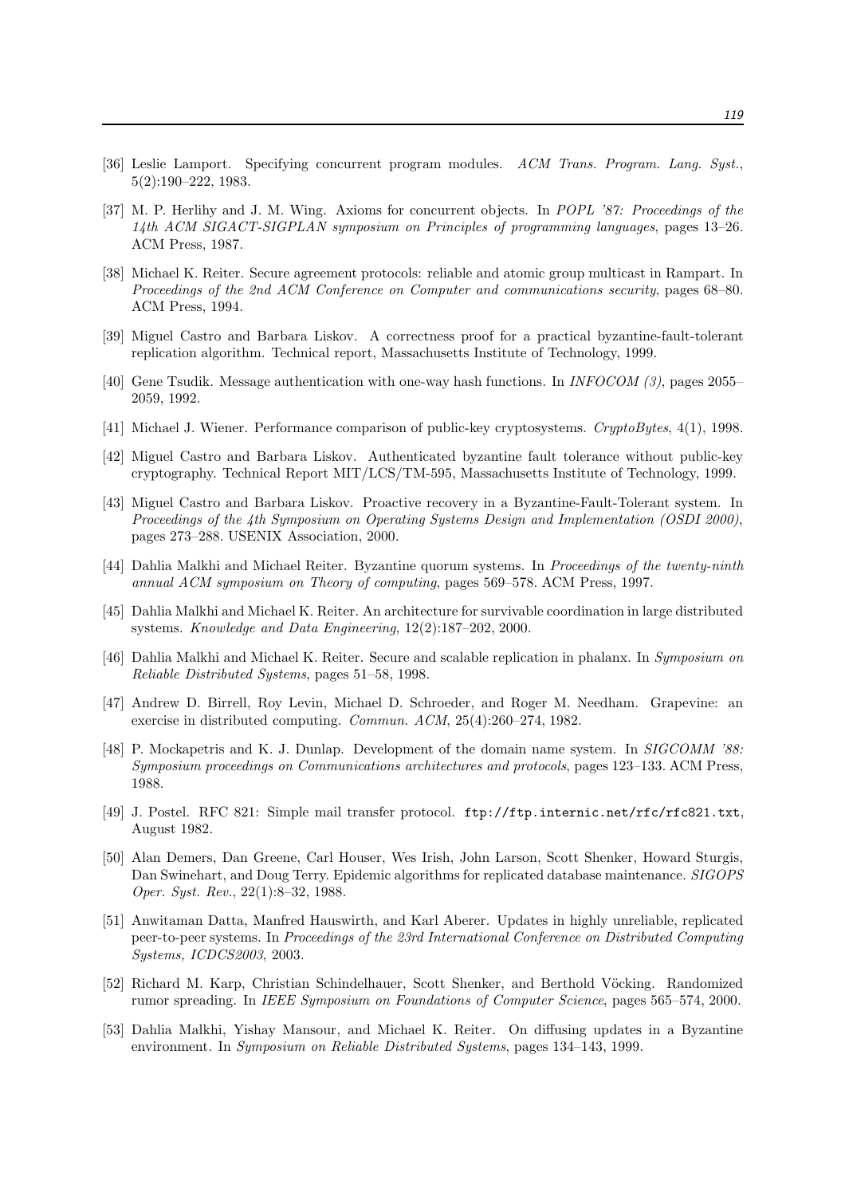[36] Leslie Lamport. Specifying concurrent program modules. *ACM Trans. Program. Lang. Syst.*, 5(2):190–222, 1983.

[37] M. P. Herlihy and J. M. Wing. Axioms for concurrent objects. In *POPL '87: Proceedings of the 14th ACM SIGACT-SIGPLAN symposium on Principles of programming languages*, pages 13–26. ACM Press, 1987.

[38] Michael K. Reiter. Secure agreement protocols: reliable and atomic group multicast in Rampart. In *Proceedings of the 2nd ACM Conference on Computer and communications security*, pages 68–80. ACM Press, 1994.

[39] Miguel Castro and Barbara Liskov. A correctness proof for a practical byzantine-fault-tolerant replication algorithm. Technical report, Massachusetts Institute of Technology, 1999.

[40] Gene Tsudik. Message authentication with one-way hash functions. In *INFOCOM (3)*, pages 2055–2059, 1992.

[41] Michael J. Wiener. Performance comparison of public-key cryptosystems. *CryptoBytes*, 4(1), 1998.

[42] Miguel Castro and Barbara Liskov. Authenticated byzantine fault tolerance without public-key cryptography. Technical Report MIT/LCS/TM-595, Massachusetts Institute of Technology, 1999.

[43] Miguel Castro and Barbara Liskov. Proactive recovery in a Byzantine-Fault-Tolerant system. In *Proceedings of the 4th Symposium on Operating Systems Design and Implementation (OSDI 2000)*, pages 273–288. USENIX Association, 2000.

[44] Dahlia Malkhi and Michael Reiter. Byzantine quorum systems. In *Proceedings of the twenty-ninth annual ACM symposium on Theory of computing*, pages 569–578. ACM Press, 1997.

[45] Dahlia Malkhi and Michael K. Reiter. An architecture for survivable coordination in large distributed systems. *Knowledge and Data Engineering*, 12(2):187–202, 2000.

[46] Dahlia Malkhi and Michael K. Reiter. Secure and scalable replication in phalanx. In *Symposium on Reliable Distributed Systems*, pages 51–58, 1998.

[47] Andrew D. Birrell, Roy Levin, Michael D. Schroeder, and Roger M. Needham. Grapevine: an exercise in distributed computing. *Commun. ACM*, 25(4):260–274, 1982.

[48] P. Mockapetris and K. J. Dunlap. Development of the domain name system. In *SIGCOMM '88: Symposium proceedings on Communications architectures and protocols*, pages 123–133. ACM Press, 1988.

[49] J. Postel. RFC 821: Simple mail transfer protocol. `ftp://ftp.internic.net/rfc/rfc821.txt`, August 1982.

[50] Alan Demers, Dan Greene, Carl Houser, Wes Irish, John Larson, Scott Shenker, Howard Sturgis, Dan Swinehart, and Doug Terry. Epidemic algorithms for replicated database maintenance. *SIGOPS Oper. Syst. Rev.*, 22(1):8–32, 1988.

[51] Anwitaman Datta, Manfred Hauswirth, and Karl Aberer. Updates in highly unreliable, replicated peer-to-peer systems. In *Proceedings of the 23rd International Conference on Distributed Computing Systems, ICDCS2003*, 2003.

[52] Richard M. Karp, Christian Schindelhauer, Scott Shenker, and Berthold Vöcking. Randomized rumor spreading. In *IEEE Symposium on Foundations of Computer Science*, pages 565–574, 2000.

[53] Dahlia Malkhi, Yishay Mansour, and Michael K. Reiter. On diffusing updates in a Byzantine environment. In *Symposium on Reliable Distributed Systems*, pages 134–143, 1999.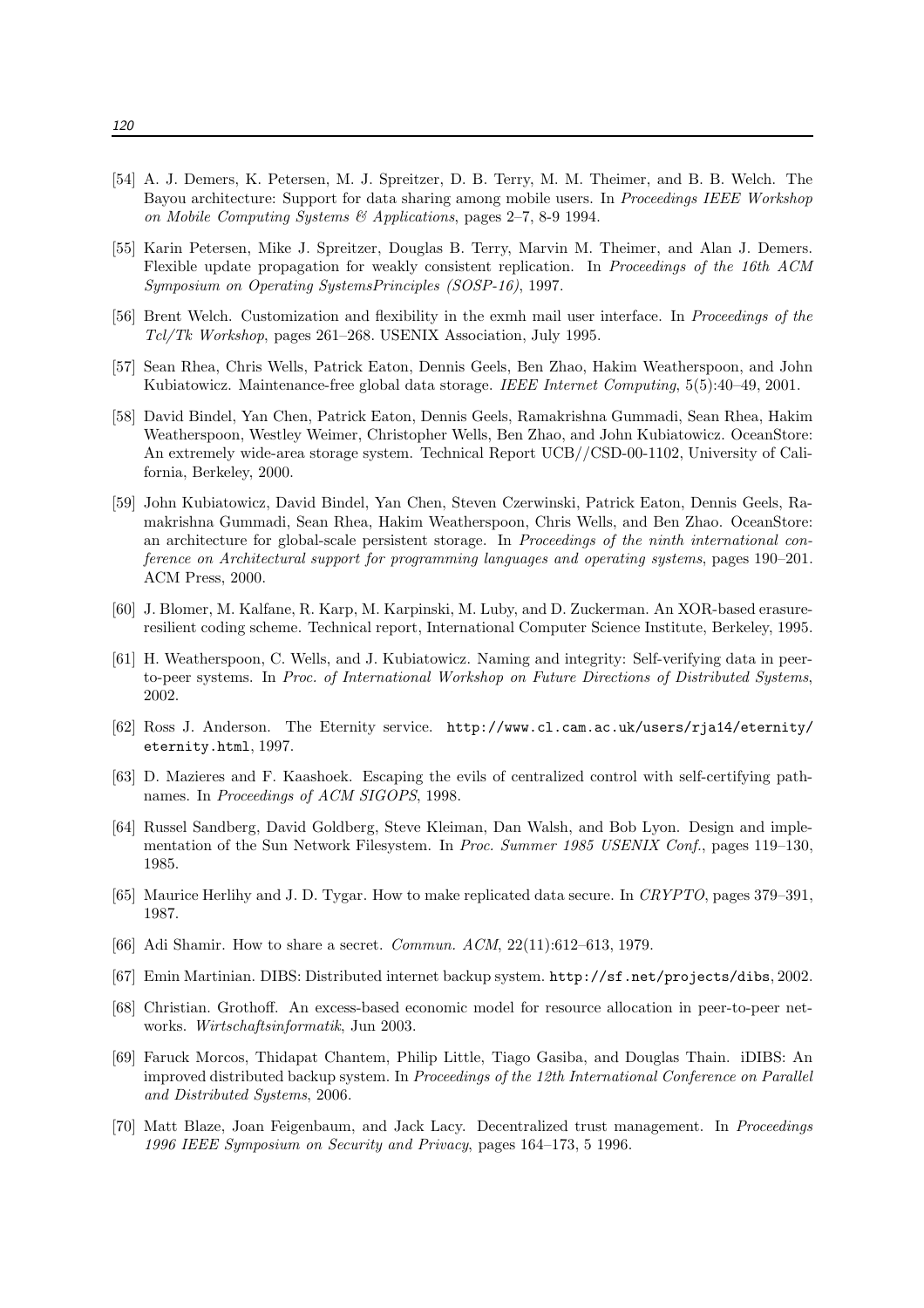[54] A. J. Demers, K. Petersen, M. J. Spreitzer, D. B. Terry, M. M. Theimer, and B. B. Welch. The Bayou architecture: Support for data sharing among mobile users. In *Proceedings IEEE Workshop on Mobile Computing Systems & Applications*, pages 2–7, 8-9 1994.

[55] Karin Petersen, Mike J. Spreitzer, Douglas B. Terry, Marvin M. Theimer, and Alan J. Demers. Flexible update propagation for weakly consistent replication. In *Proceedings of the 16th ACM Symposium on Operating SystemsPrinciples (SOSP-16)*, 1997.

[56] Brent Welch. Customization and flexibility in the exmh mail user interface. In *Proceedings of the Tcl/Tk Workshop*, pages 261–268. USENIX Association, July 1995.

[57] Sean Rhea, Chris Wells, Patrick Eaton, Dennis Geels, Ben Zhao, Hakim Weatherspoon, and John Kubiatowicz. Maintenance-free global data storage. *IEEE Internet Computing*, 5(5):40–49, 2001.

[58] David Bindel, Yan Chen, Patrick Eaton, Dennis Geels, Ramakrishna Gummadi, Sean Rhea, Hakim Weatherspoon, Westley Weimer, Christopher Wells, Ben Zhao, and John Kubiatowicz. OceanStore: An extremely wide-area storage system. Technical Report UCB//CSD-00-1102, University of California, Berkeley, 2000.

[59] John Kubiatowicz, David Bindel, Yan Chen, Steven Czerwinski, Patrick Eaton, Dennis Geels, Ramakrishna Gummadi, Sean Rhea, Hakim Weatherspoon, Chris Wells, and Ben Zhao. OceanStore: an architecture for global-scale persistent storage. In *Proceedings of the ninth international conference on Architectural support for programming languages and operating systems*, pages 190–201. ACM Press, 2000.

[60] J. Blomer, M. Kalfane, R. Karp, M. Karpinski, M. Luby, and D. Zuckerman. An XOR-based erasure-resilient coding scheme. Technical report, International Computer Science Institute, Berkeley, 1995.

[61] H. Weatherspoon, C. Wells, and J. Kubiatowicz. Naming and integrity: Self-verifying data in peer-to-peer systems. In *Proc. of International Workshop on Future Directions of Distributed Systems*, 2002.

[62] Ross J. Anderson. The Eternity service. `http://www.cl.cam.ac.uk/users/rja14/eternity/eternity.html`, 1997.

[63] D. Mazieres and F. Kaashoek. Escaping the evils of centralized control with self-certifying pathnames. In *Proceedings of ACM SIGOPS*, 1998.

[64] Russel Sandberg, David Goldberg, Steve Kleiman, Dan Walsh, and Bob Lyon. Design and implementation of the Sun Network Filesystem. In *Proc. Summer 1985 USENIX Conf.*, pages 119–130, 1985.

[65] Maurice Herlihy and J. D. Tygar. How to make replicated data secure. In *CRYPTO*, pages 379–391, 1987.

[66] Adi Shamir. How to share a secret. *Commun. ACM*, 22(11):612–613, 1979.

[67] Emin Martinian. DIBS: Distributed internet backup system. `http://sf.net/projects/dibs`, 2002.

[68] Christian. Grothoff. An excess-based economic model for resource allocation in peer-to-peer networks. *Wirtschaftsinformatik*, Jun 2003.

[69] Faruck Morcos, Thidapat Chantem, Philip Little, Tiago Gasiba, and Douglas Thain. iDIBS: An improved distributed backup system. In *Proceedings of the 12th International Conference on Parallel and Distributed Systems*, 2006.

[70] Matt Blaze, Joan Feigenbaum, and Jack Lacy. Decentralized trust management. In *Proceedings 1996 IEEE Symposium on Security and Privacy*, pages 164–173, 5 1996.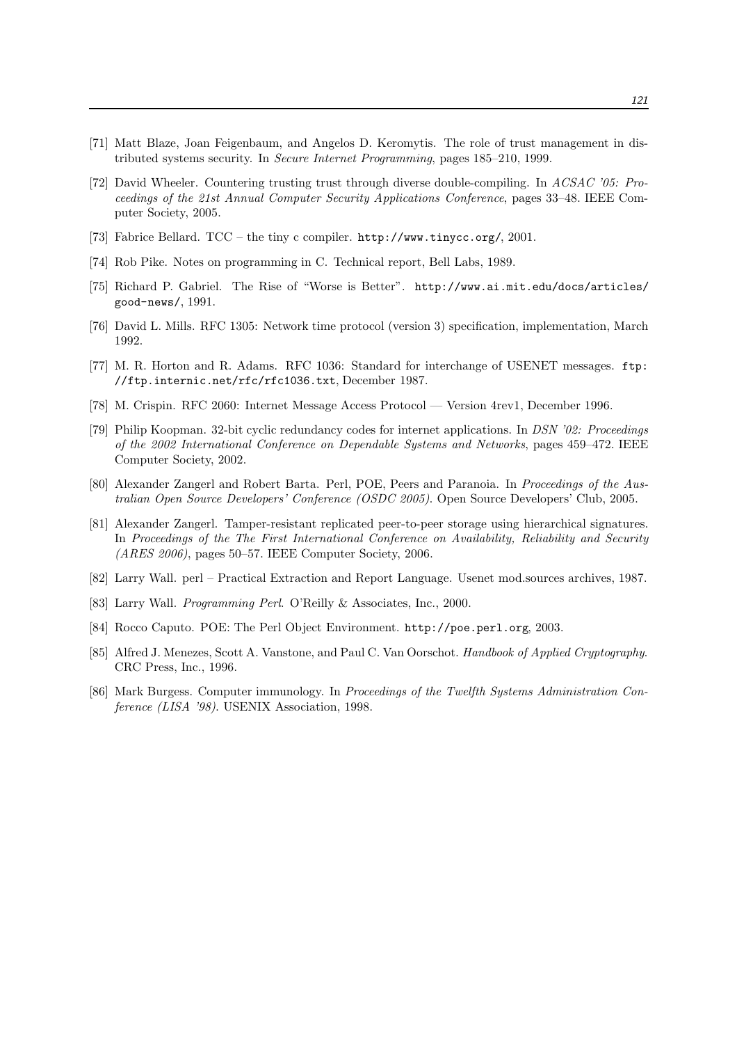[71] Matt Blaze, Joan Feigenbaum, and Angelos D. Keromytis. The role of trust management in distributed systems security. In *Secure Internet Programming*, pages 185–210, 1999.

[72] David Wheeler. Countering trusting trust through diverse double-compiling. In *ACSAC '05: Proceedings of the 21st Annual Computer Security Applications Conference*, pages 33–48. IEEE Computer Society, 2005.

[73] Fabrice Bellard. TCC – the tiny c compiler. `http://www.tinycc.org/`, 2001.

[74] Rob Pike. Notes on programming in C. Technical report, Bell Labs, 1989.

[75] Richard P. Gabriel. The Rise of "Worse is Better". `http://www.ai.mit.edu/docs/articles/good-news/`, 1991.

[76] David L. Mills. RFC 1305: Network time protocol (version 3) specification, implementation, March 1992.

[77] M. R. Horton and R. Adams. RFC 1036: Standard for interchange of USENET messages. `ftp://ftp.internic.net/rfc/rfc1036.txt`, December 1987.

[78] M. Crispin. RFC 2060: Internet Message Access Protocol — Version 4rev1, December 1996.

[79] Philip Koopman. 32-bit cyclic redundancy codes for internet applications. In *DSN '02: Proceedings of the 2002 International Conference on Dependable Systems and Networks*, pages 459–472. IEEE Computer Society, 2002.

[80] Alexander Zangerl and Robert Barta. Perl, POE, Peers and Paranoia. In *Proceedings of the Australian Open Source Developers' Conference (OSDC 2005)*. Open Source Developers' Club, 2005.

[81] Alexander Zangerl. Tamper-resistant replicated peer-to-peer storage using hierarchical signatures. In *Proceedings of the The First International Conference on Availability, Reliability and Security (ARES 2006)*, pages 50–57. IEEE Computer Society, 2006.

[82] Larry Wall. perl – Practical Extraction and Report Language. Usenet mod.sources archives, 1987.

[83] Larry Wall. *Programming Perl*. O'Reilly & Associates, Inc., 2000.

[84] Rocco Caputo. POE: The Perl Object Environment. `http://poe.perl.org`, 2003.

[85] Alfred J. Menezes, Scott A. Vanstone, and Paul C. Van Oorschot. *Handbook of Applied Cryptography*. CRC Press, Inc., 1996.

[86] Mark Burgess. Computer immunology. In *Proceedings of the Twelfth Systems Administration Conference (LISA '98)*. USENIX Association, 1998.